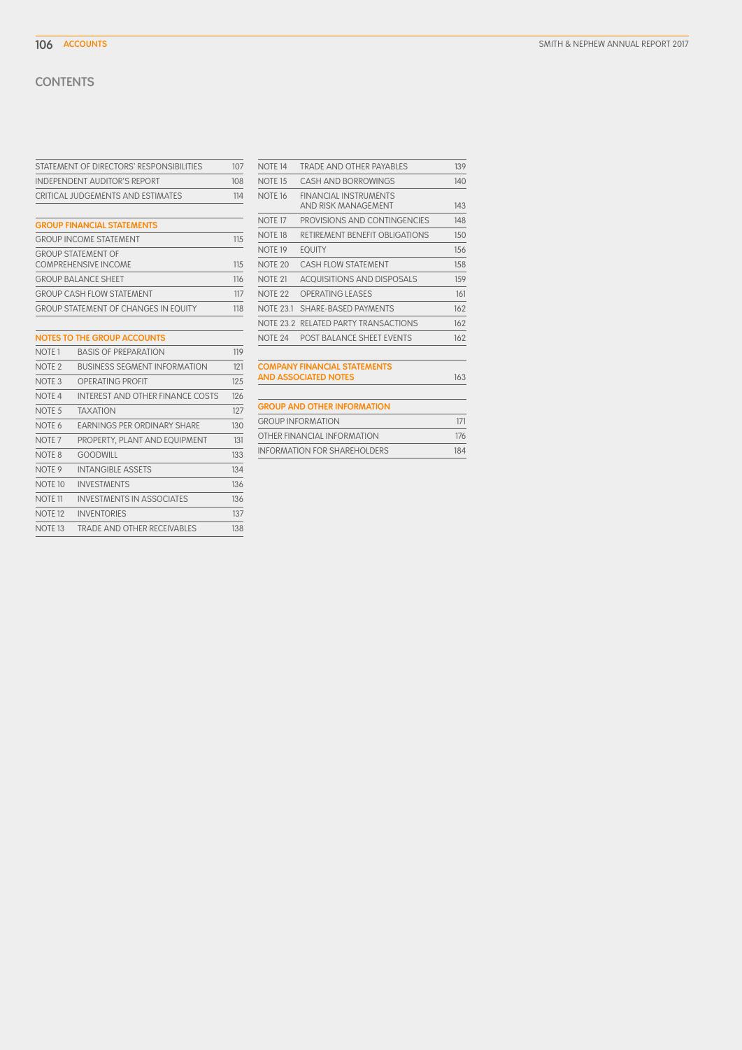# CONTENTS

| | |
|---|---|
| STATEMENT OF DIRECTORS' RESPONSIBILITIES | 107 |
| INDEPENDENT AUDITOR'S REPORT | 108 |
| CRITICAL JUDGEMENTS AND ESTIMATES | 114 |

**GROUP FINANCIAL STATEMENTS**

| | |
|---|---|
| GROUP INCOME STATEMENT | 115 |
| GROUP STATEMENT OF COMPREHENSIVE INCOME | 115 |
| GROUP BALANCE SHEET | 116 |
| GROUP CASH FLOW STATEMENT | 117 |
| GROUP STATEMENT OF CHANGES IN EQUITY | 118 |

**NOTES TO THE GROUP ACCOUNTS**

| | | |
|---|---|---|
| NOTE 1 | BASIS OF PREPARATION | 119 |
| NOTE 2 | BUSINESS SEGMENT INFORMATION | 121 |
| NOTE 3 | OPERATING PROFIT | 125 |
| NOTE 4 | INTEREST AND OTHER FINANCE COSTS | 126 |
| NOTE 5 | TAXATION | 127 |
| NOTE 6 | EARNINGS PER ORDINARY SHARE | 130 |
| NOTE 7 | PROPERTY, PLANT AND EQUIPMENT | 131 |
| NOTE 8 | GOODWILL | 133 |
| NOTE 9 | INTANGIBLE ASSETS | 134 |
| NOTE 10 | INVESTMENTS | 136 |
| NOTE 11 | INVESTMENTS IN ASSOCIATES | 136 |
| NOTE 12 | INVENTORIES | 137 |
| NOTE 13 | TRADE AND OTHER RECEIVABLES | 138 |
| NOTE 14 | TRADE AND OTHER PAYABLES | 139 |
| NOTE 15 | CASH AND BORROWINGS | 140 |
| NOTE 16 | FINANCIAL INSTRUMENTS AND RISK MANAGEMENT | 143 |
| NOTE 17 | PROVISIONS AND CONTINGENCIES | 148 |
| NOTE 18 | RETIREMENT BENEFIT OBLIGATIONS | 150 |
| NOTE 19 | EQUITY | 156 |
| NOTE 20 | CASH FLOW STATEMENT | 158 |
| NOTE 21 | ACQUISITIONS AND DISPOSALS | 159 |
| NOTE 22 | OPERATING LEASES | 161 |
| NOTE 23.1 | SHARE-BASED PAYMENTS | 162 |
| NOTE 23.2 | RELATED PARTY TRANSACTIONS | 162 |
| NOTE 24 | POST BALANCE SHEET EVENTS | 162 |

| | |
|---|---|
| **COMPANY FINANCIAL STATEMENTS AND ASSOCIATED NOTES** | 163 |

**GROUP AND OTHER INFORMATION**

| | |
|---|---|
| GROUP INFORMATION | 171 |
| OTHER FINANCIAL INFORMATION | 176 |
| INFORMATION FOR SHAREHOLDERS | 184 |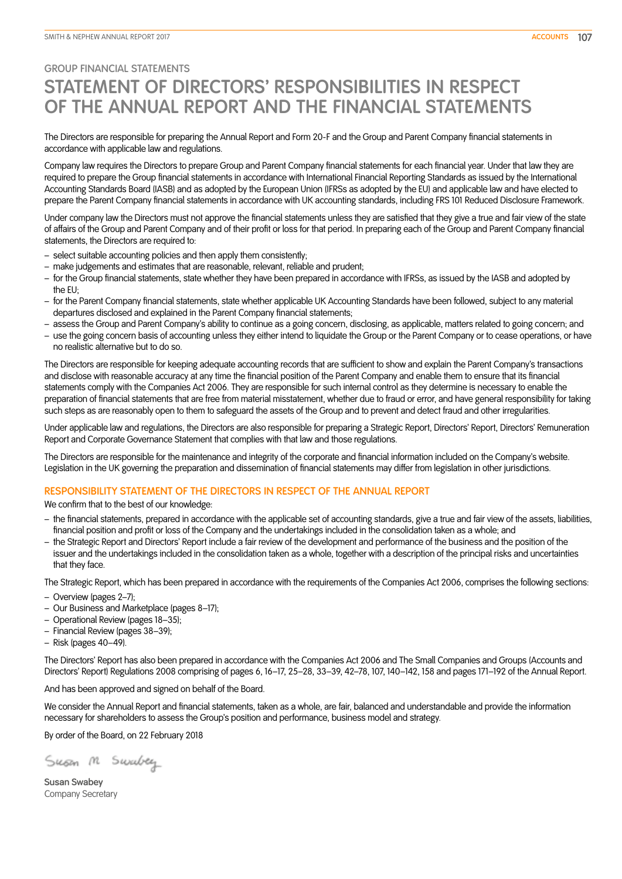GROUP FINANCIAL STATEMENTS

# STATEMENT OF DIRECTORS' RESPONSIBILITIES IN RESPECT OF THE ANNUAL REPORT AND THE FINANCIAL STATEMENTS

The Directors are responsible for preparing the Annual Report and Form 20-F and the Group and Parent Company financial statements in accordance with applicable law and regulations.

Company law requires the Directors to prepare Group and Parent Company financial statements for each financial year. Under that law they are required to prepare the Group financial statements in accordance with International Financial Reporting Standards as issued by the International Accounting Standards Board (IASB) and as adopted by the European Union (IFRSs as adopted by the EU) and applicable law and have elected to prepare the Parent Company financial statements in accordance with UK accounting standards, including FRS 101 Reduced Disclosure Framework.

Under company law the Directors must not approve the financial statements unless they are satisfied that they give a true and fair view of the state of affairs of the Group and Parent Company and of their profit or loss for that period. In preparing each of the Group and Parent Company financial statements, the Directors are required to:

- select suitable accounting policies and then apply them consistently;
- make judgements and estimates that are reasonable, relevant, reliable and prudent;
- for the Group financial statements, state whether they have been prepared in accordance with IFRSs, as issued by the IASB and adopted by the EU;
- for the Parent Company financial statements, state whether applicable UK Accounting Standards have been followed, subject to any material departures disclosed and explained in the Parent Company financial statements;
- assess the Group and Parent Company's ability to continue as a going concern, disclosing, as applicable, matters related to going concern; and
- use the going concern basis of accounting unless they either intend to liquidate the Group or the Parent Company or to cease operations, or have no realistic alternative but to do so.

The Directors are responsible for keeping adequate accounting records that are sufficient to show and explain the Parent Company's transactions and disclose with reasonable accuracy at any time the financial position of the Parent Company and enable them to ensure that its financial statements comply with the Companies Act 2006. They are responsible for such internal control as they determine is necessary to enable the preparation of financial statements that are free from material misstatement, whether due to fraud or error, and have general responsibility for taking such steps as are reasonably open to them to safeguard the assets of the Group and to prevent and detect fraud and other irregularities.

Under applicable law and regulations, the Directors are also responsible for preparing a Strategic Report, Directors' Report, Directors' Remuneration Report and Corporate Governance Statement that complies with that law and those regulations.

The Directors are responsible for the maintenance and integrity of the corporate and financial information included on the Company's website. Legislation in the UK governing the preparation and dissemination of financial statements may differ from legislation in other jurisdictions.

## RESPONSIBILITY STATEMENT OF THE DIRECTORS IN RESPECT OF THE ANNUAL REPORT

We confirm that to the best of our knowledge:

- the financial statements, prepared in accordance with the applicable set of accounting standards, give a true and fair view of the assets, liabilities, financial position and profit or loss of the Company and the undertakings included in the consolidation taken as a whole; and
- the Strategic Report and Directors' Report include a fair review of the development and performance of the business and the position of the issuer and the undertakings included in the consolidation taken as a whole, together with a description of the principal risks and uncertainties that they face.

The Strategic Report, which has been prepared in accordance with the requirements of the Companies Act 2006, comprises the following sections:

- Overview (pages 2–7);
- Our Business and Marketplace (pages 8–17);
- Operational Review (pages 18–35);
- Financial Review (pages 38–39);
- Risk (pages 40–49).

The Directors' Report has also been prepared in accordance with the Companies Act 2006 and The Small Companies and Groups (Accounts and Directors' Report) Regulations 2008 comprising of pages 6, 16–17, 25–28, 33–39, 42–78, 107, 140–142, 158 and pages 171–192 of the Annual Report.

And has been approved and signed on behalf of the Board.

We consider the Annual Report and financial statements, taken as a whole, are fair, balanced and understandable and provide the information necessary for shareholders to assess the Group's position and performance, business model and strategy.

By order of the Board, on 22 February 2018

Susan M Swabey

**Susan Swabey**
Company Secretary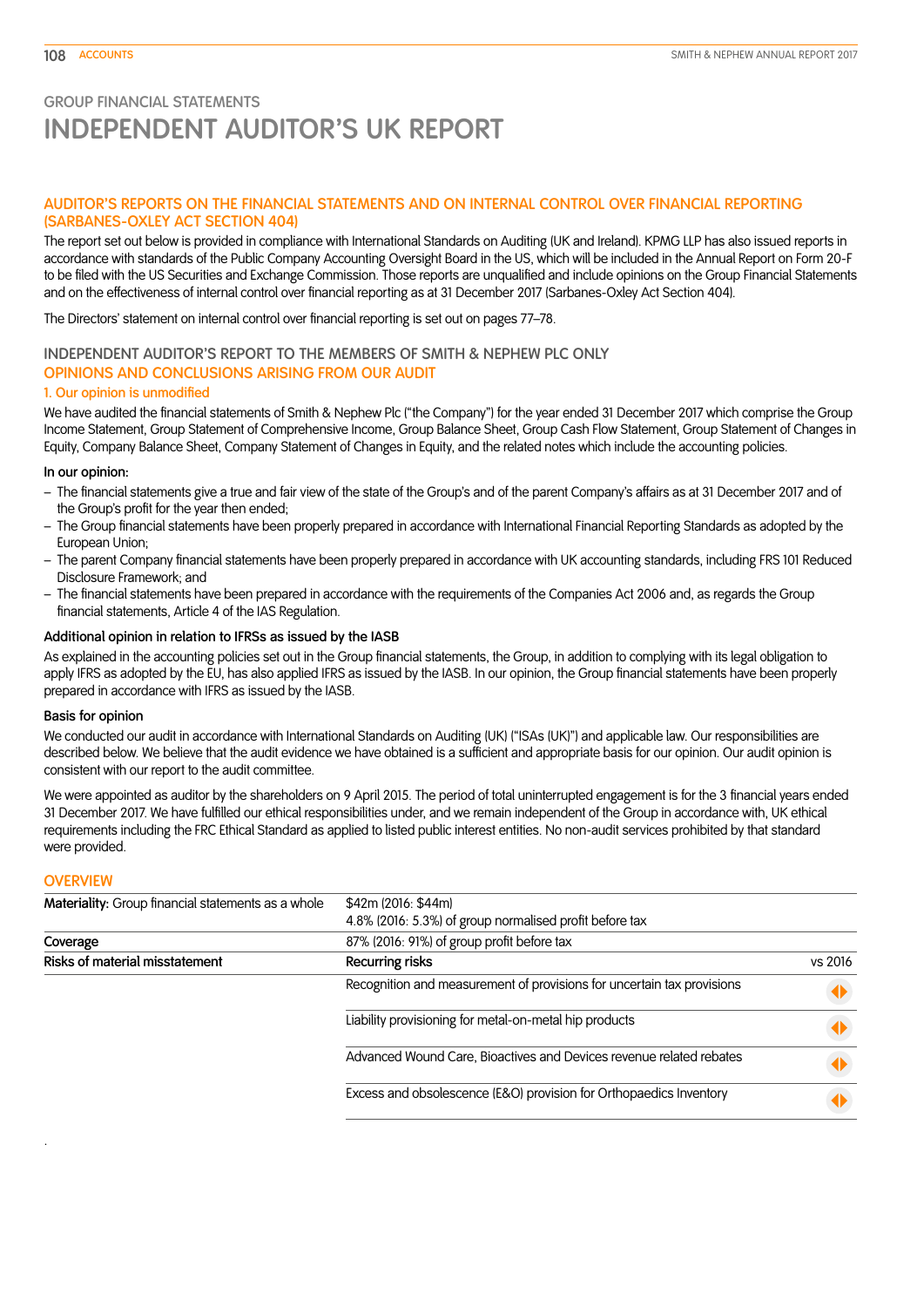GROUP FINANCIAL STATEMENTS

# INDEPENDENT AUDITOR'S UK REPORT

## AUDITOR'S REPORTS ON THE FINANCIAL STATEMENTS AND ON INTERNAL CONTROL OVER FINANCIAL REPORTING (SARBANES-OXLEY ACT SECTION 404)

The report set out below is provided in compliance with International Standards on Auditing (UK and Ireland). KPMG LLP has also issued reports in accordance with standards of the Public Company Accounting Oversight Board in the US, which will be included in the Annual Report on Form 20-F to be filed with the US Securities and Exchange Commission. Those reports are unqualified and include opinions on the Group Financial Statements and on the effectiveness of internal control over financial reporting as at 31 December 2017 (Sarbanes-Oxley Act Section 404).

The Directors' statement on internal control over financial reporting is set out on pages 77–78.

## INDEPENDENT AUDITOR'S REPORT TO THE MEMBERS OF SMITH & NEPHEW PLC ONLY

## OPINIONS AND CONCLUSIONS ARISING FROM OUR AUDIT

### 1. Our opinion is unmodified

We have audited the financial statements of Smith & Nephew Plc ("the Company") for the year ended 31 December 2017 which comprise the Group Income Statement, Group Statement of Comprehensive Income, Group Balance Sheet, Group Cash Flow Statement, Group Statement of Changes in Equity, Company Balance Sheet, Company Statement of Changes in Equity, and the related notes which include the accounting policies.

**In our opinion:**

- The financial statements give a true and fair view of the state of the Group's and of the parent Company's affairs as at 31 December 2017 and of the Group's profit for the year then ended;
- The Group financial statements have been properly prepared in accordance with International Financial Reporting Standards as adopted by the European Union;
- The parent Company financial statements have been properly prepared in accordance with UK accounting standards, including FRS 101 Reduced Disclosure Framework; and
- The financial statements have been prepared in accordance with the requirements of the Companies Act 2006 and, as regards the Group financial statements, Article 4 of the IAS Regulation.

**Additional opinion in relation to IFRSs as issued by the IASB**

As explained in the accounting policies set out in the Group financial statements, the Group, in addition to complying with its legal obligation to apply IFRS as adopted by the EU, has also applied IFRS as issued by the IASB. In our opinion, the Group financial statements have been properly prepared in accordance with IFRS as issued by the IASB.

**Basis for opinion**

We conducted our audit in accordance with International Standards on Auditing (UK) ("ISAs (UK)") and applicable law. Our responsibilities are described below. We believe that the audit evidence we have obtained is a sufficient and appropriate basis for our opinion. Our audit opinion is consistent with our report to the audit committee.

We were appointed as auditor by the shareholders on 9 April 2015. The period of total uninterrupted engagement is for the 3 financial years ended 31 December 2017. We have fulfilled our ethical responsibilities under, and we remain independent of the Group in accordance with, UK ethical requirements including the FRC Ethical Standard as applied to listed public interest entities. No non-audit services prohibited by that standard were provided.

## OVERVIEW

| | | |
|---|---|---|
| **Materiality:** Group financial statements as a whole | $42m (2016: $44m)<br>4.8% (2016: 5.3%) of group normalised profit before tax | |
| **Coverage** | 87% (2016: 91%) of group profit before tax | |
| **Risks of material misstatement** | **Recurring risks** | vs 2016 |
| | Recognition and measurement of provisions for uncertain tax provisions | ◆ |
| | Liability provisioning for metal-on-metal hip products | ◆ |
| | Advanced Wound Care, Bioactives and Devices revenue related rebates | ◆ |
| | Excess and obsolescence (E&O) provision for Orthopaedics Inventory | ◆ |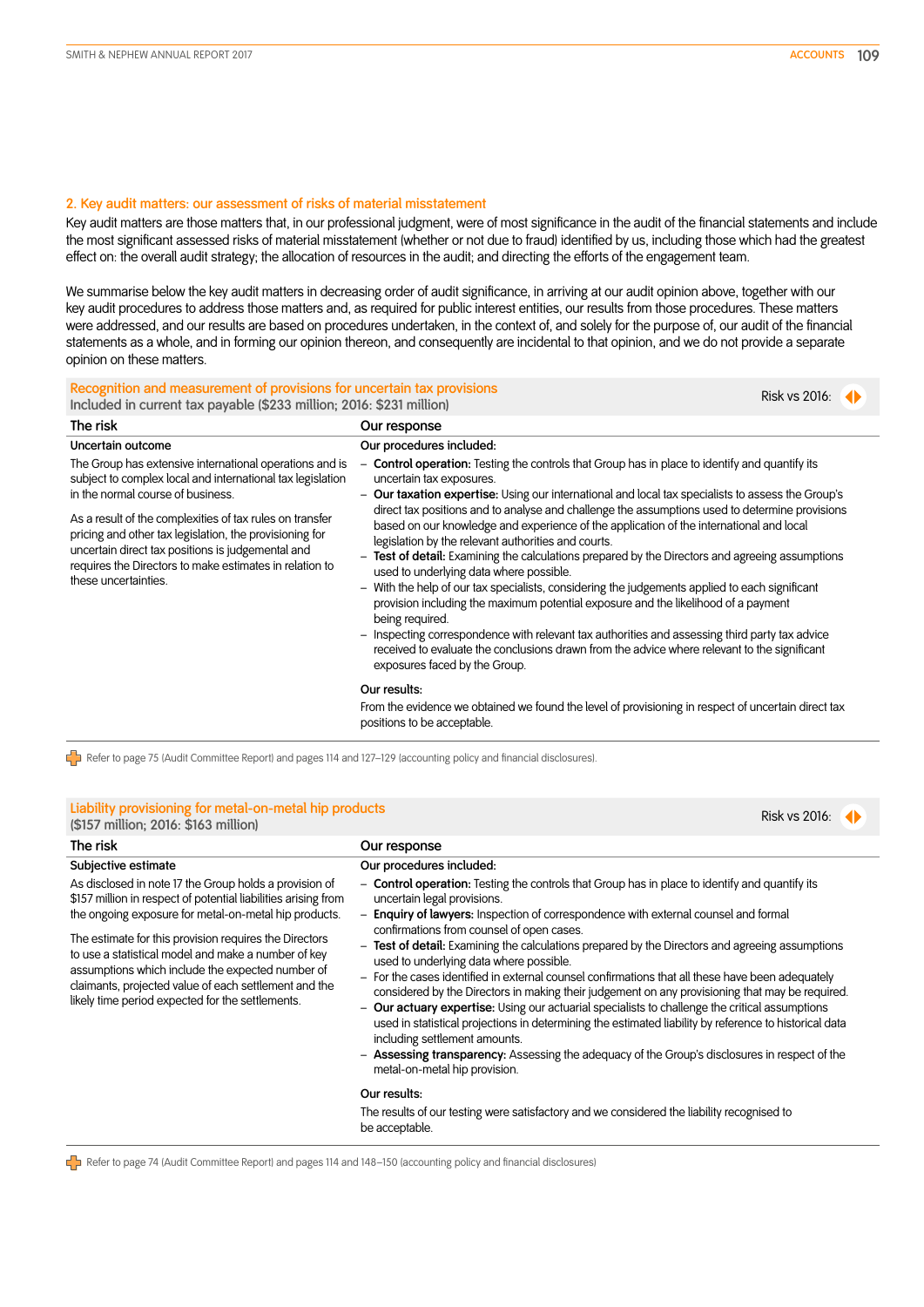## 2. Key audit matters: our assessment of risks of material misstatement

Key audit matters are those matters that, in our professional judgment, were of most significance in the audit of the financial statements and include the most significant assessed risks of material misstatement (whether or not due to fraud) identified by us, including those which had the greatest effect on: the overall audit strategy; the allocation of resources in the audit; and directing the efforts of the engagement team.

We summarise below the key audit matters in decreasing order of audit significance, in arriving at our audit opinion above, together with our key audit procedures to address those matters and, as required for public interest entities, our results from those procedures. These matters were addressed, and our results are based on procedures undertaken, in the context of, and solely for the purpose of, our audit of the financial statements as a whole, and in forming our opinion thereon, and consequently are incidental to that opinion, and we do not provide a separate opinion on these matters.

### Recognition and measurement of provisions for uncertain tax provisions

Included in current tax payable ($233 million; 2016: $231 million)

Risk vs 2016: ◀▶

| The risk | Our response |
|---|---|
| **Uncertain outcome**<br><br>The Group has extensive international operations and is subject to complex local and international tax legislation in the normal course of business.<br><br>As a result of the complexities of tax rules on transfer pricing and other tax legislation, the provisioning for uncertain direct tax positions is judgemental and requires the Directors to make estimates in relation to these uncertainties. | **Our procedures included:**<br>– **Control operation:** Testing the controls that Group has in place to identify and quantify its uncertain tax exposures.<br>– **Our taxation expertise:** Using our international and local tax specialists to assess the Group's direct tax positions and to analyse and challenge the assumptions used to determine provisions based on our knowledge and experience of the application of the international and local legislation by the relevant authorities and courts.<br>– **Test of detail:** Examining the calculations prepared by the Directors and agreeing assumptions used to underlying data where possible.<br>– With the help of our tax specialists, considering the judgements applied to each significant provision including the maximum potential exposure and the likelihood of a payment being required.<br>– Inspecting correspondence with relevant tax authorities and assessing third party tax advice received to evaluate the conclusions drawn from the advice where relevant to the significant exposures faced by the Group.<br><br>**Our results:**<br>From the evidence we obtained we found the level of provisioning in respect of uncertain direct tax positions to be acceptable. |

Refer to page 75 (Audit Committee Report) and pages 114 and 127–129 (accounting policy and financial disclosures).

### Liability provisioning for metal-on-metal hip products

($157 million; 2016: $163 million)

Risk vs 2016: ◀▶

| The risk | Our response |
|---|---|
| **Subjective estimate**<br><br>As disclosed in note 17 the Group holds a provision of $157 million in respect of potential liabilities arising from the ongoing exposure for metal-on-metal hip products.<br><br>The estimate for this provision requires the Directors to use a statistical model and make a number of key assumptions which include the expected number of claimants, projected value of each settlement and the likely time period expected for the settlements. | **Our procedures included:**<br>– **Control operation:** Testing the controls that Group has in place to identify and quantify its uncertain legal provisions.<br>– **Enquiry of lawyers:** Inspection of correspondence with external counsel and formal confirmations from counsel of open cases.<br>– **Test of detail:** Examining the calculations prepared by the Directors and agreeing assumptions used to underlying data where possible.<br>– For the cases identified in external counsel confirmations that all these have been adequately considered by the Directors in making their judgement on any provisioning that may be required.<br>– **Our actuary expertise:** Using our actuarial specialists to challenge the critical assumptions used in statistical projections in determining the estimated liability by reference to historical data including settlement amounts.<br>– **Assessing transparency:** Assessing the adequacy of the Group's disclosures in respect of the metal-on-metal hip provision.<br><br>**Our results:**<br>The results of our testing were satisfactory and we considered the liability recognised to be acceptable. |

Refer to page 74 (Audit Committee Report) and pages 114 and 148–150 (accounting policy and financial disclosures)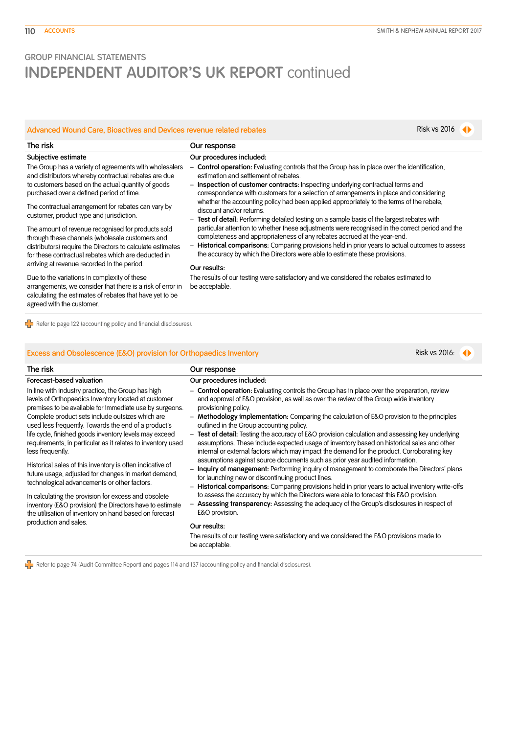GROUP FINANCIAL STATEMENTS

# INDEPENDENT AUDITOR'S UK REPORT continued

## Advanced Wound Care, Bioactives and Devices revenue related rebates

Risk vs 2016

| The risk | Our response |
|---|---|
| **Subjective estimate**<br><br>The Group has a variety of agreements with wholesalers and distributors whereby contractual rebates are due to customers based on the actual quantity of goods purchased over a defined period of time.<br><br>The contractual arrangement for rebates can vary by customer, product type and jurisdiction.<br><br>The amount of revenue recognised for products sold through these channels (wholesale customers and distributors) require the Directors to calculate estimates for these contractual rebates which are deducted in arriving at revenue recorded in the period.<br><br>Due to the variations in complexity of these arrangements, we consider that there is a risk of error in calculating the estimates of rebates that have yet to be agreed with the customer. | **Our procedures included:**<br><br>– **Control operation:** Evaluating controls that the Group has in place over the identification, estimation and settlement of rebates.<br>– **Inspection of customer contracts:** Inspecting underlying contractual terms and correspondence with customers for a selection of arrangements in place and considering whether the accounting policy had been applied appropriately to the terms of the rebate, discount and/or returns.<br>– **Test of detail:** Performing detailed testing on a sample basis of the largest rebates with particular attention to whether these adjustments were recognised in the correct period and the completeness and appropriateness of any rebates accrued at the year-end.<br>– **Historical comparisons:** Comparing provisions held in prior years to actual outcomes to assess the accuracy by which the Directors were able to estimate these provisions.<br><br>**Our results:**<br><br>The results of our testing were satisfactory and we considered the rebates estimated to be acceptable. |

Refer to page 122 (accounting policy and financial disclosures).

## Excess and Obsolescence (E&O) provision for Orthopaedics Inventory

Risk vs 2016:

| The risk | Our response |
|---|---|
| **Forecast-based valuation**<br><br>In line with industry practice, the Group has high levels of Orthopaedics Inventory located at customer premises to be available for immediate use by surgeons. Complete product sets include outsizes which are used less frequently. Towards the end of a product's life cycle, finished goods inventory levels may exceed requirements, in particular as it relates to inventory used less frequently.<br><br>Historical sales of this inventory is often indicative of future usage, adjusted for changes in market demand, technological advancements or other factors.<br><br>In calculating the provision for excess and obsolete inventory (E&O provision) the Directors have to estimate the utilisation of inventory on hand based on forecast production and sales. | **Our procedures included:**<br><br>– **Control operation:** Evaluating controls the Group has in place over the preparation, review and approval of E&O provision, as well as over the review of the Group wide inventory provisioning policy.<br>– **Methodology implementation:** Comparing the calculation of E&O provision to the principles outlined in the Group accounting policy.<br>– **Test of detail:** Testing the accuracy of E&O provision calculation and assessing key underlying assumptions. These include expected usage of inventory based on historical sales and other internal or external factors which may impact the demand for the product. Corroborating key assumptions against source documents such as prior year audited information.<br>– **Inquiry of management:** Performing inquiry of management to corroborate the Directors' plans for launching new or discontinuing product lines.<br>– **Historical comparisons:** Comparing provisions held in prior years to actual inventory write-offs to assess the accuracy by which the Directors were able to forecast this E&O provision.<br>– **Assessing transparency:** Assessing the adequacy of the Group's disclosures in respect of E&O provision.<br><br>**Our results:**<br><br>The results of our testing were satisfactory and we considered the E&O provisions made to be acceptable. |

Refer to page 74 (Audit Committee Report) and pages 114 and 137 (accounting policy and financial disclosures).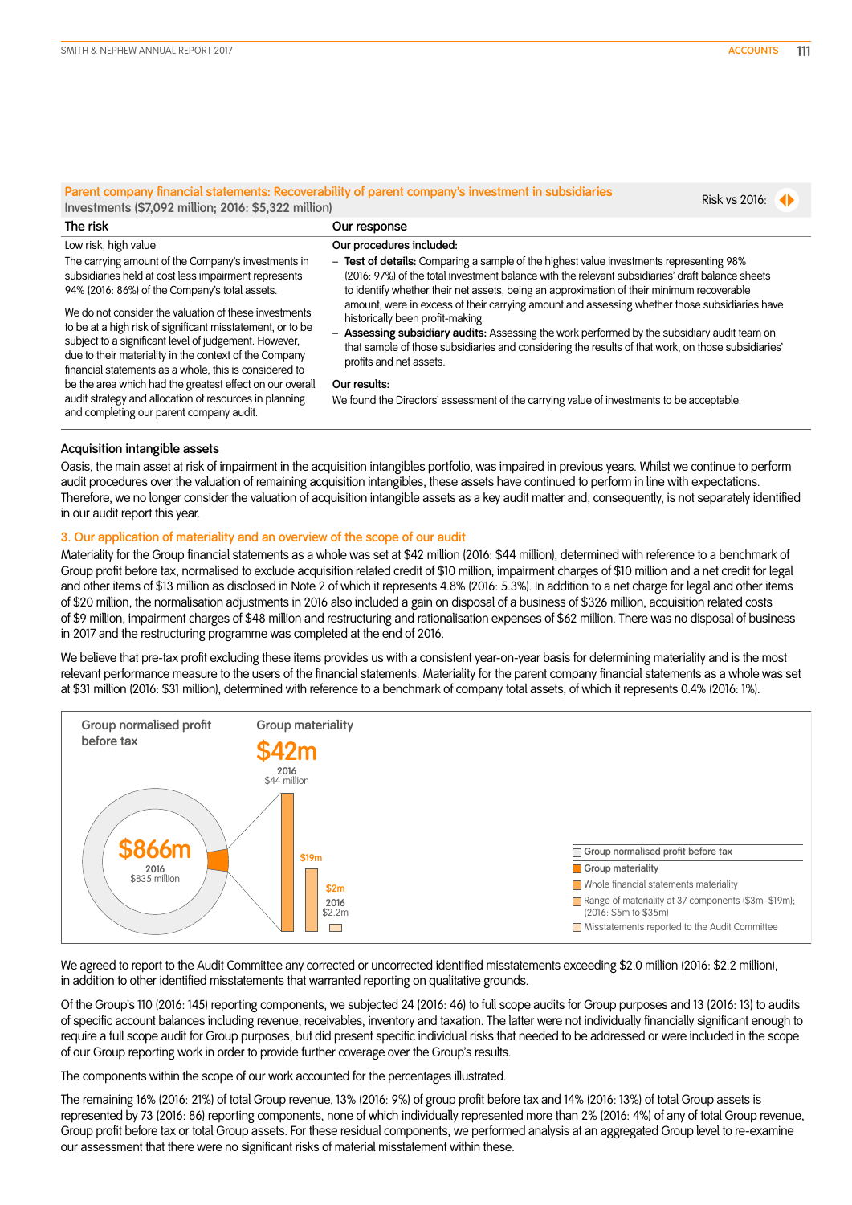## Parent company financial statements: Recoverability of parent company's investment in subsidiaries

Investments ($7,092 million; 2016: $5,322 million)

Risk vs 2016: ◀▶

| The risk | Our response |
|---|---|
| Low risk, high value<br><br>The carrying amount of the Company's investments in subsidiaries held at cost less impairment represents 94% (2016: 86%) of the Company's total assets.<br><br>We do not consider the valuation of these investments to be at a high risk of significant misstatement, or to be subject to a significant level of judgement. However, due to their materiality in the context of the Company financial statements as a whole, this is considered to be the area which had the greatest effect on our overall audit strategy and allocation of resources in planning and completing our parent company audit. | Our procedures included:<br><br>– **Test of details:** Comparing a sample of the highest value investments representing 98% (2016: 97%) of the total investment balance with the relevant subsidiaries' draft balance sheets to identify whether their net assets, being an approximation of their minimum recoverable amount, were in excess of their carrying amount and assessing whether those subsidiaries have historically been profit-making.<br>– **Assessing subsidiary audits:** Assessing the work performed by the subsidiary audit team on that sample of those subsidiaries and considering the results of that work, on those subsidiaries' profits and net assets.<br><br>Our results:<br><br>We found the Directors' assessment of the carrying value of investments to be acceptable. |

### Acquisition intangible assets

Oasis, the main asset at risk of impairment in the acquisition intangibles portfolio, was impaired in previous years. Whilst we continue to perform audit procedures over the valuation of remaining acquisition intangibles, these assets have continued to perform in line with expectations. Therefore, we no longer consider the valuation of acquisition intangible assets as a key audit matter and, consequently, is not separately identified in our audit report this year.

## 3. Our application of materiality and an overview of the scope of our audit

Materiality for the Group financial statements as a whole was set at $42 million (2016: $44 million), determined with reference to a benchmark of Group profit before tax, normalised to exclude acquisition related credit of $10 million, impairment charges of $10 million and a net credit for legal and other items of $13 million as disclosed in Note 2 of which it represents 4.8% (2016: 5.3%). In addition to a net charge for legal and other items of $20 million, the normalisation adjustments in 2016 also included a gain on disposal of a business of $326 million, acquisition related costs of $9 million, impairment charges of $48 million and restructuring and rationalisation expenses of $62 million. There was no disposal of business in 2017 and the restructuring programme was completed at the end of 2016.

We believe that pre-tax profit excluding these items provides us with a consistent year-on-year basis for determining materiality and is the most relevant performance measure to the users of the financial statements. Materiality for the parent company financial statements as a whole was set at $31 million (2016: $31 million), determined with reference to a benchmark of company total assets, of which it represents 0.4% (2016: 1%).

Group normalised profit before tax

**$866m**
2016
$835 million

Group materiality

**$42m**
2016
$44 million

$19m

$2m
2016
$2.2m

- Group normalised profit before tax
- Group materiality
- Whole financial statements materiality
- Range of materiality at 37 components ($3m–$19m); (2016: $5m to $35m)
- Misstatements reported to the Audit Committee

We agreed to report to the Audit Committee any corrected or uncorrected identified misstatements exceeding $2.0 million (2016: $2.2 million), in addition to other identified misstatements that warranted reporting on qualitative grounds.

Of the Group's 110 (2016: 145) reporting components, we subjected 24 (2016: 46) to full scope audits for Group purposes and 13 (2016: 13) to audits of specific account balances including revenue, receivables, inventory and taxation. The latter were not individually financially significant enough to require a full scope audit for Group purposes, but did present specific individual risks that needed to be addressed or were included in the scope of our Group reporting work in order to provide further coverage over the Group's results.

The components within the scope of our work accounted for the percentages illustrated.

The remaining 16% (2016: 21%) of total Group revenue, 13% (2016: 9%) of group profit before tax and 14% (2016: 13%) of total Group assets is represented by 73 (2016: 86) reporting components, none of which individually represented more than 2% (2016: 4%) of any of total Group revenue, Group profit before tax or total Group assets. For these residual components, we performed analysis at an aggregated Group level to re-examine our assessment that there were no significant risks of material misstatement within these.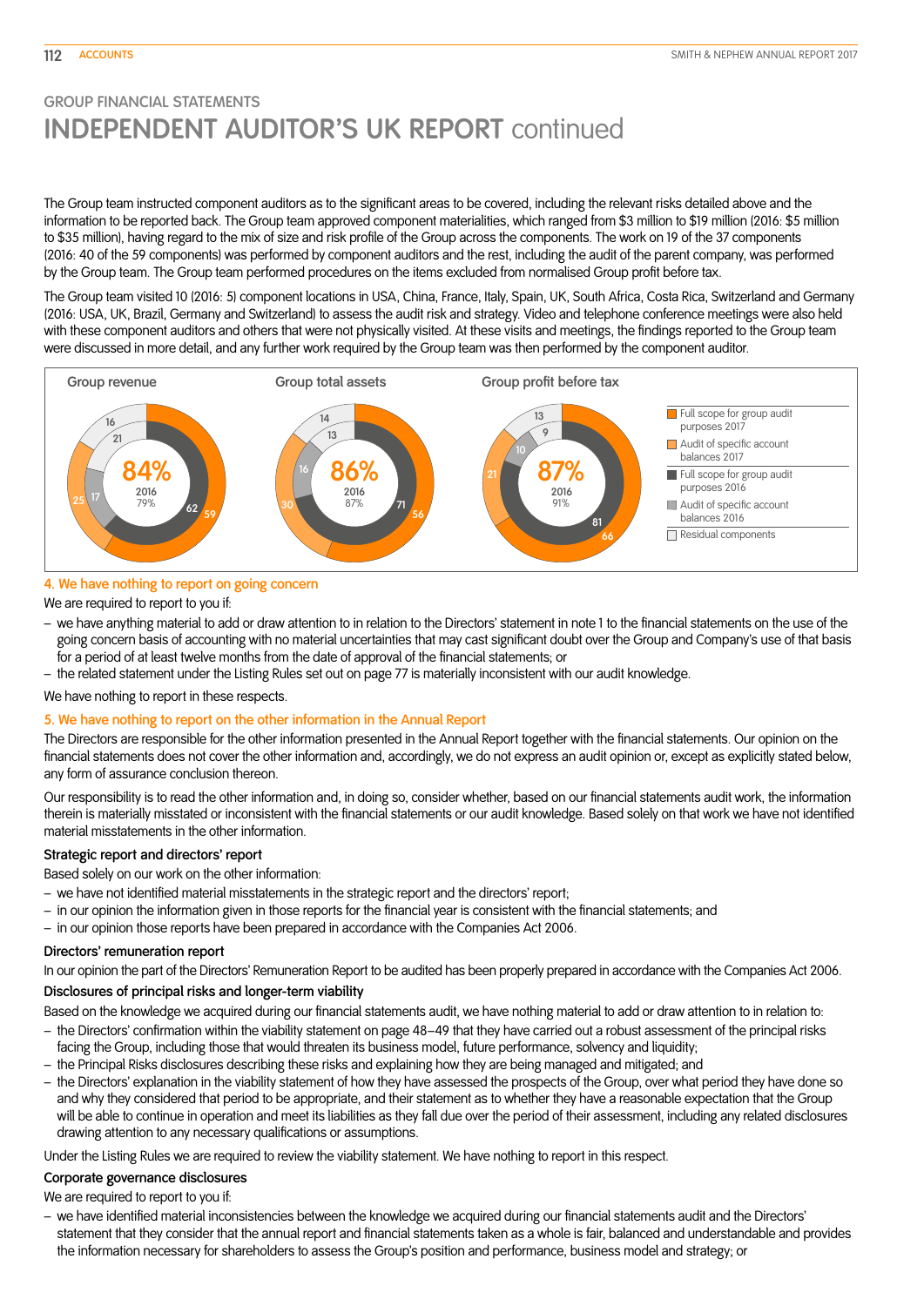## GROUP FINANCIAL STATEMENTS
# INDEPENDENT AUDITOR'S UK REPORT continued

The Group team instructed component auditors as to the significant areas to be covered, including the relevant risks detailed above and the information to be reported back. The Group team approved component materialities, which ranged from $3 million to $19 million (2016: $5 million to $35 million), having regard to the mix of size and risk profile of the Group across the components. The work on 19 of the 37 components (2016: 40 of the 59 components) was performed by component auditors and the rest, including the audit of the parent company, was performed by the Group team. The Group team performed procedures on the items excluded from normalised Group profit before tax.

The Group team visited 10 (2016: 5) component locations in USA, China, France, Italy, Spain, UK, South Africa, Costa Rica, Switzerland and Germany (2016: USA, UK, Brazil, Germany and Switzerland) to assess the audit risk and strategy. Video and telephone conference meetings were also held with these component auditors and others that were not physically visited. At these visits and meetings, the findings reported to the Group team were discussed in more detail, and any further work required by the Group team was then performed by the component auditor.

| | Group revenue | Group total assets | Group profit before tax |
|---|---|---|---|
| Total coverage 2017 | 84% | 86% | 87% |
| Total coverage 2016 | 79% | 87% | 91% |
| Full scope for group audit purposes 2017 | 59 | 56 | 66 |
| Audit of specific account balances 2017 | 25 | 30 | 21 |
| Full scope for group audit purposes 2016 | 62 | 71 | 81 |
| Audit of specific account balances 2016 | 17 | 16 | 10 |
| Residual components 2017 | 16 | 14 | 13 |
| Residual components 2016 | 21 | 13 | 9 |

### 4. We have nothing to report on going concern

We are required to report to you if:

- we have anything material to add or draw attention to in relation to the Directors' statement in note 1 to the financial statements on the use of the going concern basis of accounting with no material uncertainties that may cast significant doubt over the Group and Company's use of that basis for a period of at least twelve months from the date of approval of the financial statements; or
- the related statement under the Listing Rules set out on page 77 is materially inconsistent with our audit knowledge.

We have nothing to report in these respects.

### 5. We have nothing to report on the other information in the Annual Report

The Directors are responsible for the other information presented in the Annual Report together with the financial statements. Our opinion on the financial statements does not cover the other information and, accordingly, we do not express an audit opinion or, except as explicitly stated below, any form of assurance conclusion thereon.

Our responsibility is to read the other information and, in doing so, consider whether, based on our financial statements audit work, the information therein is materially misstated or inconsistent with the financial statements or our audit knowledge. Based solely on that work we have not identified material misstatements in the other information.

**Strategic report and directors' report**

Based solely on our work on the other information:

- we have not identified material misstatements in the strategic report and the directors' report;
- in our opinion the information given in those reports for the financial year is consistent with the financial statements; and
- in our opinion those reports have been prepared in accordance with the Companies Act 2006.

**Directors' remuneration report**

In our opinion the part of the Directors' Remuneration Report to be audited has been properly prepared in accordance with the Companies Act 2006.

**Disclosures of principal risks and longer-term viability**

Based on the knowledge we acquired during our financial statements audit, we have nothing material to add or draw attention to in relation to:

- the Directors' confirmation within the viability statement on page 48–49 that they have carried out a robust assessment of the principal risks facing the Group, including those that would threaten its business model, future performance, solvency and liquidity;
- the Principal Risks disclosures describing these risks and explaining how they are being managed and mitigated; and
- the Directors' explanation in the viability statement of how they have assessed the prospects of the Group, over what period they have done so and why they considered that period to be appropriate, and their statement as to whether they have a reasonable expectation that the Group will be able to continue in operation and meet its liabilities as they fall due over the period of their assessment, including any related disclosures drawing attention to any necessary qualifications or assumptions.

Under the Listing Rules we are required to review the viability statement. We have nothing to report in this respect.

**Corporate governance disclosures**

We are required to report to you if:

- we have identified material inconsistencies between the knowledge we acquired during our financial statements audit and the Directors' statement that they consider that the annual report and financial statements taken as a whole is fair, balanced and understandable and provides the information necessary for shareholders to assess the Group's position and performance, business model and strategy; or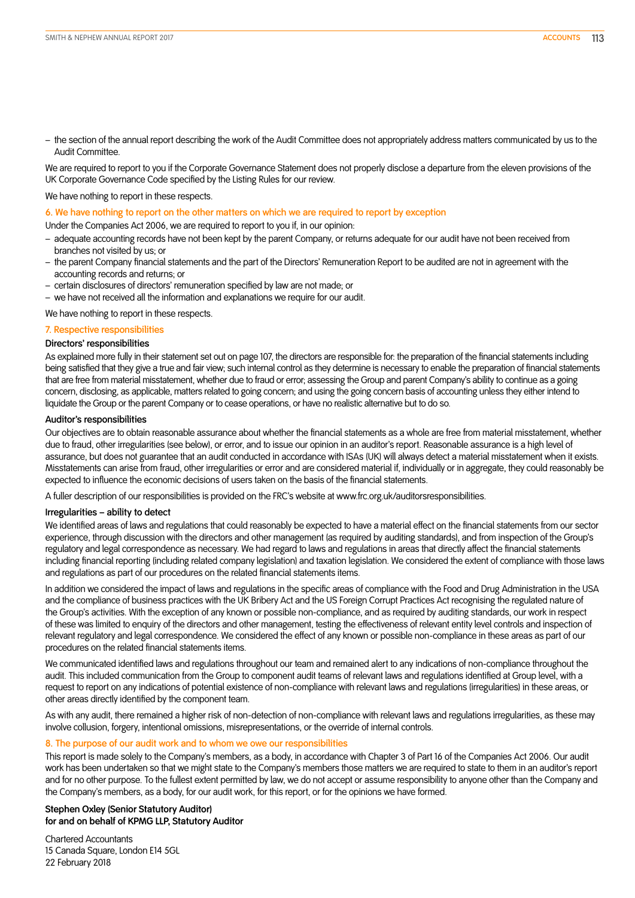- the section of the annual report describing the work of the Audit Committee does not appropriately address matters communicated by us to the Audit Committee.

We are required to report to you if the Corporate Governance Statement does not properly disclose a departure from the eleven provisions of the UK Corporate Governance Code specified by the Listing Rules for our review.

We have nothing to report in these respects.

### 6. We have nothing to report on the other matters on which we are required to report by exception

Under the Companies Act 2006, we are required to report to you if, in our opinion:

- adequate accounting records have not been kept by the parent Company, or returns adequate for our audit have not been received from branches not visited by us; or
- the parent Company financial statements and the part of the Directors' Remuneration Report to be audited are not in agreement with the accounting records and returns; or
- certain disclosures of directors' remuneration specified by law are not made; or
- we have not received all the information and explanations we require for our audit.

We have nothing to report in these respects.

### 7. Respective responsibilities

**Directors' responsibilities**

As explained more fully in their statement set out on page 107, the directors are responsible for: the preparation of the financial statements including being satisfied that they give a true and fair view; such internal control as they determine is necessary to enable the preparation of financial statements that are free from material misstatement, whether due to fraud or error; assessing the Group and parent Company's ability to continue as a going concern, disclosing, as applicable, matters related to going concern; and using the going concern basis of accounting unless they either intend to liquidate the Group or the parent Company or to cease operations, or have no realistic alternative but to do so.

**Auditor's responsibilities**

Our objectives are to obtain reasonable assurance about whether the financial statements as a whole are free from material misstatement, whether due to fraud, other irregularities (see below), or error, and to issue our opinion in an auditor's report. Reasonable assurance is a high level of assurance, but does not guarantee that an audit conducted in accordance with ISAs (UK) will always detect a material misstatement when it exists. Misstatements can arise from fraud, other irregularities or error and are considered material if, individually or in aggregate, they could reasonably be expected to influence the economic decisions of users taken on the basis of the financial statements.

A fuller description of our responsibilities is provided on the FRC's website at www.frc.org.uk/auditorsresponsibilities.

**Irregularities – ability to detect**

We identified areas of laws and regulations that could reasonably be expected to have a material effect on the financial statements from our sector experience, through discussion with the directors and other management (as required by auditing standards), and from inspection of the Group's regulatory and legal correspondence as necessary. We had regard to laws and regulations in areas that directly affect the financial statements including financial reporting (including related company legislation) and taxation legislation. We considered the extent of compliance with those laws and regulations as part of our procedures on the related financial statements items.

In addition we considered the impact of laws and regulations in the specific areas of compliance with the Food and Drug Administration in the USA and the compliance of business practices with the UK Bribery Act and the US Foreign Corrupt Practices Act recognising the regulated nature of the Group's activities. With the exception of any known or possible non-compliance, and as required by auditing standards, our work in respect of these was limited to enquiry of the directors and other management, testing the effectiveness of relevant entity level controls and inspection of relevant regulatory and legal correspondence. We considered the effect of any known or possible non-compliance in these areas as part of our procedures on the related financial statements items.

We communicated identified laws and regulations throughout our team and remained alert to any indications of non-compliance throughout the audit. This included communication from the Group to component audit teams of relevant laws and regulations identified at Group level, with a request to report on any indications of potential existence of non-compliance with relevant laws and regulations (irregularities) in these areas, or other areas directly identified by the component team.

As with any audit, there remained a higher risk of non-detection of non-compliance with relevant laws and regulations irregularities, as these may involve collusion, forgery, intentional omissions, misrepresentations, or the override of internal controls.

### 8. The purpose of our audit work and to whom we owe our responsibilities

This report is made solely to the Company's members, as a body, in accordance with Chapter 3 of Part 16 of the Companies Act 2006. Our audit work has been undertaken so that we might state to the Company's members those matters we are required to state to them in an auditor's report and for no other purpose. To the fullest extent permitted by law, we do not accept or assume responsibility to anyone other than the Company and the Company's members, as a body, for our audit work, for this report, or for the opinions we have formed.

**Stephen Oxley (Senior Statutory Auditor)**
**for and on behalf of KPMG LLP, Statutory Auditor**

Chartered Accountants
15 Canada Square, London E14 5GL
22 February 2018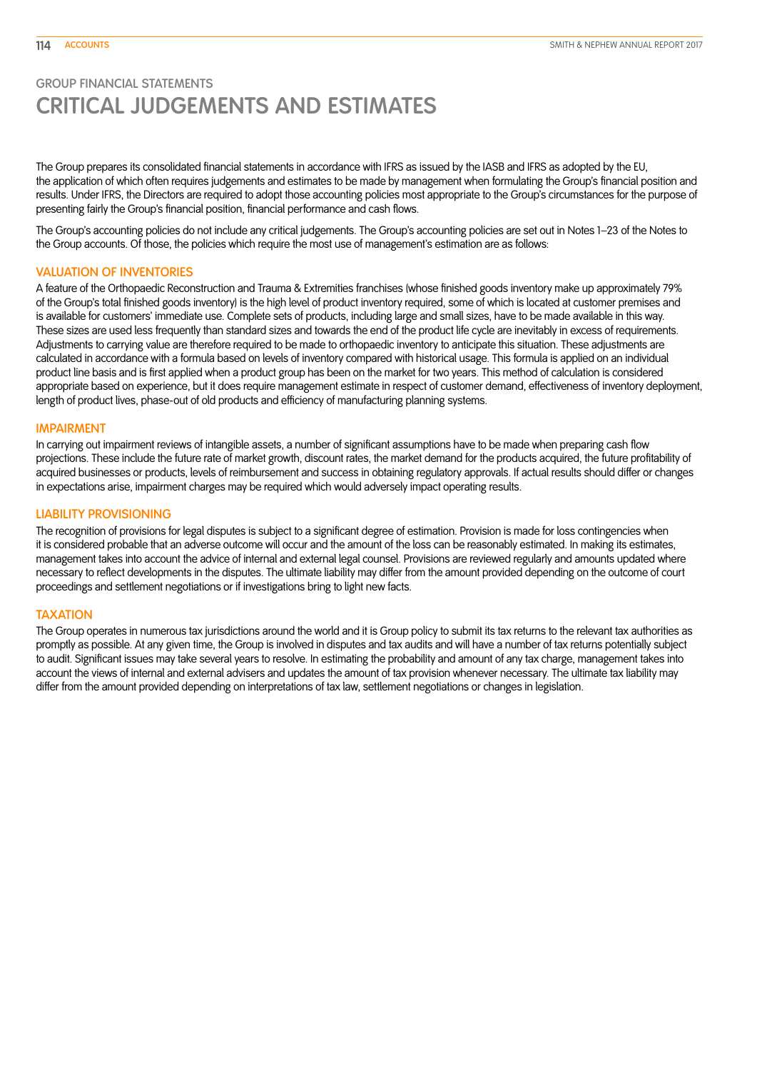# GROUP FINANCIAL STATEMENTS
# CRITICAL JUDGEMENTS AND ESTIMATES

The Group prepares its consolidated financial statements in accordance with IFRS as issued by the IASB and IFRS as adopted by the EU, the application of which often requires judgements and estimates to be made by management when formulating the Group's financial position and results. Under IFRS, the Directors are required to adopt those accounting policies most appropriate to the Group's circumstances for the purpose of presenting fairly the Group's financial position, financial performance and cash flows.

The Group's accounting policies do not include any critical judgements. The Group's accounting policies are set out in Notes 1–23 of the Notes to the Group accounts. Of those, the policies which require the most use of management's estimation are as follows:

## VALUATION OF INVENTORIES

A feature of the Orthopaedic Reconstruction and Trauma & Extremities franchises (whose finished goods inventory make up approximately 79% of the Group's total finished goods inventory) is the high level of product inventory required, some of which is located at customer premises and is available for customers' immediate use. Complete sets of products, including large and small sizes, have to be made available in this way. These sizes are used less frequently than standard sizes and towards the end of the product life cycle are inevitably in excess of requirements. Adjustments to carrying value are therefore required to be made to orthopaedic inventory to anticipate this situation. These adjustments are calculated in accordance with a formula based on levels of inventory compared with historical usage. This formula is applied on an individual product line basis and is first applied when a product group has been on the market for two years. This method of calculation is considered appropriate based on experience, but it does require management estimate in respect of customer demand, effectiveness of inventory deployment, length of product lives, phase-out of old products and efficiency of manufacturing planning systems.

## IMPAIRMENT

In carrying out impairment reviews of intangible assets, a number of significant assumptions have to be made when preparing cash flow projections. These include the future rate of market growth, discount rates, the market demand for the products acquired, the future profitability of acquired businesses or products, levels of reimbursement and success in obtaining regulatory approvals. If actual results should differ or changes in expectations arise, impairment charges may be required which would adversely impact operating results.

## LIABILITY PROVISIONING

The recognition of provisions for legal disputes is subject to a significant degree of estimation. Provision is made for loss contingencies when it is considered probable that an adverse outcome will occur and the amount of the loss can be reasonably estimated. In making its estimates, management takes into account the advice of internal and external legal counsel. Provisions are reviewed regularly and amounts updated where necessary to reflect developments in the disputes. The ultimate liability may differ from the amount provided depending on the outcome of court proceedings and settlement negotiations or if investigations bring to light new facts.

## TAXATION

The Group operates in numerous tax jurisdictions around the world and it is Group policy to submit its tax returns to the relevant tax authorities as promptly as possible. At any given time, the Group is involved in disputes and tax audits and will have a number of tax returns potentially subject to audit. Significant issues may take several years to resolve. In estimating the probability and amount of any tax charge, management takes into account the views of internal and external advisers and updates the amount of tax provision whenever necessary. The ultimate tax liability may differ from the amount provided depending on interpretations of tax law, settlement negotiations or changes in legislation.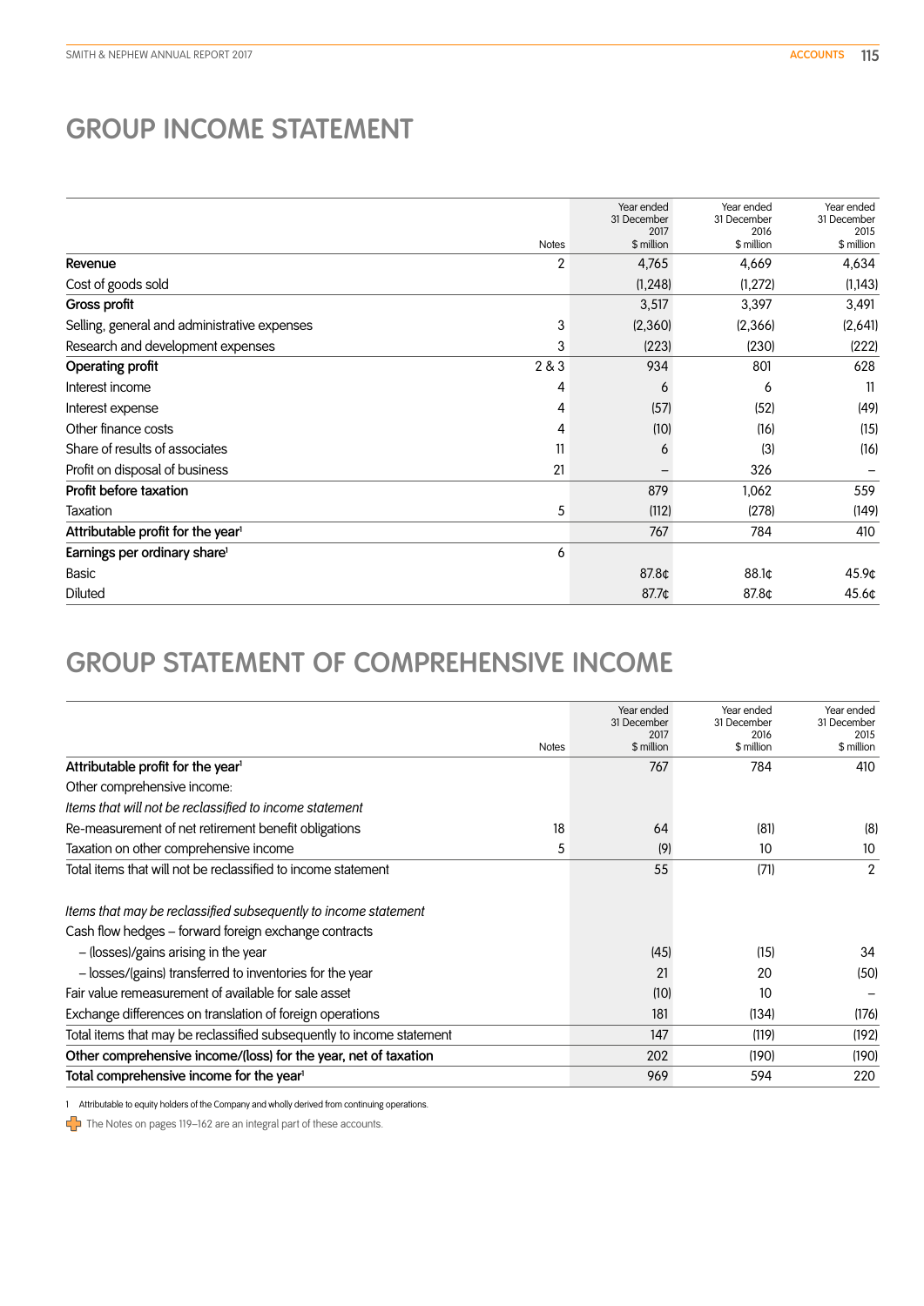# GROUP INCOME STATEMENT

| | Notes | Year ended 31 December 2017 $ million | Year ended 31 December 2016 $ million | Year ended 31 December 2015 $ million |
|---|---|---|---|---|
| **Revenue** | 2 | 4,765 | 4,669 | 4,634 |
| Cost of goods sold | | (1,248) | (1,272) | (1,143) |
| **Gross profit** | | 3,517 | 3,397 | 3,491 |
| Selling, general and administrative expenses | 3 | (2,360) | (2,366) | (2,641) |
| Research and development expenses | 3 | (223) | (230) | (222) |
| **Operating profit** | 2 & 3 | 934 | 801 | 628 |
| Interest income | 4 | 6 | 6 | 11 |
| Interest expense | 4 | (57) | (52) | (49) |
| Other finance costs | 4 | (10) | (16) | (15) |
| Share of results of associates | 11 | 6 | (3) | (16) |
| Profit on disposal of business | 21 | – | 326 | – |
| **Profit before taxation** | | 879 | 1,062 | 559 |
| Taxation | 5 | (112) | (278) | (149) |
| **Attributable profit for the year**[1] | | 767 | 784 | 410 |
| **Earnings per ordinary share**[1] | 6 | | | |
| Basic | | 87.8¢ | 88.1¢ | 45.9¢ |
| Diluted | | 87.7¢ | 87.8¢ | 45.6¢ |

# GROUP STATEMENT OF COMPREHENSIVE INCOME

| | Notes | Year ended 31 December 2017 $ million | Year ended 31 December 2016 $ million | Year ended 31 December 2015 $ million |
|---|---|---|---|---|
| **Attributable profit for the year**[1] | | 767 | 784 | 410 |
| Other comprehensive income: | | | | |
| *Items that will not be reclassified to income statement* | | | | |
| Re-measurement of net retirement benefit obligations | 18 | 64 | (81) | (8) |
| Taxation on other comprehensive income | 5 | (9) | 10 | 10 |
| Total items that will not be reclassified to income statement | | 55 | (71) | 2 |
| *Items that may be reclassified subsequently to income statement* | | | | |
| Cash flow hedges – forward foreign exchange contracts | | | | |
| – (losses)/gains arising in the year | | (45) | (15) | 34 |
| – losses/(gains) transferred to inventories for the year | | 21 | 20 | (50) |
| Fair value remeasurement of available for sale asset | | (10) | 10 | – |
| Exchange differences on translation of foreign operations | | 181 | (134) | (176) |
| Total items that may be reclassified subsequently to income statement | | 147 | (119) | (192) |
| **Other comprehensive income/(loss) for the year, net of taxation** | | 202 | (190) | (190) |
| **Total comprehensive income for the year**[1] | | 969 | 594 | 220 |

1 Attributable to equity holders of the Company and wholly derived from continuing operations.

The Notes on pages 119–162 are an integral part of these accounts.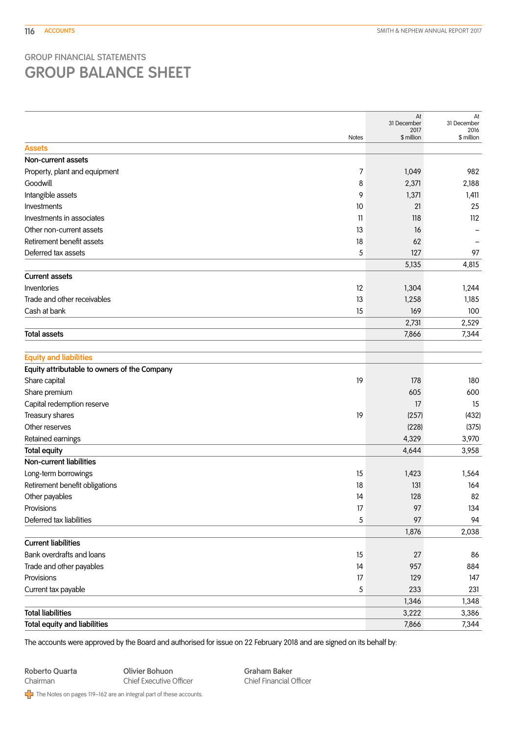GROUP FINANCIAL STATEMENTS

# GROUP BALANCE SHEET

| | Notes | At 31 December 2017 $ million | At 31 December 2016 $ million |
|---|---|---|---|
| **Assets** | | | |
| **Non-current assets** | | | |
| Property, plant and equipment | 7 | 1,049 | 982 |
| Goodwill | 8 | 2,371 | 2,188 |
| Intangible assets | 9 | 1,371 | 1,411 |
| Investments | 10 | 21 | 25 |
| Investments in associates | 11 | 118 | 112 |
| Other non-current assets | 13 | 16 | – |
| Retirement benefit assets | 18 | 62 | – |
| Deferred tax assets | 5 | 127 | 97 |
| | | 5,135 | 4,815 |
| **Current assets** | | | |
| Inventories | 12 | 1,304 | 1,244 |
| Trade and other receivables | 13 | 1,258 | 1,185 |
| Cash at bank | 15 | 169 | 100 |
| | | 2,731 | 2,529 |
| **Total assets** | | 7,866 | 7,344 |
| **Equity and liabilities** | | | |
| **Equity attributable to owners of the Company** | | | |
| Share capital | 19 | 178 | 180 |
| Share premium | | 605 | 600 |
| Capital redemption reserve | | 17 | 15 |
| Treasury shares | 19 | (257) | (432) |
| Other reserves | | (228) | (375) |
| Retained earnings | | 4,329 | 3,970 |
| **Total equity** | | 4,644 | 3,958 |
| **Non-current liabilities** | | | |
| Long-term borrowings | 15 | 1,423 | 1,564 |
| Retirement benefit obligations | 18 | 131 | 164 |
| Other payables | 14 | 128 | 82 |
| Provisions | 17 | 97 | 134 |
| Deferred tax liabilities | 5 | 97 | 94 |
| | | 1,876 | 2,038 |
| **Current liabilities** | | | |
| Bank overdrafts and loans | 15 | 27 | 86 |
| Trade and other payables | 14 | 957 | 884 |
| Provisions | 17 | 129 | 147 |
| Current tax payable | 5 | 233 | 231 |
| | | 1,346 | 1,348 |
| **Total liabilities** | | 3,222 | 3,386 |
| **Total equity and liabilities** | | 7,866 | 7,344 |

The accounts were approved by the Board and authorised for issue on 22 February 2018 and are signed on its behalf by:

**Roberto Quarta**
Chairman

**Olivier Bohuon**
Chief Executive Officer

**Graham Baker**
Chief Financial Officer

The Notes on pages 119–162 are an integral part of these accounts.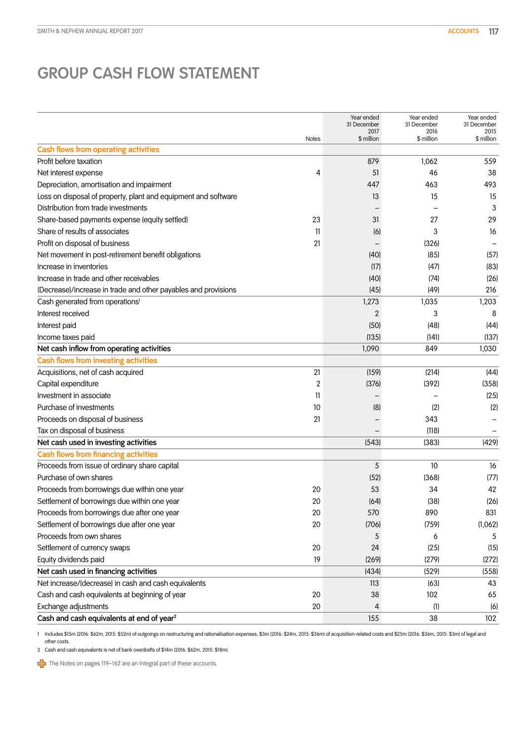# GROUP CASH FLOW STATEMENT

| | Notes | Year ended 31 December 2017 $ million | Year ended 31 December 2016 $ million | Year ended 31 December 2015 $ million |
|---|---|---|---|---|
| **Cash flows from operating activities** | | | | |
| Profit before taxation | | 879 | 1,062 | 559 |
| Net interest expense | 4 | 51 | 46 | 38 |
| Depreciation, amortisation and impairment | | 447 | 463 | 493 |
| Loss on disposal of property, plant and equipment and software | | 13 | 15 | 15 |
| Distribution from trade investments | | – | – | 3 |
| Share-based payments expense (equity settled) | 23 | 31 | 27 | 29 |
| Share of results of associates | 11 | (6) | 3 | 16 |
| Profit on disposal of business | 21 | – | (326) | – |
| Net movement in post-retirement benefit obligations | | (40) | (85) | (57) |
| Increase in inventories | | (17) | (47) | (83) |
| Increase in trade and other receivables | | (40) | (74) | (26) |
| (Decrease)/increase in trade and other payables and provisions | | (45) | (49) | 216 |
| Cash generated from operations[1] | | 1,273 | 1,035 | 1,203 |
| Interest received | | 2 | 3 | 8 |
| Interest paid | | (50) | (48) | (44) |
| Income taxes paid | | (135) | (141) | (137) |
| **Net cash inflow from operating activities** | | **1,090** | **849** | **1,030** |
| **Cash flows from investing activities** | | | | |
| Acquisitions, net of cash acquired | 21 | (159) | (214) | (44) |
| Capital expenditure | 2 | (376) | (392) | (358) |
| Investment in associate | 11 | – | – | (25) |
| Purchase of investments | 10 | (8) | (2) | (2) |
| Proceeds on disposal of business | 21 | – | 343 | – |
| Tax on disposal of business | | – | (118) | – |
| **Net cash used in investing activities** | | **(543)** | **(383)** | **(429)** |
| **Cash flows from financing activities** | | | | |
| Proceeds from issue of ordinary share capital | | 5 | 10 | 16 |
| Purchase of own shares | | (52) | (368) | (77) |
| Proceeds from borrowings due within one year | 20 | 53 | 34 | 42 |
| Settlement of borrowings due within one year | 20 | (64) | (38) | (26) |
| Proceeds from borrowings due after one year | 20 | 570 | 890 | 831 |
| Settlement of borrowings due after one year | 20 | (706) | (759) | (1,062) |
| Proceeds from own shares | | 5 | 6 | 5 |
| Settlement of currency swaps | 20 | 24 | (25) | (15) |
| Equity dividends paid | 19 | (269) | (279) | (272) |
| **Net cash used in financing activities** | | **(434)** | **(529)** | **(558)** |
| Net increase/(decrease) in cash and cash equivalents | | 113 | (63) | 43 |
| Cash and cash equivalents at beginning of year | 20 | 38 | 102 | 65 |
| Exchange adjustments | 20 | 4 | (1) | (6) |
| **Cash and cash equivalents at end of year[2]** | | **155** | **38** | **102** |

1 Includes $15m (2016: $62m, 2015: $52m) of outgoings on restructuring and rationalisation expenses, $3m (2016: $24m, 2015: $36m) of acquisition-related costs and $25m (2016: $36m, 2015: $3m) of legal and other costs.

2 Cash and cash equivalents is net of bank overdrafts of $14m (2016: $62m, 2015: $18m).

The Notes on pages 119–162 are an integral part of these accounts.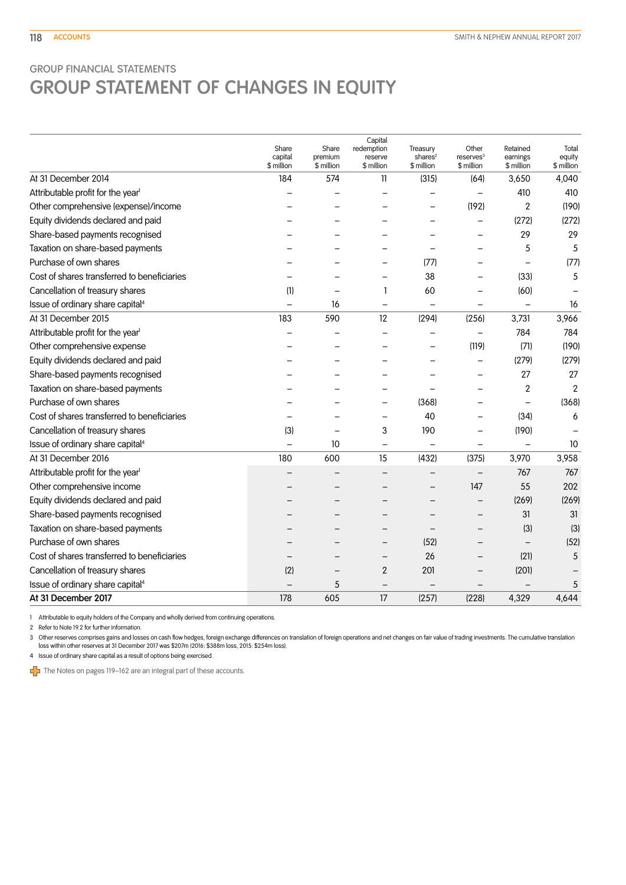GROUP FINANCIAL STATEMENTS

# GROUP STATEMENT OF CHANGES IN EQUITY

| | Share capital $ million | Share premium $ million | Capital redemption reserve $ million | Treasury shares[2] $ million | Other reserves[3] $ million | Retained earnings $ million | Total equity $ million |
|---|---|---|---|---|---|---|---|
| At 31 December 2014 | 184 | 574 | 11 | (315) | (64) | 3,650 | 4,040 |
| Attributable profit for the year[1] | – | – | – | – | – | 410 | 410 |
| Other comprehensive (expense)/income | – | – | – | – | (192) | 2 | (190) |
| Equity dividends declared and paid | – | – | – | – | – | (272) | (272) |
| Share-based payments recognised | – | – | – | – | – | 29 | 29 |
| Taxation on share-based payments | – | – | – | – | – | 5 | 5 |
| Purchase of own shares | – | – | – | (77) | – | – | (77) |
| Cost of shares transferred to beneficiaries | – | – | – | 38 | – | (33) | 5 |
| Cancellation of treasury shares | (1) | – | 1 | 60 | – | (60) | – |
| Issue of ordinary share capital[4] | – | 16 | – | – | – | – | 16 |
| At 31 December 2015 | 183 | 590 | 12 | (294) | (256) | 3,731 | 3,966 |
| Attributable profit for the year[1] | – | – | – | – | – | 784 | 784 |
| Other comprehensive expense | – | – | – | – | (119) | (71) | (190) |
| Equity dividends declared and paid | – | – | – | – | – | (279) | (279) |
| Share-based payments recognised | – | – | – | – | – | 27 | 27 |
| Taxation on share-based payments | – | – | – | – | – | 2 | 2 |
| Purchase of own shares | – | – | – | (368) | – | – | (368) |
| Cost of shares transferred to beneficiaries | – | – | – | 40 | – | (34) | 6 |
| Cancellation of treasury shares | (3) | – | 3 | 190 | – | (190) | – |
| Issue of ordinary share capital[4] | – | 10 | – | – | – | – | 10 |
| At 31 December 2016 | 180 | 600 | 15 | (432) | (375) | 3,970 | 3,958 |
| Attributable profit for the year[1] | – | – | – | – | – | 767 | 767 |
| Other comprehensive income | – | – | – | – | 147 | 55 | 202 |
| Equity dividends declared and paid | – | – | – | – | – | (269) | (269) |
| Share-based payments recognised | – | – | – | – | – | 31 | 31 |
| Taxation on share-based payments | – | – | – | – | – | (3) | (3) |
| Purchase of own shares | – | – | – | (52) | – | – | (52) |
| Cost of shares transferred to beneficiaries | – | – | – | 26 | – | (21) | 5 |
| Cancellation of treasury shares | (2) | – | 2 | 201 | – | (201) | – |
| Issue of ordinary share capital[4] | – | 5 | – | – | – | – | 5 |
| **At 31 December 2017** | 178 | 605 | 17 | (257) | (228) | 4,329 | 4,644 |

1 Attributable to equity holders of the Company and wholly derived from continuing operations.

2 Refer to Note 19.2 for further information.

3 Other reserves comprises gains and losses on cash flow hedges, foreign exchange differences on translation of foreign operations and net changes on fair value of trading investments. The cumulative translation loss within other reserves at 31 December 2017 was $207m (2016: $388m loss, 2015: $254m loss).

4 Issue of ordinary share capital as a result of options being exercised.

The Notes on pages 119–162 are an integral part of these accounts.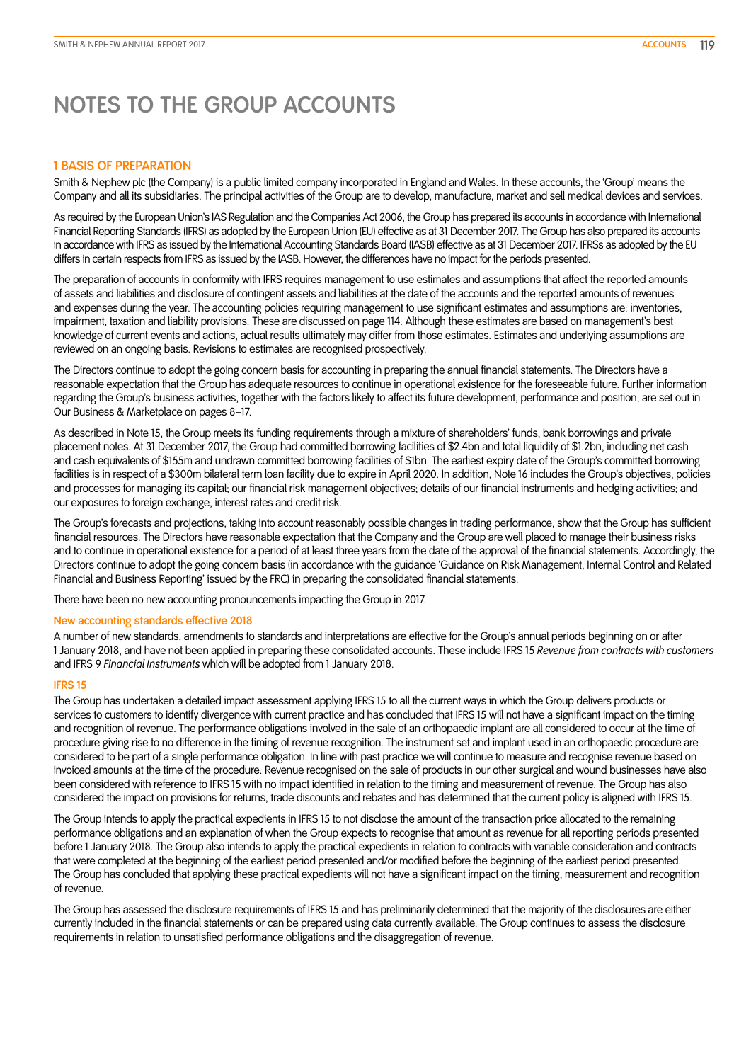# NOTES TO THE GROUP ACCOUNTS

## 1 BASIS OF PREPARATION

Smith & Nephew plc (the Company) is a public limited company incorporated in England and Wales. In these accounts, the 'Group' means the Company and all its subsidiaries. The principal activities of the Group are to develop, manufacture, market and sell medical devices and services.

As required by the European Union's IAS Regulation and the Companies Act 2006, the Group has prepared its accounts in accordance with International Financial Reporting Standards (IFRS) as adopted by the European Union (EU) effective as at 31 December 2017. The Group has also prepared its accounts in accordance with IFRS as issued by the International Accounting Standards Board (IASB) effective as at 31 December 2017. IFRSs as adopted by the EU differs in certain respects from IFRS as issued by the IASB. However, the differences have no impact for the periods presented.

The preparation of accounts in conformity with IFRS requires management to use estimates and assumptions that affect the reported amounts of assets and liabilities and disclosure of contingent assets and liabilities at the date of the accounts and the reported amounts of revenues and expenses during the year. The accounting policies requiring management to use significant estimates and assumptions are: inventories, impairment, taxation and liability provisions. These are discussed on page 114. Although these estimates are based on management's best knowledge of current events and actions, actual results ultimately may differ from those estimates. Estimates and underlying assumptions are reviewed on an ongoing basis. Revisions to estimates are recognised prospectively.

The Directors continue to adopt the going concern basis for accounting in preparing the annual financial statements. The Directors have a reasonable expectation that the Group has adequate resources to continue in operational existence for the foreseeable future. Further information regarding the Group's business activities, together with the factors likely to affect its future development, performance and position, are set out in Our Business & Marketplace on pages 8–17.

As described in Note 15, the Group meets its funding requirements through a mixture of shareholders' funds, bank borrowings and private placement notes. At 31 December 2017, the Group had committed borrowing facilities of $2.4bn and total liquidity of $1.2bn, including net cash and cash equivalents of $155m and undrawn committed borrowing facilities of $1bn. The earliest expiry date of the Group's committed borrowing facilities is in respect of a $300m bilateral term loan facility due to expire in April 2020. In addition, Note 16 includes the Group's objectives, policies and processes for managing its capital; our financial risk management objectives; details of our financial instruments and hedging activities; and our exposures to foreign exchange, interest rates and credit risk.

The Group's forecasts and projections, taking into account reasonably possible changes in trading performance, show that the Group has sufficient financial resources. The Directors have reasonable expectation that the Company and the Group are well placed to manage their business risks and to continue in operational existence for a period of at least three years from the date of the approval of the financial statements. Accordingly, the Directors continue to adopt the going concern basis (in accordance with the guidance 'Guidance on Risk Management, Internal Control and Related Financial and Business Reporting' issued by the FRC) in preparing the consolidated financial statements.

There have been no new accounting pronouncements impacting the Group in 2017.

### New accounting standards effective 2018

A number of new standards, amendments to standards and interpretations are effective for the Group's annual periods beginning on or after 1 January 2018, and have not been applied in preparing these consolidated accounts. These include IFRS 15 *Revenue from contracts with customers* and IFRS 9 *Financial Instruments* which will be adopted from 1 January 2018.

### IFRS 15

The Group has undertaken a detailed impact assessment applying IFRS 15 to all the current ways in which the Group delivers products or services to customers to identify divergence with current practice and has concluded that IFRS 15 will not have a significant impact on the timing and recognition of revenue. The performance obligations involved in the sale of an orthopaedic implant are all considered to occur at the time of procedure giving rise to no difference in the timing of revenue recognition. The instrument set and implant used in an orthopaedic procedure are considered to be part of a single performance obligation. In line with past practice we will continue to measure and recognise revenue based on invoiced amounts at the time of the procedure. Revenue recognised on the sale of products in our other surgical and wound businesses have also been considered with reference to IFRS 15 with no impact identified in relation to the timing and measurement of revenue. The Group has also considered the impact on provisions for returns, trade discounts and rebates and has determined that the current policy is aligned with IFRS 15.

The Group intends to apply the practical expedients in IFRS 15 to not disclose the amount of the transaction price allocated to the remaining performance obligations and an explanation of when the Group expects to recognise that amount as revenue for all reporting periods presented before 1 January 2018. The Group also intends to apply the practical expedients in relation to contracts with variable consideration and contracts that were completed at the beginning of the earliest period presented and/or modified before the beginning of the earliest period presented. The Group has concluded that applying these practical expedients will not have a significant impact on the timing, measurement and recognition of revenue.

The Group has assessed the disclosure requirements of IFRS 15 and has preliminarily determined that the majority of the disclosures are either currently included in the financial statements or can be prepared using data currently available. The Group continues to assess the disclosure requirements in relation to unsatisfied performance obligations and the disaggregation of revenue.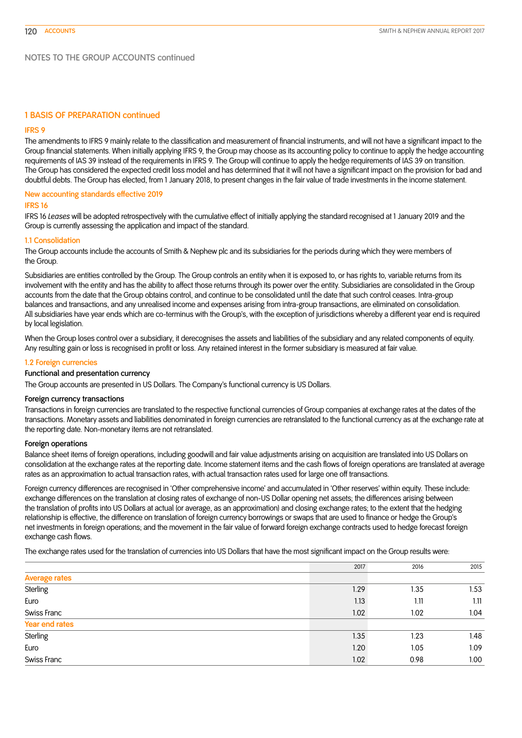## NOTES TO THE GROUP ACCOUNTS continued

### 1 BASIS OF PREPARATION continued

#### IFRS 9

The amendments to IFRS 9 mainly relate to the classification and measurement of financial instruments, and will not have a significant impact to the Group financial statements. When initially applying IFRS 9, the Group may choose as its accounting policy to continue to apply the hedge accounting requirements of IAS 39 instead of the requirements in IFRS 9. The Group will continue to apply the hedge requirements of IAS 39 on transition. The Group has considered the expected credit loss model and has determined that it will not have a significant impact on the provision for bad and doubtful debts. The Group has elected, from 1 January 2018, to present changes in the fair value of trade investments in the income statement.

#### New accounting standards effective 2019

#### IFRS 16

IFRS 16 *Leases* will be adopted retrospectively with the cumulative effect of initially applying the standard recognised at 1 January 2019 and the Group is currently assessing the application and impact of the standard.

#### 1.1 Consolidation

The Group accounts include the accounts of Smith & Nephew plc and its subsidiaries for the periods during which they were members of the Group.

Subsidiaries are entities controlled by the Group. The Group controls an entity when it is exposed to, or has rights to, variable returns from its involvement with the entity and has the ability to affect those returns through its power over the entity. Subsidiaries are consolidated in the Group accounts from the date that the Group obtains control, and continue to be consolidated until the date that such control ceases. Intra-group balances and transactions, and any unrealised income and expenses arising from intra-group transactions, are eliminated on consolidation. All subsidiaries have year ends which are co-terminus with the Group's, with the exception of jurisdictions whereby a different year end is required by local legislation.

When the Group loses control over a subsidiary, it derecognises the assets and liabilities of the subsidiary and any related components of equity. Any resulting gain or loss is recognised in profit or loss. Any retained interest in the former subsidiary is measured at fair value.

#### 1.2 Foreign currencies

**Functional and presentation currency**

The Group accounts are presented in US Dollars. The Company's functional currency is US Dollars.

**Foreign currency transactions**

Transactions in foreign currencies are translated to the respective functional currencies of Group companies at exchange rates at the dates of the transactions. Monetary assets and liabilities denominated in foreign currencies are retranslated to the functional currency as at the exchange rate at the reporting date. Non-monetary items are not retranslated.

**Foreign operations**

Balance sheet items of foreign operations, including goodwill and fair value adjustments arising on acquisition are translated into US Dollars on consolidation at the exchange rates at the reporting date. Income statement items and the cash flows of foreign operations are translated at average rates as an approximation to actual transaction rates, with actual transaction rates used for large one off transactions.

Foreign currency differences are recognised in 'Other comprehensive income' and accumulated in 'Other reserves' within equity. These include: exchange differences on the translation at closing rates of exchange of non-US Dollar opening net assets; the differences arising between the translation of profits into US Dollars at actual (or average, as an approximation) and closing exchange rates; to the extent that the hedging relationship is effective, the difference on translation of foreign currency borrowings or swaps that are used to finance or hedge the Group's net investments in foreign operations; and the movement in the fair value of forward foreign exchange contracts used to hedge forecast foreign exchange cash flows.

The exchange rates used for the translation of currencies into US Dollars that have the most significant impact on the Group results were:

| | 2017 | 2016 | 2015 |
|---|---|---|---|
| **Average rates** | | | |
| Sterling | 1.29 | 1.35 | 1.53 |
| Euro | 1.13 | 1.11 | 1.11 |
| Swiss Franc | 1.02 | 1.02 | 1.04 |
| **Year end rates** | | | |
| Sterling | 1.35 | 1.23 | 1.48 |
| Euro | 1.20 | 1.05 | 1.09 |
| Swiss Franc | 1.02 | 0.98 | 1.00 |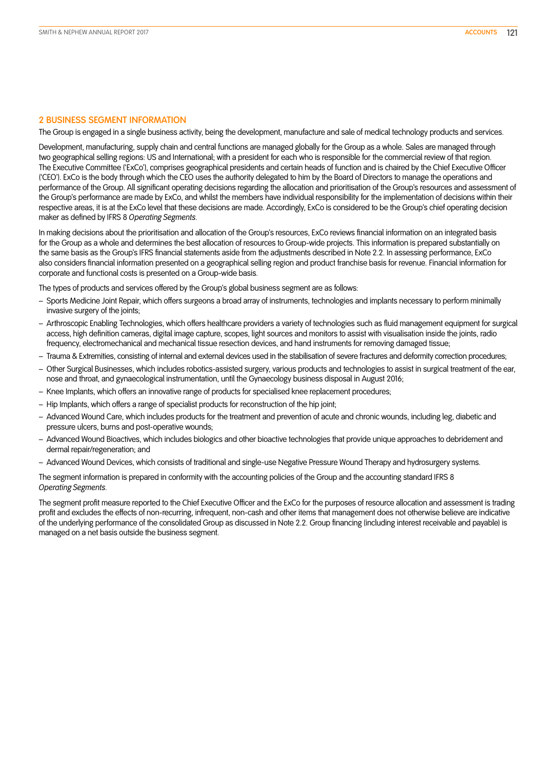## 2 BUSINESS SEGMENT INFORMATION

The Group is engaged in a single business activity, being the development, manufacture and sale of medical technology products and services.

Development, manufacturing, supply chain and central functions are managed globally for the Group as a whole. Sales are managed through two geographical selling regions: US and International; with a president for each who is responsible for the commercial review of that region. The Executive Committee ('ExCo'), comprises geographical presidents and certain heads of function and is chaired by the Chief Executive Officer ('CEO'). ExCo is the body through which the CEO uses the authority delegated to him by the Board of Directors to manage the operations and performance of the Group. All significant operating decisions regarding the allocation and prioritisation of the Group's resources and assessment of the Group's performance are made by ExCo, and whilst the members have individual responsibility for the implementation of decisions within their respective areas, it is at the ExCo level that these decisions are made. Accordingly, ExCo is considered to be the Group's chief operating decision maker as defined by IFRS 8 *Operating Segments*.

In making decisions about the prioritisation and allocation of the Group's resources, ExCo reviews financial information on an integrated basis for the Group as a whole and determines the best allocation of resources to Group-wide projects. This information is prepared substantially on the same basis as the Group's IFRS financial statements aside from the adjustments described in Note 2.2. In assessing performance, ExCo also considers financial information presented on a geographical selling region and product franchise basis for revenue. Financial information for corporate and functional costs is presented on a Group-wide basis.

The types of products and services offered by the Group's global business segment are as follows:

- Sports Medicine Joint Repair, which offers surgeons a broad array of instruments, technologies and implants necessary to perform minimally invasive surgery of the joints;
- Arthroscopic Enabling Technologies, which offers healthcare providers a variety of technologies such as fluid management equipment for surgical access, high definition cameras, digital image capture, scopes, light sources and monitors to assist with visualisation inside the joints, radio frequency, electromechanical and mechanical tissue resection devices, and hand instruments for removing damaged tissue;
- Trauma & Extremities, consisting of internal and external devices used in the stabilisation of severe fractures and deformity correction procedures;
- Other Surgical Businesses, which includes robotics-assisted surgery, various products and technologies to assist in surgical treatment of the ear, nose and throat, and gynaecological instrumentation, until the Gynaecology business disposal in August 2016;
- Knee Implants, which offers an innovative range of products for specialised knee replacement procedures;
- Hip Implants, which offers a range of specialist products for reconstruction of the hip joint;
- Advanced Wound Care, which includes products for the treatment and prevention of acute and chronic wounds, including leg, diabetic and pressure ulcers, burns and post-operative wounds;
- Advanced Wound Bioactives, which includes biologics and other bioactive technologies that provide unique approaches to debridement and dermal repair/regeneration; and
- Advanced Wound Devices, which consists of traditional and single-use Negative Pressure Wound Therapy and hydrosurgery systems.

The segment information is prepared in conformity with the accounting policies of the Group and the accounting standard IFRS 8 *Operating Segments*.

The segment profit measure reported to the Chief Executive Officer and the ExCo for the purposes of resource allocation and assessment is trading profit and excludes the effects of non-recurring, infrequent, non-cash and other items that management does not otherwise believe are indicative of the underlying performance of the consolidated Group as discussed in Note 2.2. Group financing (including interest receivable and payable) is managed on a net basis outside the business segment.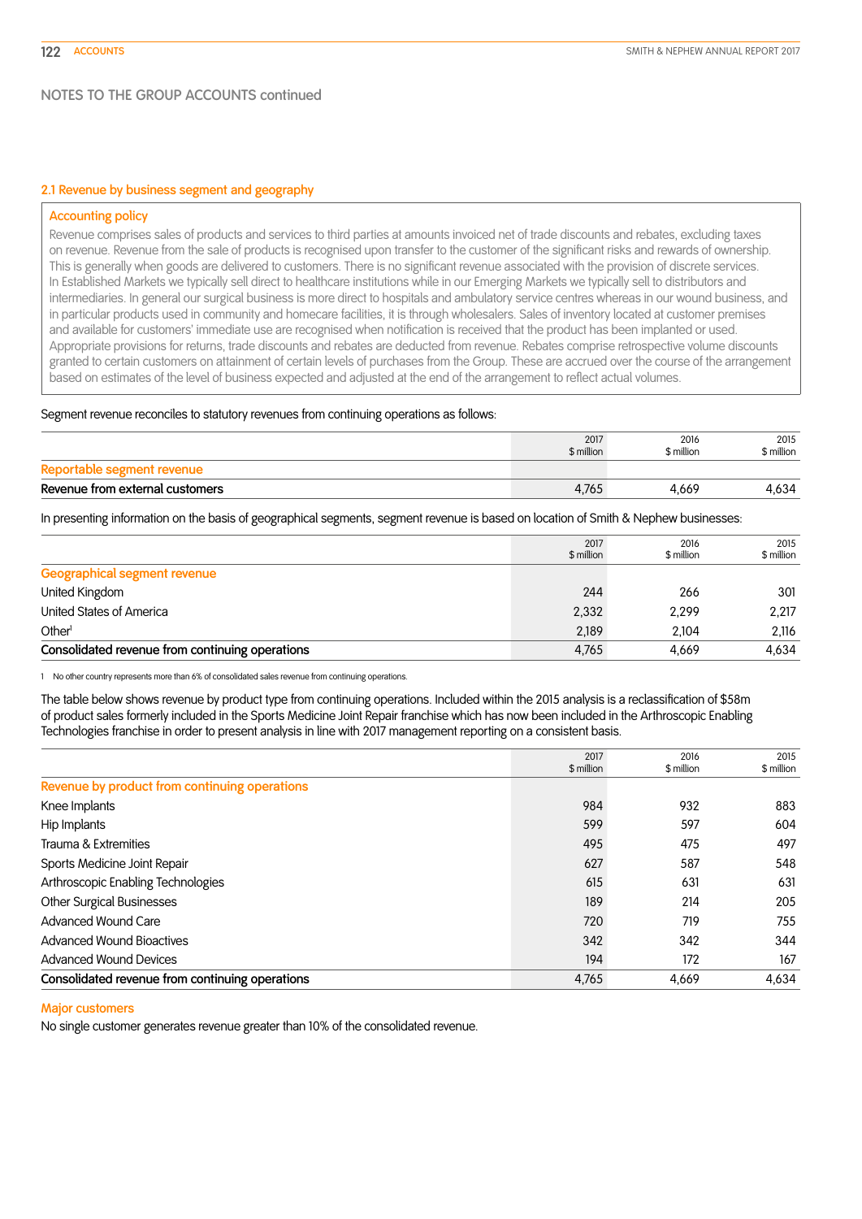NOTES TO THE GROUP ACCOUNTS continued

## 2.1 Revenue by business segment and geography

### Accounting policy

Revenue comprises sales of products and services to third parties at amounts invoiced net of trade discounts and rebates, excluding taxes on revenue. Revenue from the sale of products is recognised upon transfer to the customer of the significant risks and rewards of ownership. This is generally when goods are delivered to customers. There is no significant revenue associated with the provision of discrete services. In Established Markets we typically sell direct to healthcare institutions while in our Emerging Markets we typically sell to distributors and intermediaries. In general our surgical business is more direct to hospitals and ambulatory service centres whereas in our wound business, and in particular products used in community and homecare facilities, it is through wholesalers. Sales of inventory located at customer premises and available for customers' immediate use are recognised when notification is received that the product has been implanted or used. Appropriate provisions for returns, trade discounts and rebates are deducted from revenue. Rebates comprise retrospective volume discounts granted to certain customers on attainment of certain levels of purchases from the Group. These are accrued over the course of the arrangement based on estimates of the level of business expected and adjusted at the end of the arrangement to reflect actual volumes.

Segment revenue reconciles to statutory revenues from continuing operations as follows:

| | 2017 $ million | 2016 $ million | 2015 $ million |
|---|---|---|---|
| **Reportable segment revenue** | | | |
| **Revenue from external customers** | 4,765 | 4,669 | 4,634 |

In presenting information on the basis of geographical segments, segment revenue is based on location of Smith & Nephew businesses:

| | 2017 $ million | 2016 $ million | 2015 $ million |
|---|---|---|---|
| **Geographical segment revenue** | | | |
| United Kingdom | 244 | 266 | 301 |
| United States of America | 2,332 | 2,299 | 2,217 |
| Other[1] | 2,189 | 2,104 | 2,116 |
| **Consolidated revenue from continuing operations** | 4,765 | 4,669 | 4,634 |

1 No other country represents more than 6% of consolidated sales revenue from continuing operations.

The table below shows revenue by product type from continuing operations. Included within the 2015 analysis is a reclassification of $58m of product sales formerly included in the Sports Medicine Joint Repair franchise which has now been included in the Arthroscopic Enabling Technologies franchise in order to present analysis in line with 2017 management reporting on a consistent basis.

| | 2017 $ million | 2016 $ million | 2015 $ million |
|---|---|---|---|
| **Revenue by product from continuing operations** | | | |
| Knee Implants | 984 | 932 | 883 |
| Hip Implants | 599 | 597 | 604 |
| Trauma & Extremities | 495 | 475 | 497 |
| Sports Medicine Joint Repair | 627 | 587 | 548 |
| Arthroscopic Enabling Technologies | 615 | 631 | 631 |
| Other Surgical Businesses | 189 | 214 | 205 |
| Advanced Wound Care | 720 | 719 | 755 |
| Advanced Wound Bioactives | 342 | 342 | 344 |
| Advanced Wound Devices | 194 | 172 | 167 |
| **Consolidated revenue from continuing operations** | 4,765 | 4,669 | 4,634 |

### Major customers

No single customer generates revenue greater than 10% of the consolidated revenue.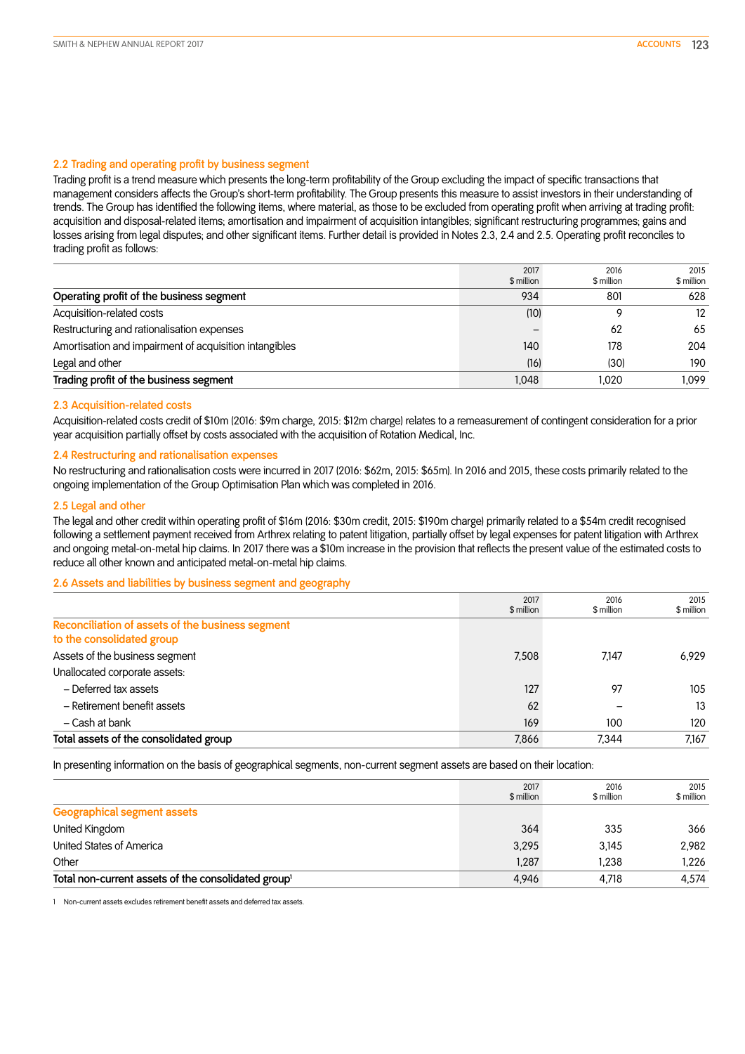### 2.2 Trading and operating profit by business segment

Trading profit is a trend measure which presents the long-term profitability of the Group excluding the impact of specific transactions that management considers affects the Group's short-term profitability. The Group presents this measure to assist investors in their understanding of trends. The Group has identified the following items, where material, as those to be excluded from operating profit when arriving at trading profit: acquisition and disposal-related items; amortisation and impairment of acquisition intangibles; significant restructuring programmes; gains and losses arising from legal disputes; and other significant items. Further detail is provided in Notes 2.3, 2.4 and 2.5. Operating profit reconciles to trading profit as follows:

| | 2017 $ million | 2016 $ million | 2015 $ million |
|---|---|---|---|
| **Operating profit of the business segment** | 934 | 801 | 628 |
| Acquisition-related costs | (10) | 9 | 12 |
| Restructuring and rationalisation expenses | – | 62 | 65 |
| Amortisation and impairment of acquisition intangibles | 140 | 178 | 204 |
| Legal and other | (16) | (30) | 190 |
| **Trading profit of the business segment** | 1,048 | 1,020 | 1,099 |

### 2.3 Acquisition-related costs

Acquisition-related costs credit of $10m (2016: $9m charge, 2015: $12m charge) relates to a remeasurement of contingent consideration for a prior year acquisition partially offset by costs associated with the acquisition of Rotation Medical, Inc.

### 2.4 Restructuring and rationalisation expenses

No restructuring and rationalisation costs were incurred in 2017 (2016: $62m, 2015: $65m). In 2016 and 2015, these costs primarily related to the ongoing implementation of the Group Optimisation Plan which was completed in 2016.

### 2.5 Legal and other

The legal and other credit within operating profit of $16m (2016: $30m credit, 2015: $190m charge) primarily related to a $54m credit recognised following a settlement payment received from Arthrex relating to patent litigation, partially offset by legal expenses for patent litigation with Arthrex and ongoing metal-on-metal hip claims. In 2017 there was a $10m increase in the provision that reflects the present value of the estimated costs to reduce all other known and anticipated metal-on-metal hip claims.

### 2.6 Assets and liabilities by business segment and geography

| | 2017 $ million | 2016 $ million | 2015 $ million |
|---|---|---|---|
| **Reconciliation of assets of the business segment to the consolidated group** | | | |
| Assets of the business segment | 7,508 | 7,147 | 6,929 |
| Unallocated corporate assets: | | | |
| – Deferred tax assets | 127 | 97 | 105 |
| – Retirement benefit assets | 62 | – | 13 |
| – Cash at bank | 169 | 100 | 120 |
| **Total assets of the consolidated group** | 7,866 | 7,344 | 7,167 |

In presenting information on the basis of geographical segments, non-current segment assets are based on their location:

| | 2017 $ million | 2016 $ million | 2015 $ million |
|---|---|---|---|
| **Geographical segment assets** | | | |
| United Kingdom | 364 | 335 | 366 |
| United States of America | 3,295 | 3,145 | 2,982 |
| Other | 1,287 | 1,238 | 1,226 |
| **Total non-current assets of the consolidated group[1]** | 4,946 | 4,718 | 4,574 |

1 Non-current assets excludes retirement benefit assets and deferred tax assets.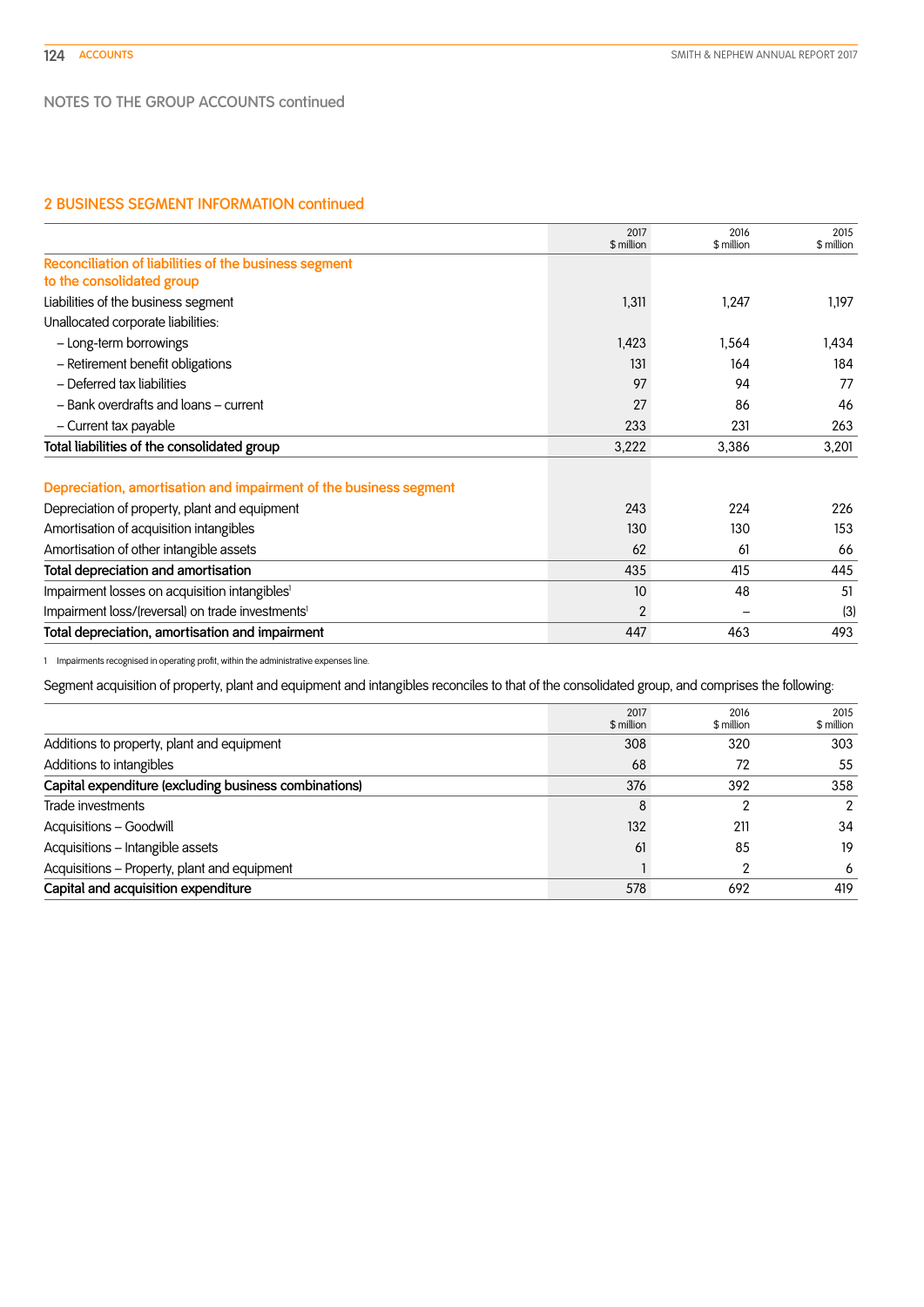NOTES TO THE GROUP ACCOUNTS continued

## 2 BUSINESS SEGMENT INFORMATION continued

| | 2017 $ million | 2016 $ million | 2015 $ million |
|---|---|---|---|
| **Reconciliation of liabilities of the business segment to the consolidated group** | | | |
| Liabilities of the business segment | 1,311 | 1,247 | 1,197 |
| Unallocated corporate liabilities: | | | |
| – Long-term borrowings | 1,423 | 1,564 | 1,434 |
| – Retirement benefit obligations | 131 | 164 | 184 |
| – Deferred tax liabilities | 97 | 94 | 77 |
| – Bank overdrafts and loans – current | 27 | 86 | 46 |
| – Current tax payable | 233 | 231 | 263 |
| **Total liabilities of the consolidated group** | **3,222** | **3,386** | **3,201** |
| | | | |
| **Depreciation, amortisation and impairment of the business segment** | | | |
| Depreciation of property, plant and equipment | 243 | 224 | 226 |
| Amortisation of acquisition intangibles | 130 | 130 | 153 |
| Amortisation of other intangible assets | 62 | 61 | 66 |
| **Total depreciation and amortisation** | **435** | **415** | **445** |
| Impairment losses on acquisition intangibles[1] | 10 | 48 | 51 |
| Impairment loss/(reversal) on trade investments[1] | 2 | – | (3) |
| **Total depreciation, amortisation and impairment** | **447** | **463** | **493** |

1 Impairments recognised in operating profit, within the administrative expenses line.

Segment acquisition of property, plant and equipment and intangibles reconciles to that of the consolidated group, and comprises the following:

| | 2017 $ million | 2016 $ million | 2015 $ million |
|---|---|---|---|
| Additions to property, plant and equipment | 308 | 320 | 303 |
| Additions to intangibles | 68 | 72 | 55 |
| **Capital expenditure (excluding business combinations)** | **376** | **392** | **358** |
| Trade investments | 8 | 2 | 2 |
| Acquisitions – Goodwill | 132 | 211 | 34 |
| Acquisitions – Intangible assets | 61 | 85 | 19 |
| Acquisitions – Property, plant and equipment | 1 | 2 | 6 |
| **Capital and acquisition expenditure** | **578** | **692** | **419** |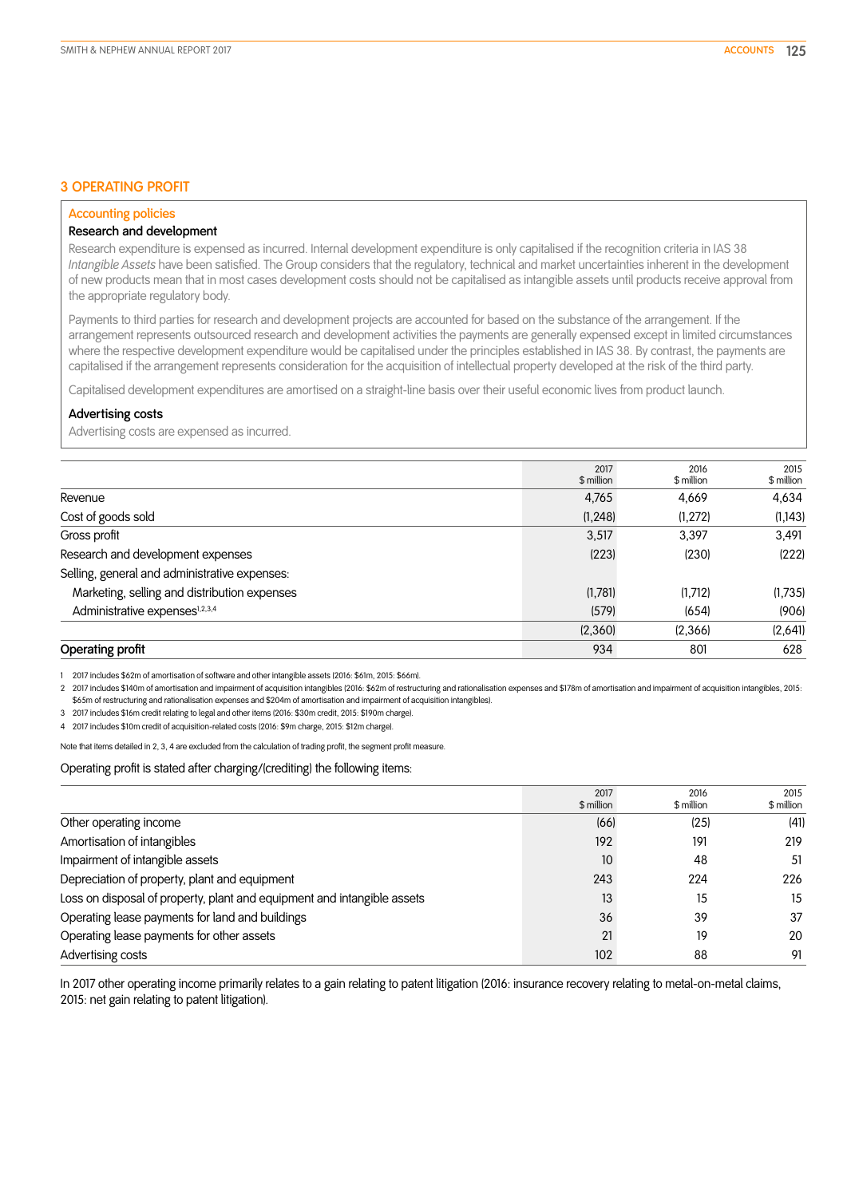## 3 OPERATING PROFIT

### Accounting policies

**Research and development**

Research expenditure is expensed as incurred. Internal development expenditure is only capitalised if the recognition criteria in IAS 38 *Intangible Assets* have been satisfied. The Group considers that the regulatory, technical and market uncertainties inherent in the development of new products mean that in most cases development costs should not be capitalised as intangible assets until products receive approval from the appropriate regulatory body.

Payments to third parties for research and development projects are accounted for based on the substance of the arrangement. If the arrangement represents outsourced research and development activities the payments are generally expensed except in limited circumstances where the respective development expenditure would be capitalised under the principles established in IAS 38. By contrast, the payments are capitalised if the arrangement represents consideration for the acquisition of intellectual property developed at the risk of the third party.

Capitalised development expenditures are amortised on a straight-line basis over their useful economic lives from product launch.

**Advertising costs**

Advertising costs are expensed as incurred.

| | 2017 $ million | 2016 $ million | 2015 $ million |
|---|---|---|---|
| Revenue | 4,765 | 4,669 | 4,634 |
| Cost of goods sold | (1,248) | (1,272) | (1,143) |
| Gross profit | 3,517 | 3,397 | 3,491 |
| Research and development expenses | (223) | (230) | (222) |
| Selling, general and administrative expenses: | | | |
| Marketing, selling and distribution expenses | (1,781) | (1,712) | (1,735) |
| Administrative expenses[1,2,3,4] | (579) | (654) | (906) |
| | (2,360) | (2,366) | (2,641) |
| **Operating profit** | 934 | 801 | 628 |

1 2017 includes $62m of amortisation of software and other intangible assets (2016: $61m, 2015: $66m).

2 2017 includes $140m of amortisation and impairment of acquisition intangibles (2016: $62m of restructuring and rationalisation expenses and $178m of amortisation and impairment of acquisition intangibles, 2015: $65m of restructuring and rationalisation expenses and $204m of amortisation and impairment of acquisition intangibles).

3 2017 includes $16m credit relating to legal and other items (2016: $30m credit, 2015: $190m charge).

4 2017 includes $10m credit of acquisition-related costs (2016: $9m charge, 2015: $12m charge).

Note that items detailed in 2, 3, 4 are excluded from the calculation of trading profit, the segment profit measure.

Operating profit is stated after charging/(crediting) the following items:

| | 2017 $ million | 2016 $ million | 2015 $ million |
|---|---|---|---|
| Other operating income | (66) | (25) | (41) |
| Amortisation of intangibles | 192 | 191 | 219 |
| Impairment of intangible assets | 10 | 48 | 51 |
| Depreciation of property, plant and equipment | 243 | 224 | 226 |
| Loss on disposal of property, plant and equipment and intangible assets | 13 | 15 | 15 |
| Operating lease payments for land and buildings | 36 | 39 | 37 |
| Operating lease payments for other assets | 21 | 19 | 20 |
| Advertising costs | 102 | 88 | 91 |

In 2017 other operating income primarily relates to a gain relating to patent litigation (2016: insurance recovery relating to metal-on-metal claims, 2015: net gain relating to patent litigation).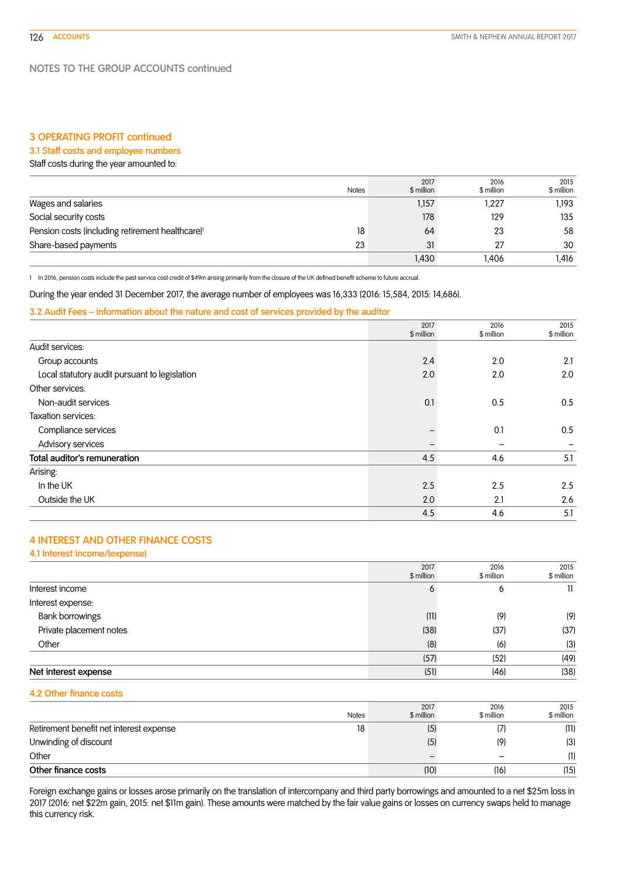## NOTES TO THE GROUP ACCOUNTS continued

### 3 OPERATING PROFIT continued

#### 3.1 Staff costs and employee numbers

Staff costs during the year amounted to:

| | Notes | 2017 $ million | 2016 $ million | 2015 $ million |
|---|---|---|---|---|
| Wages and salaries | | 1,157 | 1,227 | 1,193 |
| Social security costs | | 178 | 129 | 135 |
| Pension costs (including retirement healthcare)[1] | 18 | 64 | 23 | 58 |
| Share-based payments | 23 | 31 | 27 | 30 |
| | | 1,430 | 1,406 | 1,416 |

1 In 2016, pension costs include the past service cost credit of $49m arising primarily from the closure of the UK defined benefit scheme to future accrual.

During the year ended 31 December 2017, the average number of employees was 16,333 (2016: 15,584, 2015: 14,686).

#### 3.2 Audit Fees – information about the nature and cost of services provided by the auditor

| | 2017 $ million | 2016 $ million | 2015 $ million |
|---|---|---|---|
| Audit services: | | | |
| Group accounts | 2.4 | 2.0 | 2.1 |
| Local statutory audit pursuant to legislation | 2.0 | 2.0 | 2.0 |
| Other services: | | | |
| Non-audit services | 0.1 | 0.5 | 0.5 |
| Taxation services: | | | |
| Compliance services | – | 0.1 | 0.5 |
| Advisory services | – | – | – |
| **Total auditor's remuneration** | 4.5 | 4.6 | 5.1 |
| Arising: | | | |
| In the UK | 2.5 | 2.5 | 2.5 |
| Outside the UK | 2.0 | 2.1 | 2.6 |
| | 4.5 | 4.6 | 5.1 |

### 4 INTEREST AND OTHER FINANCE COSTS

#### 4.1 Interest income/(expense)

| | 2017 $ million | 2016 $ million | 2015 $ million |
|---|---|---|---|
| Interest income | 6 | 6 | 11 |
| Interest expense: | | | |
| Bank borrowings | (11) | (9) | (9) |
| Private placement notes | (38) | (37) | (37) |
| Other | (8) | (6) | (3) |
| | (57) | (52) | (49) |
| **Net interest expense** | (51) | (46) | (38) |

#### 4.2 Other finance costs

| | Notes | 2017 $ million | 2016 $ million | 2015 $ million |
|---|---|---|---|---|
| Retirement benefit net interest expense | 18 | (5) | (7) | (11) |
| Unwinding of discount | | (5) | (9) | (3) |
| Other | | – | – | (1) |
| **Other finance costs** | | (10) | (16) | (15) |

Foreign exchange gains or losses arose primarily on the translation of intercompany and third party borrowings and amounted to a net $25m loss in 2017 (2016: net $22m gain, 2015: net $11m gain). These amounts were matched by the fair value gains or losses on currency swaps held to manage this currency risk.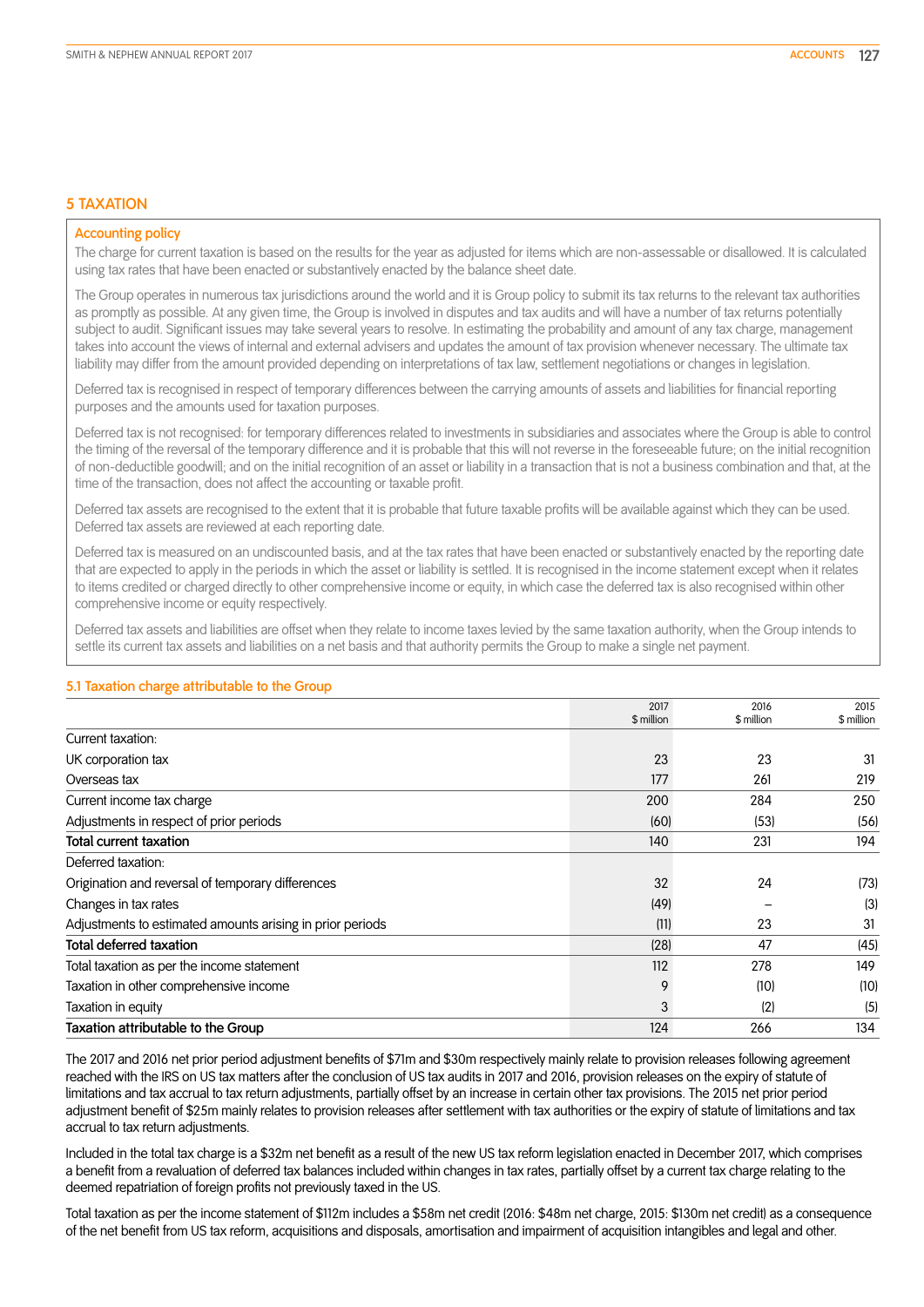## 5 TAXATION

### Accounting policy

The charge for current taxation is based on the results for the year as adjusted for items which are non-assessable or disallowed. It is calculated using tax rates that have been enacted or substantively enacted by the balance sheet date.

The Group operates in numerous tax jurisdictions around the world and it is Group policy to submit its tax returns to the relevant tax authorities as promptly as possible. At any given time, the Group is involved in disputes and tax audits and will have a number of tax returns potentially subject to audit. Significant issues may take several years to resolve. In estimating the probability and amount of any tax charge, management takes into account the views of internal and external advisers and updates the amount of tax provision whenever necessary. The ultimate tax liability may differ from the amount provided depending on interpretations of tax law, settlement negotiations or changes in legislation.

Deferred tax is recognised in respect of temporary differences between the carrying amounts of assets and liabilities for financial reporting purposes and the amounts used for taxation purposes.

Deferred tax is not recognised: for temporary differences related to investments in subsidiaries and associates where the Group is able to control the timing of the reversal of the temporary difference and it is probable that this will not reverse in the foreseeable future; on the initial recognition of non-deductible goodwill; and on the initial recognition of an asset or liability in a transaction that is not a business combination and that, at the time of the transaction, does not affect the accounting or taxable profit.

Deferred tax assets are recognised to the extent that it is probable that future taxable profits will be available against which they can be used. Deferred tax assets are reviewed at each reporting date.

Deferred tax is measured on an undiscounted basis, and at the tax rates that have been enacted or substantively enacted by the reporting date that are expected to apply in the periods in which the asset or liability is settled. It is recognised in the income statement except when it relates to items credited or charged directly to other comprehensive income or equity, in which case the deferred tax is also recognised within other comprehensive income or equity respectively.

Deferred tax assets and liabilities are offset when they relate to income taxes levied by the same taxation authority, when the Group intends to settle its current tax assets and liabilities on a net basis and that authority permits the Group to make a single net payment.

### 5.1 Taxation charge attributable to the Group

| | 2017 $ million | 2016 $ million | 2015 $ million |
|---|---|---|---|
| Current taxation: | | | |
| UK corporation tax | 23 | 23 | 31 |
| Overseas tax | 177 | 261 | 219 |
| Current income tax charge | 200 | 284 | 250 |
| Adjustments in respect of prior periods | (60) | (53) | (56) |
| **Total current taxation** | 140 | 231 | 194 |
| Deferred taxation: | | | |
| Origination and reversal of temporary differences | 32 | 24 | (73) |
| Changes in tax rates | (49) | – | (3) |
| Adjustments to estimated amounts arising in prior periods | (11) | 23 | 31 |
| **Total deferred taxation** | (28) | 47 | (45) |
| Total taxation as per the income statement | 112 | 278 | 149 |
| Taxation in other comprehensive income | 9 | (10) | (10) |
| Taxation in equity | 3 | (2) | (5) |
| **Taxation attributable to the Group** | 124 | 266 | 134 |

The 2017 and 2016 net prior period adjustment benefits of $71m and $30m respectively mainly relate to provision releases following agreement reached with the IRS on US tax matters after the conclusion of US tax audits in 2017 and 2016, provision releases on the expiry of statute of limitations and tax accrual to tax return adjustments, partially offset by an increase in certain other tax provisions. The 2015 net prior period adjustment benefit of $25m mainly relates to provision releases after settlement with tax authorities or the expiry of statute of limitations and tax accrual to tax return adjustments.

Included in the total tax charge is a $32m net benefit as a result of the new US tax reform legislation enacted in December 2017, which comprises a benefit from a revaluation of deferred tax balances included within changes in tax rates, partially offset by a current tax charge relating to the deemed repatriation of foreign profits not previously taxed in the US.

Total taxation as per the income statement of $112m includes a $58m net credit (2016: $48m net charge, 2015: $130m net credit) as a consequence of the net benefit from US tax reform, acquisitions and disposals, amortisation and impairment of acquisition intangibles and legal and other.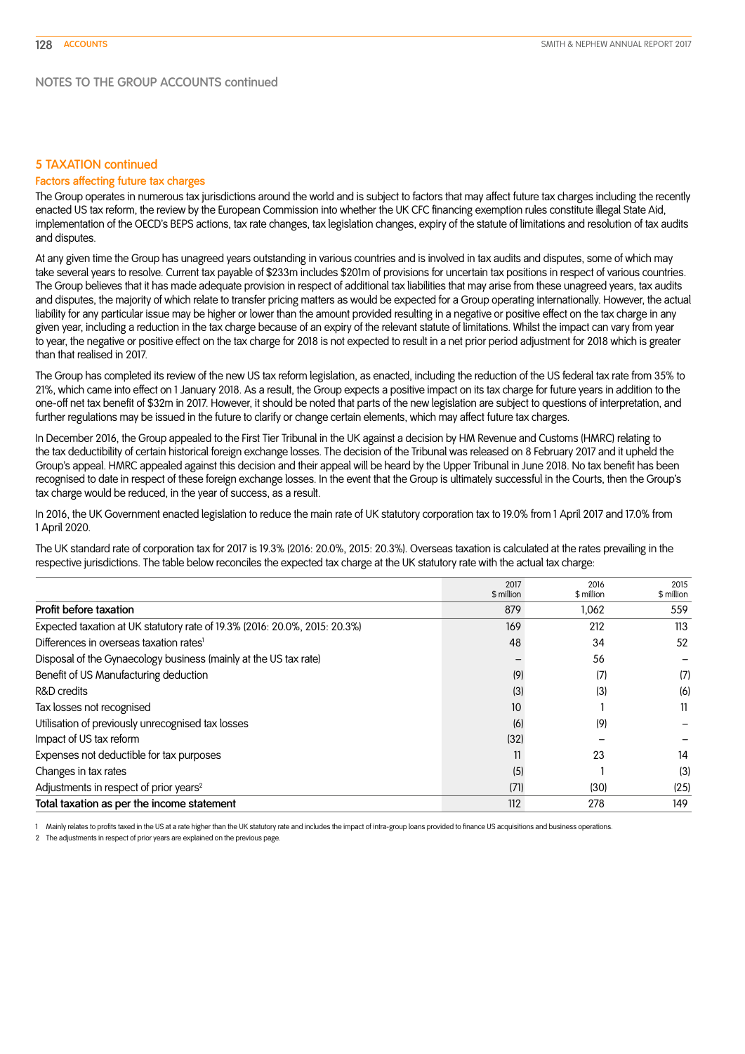## NOTES TO THE GROUP ACCOUNTS continued

### 5 TAXATION continued

#### Factors affecting future tax charges

The Group operates in numerous tax jurisdictions around the world and is subject to factors that may affect future tax charges including the recently enacted US tax reform, the review by the European Commission into whether the UK CFC financing exemption rules constitute illegal State Aid, implementation of the OECD's BEPS actions, tax rate changes, tax legislation changes, expiry of the statute of limitations and resolution of tax audits and disputes.

At any given time the Group has unagreed years outstanding in various countries and is involved in tax audits and disputes, some of which may take several years to resolve. Current tax payable of $233m includes $201m of provisions for uncertain tax positions in respect of various countries. The Group believes that it has made adequate provision in respect of additional tax liabilities that may arise from these unagreed years, tax audits and disputes, the majority of which relate to transfer pricing matters as would be expected for a Group operating internationally. However, the actual liability for any particular issue may be higher or lower than the amount provided resulting in a negative or positive effect on the tax charge in any given year, including a reduction in the tax charge because of an expiry of the relevant statute of limitations. Whilst the impact can vary from year to year, the negative or positive effect on the tax charge for 2018 is not expected to result in a net prior period adjustment for 2018 which is greater than that realised in 2017.

The Group has completed its review of the new US tax reform legislation, as enacted, including the reduction of the US federal tax rate from 35% to 21%, which came into effect on 1 January 2018. As a result, the Group expects a positive impact on its tax charge for future years in addition to the one-off net tax benefit of $32m in 2017. However, it should be noted that parts of the new legislation are subject to questions of interpretation, and further regulations may be issued in the future to clarify or change certain elements, which may affect future tax charges.

In December 2016, the Group appealed to the First Tier Tribunal in the UK against a decision by HM Revenue and Customs (HMRC) relating to the tax deductibility of certain historical foreign exchange losses. The decision of the Tribunal was released on 8 February 2017 and it upheld the Group's appeal. HMRC appealed against this decision and their appeal will be heard by the Upper Tribunal in June 2018. No tax benefit has been recognised to date in respect of these foreign exchange losses. In the event that the Group is ultimately successful in the Courts, then the Group's tax charge would be reduced, in the year of success, as a result.

In 2016, the UK Government enacted legislation to reduce the main rate of UK statutory corporation tax to 19.0% from 1 April 2017 and 17.0% from 1 April 2020.

The UK standard rate of corporation tax for 2017 is 19.3% (2016: 20.0%, 2015: 20.3%). Overseas taxation is calculated at the rates prevailing in the respective jurisdictions. The table below reconciles the expected tax charge at the UK statutory rate with the actual tax charge:

| | 2017 $ million | 2016 $ million | 2015 $ million |
|---|---|---|---|
| **Profit before taxation** | 879 | 1,062 | 559 |
| Expected taxation at UK statutory rate of 19.3% (2016: 20.0%, 2015: 20.3%) | 169 | 212 | 113 |
| Differences in overseas taxation rates[1] | 48 | 34 | 52 |
| Disposal of the Gynaecology business (mainly at the US tax rate) | – | 56 | – |
| Benefit of US Manufacturing deduction | (9) | (7) | (7) |
| R&D credits | (3) | (3) | (6) |
| Tax losses not recognised | 10 | 1 | 11 |
| Utilisation of previously unrecognised tax losses | (6) | (9) | – |
| Impact of US tax reform | (32) | – | – |
| Expenses not deductible for tax purposes | 11 | 23 | 14 |
| Changes in tax rates | (5) | 1 | (3) |
| Adjustments in respect of prior years[2] | (71) | (30) | (25) |
| **Total taxation as per the income statement** | 112 | 278 | 149 |

1 Mainly relates to profits taxed in the US at a rate higher than the UK statutory rate and includes the impact of intra-group loans provided to finance US acquisitions and business operations.

2 The adjustments in respect of prior years are explained on the previous page.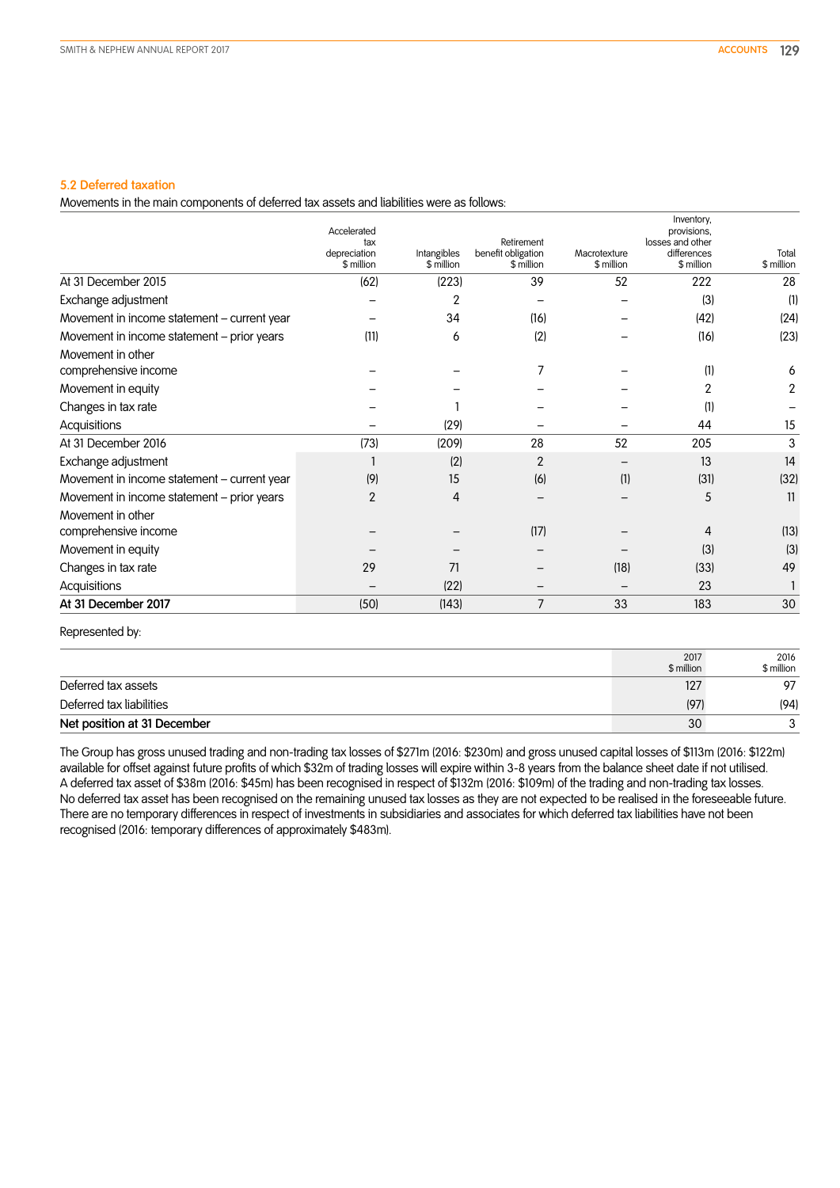## 5.2 Deferred taxation

Movements in the main components of deferred tax assets and liabilities were as follows:

| | Accelerated tax depreciation $ million | Intangibles $ million | Retirement benefit obligation $ million | Macrotexture $ million | Inventory, provisions, losses and other differences $ million | Total $ million |
|---|---|---|---|---|---|---|
| At 31 December 2015 | (62) | (223) | 39 | 52 | 222 | 28 |
| Exchange adjustment | – | 2 | – | – | (3) | (1) |
| Movement in income statement – current year | – | 34 | (16) | – | (42) | (24) |
| Movement in income statement – prior years | (11) | 6 | (2) | – | (16) | (23) |
| Movement in other comprehensive income | – | – | 7 | – | (1) | 6 |
| Movement in equity | – | – | – | – | 2 | 2 |
| Changes in tax rate | – | 1 | – | – | (1) | – |
| Acquisitions | – | (29) | – | – | 44 | 15 |
| At 31 December 2016 | (73) | (209) | 28 | 52 | 205 | 3 |
| Exchange adjustment | 1 | (2) | 2 | – | 13 | 14 |
| Movement in income statement – current year | (9) | 15 | (6) | (1) | (31) | (32) |
| Movement in income statement – prior years | 2 | 4 | – | – | 5 | 11 |
| Movement in other comprehensive income | – | – | (17) | – | 4 | (13) |
| Movement in equity | – | – | – | – | (3) | (3) |
| Changes in tax rate | 29 | 71 | – | (18) | (33) | 49 |
| Acquisitions | – | (22) | – | – | 23 | 1 |
| **At 31 December 2017** | (50) | (143) | 7 | 33 | 183 | 30 |

Represented by:

| | 2017 $ million | 2016 $ million |
|---|---|---|
| Deferred tax assets | 127 | 97 |
| Deferred tax liabilities | (97) | (94) |
| **Net position at 31 December** | 30 | 3 |

The Group has gross unused trading and non-trading tax losses of $271m (2016: $230m) and gross unused capital losses of $113m (2016: $122m) available for offset against future profits of which $32m of trading losses will expire within 3-8 years from the balance sheet date if not utilised. A deferred tax asset of $38m (2016: $45m) has been recognised in respect of $132m (2016: $109m) of the trading and non-trading tax losses. No deferred tax asset has been recognised on the remaining unused tax losses as they are not expected to be realised in the foreseeable future. There are no temporary differences in respect of investments in subsidiaries and associates for which deferred tax liabilities have not been recognised (2016: temporary differences of approximately $483m).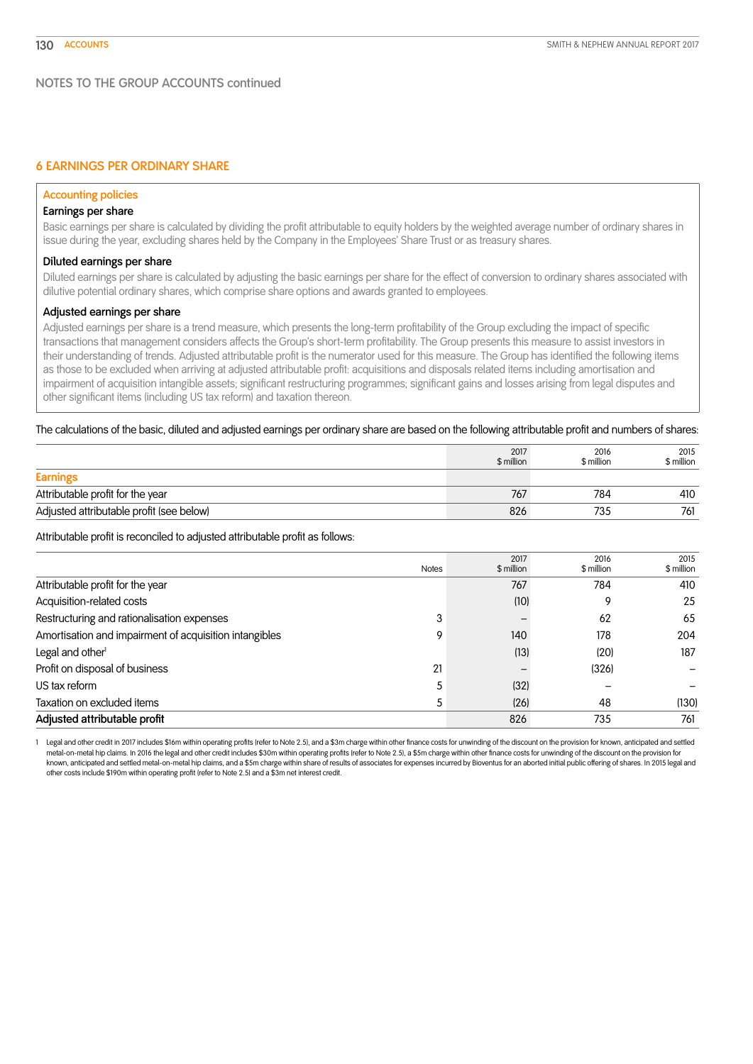NOTES TO THE GROUP ACCOUNTS continued

## 6 EARNINGS PER ORDINARY SHARE

### Accounting policies

**Earnings per share**

Basic earnings per share is calculated by dividing the profit attributable to equity holders by the weighted average number of ordinary shares in issue during the year, excluding shares held by the Company in the Employees' Share Trust or as treasury shares.

**Diluted earnings per share**

Diluted earnings per share is calculated by adjusting the basic earnings per share for the effect of conversion to ordinary shares associated with dilutive potential ordinary shares, which comprise share options and awards granted to employees.

**Adjusted earnings per share**

Adjusted earnings per share is a trend measure, which presents the long-term profitability of the Group excluding the impact of specific transactions that management considers affects the Group's short-term profitability. The Group presents this measure to assist investors in their understanding of trends. Adjusted attributable profit is the numerator used for this measure. The Group has identified the following items as those to be excluded when arriving at adjusted attributable profit: acquisitions and disposals related items including amortisation and impairment of acquisition intangible assets; significant restructuring programmes; significant gains and losses arising from legal disputes and other significant items (including US tax reform) and taxation thereon.

The calculations of the basic, diluted and adjusted earnings per ordinary share are based on the following attributable profit and numbers of shares:

| | 2017 $ million | 2016 $ million | 2015 $ million |
|---|---|---|---|
| **Earnings** | | | |
| Attributable profit for the year | 767 | 784 | 410 |
| Adjusted attributable profit (see below) | 826 | 735 | 761 |

Attributable profit is reconciled to adjusted attributable profit as follows:

| | Notes | 2017 $ million | 2016 $ million | 2015 $ million |
|---|---|---|---|---|
| Attributable profit for the year | | 767 | 784 | 410 |
| Acquisition-related costs | | (10) | 9 | 25 |
| Restructuring and rationalisation expenses | 3 | – | 62 | 65 |
| Amortisation and impairment of acquisition intangibles | 9 | 140 | 178 | 204 |
| Legal and other[1] | | (13) | (20) | 187 |
| Profit on disposal of business | 21 | – | (326) | – |
| US tax reform | 5 | (32) | – | – |
| Taxation on excluded items | 5 | (26) | 48 | (130) |
| **Adjusted attributable profit** | | 826 | 735 | 761 |

1 Legal and other credit in 2017 includes $16m within operating profits (refer to Note 2.5), and a $3m charge within other finance costs for unwinding of the discount on the provision for known, anticipated and settled metal-on-metal hip claims. In 2016 the legal and other credit includes $30m within operating profits (refer to Note 2.5), a $5m charge within other finance costs for unwinding of the discount on the provision for known, anticipated and settled metal-on-metal hip claims, and a $5m charge within share of results of associates for expenses incurred by Bioventus for an aborted initial public offering of shares. In 2015 legal and other costs include $190m within operating profit (refer to Note 2.5) and a $3m net interest credit.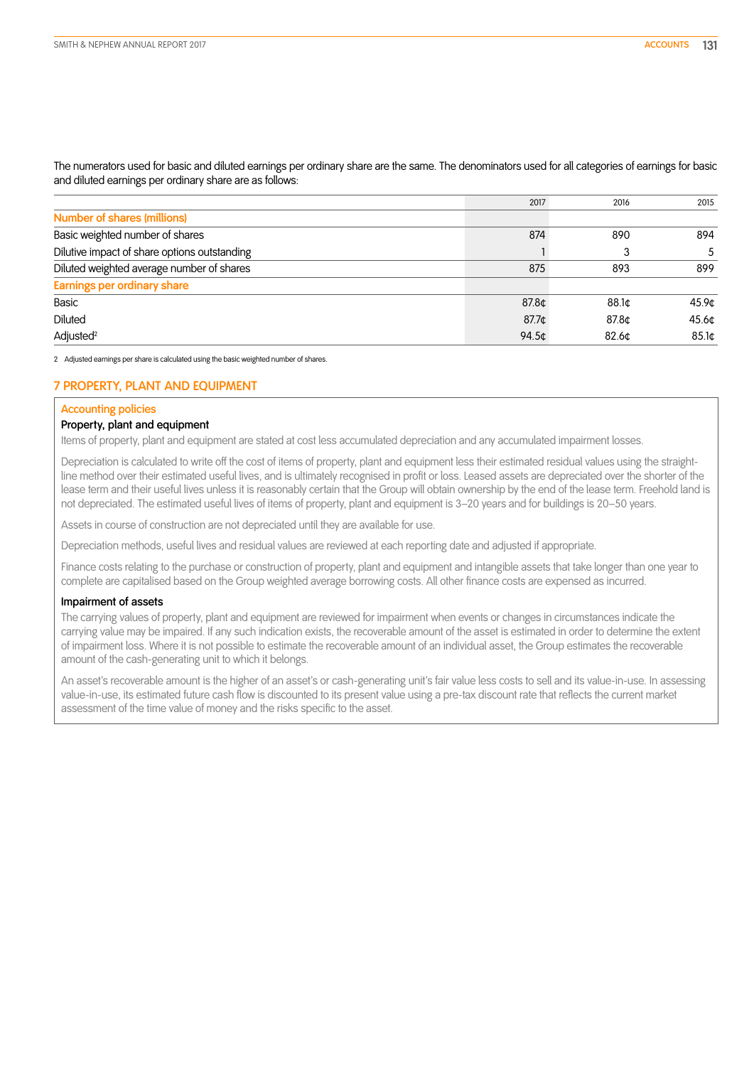The numerators used for basic and diluted earnings per ordinary share are the same. The denominators used for all categories of earnings for basic and diluted earnings per ordinary share are as follows:

| | 2017 | 2016 | 2015 |
|---|---|---|---|
| **Number of shares (millions)** | | | |
| Basic weighted number of shares | 874 | 890 | 894 |
| Dilutive impact of share options outstanding | 1 | 3 | 5 |
| Diluted weighted average number of shares | 875 | 893 | 899 |
| **Earnings per ordinary share** | | | |
| Basic | 87.8¢ | 88.1¢ | 45.9¢ |
| Diluted | 87.7¢ | 87.8¢ | 45.6¢ |
| Adjusted[2] | 94.5¢ | 82.6¢ | 85.1¢ |

2 Adjusted earnings per share is calculated using the basic weighted number of shares.

## 7 PROPERTY, PLANT AND EQUIPMENT

### Accounting policies

#### Property, plant and equipment

Items of property, plant and equipment are stated at cost less accumulated depreciation and any accumulated impairment losses.

Depreciation is calculated to write off the cost of items of property, plant and equipment less their estimated residual values using the straight-line method over their estimated useful lives, and is ultimately recognised in profit or loss. Leased assets are depreciated over the shorter of the lease term and their useful lives unless it is reasonably certain that the Group will obtain ownership by the end of the lease term. Freehold land is not depreciated. The estimated useful lives of items of property, plant and equipment is 3–20 years and for buildings is 20–50 years.

Assets in course of construction are not depreciated until they are available for use.

Depreciation methods, useful lives and residual values are reviewed at each reporting date and adjusted if appropriate.

Finance costs relating to the purchase or construction of property, plant and equipment and intangible assets that take longer than one year to complete are capitalised based on the Group weighted average borrowing costs. All other finance costs are expensed as incurred.

#### Impairment of assets

The carrying values of property, plant and equipment are reviewed for impairment when events or changes in circumstances indicate the carrying value may be impaired. If any such indication exists, the recoverable amount of the asset is estimated in order to determine the extent of impairment loss. Where it is not possible to estimate the recoverable amount of an individual asset, the Group estimates the recoverable amount of the cash-generating unit to which it belongs.

An asset's recoverable amount is the higher of an asset's or cash-generating unit's fair value less costs to sell and its value-in-use. In assessing value-in-use, its estimated future cash flow is discounted to its present value using a pre-tax discount rate that reflects the current market assessment of the time value of money and the risks specific to the asset.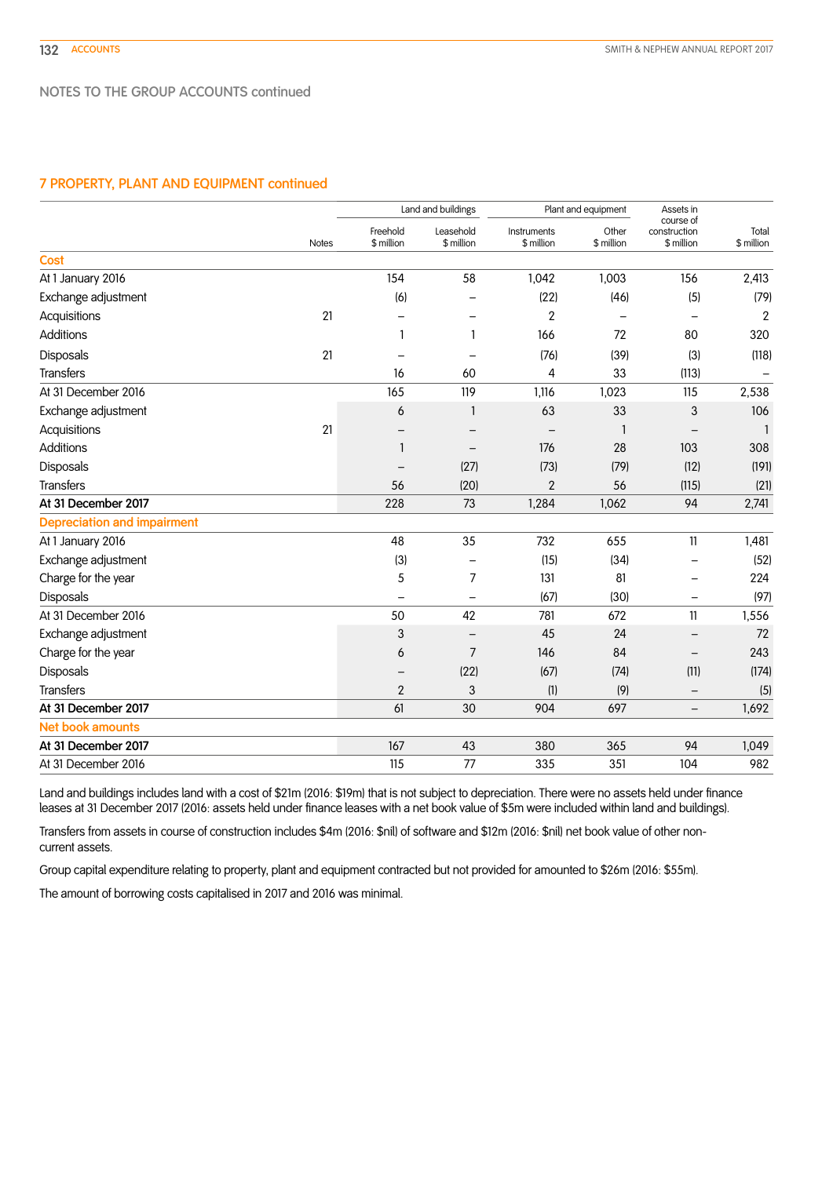NOTES TO THE GROUP ACCOUNTS continued

## 7 PROPERTY, PLANT AND EQUIPMENT continued

| | Notes | Land and buildings | | Plant and equipment | | Assets in course of construction | |
|---|---|---|---|---|---|---|---|
| | | Freehold $ million | Leasehold $ million | Instruments $ million | Other $ million | $ million | Total $ million |
| **Cost** | | | | | | | |
| At 1 January 2016 | | 154 | 58 | 1,042 | 1,003 | 156 | 2,413 |
| Exchange adjustment | | (6) | – | (22) | (46) | (5) | (79) |
| Acquisitions | 21 | – | – | 2 | – | – | 2 |
| Additions | | 1 | 1 | 166 | 72 | 80 | 320 |
| Disposals | 21 | – | – | (76) | (39) | (3) | (118) |
| Transfers | | 16 | 60 | 4 | 33 | (113) | – |
| At 31 December 2016 | | 165 | 119 | 1,116 | 1,023 | 115 | 2,538 |
| Exchange adjustment | | 6 | 1 | 63 | 33 | 3 | 106 |
| Acquisitions | 21 | – | – | – | 1 | – | 1 |
| Additions | | 1 | – | 176 | 28 | 103 | 308 |
| Disposals | | – | (27) | (73) | (79) | (12) | (191) |
| Transfers | | 56 | (20) | 2 | 56 | (115) | (21) |
| **At 31 December 2017** | | 228 | 73 | 1,284 | 1,062 | 94 | 2,741 |
| **Depreciation and impairment** | | | | | | | |
| At 1 January 2016 | | 48 | 35 | 732 | 655 | 11 | 1,481 |
| Exchange adjustment | | (3) | – | (15) | (34) | – | (52) |
| Charge for the year | | 5 | 7 | 131 | 81 | – | 224 |
| Disposals | | – | – | (67) | (30) | – | (97) |
| At 31 December 2016 | | 50 | 42 | 781 | 672 | 11 | 1,556 |
| Exchange adjustment | | 3 | – | 45 | 24 | – | 72 |
| Charge for the year | | 6 | 7 | 146 | 84 | – | 243 |
| Disposals | | – | (22) | (67) | (74) | (11) | (174) |
| Transfers | | 2 | 3 | (1) | (9) | – | (5) |
| **At 31 December 2017** | | 61 | 30 | 904 | 697 | – | 1,692 |
| **Net book amounts** | | | | | | | |
| **At 31 December 2017** | | 167 | 43 | 380 | 365 | 94 | 1,049 |
| At 31 December 2016 | | 115 | 77 | 335 | 351 | 104 | 982 |

Land and buildings includes land with a cost of $21m (2016: $19m) that is not subject to depreciation. There were no assets held under finance leases at 31 December 2017 (2016: assets held under finance leases with a net book value of $5m were included within land and buildings).

Transfers from assets in course of construction includes $4m (2016: $nil) of software and $12m (2016: $nil) net book value of other non-current assets.

Group capital expenditure relating to property, plant and equipment contracted but not provided for amounted to $26m (2016: $55m).

The amount of borrowing costs capitalised in 2017 and 2016 was minimal.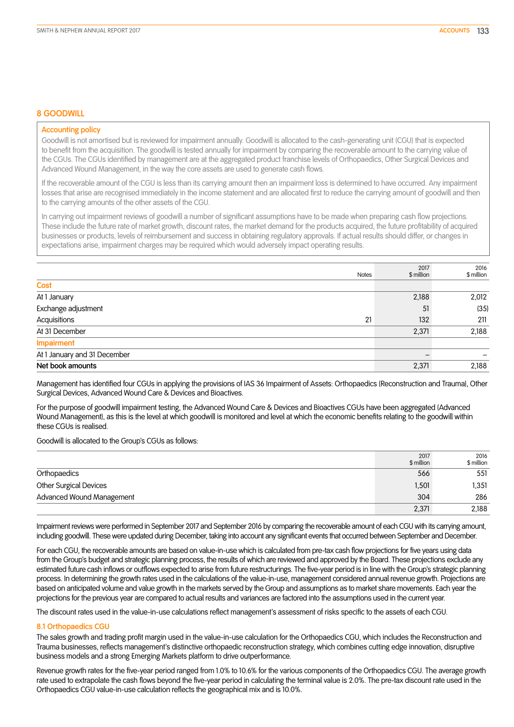## 8 GOODWILL

### Accounting policy

Goodwill is not amortised but is reviewed for impairment annually. Goodwill is allocated to the cash-generating unit (CGU) that is expected to benefit from the acquisition. The goodwill is tested annually for impairment by comparing the recoverable amount to the carrying value of the CGUs. The CGUs identified by management are at the aggregated product franchise levels of Orthopaedics, Other Surgical Devices and Advanced Wound Management, in the way the core assets are used to generate cash flows.

If the recoverable amount of the CGU is less than its carrying amount then an impairment loss is determined to have occurred. Any impairment losses that arise are recognised immediately in the income statement and are allocated first to reduce the carrying amount of goodwill and then to the carrying amounts of the other assets of the CGU.

In carrying out impairment reviews of goodwill a number of significant assumptions have to be made when preparing cash flow projections. These include the future rate of market growth, discount rates, the market demand for the products acquired, the future profitability of acquired businesses or products, levels of reimbursement and success in obtaining regulatory approvals. If actual results should differ, or changes in expectations arise, impairment charges may be required which would adversely impact operating results.

| | Notes | 2017 $ million | 2016 $ million |
|---|---|---|---|
| **Cost** | | | |
| At 1 January | | 2,188 | 2,012 |
| Exchange adjustment | | 51 | (35) |
| Acquisitions | 21 | 132 | 211 |
| At 31 December | | 2,371 | 2,188 |
| **Impairment** | | | |
| At 1 January and 31 December | | – | – |
| **Net book amounts** | | 2,371 | 2,188 |

Management has identified four CGUs in applying the provisions of IAS 36 Impairment of Assets: Orthopaedics (Reconstruction and Trauma), Other Surgical Devices, Advanced Wound Care & Devices and Bioactives.

For the purpose of goodwill impairment testing, the Advanced Wound Care & Devices and Bioactives CGUs have been aggregated (Advanced Wound Management), as this is the level at which goodwill is monitored and level at which the economic benefits relating to the goodwill within these CGUs is realised.

Goodwill is allocated to the Group's CGUs as follows:

| | 2017 $ million | 2016 $ million |
|---|---|---|
| Orthopaedics | 566 | 551 |
| Other Surgical Devices | 1,501 | 1,351 |
| Advanced Wound Management | 304 | 286 |
| | 2,371 | 2,188 |

Impairment reviews were performed in September 2017 and September 2016 by comparing the recoverable amount of each CGU with its carrying amount, including goodwill. These were updated during December, taking into account any significant events that occurred between September and December.

For each CGU, the recoverable amounts are based on value-in-use which is calculated from pre-tax cash flow projections for five years using data from the Group's budget and strategic planning process, the results of which are reviewed and approved by the Board. These projections exclude any estimated future cash inflows or outflows expected to arise from future restructurings. The five-year period is in line with the Group's strategic planning process. In determining the growth rates used in the calculations of the value-in-use, management considered annual revenue growth. Projections are based on anticipated volume and value growth in the markets served by the Group and assumptions as to market share movements. Each year the projections for the previous year are compared to actual results and variances are factored into the assumptions used in the current year.

The discount rates used in the value-in-use calculations reflect management's assessment of risks specific to the assets of each CGU.

### 8.1 Orthopaedics CGU

The sales growth and trading profit margin used in the value-in-use calculation for the Orthopaedics CGU, which includes the Reconstruction and Trauma businesses, reflects management's distinctive orthopaedic reconstruction strategy, which combines cutting edge innovation, disruptive business models and a strong Emerging Markets platform to drive outperformance.

Revenue growth rates for the five-year period ranged from 1.0% to 10.6% for the various components of the Orthopaedics CGU. The average growth rate used to extrapolate the cash flows beyond the five-year period in calculating the terminal value is 2.0%. The pre-tax discount rate used in the Orthopaedics CGU value-in-use calculation reflects the geographical mix and is 10.0%.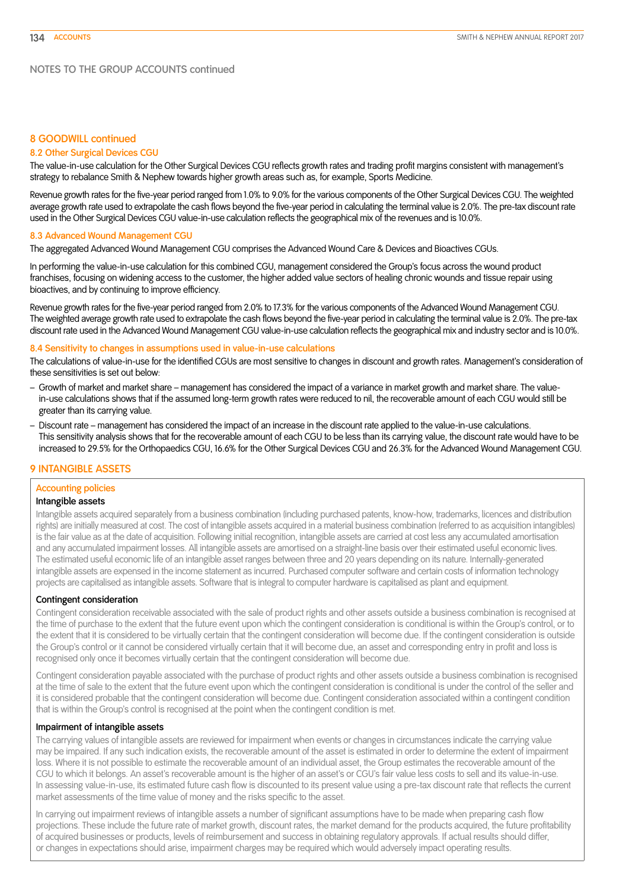## NOTES TO THE GROUP ACCOUNTS continued

## 8 GOODWILL continued

### 8.2 Other Surgical Devices CGU

The value-in-use calculation for the Other Surgical Devices CGU reflects growth rates and trading profit margins consistent with management's strategy to rebalance Smith & Nephew towards higher growth areas such as, for example, Sports Medicine.

Revenue growth rates for the five-year period ranged from 1.0% to 9.0% for the various components of the Other Surgical Devices CGU. The weighted average growth rate used to extrapolate the cash flows beyond the five-year period in calculating the terminal value is 2.0%. The pre-tax discount rate used in the Other Surgical Devices CGU value-in-use calculation reflects the geographical mix of the revenues and is 10.0%.

### 8.3 Advanced Wound Management CGU

The aggregated Advanced Wound Management CGU comprises the Advanced Wound Care & Devices and Bioactives CGUs.

In performing the value-in-use calculation for this combined CGU, management considered the Group's focus across the wound product franchises, focusing on widening access to the customer, the higher added value sectors of healing chronic wounds and tissue repair using bioactives, and by continuing to improve efficiency.

Revenue growth rates for the five-year period ranged from 2.0% to 17.3% for the various components of the Advanced Wound Management CGU. The weighted average growth rate used to extrapolate the cash flows beyond the five-year period in calculating the terminal value is 2.0%. The pre-tax discount rate used in the Advanced Wound Management CGU value-in-use calculation reflects the geographical mix and industry sector and is 10.0%.

### 8.4 Sensitivity to changes in assumptions used in value-in-use calculations

The calculations of value-in-use for the identified CGUs are most sensitive to changes in discount and growth rates. Management's consideration of these sensitivities is set out below:

- Growth of market and market share – management has considered the impact of a variance in market growth and market share. The value-in-use calculations shows that if the assumed long-term growth rates were reduced to nil, the recoverable amount of each CGU would still be greater than its carrying value.
- Discount rate – management has considered the impact of an increase in the discount rate applied to the value-in-use calculations. This sensitivity analysis shows that for the recoverable amount of each CGU to be less than its carrying value, the discount rate would have to be increased to 29.5% for the Orthopaedics CGU, 16.6% for the Other Surgical Devices CGU and 26.3% for the Advanced Wound Management CGU.

## 9 INTANGIBLE ASSETS

### Accounting policies

#### Intangible assets

Intangible assets acquired separately from a business combination (including purchased patents, know-how, trademarks, licences and distribution rights) are initially measured at cost. The cost of intangible assets acquired in a material business combination (referred to as acquisition intangibles) is the fair value as at the date of acquisition. Following initial recognition, intangible assets are carried at cost less any accumulated amortisation and any accumulated impairment losses. All intangible assets are amortised on a straight-line basis over their estimated useful economic lives. The estimated useful economic life of an intangible asset ranges between three and 20 years depending on its nature. Internally-generated intangible assets are expensed in the income statement as incurred. Purchased computer software and certain costs of information technology projects are capitalised as intangible assets. Software that is integral to computer hardware is capitalised as plant and equipment.

#### Contingent consideration

Contingent consideration receivable associated with the sale of product rights and other assets outside a business combination is recognised at the time of purchase to the extent that the future event upon which the contingent consideration is conditional is within the Group's control, or to the extent that it is considered to be virtually certain that the contingent consideration will become due. If the contingent consideration is outside the Group's control or it cannot be considered virtually certain that it will become due, an asset and corresponding entry in profit and loss is recognised only once it becomes virtually certain that the contingent consideration will become due.

Contingent consideration payable associated with the purchase of product rights and other assets outside a business combination is recognised at the time of sale to the extent that the future event upon which the contingent consideration is conditional is under the control of the seller and it is considered probable that the contingent consideration will become due. Contingent consideration associated within a contingent condition that is within the Group's control is recognised at the point when the contingent condition is met.

#### Impairment of intangible assets

The carrying values of intangible assets are reviewed for impairment when events or changes in circumstances indicate the carrying value may be impaired. If any such indication exists, the recoverable amount of the asset is estimated in order to determine the extent of impairment loss. Where it is not possible to estimate the recoverable amount of an individual asset, the Group estimates the recoverable amount of the CGU to which it belongs. An asset's recoverable amount is the higher of an asset's or CGU's fair value less costs to sell and its value-in-use. In assessing value-in-use, its estimated future cash flow is discounted to its present value using a pre-tax discount rate that reflects the current market assessments of the time value of money and the risks specific to the asset.

In carrying out impairment reviews of intangible assets a number of significant assumptions have to be made when preparing cash flow projections. These include the future rate of market growth, discount rates, the market demand for the products acquired, the future profitability of acquired businesses or products, levels of reimbursement and success in obtaining regulatory approvals. If actual results should differ, or changes in expectations should arise, impairment charges may be required which would adversely impact operating results.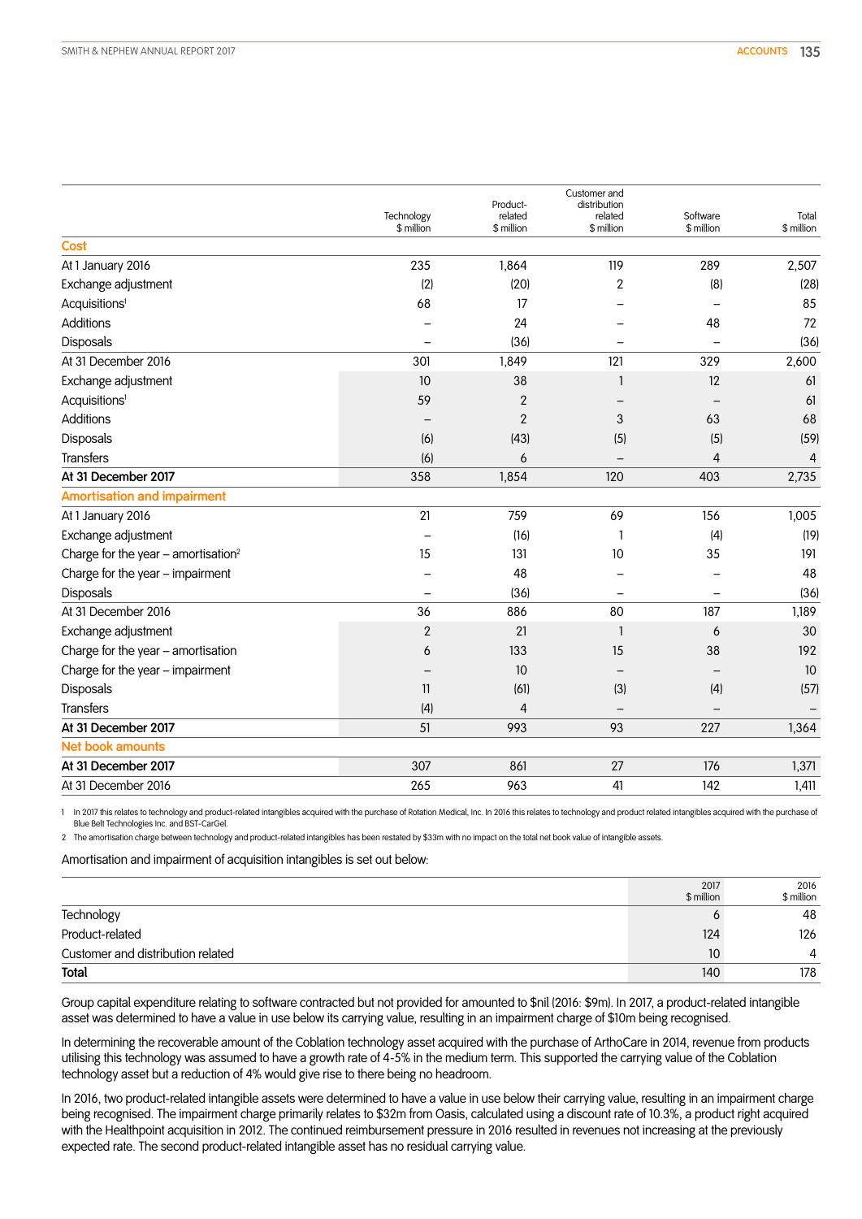| | Technology $ million | Product-related $ million | Customer and distribution related $ million | Software $ million | Total $ million |
|---|---|---|---|---|---|
| **Cost** | | | | | |
| At 1 January 2016 | 235 | 1,864 | 119 | 289 | 2,507 |
| Exchange adjustment | (2) | (20) | 2 | (8) | (28) |
| Acquisitions[1] | 68 | 17 | – | – | 85 |
| Additions | – | 24 | – | 48 | 72 |
| Disposals | – | (36) | – | – | (36) |
| At 31 December 2016 | 301 | 1,849 | 121 | 329 | 2,600 |
| Exchange adjustment | 10 | 38 | 1 | 12 | 61 |
| Acquisitions[1] | 59 | 2 | – | – | 61 |
| Additions | – | 2 | 3 | 63 | 68 |
| Disposals | (6) | (43) | (5) | (5) | (59) |
| Transfers | (6) | 6 | – | 4 | 4 |
| **At 31 December 2017** | 358 | 1,854 | 120 | 403 | 2,735 |
| **Amortisation and impairment** | | | | | |
| At 1 January 2016 | 21 | 759 | 69 | 156 | 1,005 |
| Exchange adjustment | – | (16) | 1 | (4) | (19) |
| Charge for the year – amortisation[2] | 15 | 131 | 10 | 35 | 191 |
| Charge for the year – impairment | – | 48 | – | – | 48 |
| Disposals | – | (36) | – | – | (36) |
| At 31 December 2016 | 36 | 886 | 80 | 187 | 1,189 |
| Exchange adjustment | 2 | 21 | 1 | 6 | 30 |
| Charge for the year – amortisation | 6 | 133 | 15 | 38 | 192 |
| Charge for the year – impairment | – | 10 | – | – | 10 |
| Disposals | 11 | (61) | (3) | (4) | (57) |
| Transfers | (4) | 4 | – | – | – |
| **At 31 December 2017** | 51 | 993 | 93 | 227 | 1,364 |
| **Net book amounts** | | | | | |
| **At 31 December 2017** | 307 | 861 | 27 | 176 | 1,371 |
| At 31 December 2016 | 265 | 963 | 41 | 142 | 1,411 |

1 In 2017 this relates to technology and product-related intangibles acquired with the purchase of Rotation Medical, Inc. In 2016 this relates to technology and product related intangibles acquired with the purchase of Blue Belt Technologies Inc. and BST-CarGel.

2 The amortisation charge between technology and product-related intangibles has been restated by $33m with no impact on the total net book value of intangible assets.

Amortisation and impairment of acquisition intangibles is set out below:

| | 2017 $ million | 2016 $ million |
|---|---|---|
| Technology | 6 | 48 |
| Product-related | 124 | 126 |
| Customer and distribution related | 10 | 4 |
| **Total** | 140 | 178 |

Group capital expenditure relating to software contracted but not provided for amounted to $nil (2016: $9m). In 2017, a product-related intangible asset was determined to have a value in use below its carrying value, resulting in an impairment charge of $10m being recognised.

In determining the recoverable amount of the Coblation technology asset acquired with the purchase of ArthoCare in 2014, revenue from products utilising this technology was assumed to have a growth rate of 4-5% in the medium term. This supported the carrying value of the Coblation technology asset but a reduction of 4% would give rise to there being no headroom.

In 2016, two product-related intangible assets were determined to have a value in use below their carrying value, resulting in an impairment charge being recognised. The impairment charge primarily relates to $32m from Oasis, calculated using a discount rate of 10.3%, a product right acquired with the Healthpoint acquisition in 2012. The continued reimbursement pressure in 2016 resulted in revenues not increasing at the previously expected rate. The second product-related intangible asset has no residual carrying value.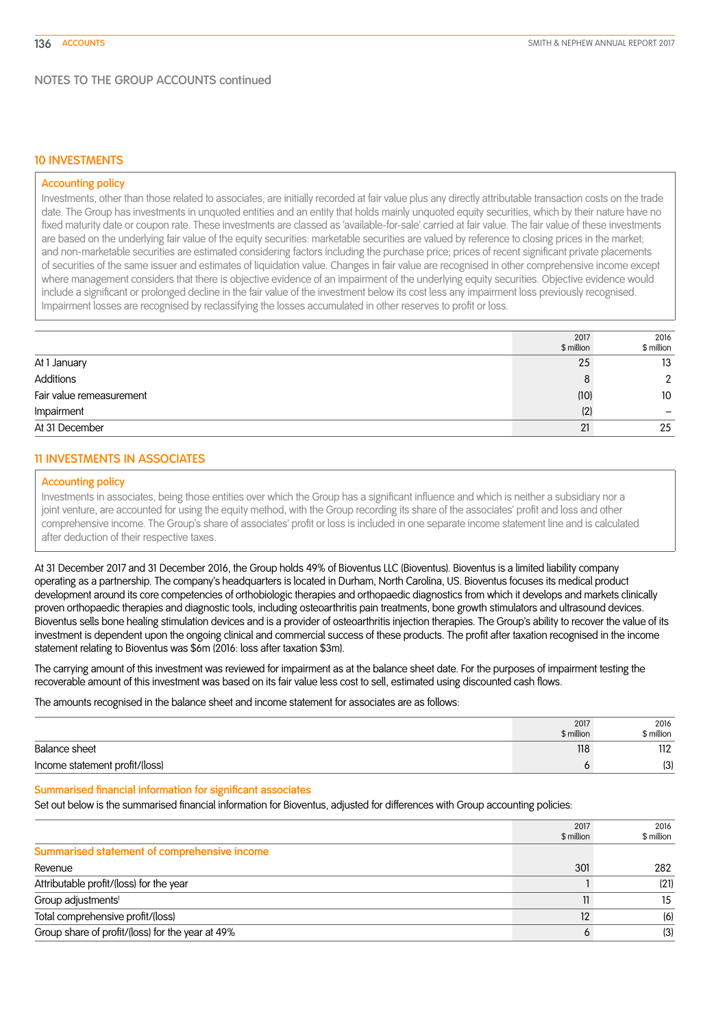## NOTES TO THE GROUP ACCOUNTS continued

### 10 INVESTMENTS

**Accounting policy**

Investments, other than those related to associates, are initially recorded at fair value plus any directly attributable transaction costs on the trade date. The Group has investments in unquoted entities and an entity that holds mainly unquoted equity securities, which by their nature have no fixed maturity date or coupon rate. These investments are classed as 'available-for-sale' carried at fair value. The fair value of these investments are based on the underlying fair value of the equity securities: marketable securities are valued by reference to closing prices in the market; and non-marketable securities are estimated considering factors including the purchase price; prices of recent significant private placements of securities of the same issuer and estimates of liquidation value. Changes in fair value are recognised in other comprehensive income except where management considers that there is objective evidence of an impairment of the underlying equity securities. Objective evidence would include a significant or prolonged decline in the fair value of the investment below its cost less any impairment loss previously recognised. Impairment losses are recognised by reclassifying the losses accumulated in other reserves to profit or loss.

| | 2017 $ million | 2016 $ million |
|---|---|---|
| At 1 January | 25 | 13 |
| Additions | 8 | 2 |
| Fair value remeasurement | (10) | 10 |
| Impairment | (2) | – |
| At 31 December | 21 | 25 |

### 11 INVESTMENTS IN ASSOCIATES

**Accounting policy**

Investments in associates, being those entities over which the Group has a significant influence and which is neither a subsidiary nor a joint venture, are accounted for using the equity method, with the Group recording its share of the associates' profit and loss and other comprehensive income. The Group's share of associates' profit or loss is included in one separate income statement line and is calculated after deduction of their respective taxes.

At 31 December 2017 and 31 December 2016, the Group holds 49% of Bioventus LLC (Bioventus). Bioventus is a limited liability company operating as a partnership. The company's headquarters is located in Durham, North Carolina, US. Bioventus focuses its medical product development around its core competencies of orthobiologic therapies and orthopaedic diagnostics from which it develops and markets clinically proven orthopaedic therapies and diagnostic tools, including osteoarthritis pain treatments, bone growth stimulators and ultrasound devices. Bioventus sells bone healing stimulation devices and is a provider of osteoarthritis injection therapies. The Group's ability to recover the value of its investment is dependent upon the ongoing clinical and commercial success of these products. The profit after taxation recognised in the income statement relating to Bioventus was $6m (2016: loss after taxation $3m).

The carrying amount of this investment was reviewed for impairment as at the balance sheet date. For the purposes of impairment testing the recoverable amount of this investment was based on its fair value less cost to sell, estimated using discounted cash flows.

The amounts recognised in the balance sheet and income statement for associates are as follows:

| | 2017 $ million | 2016 $ million |
|---|---|---|
| Balance sheet | 118 | 112 |
| Income statement profit/(loss) | 6 | (3) |

**Summarised financial information for significant associates**

Set out below is the summarised financial information for Bioventus, adjusted for differences with Group accounting policies:

| | 2017 $ million | 2016 $ million |
|---|---|---|
| **Summarised statement of comprehensive income** | | |
| Revenue | 301 | 282 |
| Attributable profit/(loss) for the year | 1 | (21) |
| Group adjustments[1] | 11 | 15 |
| Total comprehensive profit/(loss) | 12 | (6) |
| Group share of profit/(loss) for the year at 49% | 6 | (3) |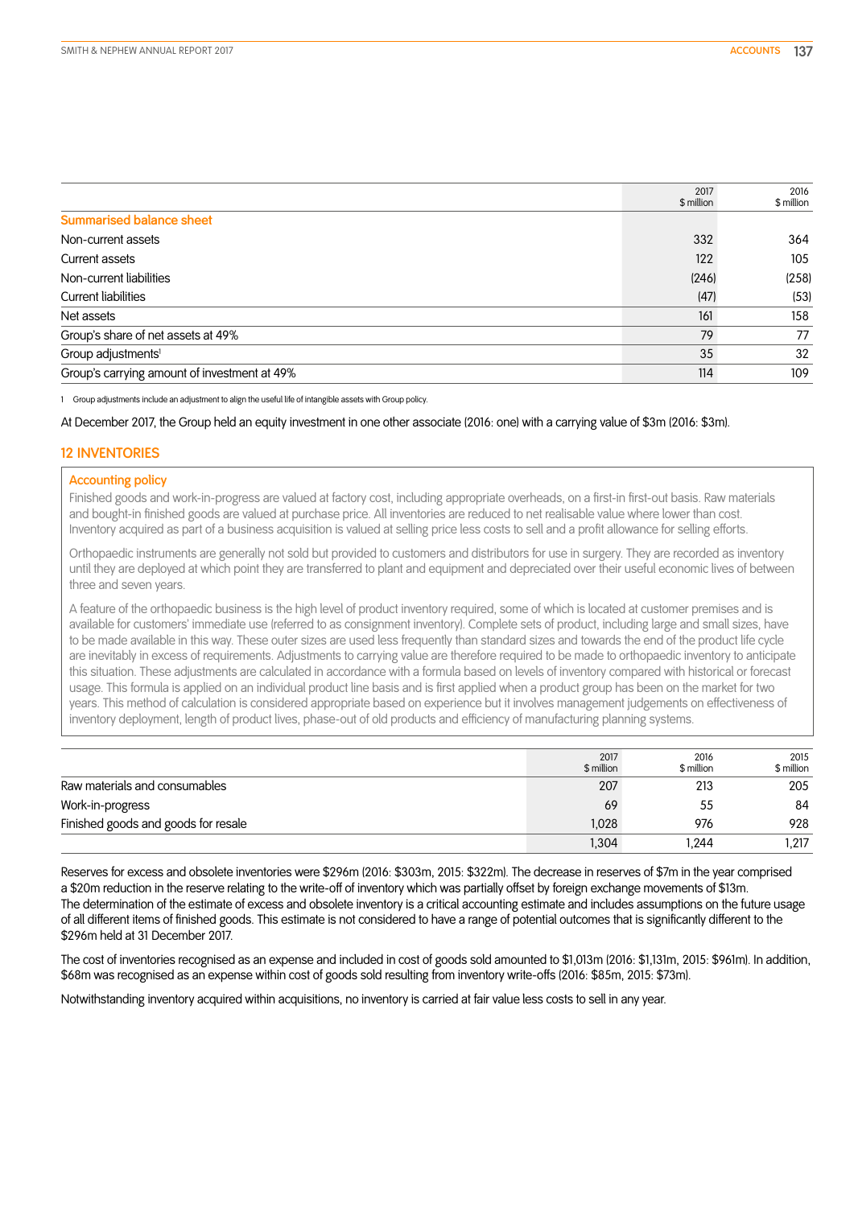|  | 2017<br>$ million | 2016<br>$ million |
|---|---|---|
| **Summarised balance sheet** | | |
| Non-current assets | 332 | 364 |
| Current assets | 122 | 105 |
| Non-current liabilities | (246) | (258) |
| Current liabilities | (47) | (53) |
| Net assets | 161 | 158 |
| Group's share of net assets at 49% | 79 | 77 |
| Group adjustments[1] | 35 | 32 |
| Group's carrying amount of investment at 49% | 114 | 109 |

1 Group adjustments include an adjustment to align the useful life of intangible assets with Group policy.

At December 2017, the Group held an equity investment in one other associate (2016: one) with a carrying value of $3m (2016: $3m).

## 12 INVENTORIES

### Accounting policy

Finished goods and work-in-progress are valued at factory cost, including appropriate overheads, on a first-in first-out basis. Raw materials and bought-in finished goods are valued at purchase price. All inventories are reduced to net realisable value where lower than cost. Inventory acquired as part of a business acquisition is valued at selling price less costs to sell and a profit allowance for selling efforts.

Orthopaedic instruments are generally not sold but provided to customers and distributors for use in surgery. They are recorded as inventory until they are deployed at which point they are transferred to plant and equipment and depreciated over their useful economic lives of between three and seven years.

A feature of the orthopaedic business is the high level of product inventory required, some of which is located at customer premises and is available for customers' immediate use (referred to as consignment inventory). Complete sets of product, including large and small sizes, have to be made available in this way. These outer sizes are used less frequently than standard sizes and towards the end of the product life cycle are inevitably in excess of requirements. Adjustments to carrying value are therefore required to be made to orthopaedic inventory to anticipate this situation. These adjustments are calculated in accordance with a formula based on levels of inventory compared with historical or forecast usage. This formula is applied on an individual product line basis and is first applied when a product group has been on the market for two years. This method of calculation is considered appropriate based on experience but it involves management judgements on effectiveness of inventory deployment, length of product lives, phase-out of old products and efficiency of manufacturing planning systems.

|  | 2017<br>$ million | 2016<br>$ million | 2015<br>$ million |
|---|---|---|---|
| Raw materials and consumables | 207 | 213 | 205 |
| Work-in-progress | 69 | 55 | 84 |
| Finished goods and goods for resale | 1,028 | 976 | 928 |
|  | 1,304 | 1,244 | 1,217 |

Reserves for excess and obsolete inventories were $296m (2016: $303m, 2015: $322m). The decrease in reserves of $7m in the year comprised a $20m reduction in the reserve relating to the write-off of inventory which was partially offset by foreign exchange movements of $13m. The determination of the estimate of excess and obsolete inventory is a critical accounting estimate and includes assumptions on the future usage of all different items of finished goods. This estimate is not considered to have a range of potential outcomes that is significantly different to the $296m held at 31 December 2017.

The cost of inventories recognised as an expense and included in cost of goods sold amounted to $1,013m (2016: $1,131m, 2015: $961m). In addition, $68m was recognised as an expense within cost of goods sold resulting from inventory write-offs (2016: $85m, 2015: $73m).

Notwithstanding inventory acquired within acquisitions, no inventory is carried at fair value less costs to sell in any year.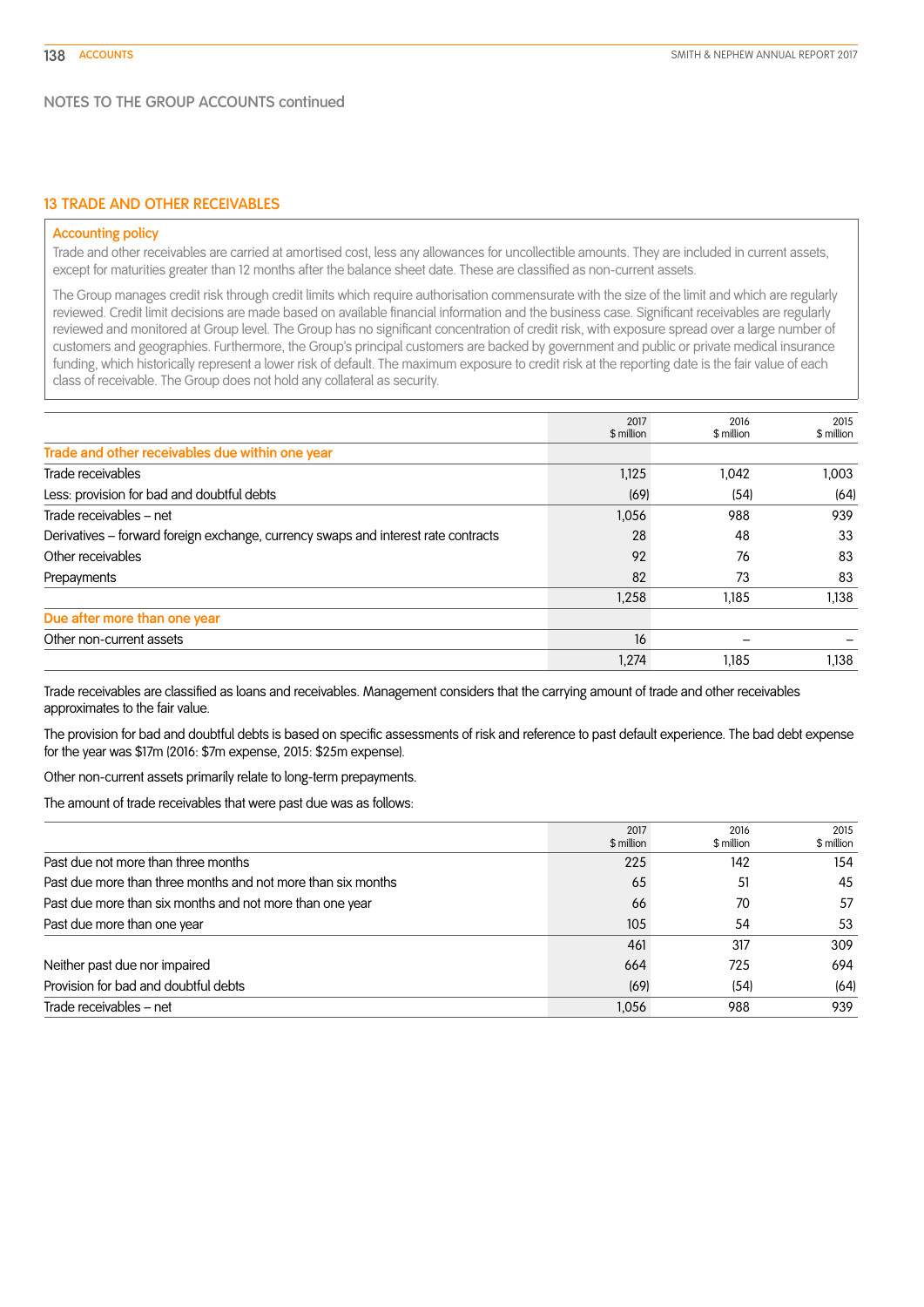NOTES TO THE GROUP ACCOUNTS continued

## 13 TRADE AND OTHER RECEIVABLES

### Accounting policy

Trade and other receivables are carried at amortised cost, less any allowances for uncollectible amounts. They are included in current assets, except for maturities greater than 12 months after the balance sheet date. These are classified as non-current assets.

The Group manages credit risk through credit limits which require authorisation commensurate with the size of the limit and which are regularly reviewed. Credit limit decisions are made based on available financial information and the business case. Significant receivables are regularly reviewed and monitored at Group level. The Group has no significant concentration of credit risk, with exposure spread over a large number of customers and geographies. Furthermore, the Group's principal customers are backed by government and public or private medical insurance funding, which historically represent a lower risk of default. The maximum exposure to credit risk at the reporting date is the fair value of each class of receivable. The Group does not hold any collateral as security.

| | 2017 $ million | 2016 $ million | 2015 $ million |
|---|---|---|---|
| **Trade and other receivables due within one year** | | | |
| Trade receivables | 1,125 | 1,042 | 1,003 |
| Less: provision for bad and doubtful debts | (69) | (54) | (64) |
| Trade receivables – net | 1,056 | 988 | 939 |
| Derivatives – forward foreign exchange, currency swaps and interest rate contracts | 28 | 48 | 33 |
| Other receivables | 92 | 76 | 83 |
| Prepayments | 82 | 73 | 83 |
| | 1,258 | 1,185 | 1,138 |
| **Due after more than one year** | | | |
| Other non-current assets | 16 | – | – |
| | 1,274 | 1,185 | 1,138 |

Trade receivables are classified as loans and receivables. Management considers that the carrying amount of trade and other receivables approximates to the fair value.

The provision for bad and doubtful debts is based on specific assessments of risk and reference to past default experience. The bad debt expense for the year was $17m (2016: $7m expense, 2015: $25m expense).

Other non-current assets primarily relate to long-term prepayments.

The amount of trade receivables that were past due was as follows:

| | 2017 $ million | 2016 $ million | 2015 $ million |
|---|---|---|---|
| Past due not more than three months | 225 | 142 | 154 |
| Past due more than three months and not more than six months | 65 | 51 | 45 |
| Past due more than six months and not more than one year | 66 | 70 | 57 |
| Past due more than one year | 105 | 54 | 53 |
| | 461 | 317 | 309 |
| Neither past due nor impaired | 664 | 725 | 694 |
| Provision for bad and doubtful debts | (69) | (54) | (64) |
| Trade receivables – net | 1,056 | 988 | 939 |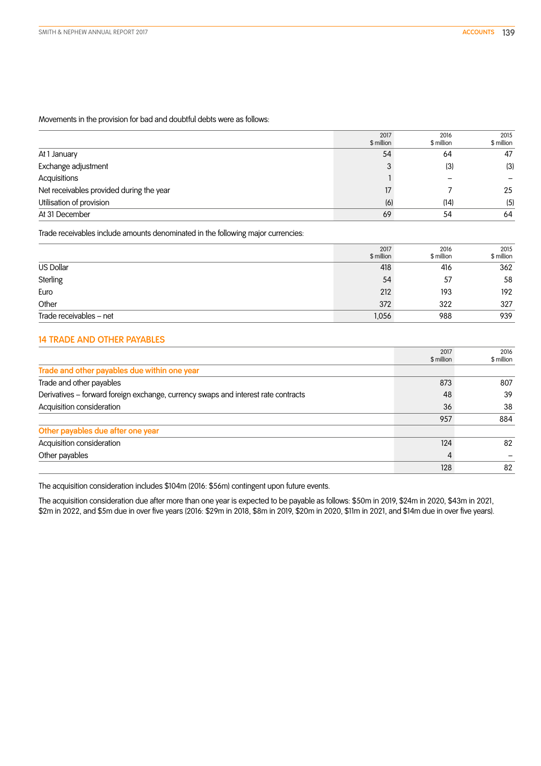Movements in the provision for bad and doubtful debts were as follows:

| | 2017 $ million | 2016 $ million | 2015 $ million |
|---|---|---|---|
| At 1 January | 54 | 64 | 47 |
| Exchange adjustment | 3 | (3) | (3) |
| Acquisitions | 1 | – | – |
| Net receivables provided during the year | 17 | 7 | 25 |
| Utilisation of provision | (6) | (14) | (5) |
| At 31 December | 69 | 54 | 64 |

Trade receivables include amounts denominated in the following major currencies:

| | 2017 $ million | 2016 $ million | 2015 $ million |
|---|---|---|---|
| US Dollar | 418 | 416 | 362 |
| Sterling | 54 | 57 | 58 |
| Euro | 212 | 193 | 192 |
| Other | 372 | 322 | 327 |
| Trade receivables – net | 1,056 | 988 | 939 |

## 14 TRADE AND OTHER PAYABLES

| | 2017 $ million | 2016 $ million |
|---|---|---|
| **Trade and other payables due within one year** | | |
| Trade and other payables | 873 | 807 |
| Derivatives – forward foreign exchange, currency swaps and interest rate contracts | 48 | 39 |
| Acquisition consideration | 36 | 38 |
| | 957 | 884 |
| **Other payables due after one year** | | |
| Acquisition consideration | 124 | 82 |
| Other payables | 4 | – |
| | 128 | 82 |

The acquisition consideration includes $104m (2016: $56m) contingent upon future events.

The acquisition consideration due after more than one year is expected to be payable as follows: $50m in 2019, $24m in 2020, $43m in 2021, $2m in 2022, and $5m due in over five years (2016: $29m in 2018, $8m in 2019, $20m in 2020, $11m in 2021, and $14m due in over five years).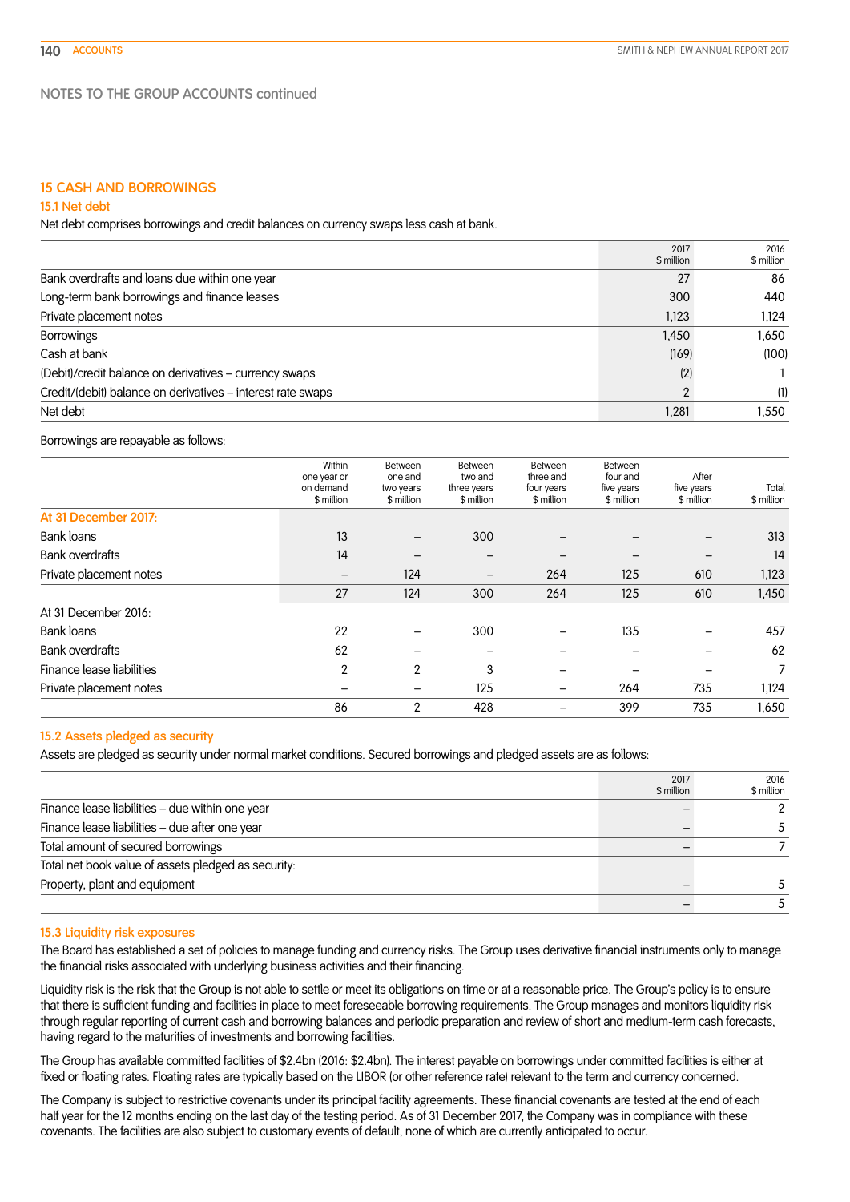NOTES TO THE GROUP ACCOUNTS continued

## 15 CASH AND BORROWINGS

### 15.1 Net debt

Net debt comprises borrowings and credit balances on currency swaps less cash at bank.

| | 2017 $ million | 2016 $ million |
|---|---|---|
| Bank overdrafts and loans due within one year | 27 | 86 |
| Long-term bank borrowings and finance leases | 300 | 440 |
| Private placement notes | 1,123 | 1,124 |
| Borrowings | 1,450 | 1,650 |
| Cash at bank | (169) | (100) |
| (Debit)/credit balance on derivatives – currency swaps | (2) | 1 |
| Credit/(debit) balance on derivatives – interest rate swaps | 2 | (1) |
| Net debt | 1,281 | 1,550 |

Borrowings are repayable as follows:

| | Within one year or on demand $ million | Between one and two years $ million | Between two and three years $ million | Between three and four years $ million | Between four and five years $ million | After five years $ million | Total $ million |
|---|---|---|---|---|---|---|---|
| **At 31 December 2017:** | | | | | | | |
| Bank loans | 13 | – | 300 | – | – | – | 313 |
| Bank overdrafts | 14 | – | – | – | – | – | 14 |
| Private placement notes | – | 124 | – | 264 | 125 | 610 | 1,123 |
| | 27 | 124 | 300 | 264 | 125 | 610 | 1,450 |
| At 31 December 2016: | | | | | | | |
| Bank loans | 22 | – | 300 | – | 135 | – | 457 |
| Bank overdrafts | 62 | – | – | – | – | – | 62 |
| Finance lease liabilities | 2 | 2 | 3 | – | – | – | 7 |
| Private placement notes | – | – | 125 | – | 264 | 735 | 1,124 |
| | 86 | 2 | 428 | – | 399 | 735 | 1,650 |

### 15.2 Assets pledged as security

Assets are pledged as security under normal market conditions. Secured borrowings and pledged assets are as follows:

| | 2017 $ million | 2016 $ million |
|---|---|---|
| Finance lease liabilities – due within one year | – | 2 |
| Finance lease liabilities – due after one year | – | 5 |
| Total amount of secured borrowings | – | 7 |
| Total net book value of assets pledged as security: | | |
| Property, plant and equipment | – | 5 |
| | – | 5 |

### 15.3 Liquidity risk exposures

The Board has established a set of policies to manage funding and currency risks. The Group uses derivative financial instruments only to manage the financial risks associated with underlying business activities and their financing.

Liquidity risk is the risk that the Group is not able to settle or meet its obligations on time or at a reasonable price. The Group's policy is to ensure that there is sufficient funding and facilities in place to meet foreseeable borrowing requirements. The Group manages and monitors liquidity risk through regular reporting of current cash and borrowing balances and periodic preparation and review of short and medium-term cash forecasts, having regard to the maturities of investments and borrowing facilities.

The Group has available committed facilities of $2.4bn (2016: $2.4bn). The interest payable on borrowings under committed facilities is either at fixed or floating rates. Floating rates are typically based on the LIBOR (or other reference rate) relevant to the term and currency concerned.

The Company is subject to restrictive covenants under its principal facility agreements. These financial covenants are tested at the end of each half year for the 12 months ending on the last day of the testing period. As of 31 December 2017, the Company was in compliance with these covenants. The facilities are also subject to customary events of default, none of which are currently anticipated to occur.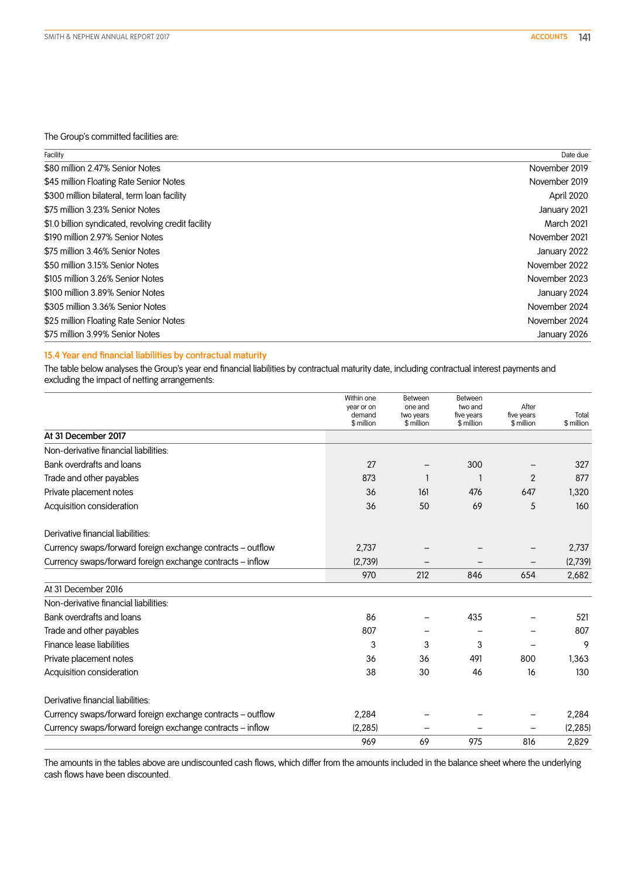The Group's committed facilities are:

| Facility | Date due |
|---|---|
| $80 million 2.47% Senior Notes | November 2019 |
| $45 million Floating Rate Senior Notes | November 2019 |
| $300 million bilateral, term loan facility | April 2020 |
| $75 million 3.23% Senior Notes | January 2021 |
| $1.0 billion syndicated, revolving credit facility | March 2021 |
| $190 million 2.97% Senior Notes | November 2021 |
| $75 million 3.46% Senior Notes | January 2022 |
| $50 million 3.15% Senior Notes | November 2022 |
| $105 million 3.26% Senior Notes | November 2023 |
| $100 million 3.89% Senior Notes | January 2024 |
| $305 million 3.36% Senior Notes | November 2024 |
| $25 million Floating Rate Senior Notes | November 2024 |
| $75 million 3.99% Senior Notes | January 2026 |

### 15.4 Year end financial liabilities by contractual maturity

The table below analyses the Group's year end financial liabilities by contractual maturity date, including contractual interest payments and excluding the impact of netting arrangements:

| | Within one year or on demand $ million | Between one and two years $ million | Between two and five years $ million | After five years $ million | Total $ million |
|---|---|---|---|---|---|
| **At 31 December 2017** | | | | | |
| Non-derivative financial liabilities: | | | | | |
| Bank overdrafts and loans | 27 | – | 300 | – | 327 |
| Trade and other payables | 873 | 1 | 1 | 2 | 877 |
| Private placement notes | 36 | 161 | 476 | 647 | 1,320 |
| Acquisition consideration | 36 | 50 | 69 | 5 | 160 |
| Derivative financial liabilities: | | | | | |
| Currency swaps/forward foreign exchange contracts – outflow | 2,737 | – | – | – | 2,737 |
| Currency swaps/forward foreign exchange contracts – inflow | (2,739) | – | – | – | (2,739) |
| | 970 | 212 | 846 | 654 | 2,682 |
| At 31 December 2016 | | | | | |
| Non-derivative financial liabilities: | | | | | |
| Bank overdrafts and loans | 86 | – | 435 | – | 521 |
| Trade and other payables | 807 | – | – | – | 807 |
| Finance lease liabilities | 3 | 3 | 3 | – | 9 |
| Private placement notes | 36 | 36 | 491 | 800 | 1,363 |
| Acquisition consideration | 38 | 30 | 46 | 16 | 130 |
| Derivative financial liabilities: | | | | | |
| Currency swaps/forward foreign exchange contracts – outflow | 2,284 | – | – | – | 2,284 |
| Currency swaps/forward foreign exchange contracts – inflow | (2,285) | – | – | – | (2,285) |
| | 969 | 69 | 975 | 816 | 2,829 |

The amounts in the tables above are undiscounted cash flows, which differ from the amounts included in the balance sheet where the underlying cash flows have been discounted.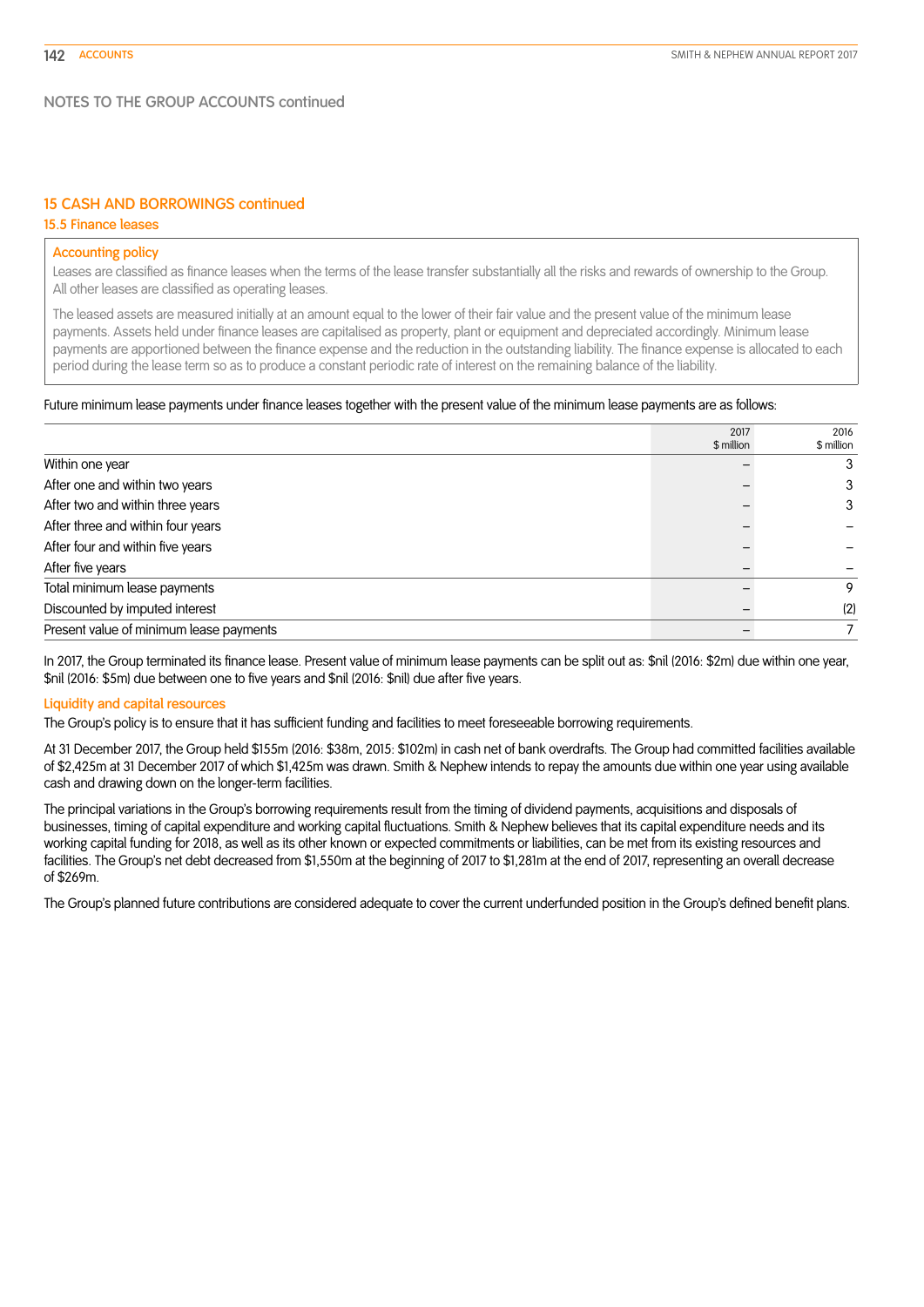NOTES TO THE GROUP ACCOUNTS continued

## 15 CASH AND BORROWINGS continued

### 15.5 Finance leases

#### Accounting policy

Leases are classified as finance leases when the terms of the lease transfer substantially all the risks and rewards of ownership to the Group. All other leases are classified as operating leases.

The leased assets are measured initially at an amount equal to the lower of their fair value and the present value of the minimum lease payments. Assets held under finance leases are capitalised as property, plant or equipment and depreciated accordingly. Minimum lease payments are apportioned between the finance expense and the reduction in the outstanding liability. The finance expense is allocated to each period during the lease term so as to produce a constant periodic rate of interest on the remaining balance of the liability.

Future minimum lease payments under finance leases together with the present value of the minimum lease payments are as follows:

| | 2017 $ million | 2016 $ million |
|---|---|---|
| Within one year | – | 3 |
| After one and within two years | – | 3 |
| After two and within three years | – | 3 |
| After three and within four years | – | – |
| After four and within five years | – | – |
| After five years | – | – |
| Total minimum lease payments | – | 9 |
| Discounted by imputed interest | – | (2) |
| Present value of minimum lease payments | – | 7 |

In 2017, the Group terminated its finance lease. Present value of minimum lease payments can be split out as: $nil (2016: $2m) due within one year, $nil (2016: $5m) due between one to five years and $nil (2016: $nil) due after five years.

#### Liquidity and capital resources

The Group's policy is to ensure that it has sufficient funding and facilities to meet foreseeable borrowing requirements.

At 31 December 2017, the Group held $155m (2016: $38m, 2015: $102m) in cash net of bank overdrafts. The Group had committed facilities available of $2,425m at 31 December 2017 of which $1,425m was drawn. Smith & Nephew intends to repay the amounts due within one year using available cash and drawing down on the longer-term facilities.

The principal variations in the Group's borrowing requirements result from the timing of dividend payments, acquisitions and disposals of businesses, timing of capital expenditure and working capital fluctuations. Smith & Nephew believes that its capital expenditure needs and its working capital funding for 2018, as well as its other known or expected commitments or liabilities, can be met from its existing resources and facilities. The Group's net debt decreased from $1,550m at the beginning of 2017 to $1,281m at the end of 2017, representing an overall decrease of $269m.

The Group's planned future contributions are considered adequate to cover the current underfunded position in the Group's defined benefit plans.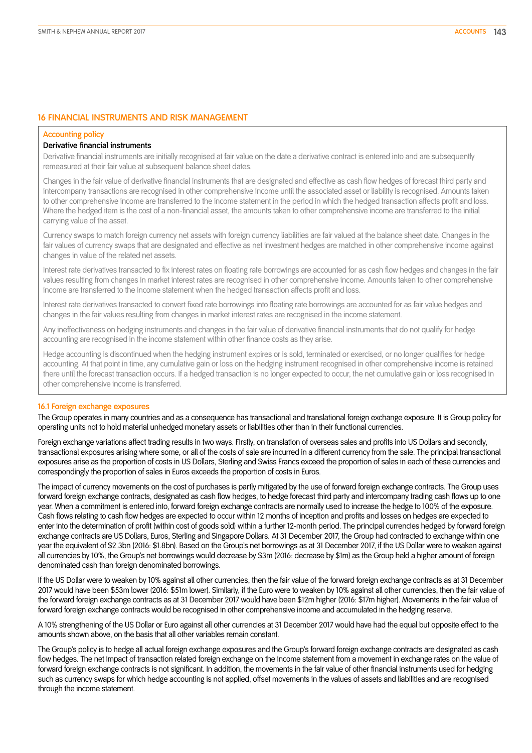## 16 FINANCIAL INSTRUMENTS AND RISK MANAGEMENT

### Accounting policy

**Derivative financial instruments**

Derivative financial instruments are initially recognised at fair value on the date a derivative contract is entered into and are subsequently remeasured at their fair value at subsequent balance sheet dates.

Changes in the fair value of derivative financial instruments that are designated and effective as cash flow hedges of forecast third party and intercompany transactions are recognised in other comprehensive income until the associated asset or liability is recognised. Amounts taken to other comprehensive income are transferred to the income statement in the period in which the hedged transaction affects profit and loss. Where the hedged item is the cost of a non-financial asset, the amounts taken to other comprehensive income are transferred to the initial carrying value of the asset.

Currency swaps to match foreign currency net assets with foreign currency liabilities are fair valued at the balance sheet date. Changes in the fair values of currency swaps that are designated and effective as net investment hedges are matched in other comprehensive income against changes in value of the related net assets.

Interest rate derivatives transacted to fix interest rates on floating rate borrowings are accounted for as cash flow hedges and changes in the fair values resulting from changes in market interest rates are recognised in other comprehensive income. Amounts taken to other comprehensive income are transferred to the income statement when the hedged transaction affects profit and loss.

Interest rate derivatives transacted to convert fixed rate borrowings into floating rate borrowings are accounted for as fair value hedges and changes in the fair values resulting from changes in market interest rates are recognised in the income statement.

Any ineffectiveness on hedging instruments and changes in the fair value of derivative financial instruments that do not qualify for hedge accounting are recognised in the income statement within other finance costs as they arise.

Hedge accounting is discontinued when the hedging instrument expires or is sold, terminated or exercised, or no longer qualifies for hedge accounting. At that point in time, any cumulative gain or loss on the hedging instrument recognised in other comprehensive income is retained there until the forecast transaction occurs. If a hedged transaction is no longer expected to occur, the net cumulative gain or loss recognised in other comprehensive income is transferred.

### 16.1 Foreign exchange exposures

The Group operates in many countries and as a consequence has transactional and translational foreign exchange exposure. It is Group policy for operating units not to hold material unhedged monetary assets or liabilities other than in their functional currencies.

Foreign exchange variations affect trading results in two ways. Firstly, on translation of overseas sales and profits into US Dollars and secondly, transactional exposures arising where some, or all of the costs of sale are incurred in a different currency from the sale. The principal transactional exposures arise as the proportion of costs in US Dollars, Sterling and Swiss Francs exceed the proportion of sales in each of these currencies and correspondingly the proportion of sales in Euros exceeds the proportion of costs in Euros.

The impact of currency movements on the cost of purchases is partly mitigated by the use of forward foreign exchange contracts. The Group uses forward foreign exchange contracts, designated as cash flow hedges, to hedge forecast third party and intercompany trading cash flows up to one year. When a commitment is entered into, forward foreign exchange contracts are normally used to increase the hedge to 100% of the exposure. Cash flows relating to cash flow hedges are expected to occur within 12 months of inception and profits and losses on hedges are expected to enter into the determination of profit (within cost of goods sold) within a further 12-month period. The principal currencies hedged by forward foreign exchange contracts are US Dollars, Euros, Sterling and Singapore Dollars. At 31 December 2017, the Group had contracted to exchange within one year the equivalent of $2.3bn (2016: $1.8bn). Based on the Group's net borrowings as at 31 December 2017, if the US Dollar were to weaken against all currencies by 10%, the Group's net borrowings would decrease by $3m (2016: decrease by $1m) as the Group held a higher amount of foreign denominated cash than foreign denominated borrowings.

If the US Dollar were to weaken by 10% against all other currencies, then the fair value of the forward foreign exchange contracts as at 31 December 2017 would have been $53m lower (2016: $51m lower). Similarly, if the Euro were to weaken by 10% against all other currencies, then the fair value of the forward foreign exchange contracts as at 31 December 2017 would have been $12m higher (2016: $17m higher). Movements in the fair value of forward foreign exchange contracts would be recognised in other comprehensive income and accumulated in the hedging reserve.

A 10% strengthening of the US Dollar or Euro against all other currencies at 31 December 2017 would have had the equal but opposite effect to the amounts shown above, on the basis that all other variables remain constant.

The Group's policy is to hedge all actual foreign exchange exposures and the Group's forward foreign exchange contracts are designated as cash flow hedges. The net impact of transaction related foreign exchange on the income statement from a movement in exchange rates on the value of forward foreign exchange contracts is not significant. In addition, the movements in the fair value of other financial instruments used for hedging such as currency swaps for which hedge accounting is not applied, offset movements in the values of assets and liabilities and are recognised through the income statement.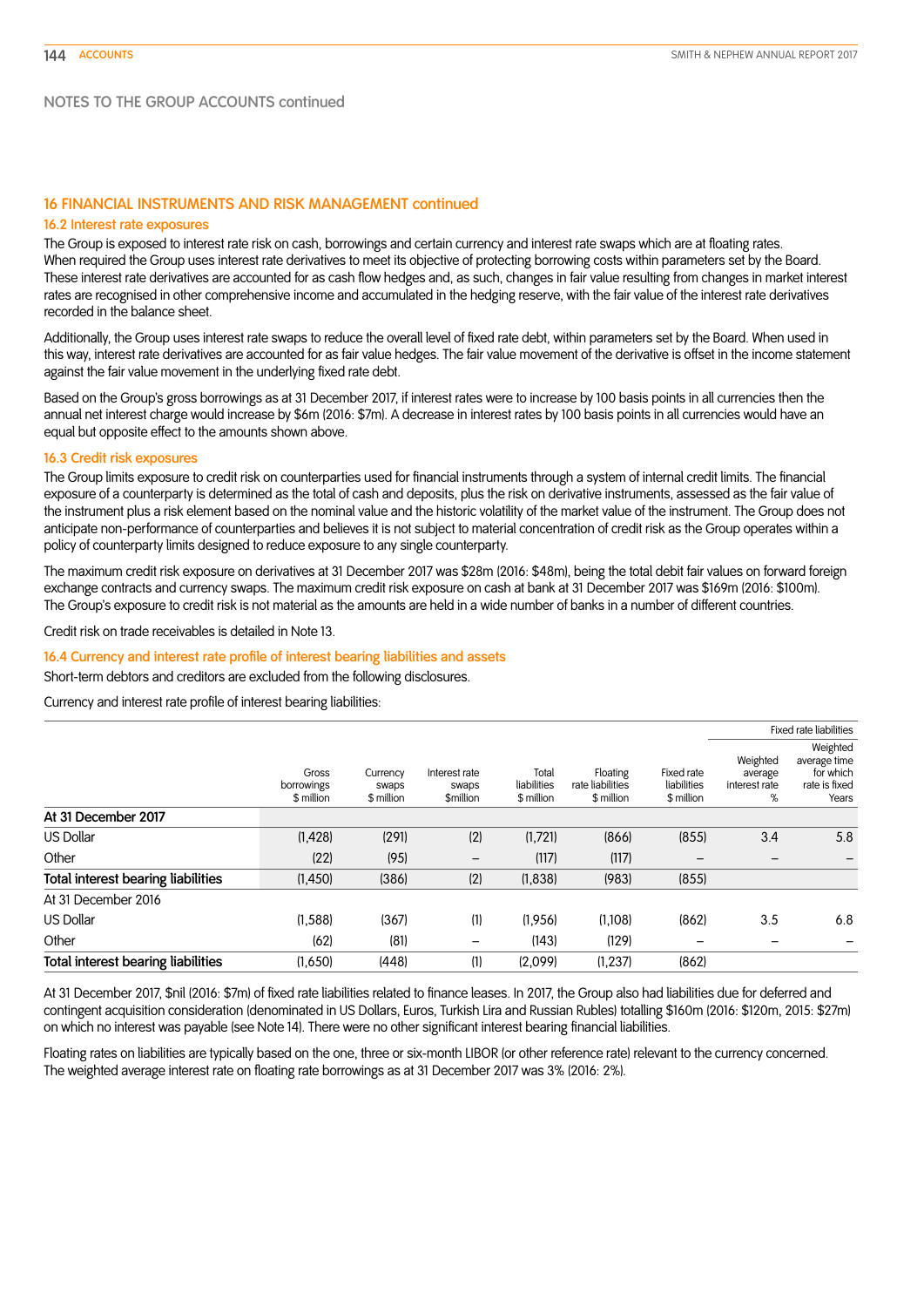NOTES TO THE GROUP ACCOUNTS continued

## 16 FINANCIAL INSTRUMENTS AND RISK MANAGEMENT continued

### 16.2 Interest rate exposures

The Group is exposed to interest rate risk on cash, borrowings and certain currency and interest rate swaps which are at floating rates. When required the Group uses interest rate derivatives to meet its objective of protecting borrowing costs within parameters set by the Board. These interest rate derivatives are accounted for as cash flow hedges and, as such, changes in fair value resulting from changes in market interest rates are recognised in other comprehensive income and accumulated in the hedging reserve, with the fair value of the interest rate derivatives recorded in the balance sheet.

Additionally, the Group uses interest rate swaps to reduce the overall level of fixed rate debt, within parameters set by the Board. When used in this way, interest rate derivatives are accounted for as fair value hedges. The fair value movement of the derivative is offset in the income statement against the fair value movement in the underlying fixed rate debt.

Based on the Group's gross borrowings as at 31 December 2017, if interest rates were to increase by 100 basis points in all currencies then the annual net interest charge would increase by $6m (2016: $7m). A decrease in interest rates by 100 basis points in all currencies would have an equal but opposite effect to the amounts shown above.

### 16.3 Credit risk exposures

The Group limits exposure to credit risk on counterparties used for financial instruments through a system of internal credit limits. The financial exposure of a counterparty is determined as the total of cash and deposits, plus the risk on derivative instruments, assessed as the fair value of the instrument plus a risk element based on the nominal value and the historic volatility of the market value of the instrument. The Group does not anticipate non-performance of counterparties and believes it is not subject to material concentration of credit risk as the Group operates within a policy of counterparty limits designed to reduce exposure to any single counterparty.

The maximum credit risk exposure on derivatives at 31 December 2017 was $28m (2016: $48m), being the total debit fair values on forward foreign exchange contracts and currency swaps. The maximum credit risk exposure on cash at bank at 31 December 2017 was $169m (2016: $100m). The Group's exposure to credit risk is not material as the amounts are held in a wide number of banks in a number of different countries.

Credit risk on trade receivables is detailed in Note 13.

### 16.4 Currency and interest rate profile of interest bearing liabilities and assets

Short-term debtors and creditors are excluded from the following disclosures.

Currency and interest rate profile of interest bearing liabilities:

| | | | | | | | Fixed rate liabilities | |
|---|---|---|---|---|---|---|---|---|
| | Gross borrowings $ million | Currency swaps $ million | Interest rate swaps $million | Total liabilities $ million | Floating rate liabilities $ million | Fixed rate liabilities $ million | Weighted average interest rate % | Weighted average time for which rate is fixed Years |
| **At 31 December 2017** | | | | | | | | |
| US Dollar | (1,428) | (291) | (2) | (1,721) | (866) | (855) | 3.4 | 5.8 |
| Other | (22) | (95) | – | (117) | (117) | – | – | – |
| **Total interest bearing liabilities** | (1,450) | (386) | (2) | (1,838) | (983) | (855) | | |
| At 31 December 2016 | | | | | | | | |
| US Dollar | (1,588) | (367) | (1) | (1,956) | (1,108) | (862) | 3.5 | 6.8 |
| Other | (62) | (81) | – | (143) | (129) | – | – | – |
| **Total interest bearing liabilities** | (1,650) | (448) | (1) | (2,099) | (1,237) | (862) | | |

At 31 December 2017, $nil (2016: $7m) of fixed rate liabilities related to finance leases. In 2017, the Group also had liabilities due for deferred and contingent acquisition consideration (denominated in US Dollars, Euros, Turkish Lira and Russian Rubles) totalling $160m (2016: $120m, 2015: $27m) on which no interest was payable (see Note 14). There were no other significant interest bearing financial liabilities.

Floating rates on liabilities are typically based on the one, three or six-month LIBOR (or other reference rate) relevant to the currency concerned. The weighted average interest rate on floating rate borrowings as at 31 December 2017 was 3% (2016: 2%).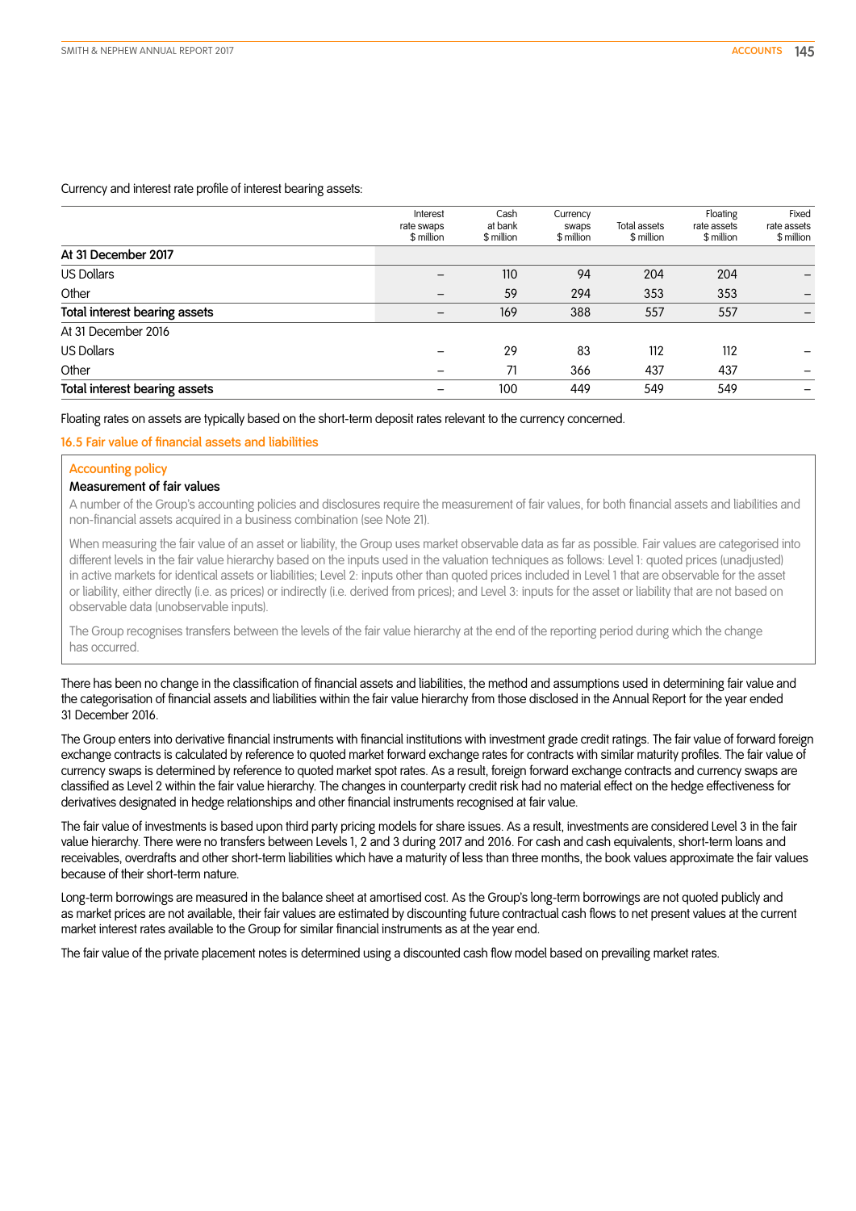Currency and interest rate profile of interest bearing assets:

| | Interest rate swaps $ million | Cash at bank $ million | Currency swaps $ million | Total assets $ million | Floating rate assets $ million | Fixed rate assets $ million |
|---|---|---|---|---|---|---|
| **At 31 December 2017** | | | | | | |
| US Dollars | – | 110 | 94 | 204 | 204 | – |
| Other | – | 59 | 294 | 353 | 353 | – |
| **Total interest bearing assets** | – | 169 | 388 | 557 | 557 | – |
| At 31 December 2016 | | | | | | |
| US Dollars | – | 29 | 83 | 112 | 112 | – |
| Other | – | 71 | 366 | 437 | 437 | – |
| **Total interest bearing assets** | – | 100 | 449 | 549 | 549 | – |

Floating rates on assets are typically based on the short-term deposit rates relevant to the currency concerned.

## 16.5 Fair value of financial assets and liabilities

### Accounting policy

**Measurement of fair values**

A number of the Group's accounting policies and disclosures require the measurement of fair values, for both financial assets and liabilities and non-financial assets acquired in a business combination (see Note 21).

When measuring the fair value of an asset or liability, the Group uses market observable data as far as possible. Fair values are categorised into different levels in the fair value hierarchy based on the inputs used in the valuation techniques as follows: Level 1: quoted prices (unadjusted) in active markets for identical assets or liabilities; Level 2: inputs other than quoted prices included in Level 1 that are observable for the asset or liability, either directly (i.e. as prices) or indirectly (i.e. derived from prices); and Level 3: inputs for the asset or liability that are not based on observable data (unobservable inputs).

The Group recognises transfers between the levels of the fair value hierarchy at the end of the reporting period during which the change has occurred.

There has been no change in the classification of financial assets and liabilities, the method and assumptions used in determining fair value and the categorisation of financial assets and liabilities within the fair value hierarchy from those disclosed in the Annual Report for the year ended 31 December 2016.

The Group enters into derivative financial instruments with financial institutions with investment grade credit ratings. The fair value of forward foreign exchange contracts is calculated by reference to quoted market forward exchange rates for contracts with similar maturity profiles. The fair value of currency swaps is determined by reference to quoted market spot rates. As a result, foreign forward exchange contracts and currency swaps are classified as Level 2 within the fair value hierarchy. The changes in counterparty credit risk had no material effect on the hedge effectiveness for derivatives designated in hedge relationships and other financial instruments recognised at fair value.

The fair value of investments is based upon third party pricing models for share issues. As a result, investments are considered Level 3 in the fair value hierarchy. There were no transfers between Levels 1, 2 and 3 during 2017 and 2016. For cash and cash equivalents, short-term loans and receivables, overdrafts and other short-term liabilities which have a maturity of less than three months, the book values approximate the fair values because of their short-term nature.

Long-term borrowings are measured in the balance sheet at amortised cost. As the Group's long-term borrowings are not quoted publicly and as market prices are not available, their fair values are estimated by discounting future contractual cash flows to net present values at the current market interest rates available to the Group for similar financial instruments as at the year end.

The fair value of the private placement notes is determined using a discounted cash flow model based on prevailing market rates.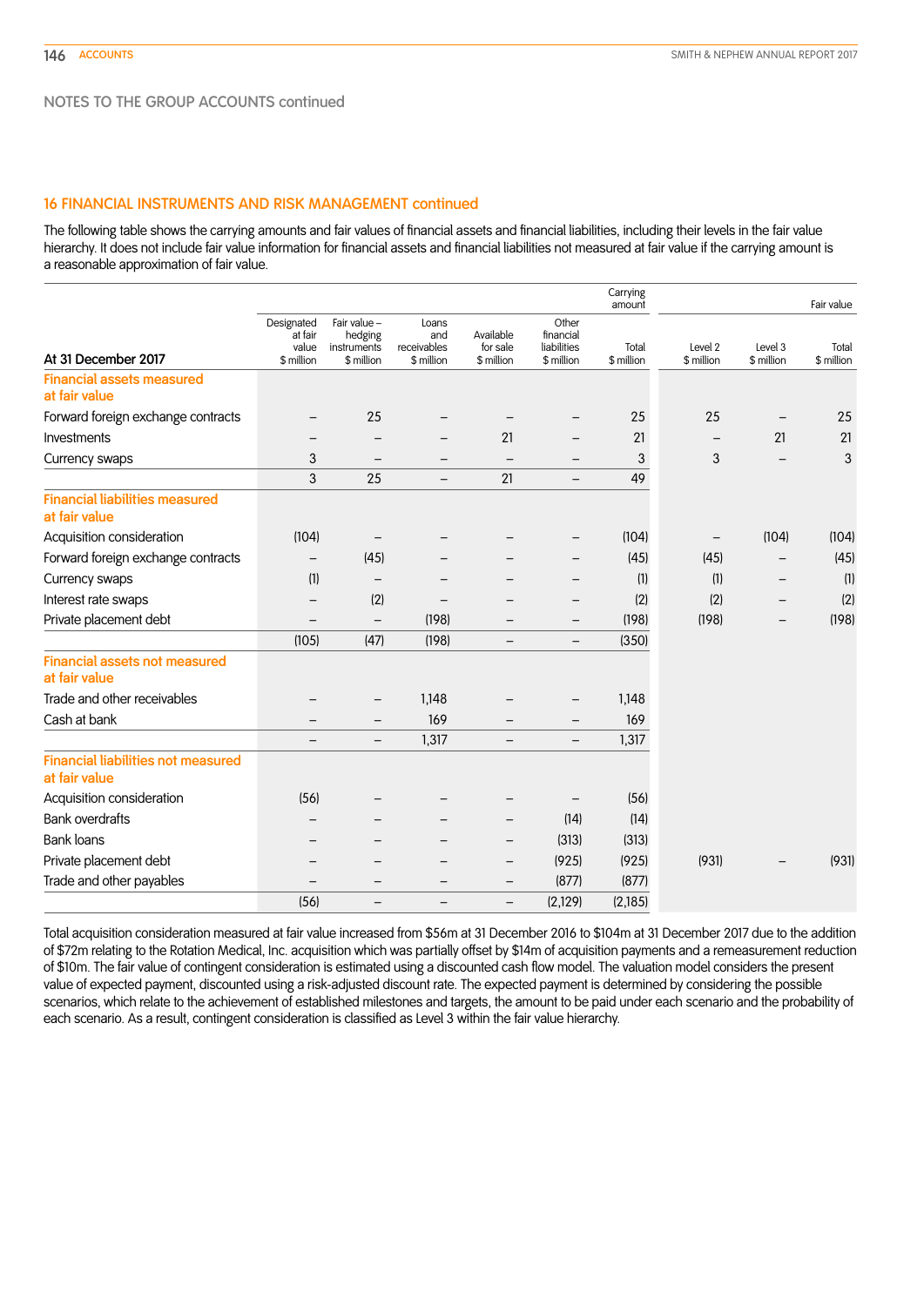NOTES TO THE GROUP ACCOUNTS continued

## 16 FINANCIAL INSTRUMENTS AND RISK MANAGEMENT continued

The following table shows the carrying amounts and fair values of financial assets and financial liabilities, including their levels in the fair value hierarchy. It does not include fair value information for financial assets and financial liabilities not measured at fair value if the carrying amount is a reasonable approximation of fair value.

| At 31 December 2017 | Designated at fair value $ million | Fair value – hedging instruments $ million | Loans and receivables $ million | Available for sale $ million | Other financial liabilities $ million | Carrying amount Total $ million | Level 2 $ million | Level 3 $ million | Fair value Total $ million |
|---|---|---|---|---|---|---|---|---|---|
| **Financial assets measured at fair value** | | | | | | | | | |
| Forward foreign exchange contracts | – | 25 | – | – | – | 25 | 25 | – | 25 |
| Investments | – | – | – | 21 | – | 21 | – | 21 | 21 |
| Currency swaps | 3 | – | – | – | – | 3 | 3 | – | 3 |
| | 3 | 25 | – | 21 | – | 49 | | | |
| **Financial liabilities measured at fair value** | | | | | | | | | |
| Acquisition consideration | (104) | – | – | – | – | (104) | – | (104) | (104) |
| Forward foreign exchange contracts | – | (45) | – | – | – | (45) | (45) | – | (45) |
| Currency swaps | (1) | – | – | – | – | (1) | (1) | – | (1) |
| Interest rate swaps | – | (2) | – | – | – | (2) | (2) | – | (2) |
| Private placement debt | – | – | (198) | – | – | (198) | (198) | – | (198) |
| | (105) | (47) | (198) | – | – | (350) | | | |
| **Financial assets not measured at fair value** | | | | | | | | | |
| Trade and other receivables | – | – | 1,148 | – | – | 1,148 | | | |
| Cash at bank | – | – | 169 | – | – | 169 | | | |
| | – | – | 1,317 | – | – | 1,317 | | | |
| **Financial liabilities not measured at fair value** | | | | | | | | | |
| Acquisition consideration | (56) | – | – | – | – | (56) | | | |
| Bank overdrafts | – | – | – | – | (14) | (14) | | | |
| Bank loans | – | – | – | – | (313) | (313) | | | |
| Private placement debt | – | – | – | – | (925) | (925) | (931) | – | (931) |
| Trade and other payables | – | – | – | – | (877) | (877) | | | |
| | (56) | – | – | – | (2,129) | (2,185) | | | |

Total acquisition consideration measured at fair value increased from $56m at 31 December 2016 to $104m at 31 December 2017 due to the addition of $72m relating to the Rotation Medical, Inc. acquisition which was partially offset by $14m of acquisition payments and a remeasurement reduction of $10m. The fair value of contingent consideration is estimated using a discounted cash flow model. The valuation model considers the present value of expected payment, discounted using a risk-adjusted discount rate. The expected payment is determined by considering the possible scenarios, which relate to the achievement of established milestones and targets, the amount to be paid under each scenario and the probability of each scenario. As a result, contingent consideration is classified as Level 3 within the fair value hierarchy.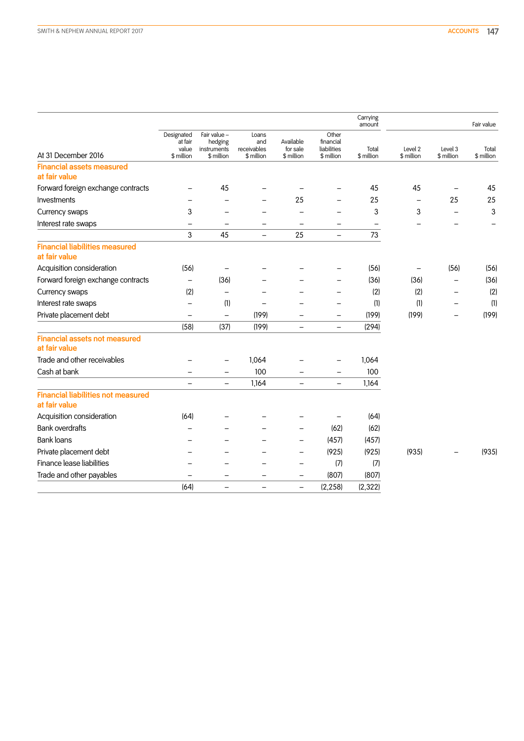| At 31 December 2016 | Designated at fair value $ million | Fair value – hedging instruments $ million | Loans and receivables $ million | Available for sale $ million | Other financial liabilities $ million | Carrying amount Total $ million | Fair value Level 2 $ million | Level 3 $ million | Total $ million |
|---|---|---|---|---|---|---|---|---|---|
| **Financial assets measured at fair value** | | | | | | | | | |
| Forward foreign exchange contracts | – | 45 | – | – | – | 45 | 45 | – | 45 |
| Investments | – | – | – | 25 | – | 25 | – | 25 | 25 |
| Currency swaps | 3 | – | – | – | – | 3 | 3 | – | 3 |
| Interest rate swaps | – | – | – | – | – | – | – | – | – |
| | 3 | 45 | – | 25 | – | 73 | | | |
| **Financial liabilities measured at fair value** | | | | | | | | | |
| Acquisition consideration | (56) | – | – | – | – | (56) | – | (56) | (56) |
| Forward foreign exchange contracts | – | (36) | – | – | – | (36) | (36) | – | (36) |
| Currency swaps | (2) | – | – | – | – | (2) | (2) | – | (2) |
| Interest rate swaps | – | (1) | – | – | – | (1) | (1) | – | (1) |
| Private placement debt | – | – | (199) | – | – | (199) | (199) | – | (199) |
| | (58) | (37) | (199) | – | – | (294) | | | |
| **Financial assets not measured at fair value** | | | | | | | | | |
| Trade and other receivables | – | – | 1,064 | – | – | 1,064 | | | |
| Cash at bank | – | – | 100 | – | – | 100 | | | |
| | – | – | 1,164 | – | – | 1,164 | | | |
| **Financial liabilities not measured at fair value** | | | | | | | | | |
| Acquisition consideration | (64) | – | – | – | – | (64) | | | |
| Bank overdrafts | – | – | – | – | (62) | (62) | | | |
| Bank loans | – | – | – | – | (457) | (457) | | | |
| Private placement debt | – | – | – | – | (925) | (925) | (935) | – | (935) |
| Finance lease liabilities | – | – | – | – | (7) | (7) | | | |
| Trade and other payables | – | – | – | – | (807) | (807) | | | |
| | (64) | – | – | – | (2,258) | (2,322) | | | |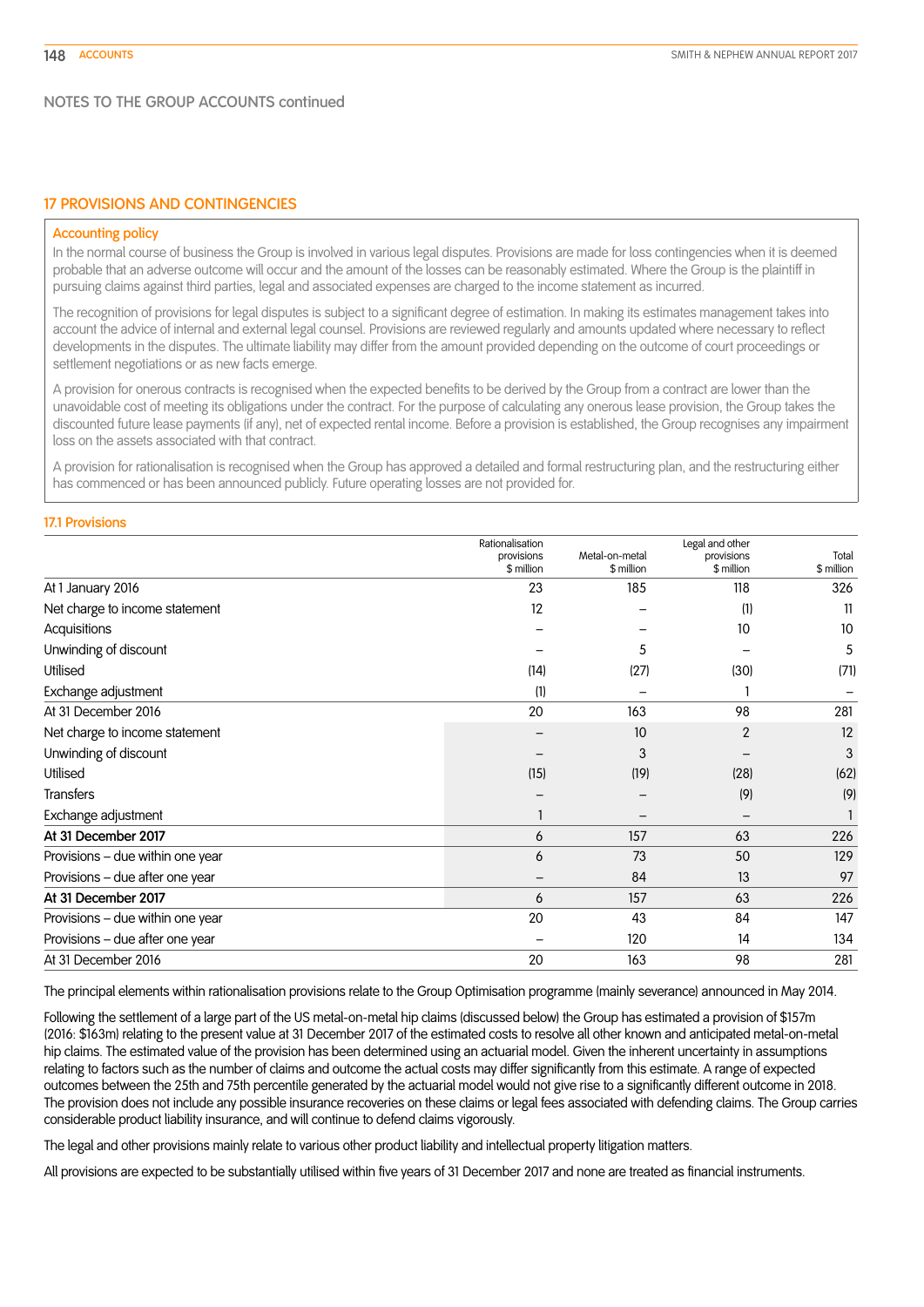NOTES TO THE GROUP ACCOUNTS continued

## 17 PROVISIONS AND CONTINGENCIES

### Accounting policy

In the normal course of business the Group is involved in various legal disputes. Provisions are made for loss contingencies when it is deemed probable that an adverse outcome will occur and the amount of the losses can be reasonably estimated. Where the Group is the plaintiff in pursuing claims against third parties, legal and associated expenses are charged to the income statement as incurred.

The recognition of provisions for legal disputes is subject to a significant degree of estimation. In making its estimates management takes into account the advice of internal and external legal counsel. Provisions are reviewed regularly and amounts updated where necessary to reflect developments in the disputes. The ultimate liability may differ from the amount provided depending on the outcome of court proceedings or settlement negotiations or as new facts emerge.

A provision for onerous contracts is recognised when the expected benefits to be derived by the Group from a contract are lower than the unavoidable cost of meeting its obligations under the contract. For the purpose of calculating any onerous lease provision, the Group takes the discounted future lease payments (if any), net of expected rental income. Before a provision is established, the Group recognises any impairment loss on the assets associated with that contract.

A provision for rationalisation is recognised when the Group has approved a detailed and formal restructuring plan, and the restructuring either has commenced or has been announced publicly. Future operating losses are not provided for.

### 17.1 Provisions

| | Rationalisation provisions $ million | Metal-on-metal $ million | Legal and other provisions $ million | Total $ million |
|---|---|---|---|---|
| At 1 January 2016 | 23 | 185 | 118 | 326 |
| Net charge to income statement | 12 | – | (1) | 11 |
| Acquisitions | – | – | 10 | 10 |
| Unwinding of discount | – | 5 | – | 5 |
| Utilised | (14) | (27) | (30) | (71) |
| Exchange adjustment | (1) | – | 1 | – |
| At 31 December 2016 | 20 | 163 | 98 | 281 |
| Net charge to income statement | – | 10 | 2 | 12 |
| Unwinding of discount | – | 3 | – | 3 |
| Utilised | (15) | (19) | (28) | (62) |
| Transfers | – | – | (9) | (9) |
| Exchange adjustment | 1 | – | – | 1 |
| **At 31 December 2017** | 6 | 157 | 63 | 226 |
| Provisions – due within one year | 6 | 73 | 50 | 129 |
| Provisions – due after one year | – | 84 | 13 | 97 |
| **At 31 December 2017** | 6 | 157 | 63 | 226 |
| Provisions – due within one year | 20 | 43 | 84 | 147 |
| Provisions – due after one year | – | 120 | 14 | 134 |
| At 31 December 2016 | 20 | 163 | 98 | 281 |

The principal elements within rationalisation provisions relate to the Group Optimisation programme (mainly severance) announced in May 2014.

Following the settlement of a large part of the US metal-on-metal hip claims (discussed below) the Group has estimated a provision of $157m (2016: $163m) relating to the present value at 31 December 2017 of the estimated costs to resolve all other known and anticipated metal-on-metal hip claims. The estimated value of the provision has been determined using an actuarial model. Given the inherent uncertainty in assumptions relating to factors such as the number of claims and outcome the actual costs may differ significantly from this estimate. A range of expected outcomes between the 25th and 75th percentile generated by the actuarial model would not give rise to a significantly different outcome in 2018. The provision does not include any possible insurance recoveries on these claims or legal fees associated with defending claims. The Group carries considerable product liability insurance, and will continue to defend claims vigorously.

The legal and other provisions mainly relate to various other product liability and intellectual property litigation matters.

All provisions are expected to be substantially utilised within five years of 31 December 2017 and none are treated as financial instruments.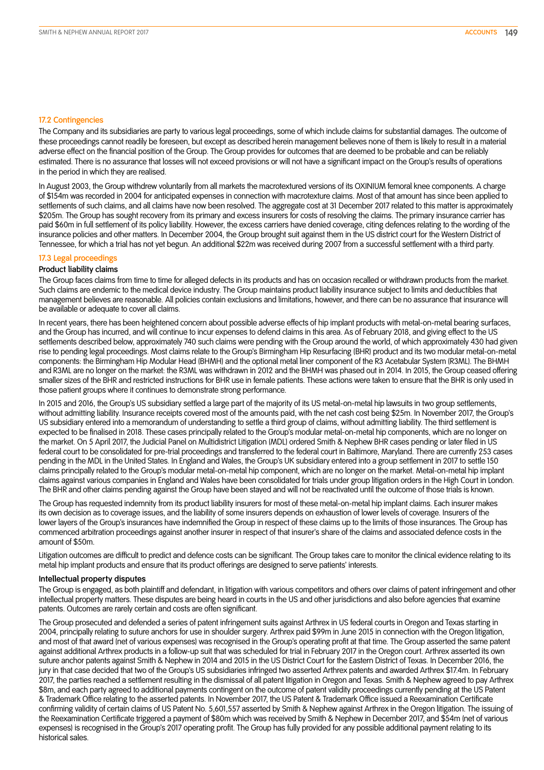### 17.2 Contingencies

The Company and its subsidiaries are party to various legal proceedings, some of which include claims for substantial damages. The outcome of these proceedings cannot readily be foreseen, but except as described herein management believes none of them is likely to result in a material adverse effect on the financial position of the Group. The Group provides for outcomes that are deemed to be probable and can be reliably estimated. There is no assurance that losses will not exceed provisions or will not have a significant impact on the Group's results of operations in the period in which they are realised.

In August 2003, the Group withdrew voluntarily from all markets the macrotextured versions of its OXINIUM femoral knee components. A charge of $154m was recorded in 2004 for anticipated expenses in connection with macrotexture claims. Most of that amount has since been applied to settlements of such claims, and all claims have now been resolved. The aggregate cost at 31 December 2017 related to this matter is approximately $205m. The Group has sought recovery from its primary and excess insurers for costs of resolving the claims. The primary insurance carrier has paid $60m in full settlement of its policy liability. However, the excess carriers have denied coverage, citing defences relating to the wording of the insurance policies and other matters. In December 2004, the Group brought suit against them in the US district court for the Western District of Tennessee, for which a trial has not yet begun. An additional $22m was received during 2007 from a successful settlement with a third party.

### 17.3 Legal proceedings

#### Product liability claims

The Group faces claims from time to time for alleged defects in its products and has on occasion recalled or withdrawn products from the market. Such claims are endemic to the medical device industry. The Group maintains product liability insurance subject to limits and deductibles that management believes are reasonable. All policies contain exclusions and limitations, however, and there can be no assurance that insurance will be available or adequate to cover all claims.

In recent years, there has been heightened concern about possible adverse effects of hip implant products with metal-on-metal bearing surfaces, and the Group has incurred, and will continue to incur expenses to defend claims in this area. As of February 2018, and giving effect to the US settlements described below, approximately 740 such claims were pending with the Group around the world, of which approximately 430 had given rise to pending legal proceedings. Most claims relate to the Group's Birmingham Hip Resurfacing (BHR) product and its two modular metal-on-metal components: the Birmingham Hip Modular Head (BHMH) and the optional metal liner component of the R3 Acetabular System (R3ML). The BHMH and R3ML are no longer on the market: the R3ML was withdrawn in 2012 and the BHMH was phased out in 2014. In 2015, the Group ceased offering smaller sizes of the BHR and restricted instructions for BHR use in female patients. These actions were taken to ensure that the BHR is only used in those patient groups where it continues to demonstrate strong performance.

In 2015 and 2016, the Group's US subsidiary settled a large part of the majority of its US metal-on-metal hip lawsuits in two group settlements, without admitting liability. Insurance receipts covered most of the amounts paid, with the net cash cost being $25m. In November 2017, the Group's US subsidiary entered into a memorandum of understanding to settle a third group of claims, without admitting liability. The third settlement is expected to be finalised in 2018. These cases principally related to the Group's modular metal-on-metal hip components, which are no longer on the market. On 5 April 2017, the Judicial Panel on Multidistrict Litigation (MDL) ordered Smith & Nephew BHR cases pending or later filed in US federal court to be consolidated for pre-trial proceedings and transferred to the federal court in Baltimore, Maryland. There are currently 253 cases pending in the MDL in the United States. In England and Wales, the Group's UK subsidiary entered into a group settlement in 2017 to settle 150 claims principally related to the Group's modular metal-on-metal hip component, which are no longer on the market. Metal-on-metal hip implant claims against various companies in England and Wales have been consolidated for trials under group litigation orders in the High Court in London. The BHR and other claims pending against the Group have been stayed and will not be reactivated until the outcome of those trials is known.

The Group has requested indemnity from its product liability insurers for most of these metal-on-metal hip implant claims. Each insurer makes its own decision as to coverage issues, and the liability of some insurers depends on exhaustion of lower levels of coverage. Insurers of the lower layers of the Group's insurances have indemnified the Group in respect of these claims up to the limits of those insurances. The Group has commenced arbitration proceedings against another insurer in respect of that insurer's share of the claims and associated defence costs in the amount of $50m.

Litigation outcomes are difficult to predict and defence costs can be significant. The Group takes care to monitor the clinical evidence relating to its metal hip implant products and ensure that its product offerings are designed to serve patients' interests.

#### Intellectual property disputes

The Group is engaged, as both plaintiff and defendant, in litigation with various competitors and others over claims of patent infringement and other intellectual property matters. These disputes are being heard in courts in the US and other jurisdictions and also before agencies that examine patents. Outcomes are rarely certain and costs are often significant.

The Group prosecuted and defended a series of patent infringement suits against Arthrex in US federal courts in Oregon and Texas starting in 2004, principally relating to suture anchors for use in shoulder surgery. Arthrex paid $99m in June 2015 in connection with the Oregon litigation, and most of that award (net of various expenses) was recognised in the Group's operating profit at that time. The Group asserted the same patent against additional Arthrex products in a follow-up suit that was scheduled for trial in February 2017 in the Oregon court. Arthrex asserted its own suture anchor patents against Smith & Nephew in 2014 and 2015 in the US District Court for the Eastern District of Texas. In December 2016, the jury in that case decided that two of the Group's US subsidiaries infringed two asserted Arthrex patents and awarded Arthrex $17.4m. In February 2017, the parties reached a settlement resulting in the dismissal of all patent litigation in Oregon and Texas. Smith & Nephew agreed to pay Arthrex $8m, and each party agreed to additional payments contingent on the outcome of patent validity proceedings currently pending at the US Patent & Trademark Office relating to the asserted patents. In November 2017, the US Patent & Trademark Office issued a Reexamination Certificate confirming validity of certain claims of US Patent No. 5,601,557 asserted by Smith & Nephew against Arthrex in the Oregon litigation. The issuing of the Reexamination Certificate triggered a payment of $80m which was received by Smith & Nephew in December 2017, and $54m (net of various expenses) is recognised in the Group's 2017 operating profit. The Group has fully provided for any possible additional payment relating to its historical sales.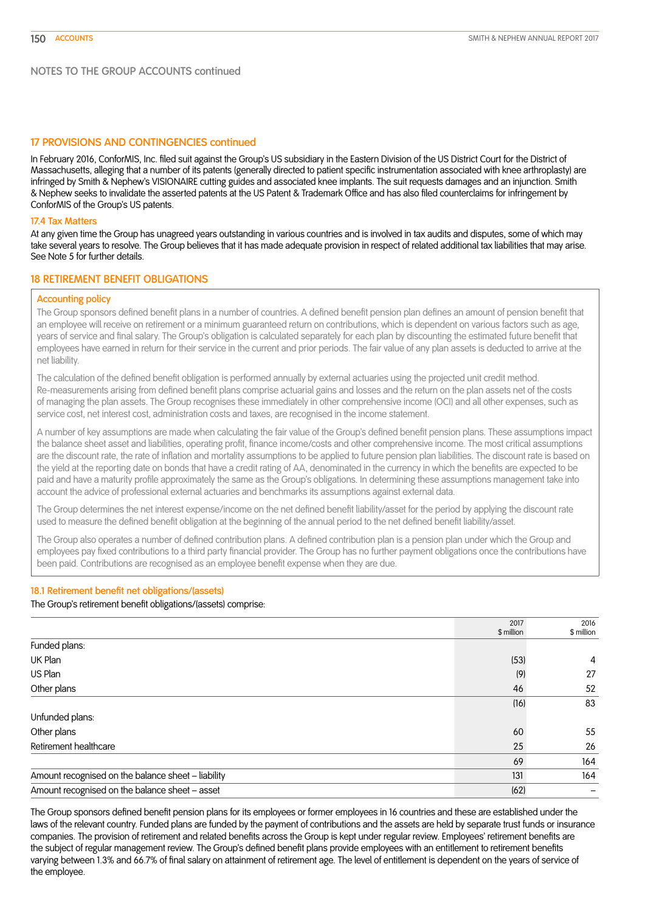NOTES TO THE GROUP ACCOUNTS continued

## 17 PROVISIONS AND CONTINGENCIES continued

In February 2016, ConforMIS, Inc. filed suit against the Group's US subsidiary in the Eastern Division of the US District Court for the District of Massachusetts, alleging that a number of its patents (generally directed to patient specific instrumentation associated with knee arthroplasty) are infringed by Smith & Nephew's VISIONAIRE cutting guides and associated knee implants. The suit requests damages and an injunction. Smith & Nephew seeks to invalidate the asserted patents at the US Patent & Trademark Office and has also filed counterclaims for infringement by ConforMIS of the Group's US patents.

### 17.4 Tax Matters

At any given time the Group has unagreed years outstanding in various countries and is involved in tax audits and disputes, some of which may take several years to resolve. The Group believes that it has made adequate provision in respect of related additional tax liabilities that may arise. See Note 5 for further details.

## 18 RETIREMENT BENEFIT OBLIGATIONS

### Accounting policy

The Group sponsors defined benefit plans in a number of countries. A defined benefit pension plan defines an amount of pension benefit that an employee will receive on retirement or a minimum guaranteed return on contributions, which is dependent on various factors such as age, years of service and final salary. The Group's obligation is calculated separately for each plan by discounting the estimated future benefit that employees have earned in return for their service in the current and prior periods. The fair value of any plan assets is deducted to arrive at the net liability.

The calculation of the defined benefit obligation is performed annually by external actuaries using the projected unit credit method. Re-measurements arising from defined benefit plans comprise actuarial gains and losses and the return on the plan assets net of the costs of managing the plan assets. The Group recognises these immediately in other comprehensive income (OCI) and all other expenses, such as service cost, net interest cost, administration costs and taxes, are recognised in the income statement.

A number of key assumptions are made when calculating the fair value of the Group's defined benefit pension plans. These assumptions impact the balance sheet asset and liabilities, operating profit, finance income/costs and other comprehensive income. The most critical assumptions are the discount rate, the rate of inflation and mortality assumptions to be applied to future pension plan liabilities. The discount rate is based on the yield at the reporting date on bonds that have a credit rating of AA, denominated in the currency in which the benefits are expected to be paid and have a maturity profile approximately the same as the Group's obligations. In determining these assumptions management take into account the advice of professional external actuaries and benchmarks its assumptions against external data.

The Group determines the net interest expense/income on the net defined benefit liability/asset for the period by applying the discount rate used to measure the defined benefit obligation at the beginning of the annual period to the net defined benefit liability/asset.

The Group also operates a number of defined contribution plans. A defined contribution plan is a pension plan under which the Group and employees pay fixed contributions to a third party financial provider. The Group has no further payment obligations once the contributions have been paid. Contributions are recognised as an employee benefit expense when they are due.

### 18.1 Retirement benefit net obligations/(assets)

The Group's retirement benefit obligations/(assets) comprise:

| | 2017 $ million | 2016 $ million |
|---|---|---|
| Funded plans: | | |
| UK Plan | (53) | 4 |
| US Plan | (9) | 27 |
| Other plans | 46 | 52 |
| | (16) | 83 |
| Unfunded plans: | | |
| Other plans | 60 | 55 |
| Retirement healthcare | 25 | 26 |
| | 69 | 164 |
| Amount recognised on the balance sheet – liability | 131 | 164 |
| Amount recognised on the balance sheet – asset | (62) | – |

The Group sponsors defined benefit pension plans for its employees or former employees in 16 countries and these are established under the laws of the relevant country. Funded plans are funded by the payment of contributions and the assets are held by separate trust funds or insurance companies. The provision of retirement and related benefits across the Group is kept under regular review. Employees' retirement benefits are the subject of regular management review. The Group's defined benefit plans provide employees with an entitlement to retirement benefits varying between 1.3% and 66.7% of final salary on attainment of retirement age. The level of entitlement is dependent on the years of service of the employee.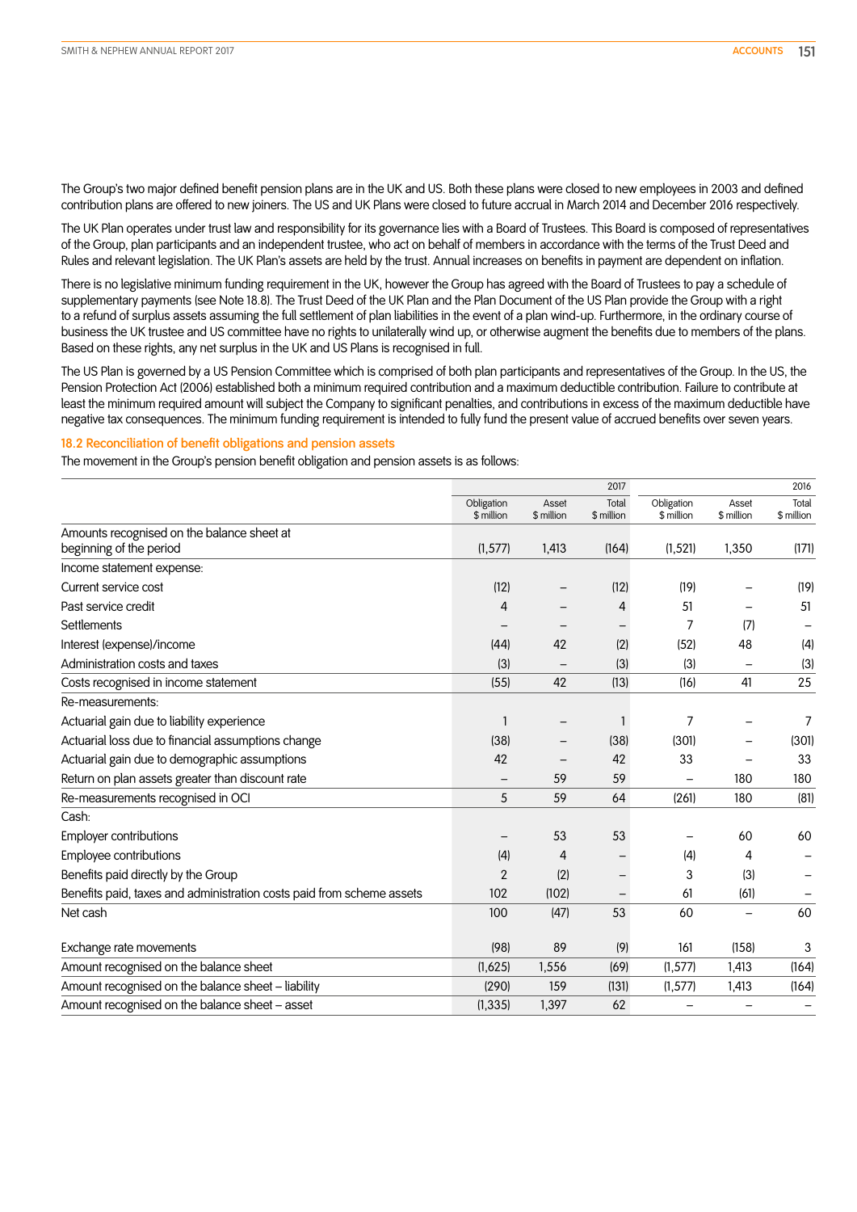The Group's two major defined benefit pension plans are in the UK and US. Both these plans were closed to new employees in 2003 and defined contribution plans are offered to new joiners. The US and UK Plans were closed to future accrual in March 2014 and December 2016 respectively.

The UK Plan operates under trust law and responsibility for its governance lies with a Board of Trustees. This Board is composed of representatives of the Group, plan participants and an independent trustee, who act on behalf of members in accordance with the terms of the Trust Deed and Rules and relevant legislation. The UK Plan's assets are held by the trust. Annual increases on benefits in payment are dependent on inflation.

There is no legislative minimum funding requirement in the UK, however the Group has agreed with the Board of Trustees to pay a schedule of supplementary payments (see Note 18.8). The Trust Deed of the UK Plan and the Plan Document of the US Plan provide the Group with a right to a refund of surplus assets assuming the full settlement of plan liabilities in the event of a plan wind-up. Furthermore, in the ordinary course of business the UK trustee and US committee have no rights to unilaterally wind up, or otherwise augment the benefits due to members of the plans. Based on these rights, any net surplus in the UK and US Plans is recognised in full.

The US Plan is governed by a US Pension Committee which is comprised of both plan participants and representatives of the Group. In the US, the Pension Protection Act (2006) established both a minimum required contribution and a maximum deductible contribution. Failure to contribute at least the minimum required amount will subject the Company to significant penalties, and contributions in excess of the maximum deductible have negative tax consequences. The minimum funding requirement is intended to fully fund the present value of accrued benefits over seven years.

## 18.2 Reconciliation of benefit obligations and pension assets

The movement in the Group's pension benefit obligation and pension assets is as follows:

| | 2017 | | | 2016 | | |
|---|---|---|---|---|---|---|
| | Obligation $ million | Asset $ million | Total $ million | Obligation $ million | Asset $ million | Total $ million |
| Amounts recognised on the balance sheet at beginning of the period | (1,577) | 1,413 | (164) | (1,521) | 1,350 | (171) |
| Income statement expense: | | | | | | |
| Current service cost | (12) | – | (12) | (19) | – | (19) |
| Past service credit | 4 | – | 4 | 51 | – | 51 |
| Settlements | – | – | – | 7 | (7) | – |
| Interest (expense)/income | (44) | 42 | (2) | (52) | 48 | (4) |
| Administration costs and taxes | (3) | – | (3) | (3) | – | (3) |
| Costs recognised in income statement | (55) | 42 | (13) | (16) | 41 | 25 |
| Re-measurements: | | | | | | |
| Actuarial gain due to liability experience | 1 | – | 1 | 7 | – | 7 |
| Actuarial loss due to financial assumptions change | (38) | – | (38) | (301) | – | (301) |
| Actuarial gain due to demographic assumptions | 42 | – | 42 | 33 | – | 33 |
| Return on plan assets greater than discount rate | – | 59 | 59 | – | 180 | 180 |
| Re-measurements recognised in OCI | 5 | 59 | 64 | (261) | 180 | (81) |
| Cash: | | | | | | |
| Employer contributions | – | 53 | 53 | – | 60 | 60 |
| Employee contributions | (4) | 4 | – | (4) | 4 | – |
| Benefits paid directly by the Group | 2 | (2) | – | 3 | (3) | – |
| Benefits paid, taxes and administration costs paid from scheme assets | 102 | (102) | – | 61 | (61) | – |
| Net cash | 100 | (47) | 53 | 60 | – | 60 |
| Exchange rate movements | (98) | 89 | (9) | 161 | (158) | 3 |
| Amount recognised on the balance sheet | (1,625) | 1,556 | (69) | (1,577) | 1,413 | (164) |
| Amount recognised on the balance sheet – liability | (290) | 159 | (131) | (1,577) | 1,413 | (164) |
| Amount recognised on the balance sheet – asset | (1,335) | 1,397 | 62 | – | – | – |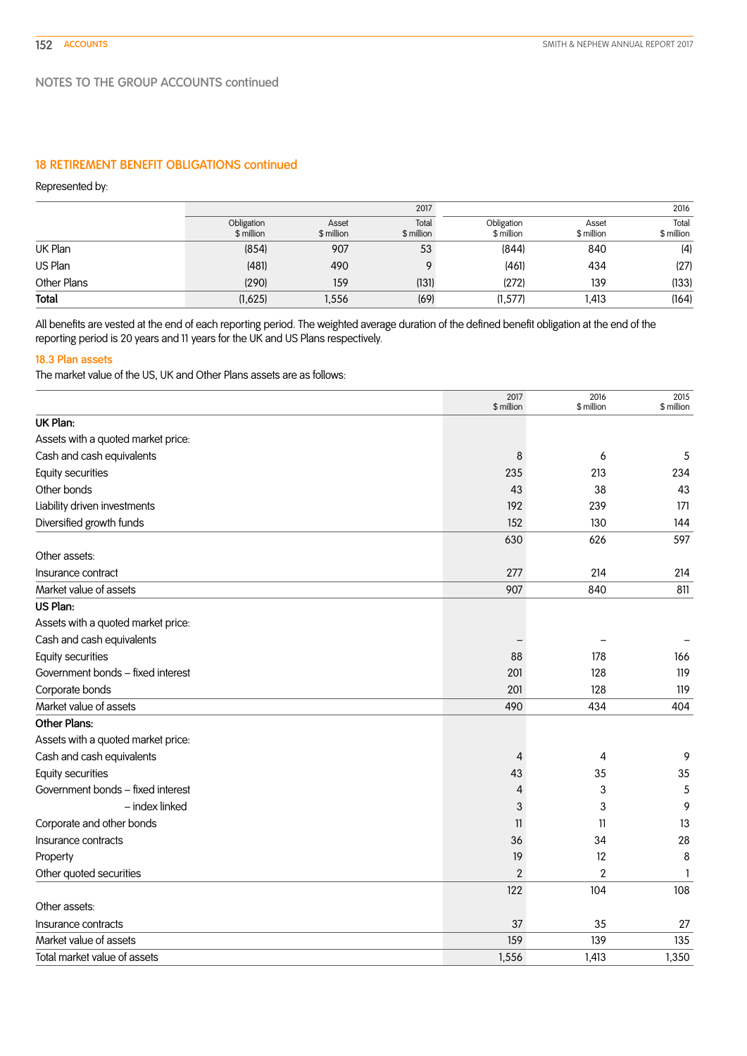NOTES TO THE GROUP ACCOUNTS continued

## 18 RETIREMENT BENEFIT OBLIGATIONS continued

Represented by:

| | 2017 | | | 2016 | | |
|---|---|---|---|---|---|---|
| | Obligation $ million | Asset $ million | Total $ million | Obligation $ million | Asset $ million | Total $ million |
| UK Plan | (854) | 907 | 53 | (844) | 840 | (4) |
| US Plan | (481) | 490 | 9 | (461) | 434 | (27) |
| Other Plans | (290) | 159 | (131) | (272) | 139 | (133) |
| **Total** | (1,625) | 1,556 | (69) | (1,577) | 1,413 | (164) |

All benefits are vested at the end of each reporting period. The weighted average duration of the defined benefit obligation at the end of the reporting period is 20 years and 11 years for the UK and US Plans respectively.

### 18.3 Plan assets

The market value of the US, UK and Other Plans assets are as follows:

| | 2017 $ million | 2016 $ million | 2015 $ million |
|---|---|---|---|
| **UK Plan:** | | | |
| Assets with a quoted market price: | | | |
| Cash and cash equivalents | 8 | 6 | 5 |
| Equity securities | 235 | 213 | 234 |
| Other bonds | 43 | 38 | 43 |
| Liability driven investments | 192 | 239 | 171 |
| Diversified growth funds | 152 | 130 | 144 |
| | 630 | 626 | 597 |
| Other assets: | | | |
| Insurance contract | 277 | 214 | 214 |
| Market value of assets | 907 | 840 | 811 |
| **US Plan:** | | | |
| Assets with a quoted market price: | | | |
| Cash and cash equivalents | – | – | – |
| Equity securities | 88 | 178 | 166 |
| Government bonds – fixed interest | 201 | 128 | 119 |
| Corporate bonds | 201 | 128 | 119 |
| Market value of assets | 490 | 434 | 404 |
| **Other Plans:** | | | |
| Assets with a quoted market price: | | | |
| Cash and cash equivalents | 4 | 4 | 9 |
| Equity securities | 43 | 35 | 35 |
| Government bonds – fixed interest | 4 | 3 | 5 |
| – index linked | 3 | 3 | 9 |
| Corporate and other bonds | 11 | 11 | 13 |
| Insurance contracts | 36 | 34 | 28 |
| Property | 19 | 12 | 8 |
| Other quoted securities | 2 | 2 | 1 |
| | 122 | 104 | 108 |
| Other assets: | | | |
| Insurance contracts | 37 | 35 | 27 |
| Market value of assets | 159 | 139 | 135 |
| Total market value of assets | 1,556 | 1,413 | 1,350 |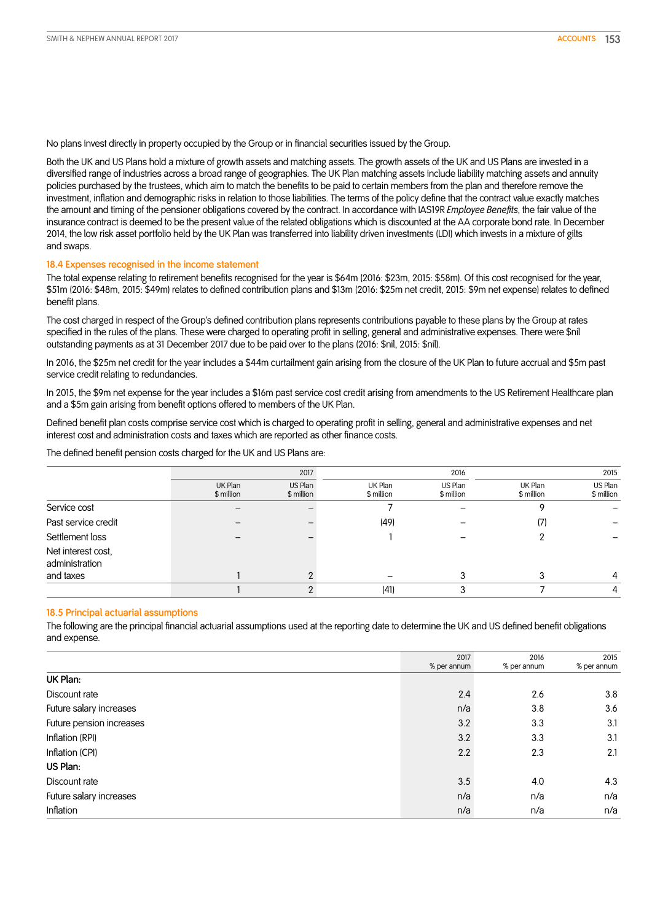No plans invest directly in property occupied by the Group or in financial securities issued by the Group.

Both the UK and US Plans hold a mixture of growth assets and matching assets. The growth assets of the UK and US Plans are invested in a diversified range of industries across a broad range of geographies. The UK Plan matching assets include liability matching assets and annuity policies purchased by the trustees, which aim to match the benefits to be paid to certain members from the plan and therefore remove the investment, inflation and demographic risks in relation to those liabilities. The terms of the policy define that the contract value exactly matches the amount and timing of the pensioner obligations covered by the contract. In accordance with IAS19R *Employee Benefits*, the fair value of the insurance contract is deemed to be the present value of the related obligations which is discounted at the AA corporate bond rate. In December 2014, the low risk asset portfolio held by the UK Plan was transferred into liability driven investments (LDI) which invests in a mixture of gilts and swaps.

### 18.4 Expenses recognised in the income statement

The total expense relating to retirement benefits recognised for the year is $64m (2016: $23m, 2015: $58m). Of this cost recognised for the year, $51m (2016: $48m, 2015: $49m) relates to defined contribution plans and $13m (2016: $25m net credit, 2015: $9m net expense) relates to defined benefit plans.

The cost charged in respect of the Group's defined contribution plans represents contributions payable to these plans by the Group at rates specified in the rules of the plans. These were charged to operating profit in selling, general and administrative expenses. There were $nil outstanding payments as at 31 December 2017 due to be paid over to the plans (2016: $nil, 2015: $nil).

In 2016, the $25m net credit for the year includes a $44m curtailment gain arising from the closure of the UK Plan to future accrual and $5m past service credit relating to redundancies.

In 2015, the $9m net expense for the year includes a $16m past service cost credit arising from amendments to the US Retirement Healthcare plan and a $5m gain arising from benefit options offered to members of the UK Plan.

Defined benefit plan costs comprise service cost which is charged to operating profit in selling, general and administrative expenses and net interest cost and administration costs and taxes which are reported as other finance costs.

The defined benefit pension costs charged for the UK and US Plans are:

| | 2017 | | 2016 | | 2015 | |
|---|---|---|---|---|---|---|
| | UK Plan $ million | US Plan $ million | UK Plan $ million | US Plan $ million | UK Plan $ million | US Plan $ million |
| Service cost | – | – | 7 | – | 9 | – |
| Past service credit | – | – | (49) | – | (7) | – |
| Settlement loss | – | – | 1 | – | 2 | – |
| Net interest cost, administration and taxes | 1 | 2 | – | 3 | 3 | 4 |
| | 1 | 2 | (41) | 3 | 7 | 4 |

### 18.5 Principal actuarial assumptions

The following are the principal financial actuarial assumptions used at the reporting date to determine the UK and US defined benefit obligations and expense.

| | 2017 % per annum | 2016 % per annum | 2015 % per annum |
|---|---|---|---|
| **UK Plan:** | | | |
| Discount rate | 2.4 | 2.6 | 3.8 |
| Future salary increases | n/a | 3.8 | 3.6 |
| Future pension increases | 3.2 | 3.3 | 3.1 |
| Inflation (RPI) | 3.2 | 3.3 | 3.1 |
| Inflation (CPI) | 2.2 | 2.3 | 2.1 |
| **US Plan:** | | | |
| Discount rate | 3.5 | 4.0 | 4.3 |
| Future salary increases | n/a | n/a | n/a |
| Inflation | n/a | n/a | n/a |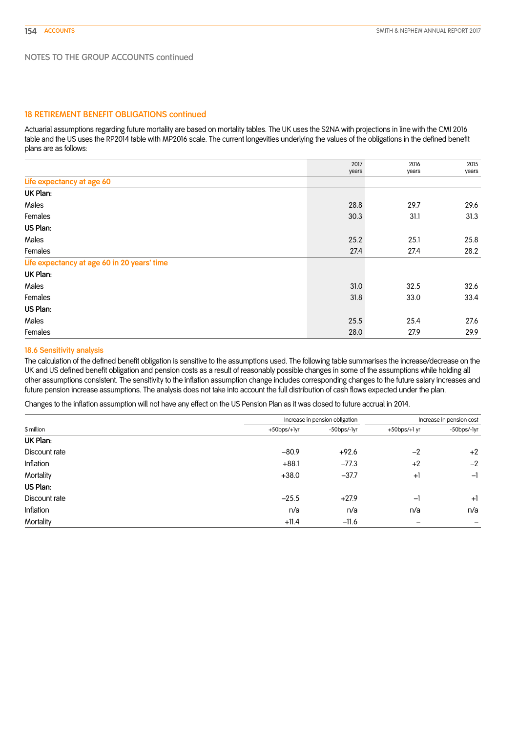NOTES TO THE GROUP ACCOUNTS continued

## 18 RETIREMENT BENEFIT OBLIGATIONS continued

Actuarial assumptions regarding future mortality are based on mortality tables. The UK uses the S2NA with projections in line with the CMI 2016 table and the US uses the RP2014 table with MP2016 scale. The current longevities underlying the values of the obligations in the defined benefit plans are as follows:

| | 2017 years | 2016 years | 2015 years |
|---|---|---|---|
| **Life expectancy at age 60** | | | |
| **UK Plan:** | | | |
| Males | 28.8 | 29.7 | 29.6 |
| Females | 30.3 | 31.1 | 31.3 |
| **US Plan:** | | | |
| Males | 25.2 | 25.1 | 25.8 |
| Females | 27.4 | 27.4 | 28.2 |
| **Life expectancy at age 60 in 20 years' time** | | | |
| **UK Plan:** | | | |
| Males | 31.0 | 32.5 | 32.6 |
| Females | 31.8 | 33.0 | 33.4 |
| **US Plan:** | | | |
| Males | 25.5 | 25.4 | 27.6 |
| Females | 28.0 | 27.9 | 29.9 |

### 18.6 Sensitivity analysis

The calculation of the defined benefit obligation is sensitive to the assumptions used. The following table summarises the increase/decrease on the UK and US defined benefit obligation and pension costs as a result of reasonably possible changes in some of the assumptions while holding all other assumptions consistent. The sensitivity to the inflation assumption change includes corresponding changes to the future salary increases and future pension increase assumptions. The analysis does not take into account the full distribution of cash flows expected under the plan.

Changes to the inflation assumption will not have any effect on the US Pension Plan as it was closed to future accrual in 2014.

| | Increase in pension obligation | | Increase in pension cost | |
|---|---|---|---|---|
| $ million | +50bps/+1yr | -50bps/-1yr | +50bps/+1 yr | -50bps/-1yr |
| **UK Plan:** | | | | |
| Discount rate | –80.9 | +92.6 | –2 | +2 |
| Inflation | +88.1 | –77.3 | +2 | –2 |
| Mortality | +38.0 | –37.7 | +1 | –1 |
| **US Plan:** | | | | |
| Discount rate | –25.5 | +27.9 | –1 | +1 |
| Inflation | n/a | n/a | n/a | n/a |
| Mortality | +11.4 | –11.6 | – | – |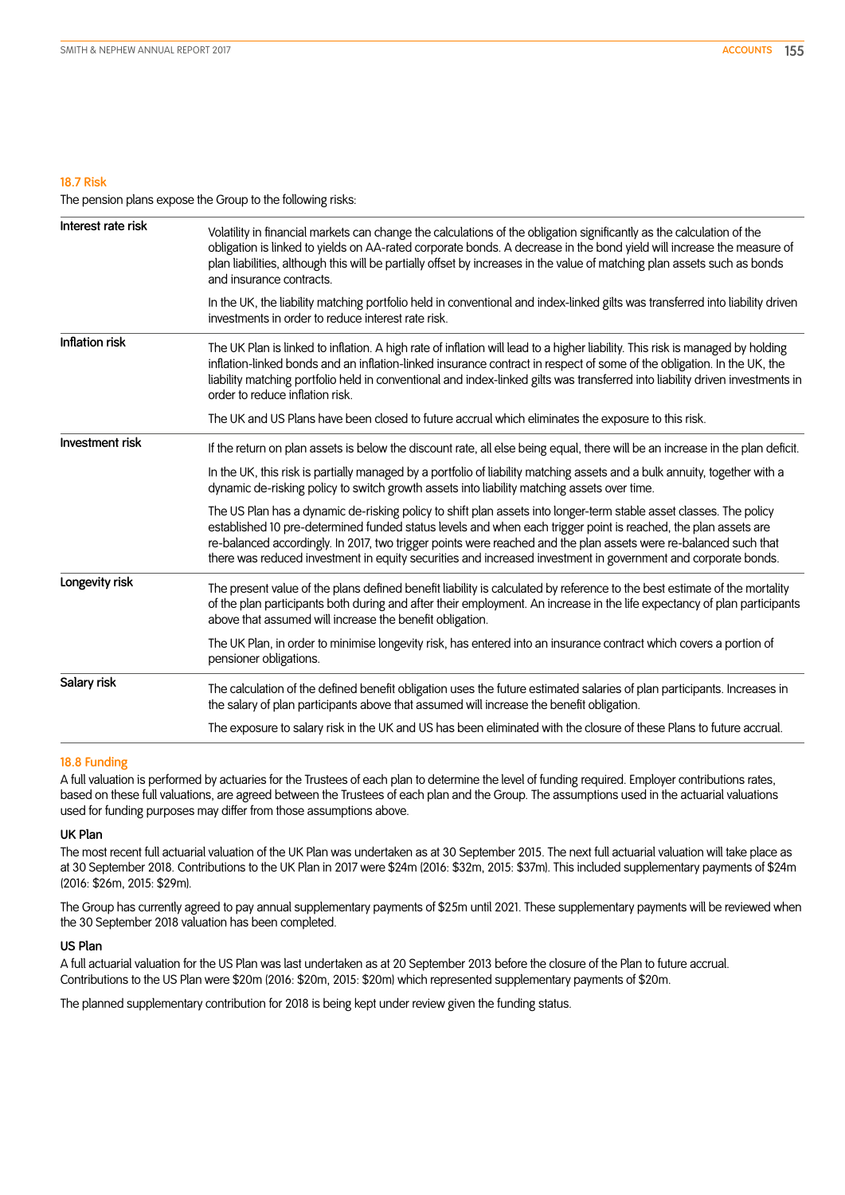### 18.7 Risk

The pension plans expose the Group to the following risks:

| | |
|---|---|
| **Interest rate risk** | Volatility in financial markets can change the calculations of the obligation significantly as the calculation of the obligation is linked to yields on AA-rated corporate bonds. A decrease in the bond yield will increase the measure of plan liabilities, although this will be partially offset by increases in the value of matching plan assets such as bonds and insurance contracts.<br><br>In the UK, the liability matching portfolio held in conventional and index-linked gilts was transferred into liability driven investments in order to reduce interest rate risk. |
| **Inflation risk** | The UK Plan is linked to inflation. A high rate of inflation will lead to a higher liability. This risk is managed by holding inflation-linked bonds and an inflation-linked insurance contract in respect of some of the obligation. In the UK, the liability matching portfolio held in conventional and index-linked gilts was transferred into liability driven investments in order to reduce inflation risk.<br><br>The UK and US Plans have been closed to future accrual which eliminates the exposure to this risk. |
| **Investment risk** | If the return on plan assets is below the discount rate, all else being equal, there will be an increase in the plan deficit.<br><br>In the UK, this risk is partially managed by a portfolio of liability matching assets and a bulk annuity, together with a dynamic de-risking policy to switch growth assets into liability matching assets over time.<br><br>The US Plan has a dynamic de-risking policy to shift plan assets into longer-term stable asset classes. The policy established 10 pre-determined funded status levels and when each trigger point is reached, the plan assets are re-balanced accordingly. In 2017, two trigger points were reached and the plan assets were re-balanced such that there was reduced investment in equity securities and increased investment in government and corporate bonds. |
| **Longevity risk** | The present value of the plans defined benefit liability is calculated by reference to the best estimate of the mortality of the plan participants both during and after their employment. An increase in the life expectancy of plan participants above that assumed will increase the benefit obligation.<br><br>The UK Plan, in order to minimise longevity risk, has entered into an insurance contract which covers a portion of pensioner obligations. |
| **Salary risk** | The calculation of the defined benefit obligation uses the future estimated salaries of plan participants. Increases in the salary of plan participants above that assumed will increase the benefit obligation.<br><br>The exposure to salary risk in the UK and US has been eliminated with the closure of these Plans to future accrual. |

### 18.8 Funding

A full valuation is performed by actuaries for the Trustees of each plan to determine the level of funding required. Employer contributions rates, based on these full valuations, are agreed between the Trustees of each plan and the Group. The assumptions used in the actuarial valuations used for funding purposes may differ from those assumptions above.

#### UK Plan

The most recent full actuarial valuation of the UK Plan was undertaken as at 30 September 2015. The next full actuarial valuation will take place as at 30 September 2018. Contributions to the UK Plan in 2017 were $24m (2016: $32m, 2015: $37m). This included supplementary payments of $24m (2016: $26m, 2015: $29m).

The Group has currently agreed to pay annual supplementary payments of $25m until 2021. These supplementary payments will be reviewed when the 30 September 2018 valuation has been completed.

#### US Plan

A full actuarial valuation for the US Plan was last undertaken as at 20 September 2013 before the closure of the Plan to future accrual. Contributions to the US Plan were $20m (2016: $20m, 2015: $20m) which represented supplementary payments of $20m.

The planned supplementary contribution for 2018 is being kept under review given the funding status.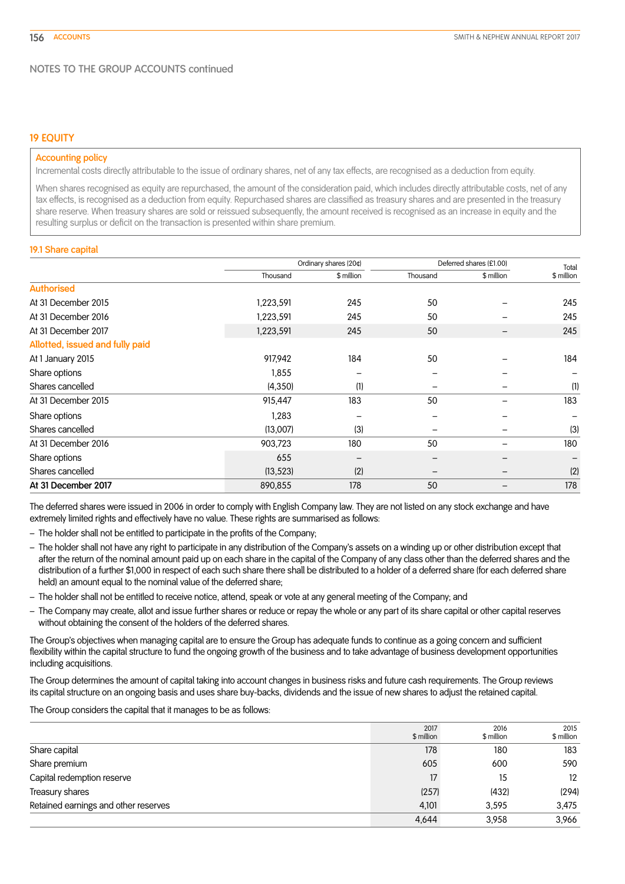NOTES TO THE GROUP ACCOUNTS continued

## 19 EQUITY

### Accounting policy

Incremental costs directly attributable to the issue of ordinary shares, net of any tax effects, are recognised as a deduction from equity.

When shares recognised as equity are repurchased, the amount of the consideration paid, which includes directly attributable costs, net of any tax effects, is recognised as a deduction from equity. Repurchased shares are classified as treasury shares and are presented in the treasury share reserve. When treasury shares are sold or reissued subsequently, the amount received is recognised as an increase in equity and the resulting surplus or deficit on the transaction is presented within share premium.

### 19.1 Share capital

| | Ordinary shares (20¢) | | Deferred shares (£1.00) | | Total |
|---|---|---|---|---|---|
| | Thousand | $ million | Thousand | $ million | $ million |
| **Authorised** | | | | | |
| At 31 December 2015 | 1,223,591 | 245 | 50 | – | 245 |
| At 31 December 2016 | 1,223,591 | 245 | 50 | – | 245 |
| At 31 December 2017 | 1,223,591 | 245 | 50 | – | 245 |
| **Allotted, issued and fully paid** | | | | | |
| At 1 January 2015 | 917,942 | 184 | 50 | – | 184 |
| Share options | 1,855 | – | – | – | – |
| Shares cancelled | (4,350) | (1) | – | – | (1) |
| At 31 December 2015 | 915,447 | 183 | 50 | – | 183 |
| Share options | 1,283 | – | – | – | – |
| Shares cancelled | (13,007) | (3) | – | – | (3) |
| At 31 December 2016 | 903,723 | 180 | 50 | – | 180 |
| Share options | 655 | – | – | – | – |
| Shares cancelled | (13,523) | (2) | – | – | (2) |
| **At 31 December 2017** | 890,855 | 178 | 50 | – | 178 |

The deferred shares were issued in 2006 in order to comply with English Company law. They are not listed on any stock exchange and have extremely limited rights and effectively have no value. These rights are summarised as follows:

- The holder shall not be entitled to participate in the profits of the Company;
- The holder shall not have any right to participate in any distribution of the Company's assets on a winding up or other distribution except that after the return of the nominal amount paid up on each share in the capital of the Company of any class other than the deferred shares and the distribution of a further $1,000 in respect of each such share there shall be distributed to a holder of a deferred share (for each deferred share held) an amount equal to the nominal value of the deferred share;
- The holder shall not be entitled to receive notice, attend, speak or vote at any general meeting of the Company; and
- The Company may create, allot and issue further shares or reduce or repay the whole or any part of its share capital or other capital reserves without obtaining the consent of the holders of the deferred shares.

The Group's objectives when managing capital are to ensure the Group has adequate funds to continue as a going concern and sufficient flexibility within the capital structure to fund the ongoing growth of the business and to take advantage of business development opportunities including acquisitions.

The Group determines the amount of capital taking into account changes in business risks and future cash requirements. The Group reviews its capital structure on an ongoing basis and uses share buy-backs, dividends and the issue of new shares to adjust the retained capital.

The Group considers the capital that it manages to be as follows:

| | 2017 $ million | 2016 $ million | 2015 $ million |
|---|---|---|---|
| Share capital | 178 | 180 | 183 |
| Share premium | 605 | 600 | 590 |
| Capital redemption reserve | 17 | 15 | 12 |
| Treasury shares | (257) | (432) | (294) |
| Retained earnings and other reserves | 4,101 | 3,595 | 3,475 |
| | 4,644 | 3,958 | 3,966 |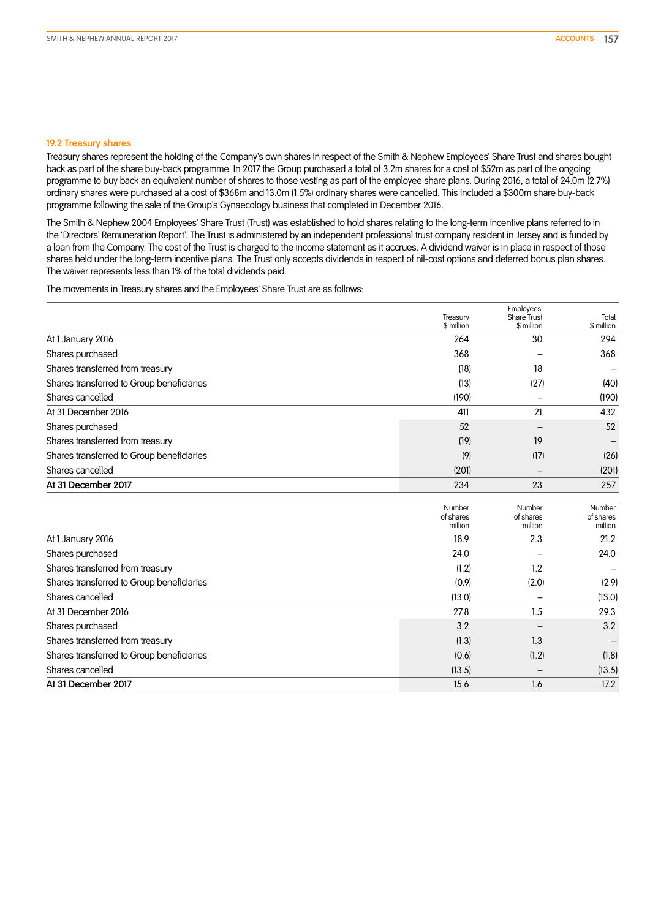### 19.2 Treasury shares

Treasury shares represent the holding of the Company's own shares in respect of the Smith & Nephew Employees' Share Trust and shares bought back as part of the share buy-back programme. In 2017 the Group purchased a total of 3.2m shares for a cost of $52m as part of the ongoing programme to buy back an equivalent number of shares to those vesting as part of the employee share plans. During 2016, a total of 24.0m (2.7%) ordinary shares were purchased at a cost of $368m and 13.0m (1.5%) ordinary shares were cancelled. This included a $300m share buy-back programme following the sale of the Group's Gynaecology business that completed in December 2016.

The Smith & Nephew 2004 Employees' Share Trust (Trust) was established to hold shares relating to the long-term incentive plans referred to in the 'Directors' Remuneration Report'. The Trust is administered by an independent professional trust company resident in Jersey and is funded by a loan from the Company. The cost of the Trust is charged to the income statement as it accrues. A dividend waiver is in place in respect of those shares held under the long-term incentive plans. The Trust only accepts dividends in respect of nil-cost options and deferred bonus plan shares. The waiver represents less than 1% of the total dividends paid.

The movements in Treasury shares and the Employees' Share Trust are as follows:

| | Treasury $ million | Employees' Share Trust $ million | Total $ million |
|---|---|---|---|
| At 1 January 2016 | 264 | 30 | 294 |
| Shares purchased | 368 | – | 368 |
| Shares transferred from treasury | (18) | 18 | – |
| Shares transferred to Group beneficiaries | (13) | (27) | (40) |
| Shares cancelled | (190) | – | (190) |
| At 31 December 2016 | 411 | 21 | 432 |
| Shares purchased | 52 | – | 52 |
| Shares transferred from treasury | (19) | 19 | – |
| Shares transferred to Group beneficiaries | (9) | (17) | (26) |
| Shares cancelled | (201) | – | (201) |
| **At 31 December 2017** | 234 | 23 | 257 |

| | Number of shares million | Number of shares million | Number of shares million |
|---|---|---|---|
| At 1 January 2016 | 18.9 | 2.3 | 21.2 |
| Shares purchased | 24.0 | – | 24.0 |
| Shares transferred from treasury | (1.2) | 1.2 | – |
| Shares transferred to Group beneficiaries | (0.9) | (2.0) | (2.9) |
| Shares cancelled | (13.0) | – | (13.0) |
| At 31 December 2016 | 27.8 | 1.5 | 29.3 |
| Shares purchased | 3.2 | – | 3.2 |
| Shares transferred from treasury | (1.3) | 1.3 | – |
| Shares transferred to Group beneficiaries | (0.6) | (1.2) | (1.8) |
| Shares cancelled | (13.5) | – | (13.5) |
| **At 31 December 2017** | 15.6 | 1.6 | 17.2 |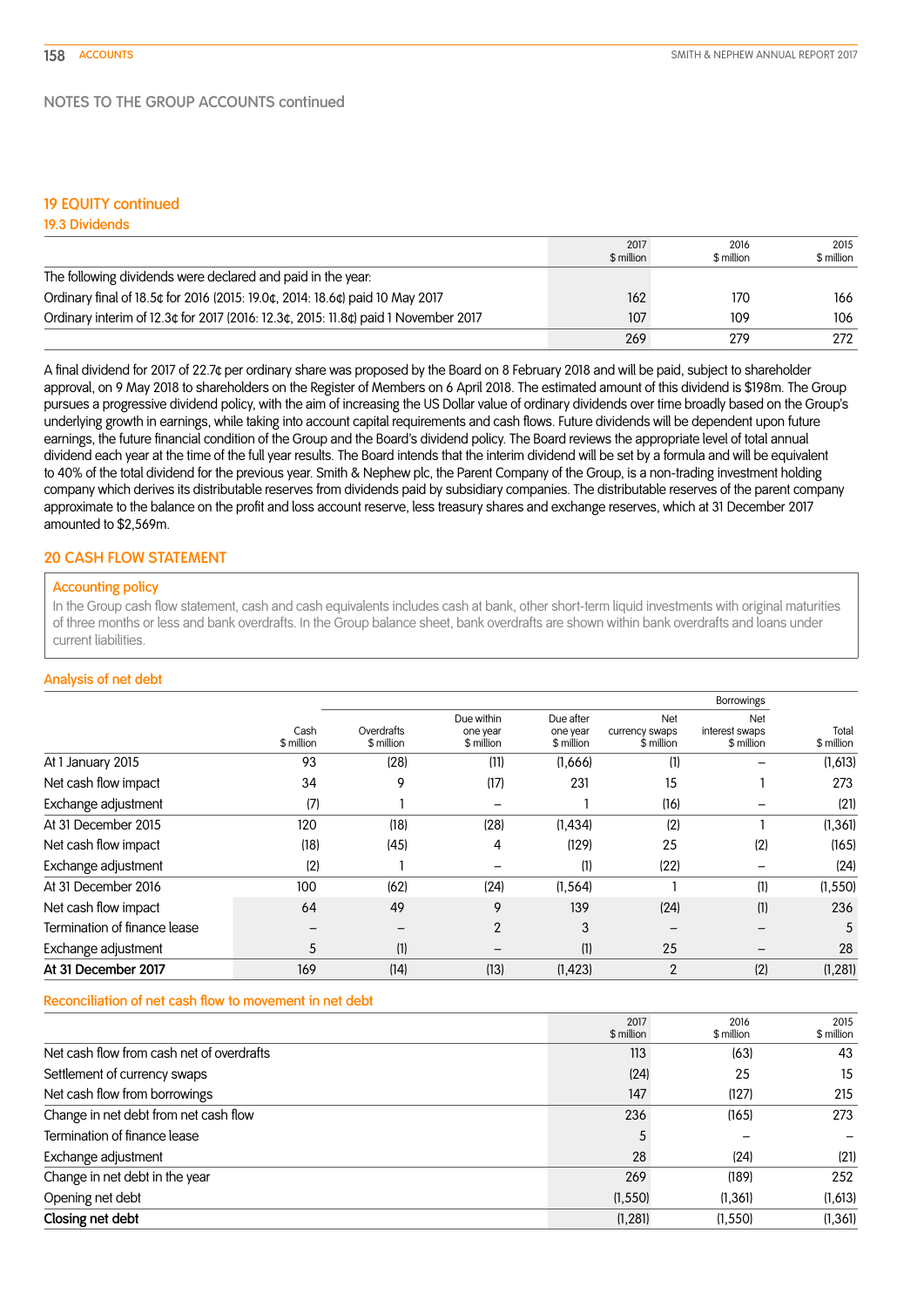NOTES TO THE GROUP ACCOUNTS continued

## 19 EQUITY continued

### 19.3 Dividends

| | 2017 $ million | 2016 $ million | 2015 $ million |
|---|---|---|---|
| The following dividends were declared and paid in the year: | | | |
| Ordinary final of 18.5¢ for 2016 (2015: 19.0¢, 2014: 18.6¢) paid 10 May 2017 | 162 | 170 | 166 |
| Ordinary interim of 12.3¢ for 2017 (2016: 12.3¢, 2015: 11.8¢) paid 1 November 2017 | 107 | 109 | 106 |
| | 269 | 279 | 272 |

A final dividend for 2017 of 22.7¢ per ordinary share was proposed by the Board on 8 February 2018 and will be paid, subject to shareholder approval, on 9 May 2018 to shareholders on the Register of Members on 6 April 2018. The estimated amount of this dividend is $198m. The Group pursues a progressive dividend policy, with the aim of increasing the US Dollar value of ordinary dividends over time broadly based on the Group's underlying growth in earnings, while taking into account capital requirements and cash flows. Future dividends will be dependent upon future earnings, the future financial condition of the Group and the Board's dividend policy. The Board reviews the appropriate level of total annual dividend each year at the time of the full year results. The Board intends that the interim dividend will be set by a formula and will be equivalent to 40% of the total dividend for the previous year. Smith & Nephew plc, the Parent Company of the Group, is a non-trading investment holding company which derives its distributable reserves from dividends paid by subsidiary companies. The distributable reserves of the parent company approximate to the balance on the profit and loss account reserve, less treasury shares and exchange reserves, which at 31 December 2017 amounted to $2,569m.

## 20 CASH FLOW STATEMENT

**Accounting policy**

In the Group cash flow statement, cash and cash equivalents includes cash at bank, other short-term liquid investments with original maturities of three months or less and bank overdrafts. In the Group balance sheet, bank overdrafts are shown within bank overdrafts and loans under current liabilities.

### Analysis of net debt

| | | | Borrowings | | | | |
|---|---|---|---|---|---|---|---|
| | Cash $ million | Overdrafts $ million | Due within one year $ million | Due after one year $ million | Net currency swaps $ million | Net interest swaps $ million | Total $ million |
| At 1 January 2015 | 93 | (28) | (11) | (1,666) | (1) | – | (1,613) |
| Net cash flow impact | 34 | 9 | (17) | 231 | 15 | 1 | 273 |
| Exchange adjustment | (7) | 1 | – | 1 | (16) | – | (21) |
| At 31 December 2015 | 120 | (18) | (28) | (1,434) | (2) | 1 | (1,361) |
| Net cash flow impact | (18) | (45) | 4 | (129) | 25 | (2) | (165) |
| Exchange adjustment | (2) | 1 | – | (1) | (22) | – | (24) |
| At 31 December 2016 | 100 | (62) | (24) | (1,564) | 1 | (1) | (1,550) |
| Net cash flow impact | 64 | 49 | 9 | 139 | (24) | (1) | 236 |
| Termination of finance lease | – | – | 2 | 3 | – | – | 5 |
| Exchange adjustment | 5 | (1) | – | (1) | 25 | – | 28 |
| **At 31 December 2017** | 169 | (14) | (13) | (1,423) | 2 | (2) | (1,281) |

### Reconciliation of net cash flow to movement in net debt

| | 2017 $ million | 2016 $ million | 2015 $ million |
|---|---|---|---|
| Net cash flow from cash net of overdrafts | 113 | (63) | 43 |
| Settlement of currency swaps | (24) | 25 | 15 |
| Net cash flow from borrowings | 147 | (127) | 215 |
| Change in net debt from net cash flow | 236 | (165) | 273 |
| Termination of finance lease | 5 | – | – |
| Exchange adjustment | 28 | (24) | (21) |
| Change in net debt in the year | 269 | (189) | 252 |
| Opening net debt | (1,550) | (1,361) | (1,613) |
| **Closing net debt** | (1,281) | (1,550) | (1,361) |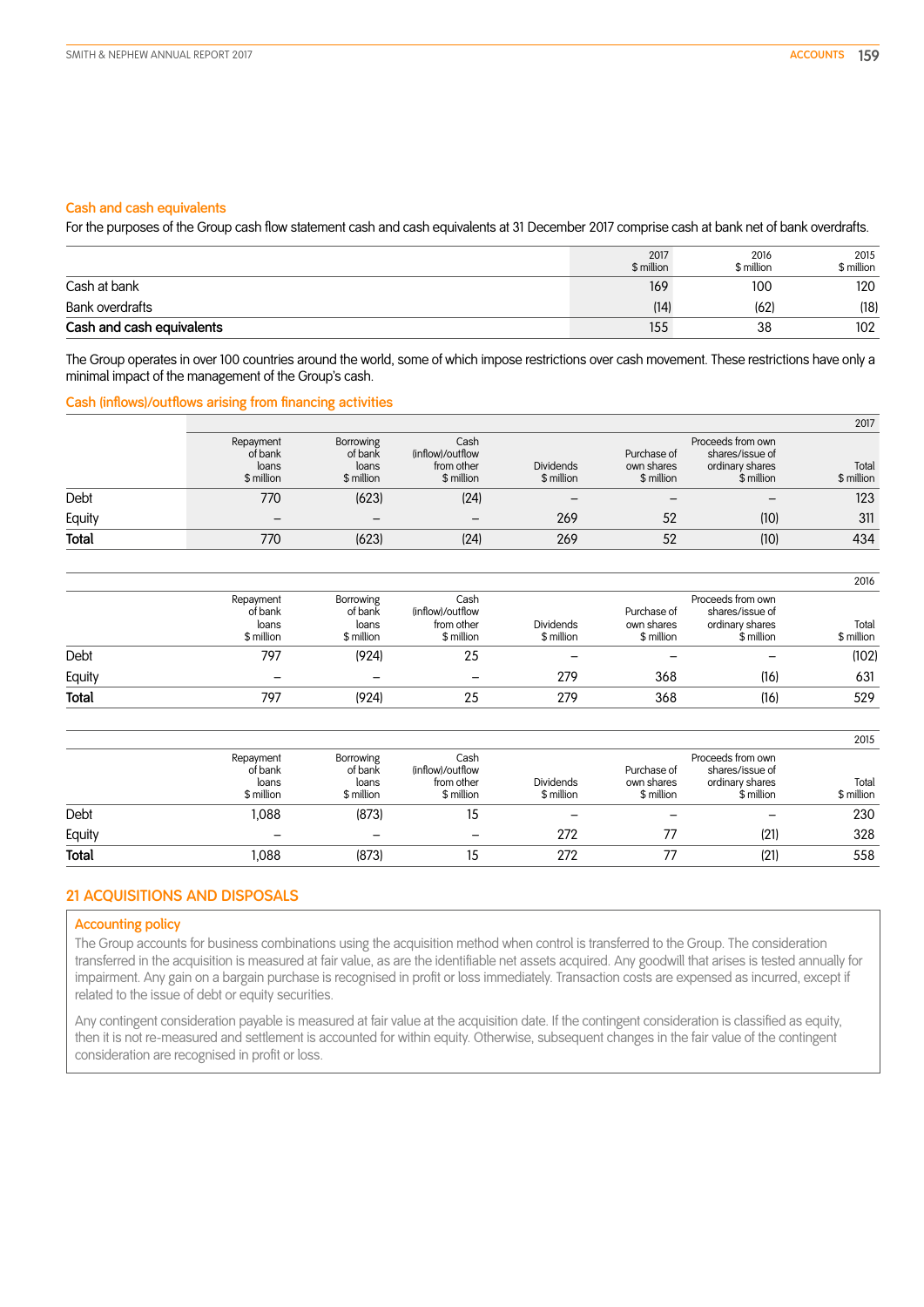### Cash and cash equivalents

For the purposes of the Group cash flow statement cash and cash equivalents at 31 December 2017 comprise cash at bank net of bank overdrafts.

| | 2017 $ million | 2016 $ million | 2015 $ million |
|---|---|---|---|
| Cash at bank | 169 | 100 | 120 |
| Bank overdrafts | (14) | (62) | (18) |
| **Cash and cash equivalents** | 155 | 38 | 102 |

The Group operates in over 100 countries around the world, some of which impose restrictions over cash movement. These restrictions have only a minimal impact of the management of the Group's cash.

### Cash (inflows)/outflows arising from financing activities

| 2017 | Repayment of bank loans $ million | Borrowing of bank loans $ million | Cash (inflow)/outflow from other $ million | Dividends $ million | Purchase of own shares $ million | Proceeds from own shares/issue of ordinary shares $ million | Total $ million |
|---|---|---|---|---|---|---|---|
| Debt | 770 | (623) | (24) | – | – | – | 123 |
| Equity | – | – | – | 269 | 52 | (10) | 311 |
| **Total** | 770 | (623) | (24) | 269 | 52 | (10) | 434 |

| 2016 | Repayment of bank loans $ million | Borrowing of bank loans $ million | Cash (inflow)/outflow from other $ million | Dividends $ million | Purchase of own shares $ million | Proceeds from own shares/issue of ordinary shares $ million | Total $ million |
|---|---|---|---|---|---|---|---|
| Debt | 797 | (924) | 25 | – | – | – | (102) |
| Equity | – | – | – | 279 | 368 | (16) | 631 |
| **Total** | 797 | (924) | 25 | 279 | 368 | (16) | 529 |

| 2015 | Repayment of bank loans $ million | Borrowing of bank loans $ million | Cash (inflow)/outflow from other $ million | Dividends $ million | Purchase of own shares $ million | Proceeds from own shares/issue of ordinary shares $ million | Total $ million |
|---|---|---|---|---|---|---|---|
| Debt | 1,088 | (873) | 15 | – | – | – | 230 |
| Equity | – | – | – | 272 | 77 | (21) | 328 |
| **Total** | 1,088 | (873) | 15 | 272 | 77 | (21) | 558 |

## 21 ACQUISITIONS AND DISPOSALS

### Accounting policy

The Group accounts for business combinations using the acquisition method when control is transferred to the Group. The consideration transferred in the acquisition is measured at fair value, as are the identifiable net assets acquired. Any goodwill that arises is tested annually for impairment. Any gain on a bargain purchase is recognised in profit or loss immediately. Transaction costs are expensed as incurred, except if related to the issue of debt or equity securities.

Any contingent consideration payable is measured at fair value at the acquisition date. If the contingent consideration is classified as equity, then it is not re-measured and settlement is accounted for within equity. Otherwise, subsequent changes in the fair value of the contingent consideration are recognised in profit or loss.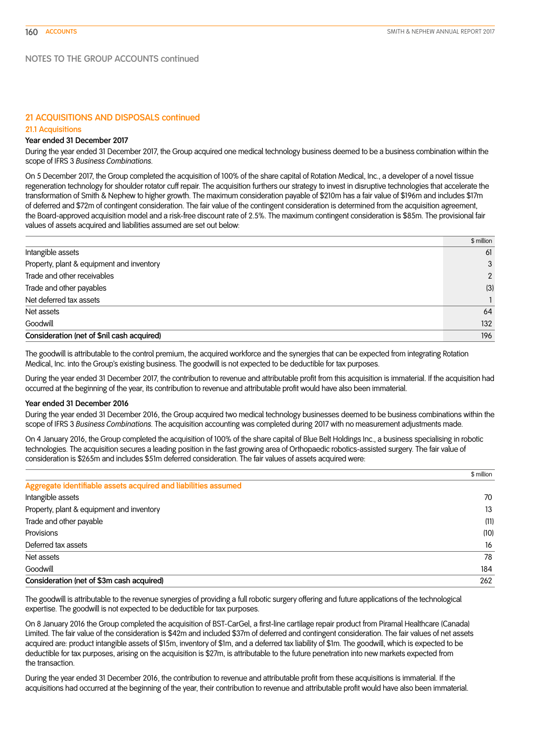NOTES TO THE GROUP ACCOUNTS continued

## 21 ACQUISITIONS AND DISPOSALS continued

### 21.1 Acquisitions

**Year ended 31 December 2017**

During the year ended 31 December 2017, the Group acquired one medical technology business deemed to be a business combination within the scope of IFRS 3 *Business Combinations*.

On 5 December 2017, the Group completed the acquisition of 100% of the share capital of Rotation Medical, Inc., a developer of a novel tissue regeneration technology for shoulder rotator cuff repair. The acquisition furthers our strategy to invest in disruptive technologies that accelerate the transformation of Smith & Nephew to higher growth. The maximum consideration payable of $210m has a fair value of $196m and includes $17m of deferred and $72m of contingent consideration. The fair value of the contingent consideration is determined from the acquisition agreement, the Board-approved acquisition model and a risk-free discount rate of 2.5%. The maximum contingent consideration is $85m. The provisional fair values of assets acquired and liabilities assumed are set out below:

| | $ million |
|---|---|
| Intangible assets | 61 |
| Property, plant & equipment and inventory | 3 |
| Trade and other receivables | 2 |
| Trade and other payables | (3) |
| Net deferred tax assets | 1 |
| Net assets | 64 |
| Goodwill | 132 |
| **Consideration (net of $nil cash acquired)** | **196** |

The goodwill is attributable to the control premium, the acquired workforce and the synergies that can be expected from integrating Rotation Medical, Inc. into the Group's existing business. The goodwill is not expected to be deductible for tax purposes.

During the year ended 31 December 2017, the contribution to revenue and attributable profit from this acquisition is immaterial. If the acquisition had occurred at the beginning of the year, its contribution to revenue and attributable profit would have also been immaterial.

**Year ended 31 December 2016**

During the year ended 31 December 2016, the Group acquired two medical technology businesses deemed to be business combinations within the scope of IFRS 3 *Business Combinations*. The acquisition accounting was completed during 2017 with no measurement adjustments made.

On 4 January 2016, the Group completed the acquisition of 100% of the share capital of Blue Belt Holdings Inc., a business specialising in robotic technologies. The acquisition secures a leading position in the fast growing area of Orthopaedic robotics-assisted surgery. The fair value of consideration is $265m and includes $51m deferred consideration. The fair values of assets acquired were:

| | $ million |
|---|---|
| **Aggregate identifiable assets acquired and liabilities assumed** | |
| Intangible assets | 70 |
| Property, plant & equipment and inventory | 13 |
| Trade and other payable | (11) |
| Provisions | (10) |
| Deferred tax assets | 16 |
| Net assets | 78 |
| Goodwill | 184 |
| **Consideration (net of $3m cash acquired)** | **262** |

The goodwill is attributable to the revenue synergies of providing a full robotic surgery offering and future applications of the technological expertise. The goodwill is not expected to be deductible for tax purposes.

On 8 January 2016 the Group completed the acquisition of BST-CarGel, a first-line cartilage repair product from Piramal Healthcare (Canada) Limited. The fair value of the consideration is $42m and included $37m of deferred and contingent consideration. The fair values of net assets acquired are: product intangible assets of $15m, inventory of $1m, and a deferred tax liability of $1m. The goodwill, which is expected to be deductible for tax purposes, arising on the acquisition is $27m, is attributable to the future penetration into new markets expected from the transaction.

During the year ended 31 December 2016, the contribution to revenue and attributable profit from these acquisitions is immaterial. If the acquisitions had occurred at the beginning of the year, their contribution to revenue and attributable profit would have also been immaterial.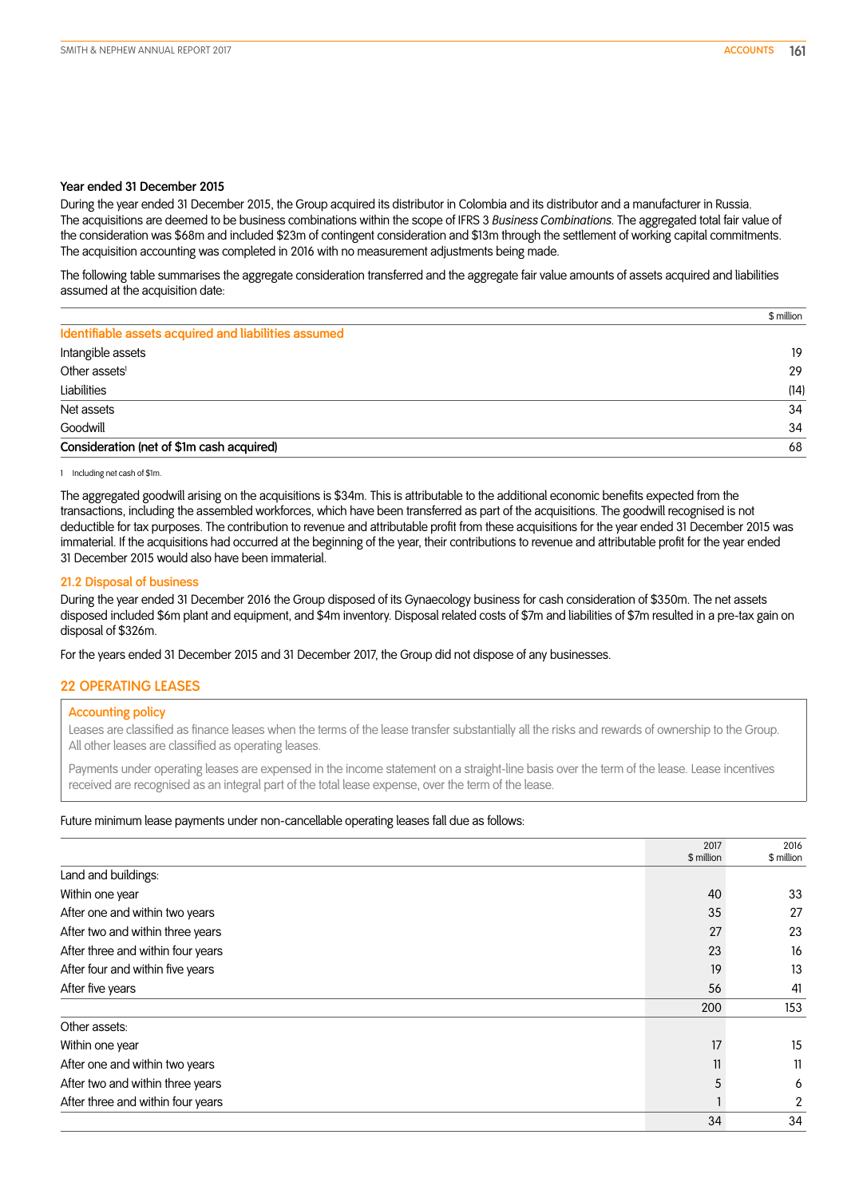### Year ended 31 December 2015

During the year ended 31 December 2015, the Group acquired its distributor in Colombia and its distributor and a manufacturer in Russia. The acquisitions are deemed to be business combinations within the scope of IFRS 3 *Business Combinations*. The aggregated total fair value of the consideration was $68m and included $23m of contingent consideration and $13m through the settlement of working capital commitments. The acquisition accounting was completed in 2016 with no measurement adjustments being made.

The following table summarises the aggregate consideration transferred and the aggregate fair value amounts of assets acquired and liabilities assumed at the acquisition date:

| | $ million |
|---|---|
| **Identifiable assets acquired and liabilities assumed** | |
| Intangible assets | 19 |
| Other assets[1] | 29 |
| Liabilities | (14) |
| Net assets | 34 |
| Goodwill | 34 |
| **Consideration (net of $1m cash acquired)** | 68 |

1 Including net cash of $1m.

The aggregated goodwill arising on the acquisitions is $34m. This is attributable to the additional economic benefits expected from the transactions, including the assembled workforces, which have been transferred as part of the acquisitions. The goodwill recognised is not deductible for tax purposes. The contribution to revenue and attributable profit from these acquisitions for the year ended 31 December 2015 was immaterial. If the acquisitions had occurred at the beginning of the year, their contributions to revenue and attributable profit for the year ended 31 December 2015 would also have been immaterial.

### 21.2 Disposal of business

During the year ended 31 December 2016 the Group disposed of its Gynaecology business for cash consideration of $350m. The net assets disposed included $6m plant and equipment, and $4m inventory. Disposal related costs of $7m and liabilities of $7m resulted in a pre-tax gain on disposal of $326m.

For the years ended 31 December 2015 and 31 December 2017, the Group did not dispose of any businesses.

## 22 OPERATING LEASES

**Accounting policy**

Leases are classified as finance leases when the terms of the lease transfer substantially all the risks and rewards of ownership to the Group. All other leases are classified as operating leases.

Payments under operating leases are expensed in the income statement on a straight-line basis over the term of the lease. Lease incentives received are recognised as an integral part of the total lease expense, over the term of the lease.

Future minimum lease payments under non-cancellable operating leases fall due as follows:

| | 2017 $ million | 2016 $ million |
|---|---|---|
| Land and buildings: | | |
| Within one year | 40 | 33 |
| After one and within two years | 35 | 27 |
| After two and within three years | 27 | 23 |
| After three and within four years | 23 | 16 |
| After four and within five years | 19 | 13 |
| After five years | 56 | 41 |
| | 200 | 153 |
| Other assets: | | |
| Within one year | 17 | 15 |
| After one and within two years | 11 | 11 |
| After two and within three years | 5 | 6 |
| After three and within four years | 1 | 2 |
| | 34 | 34 |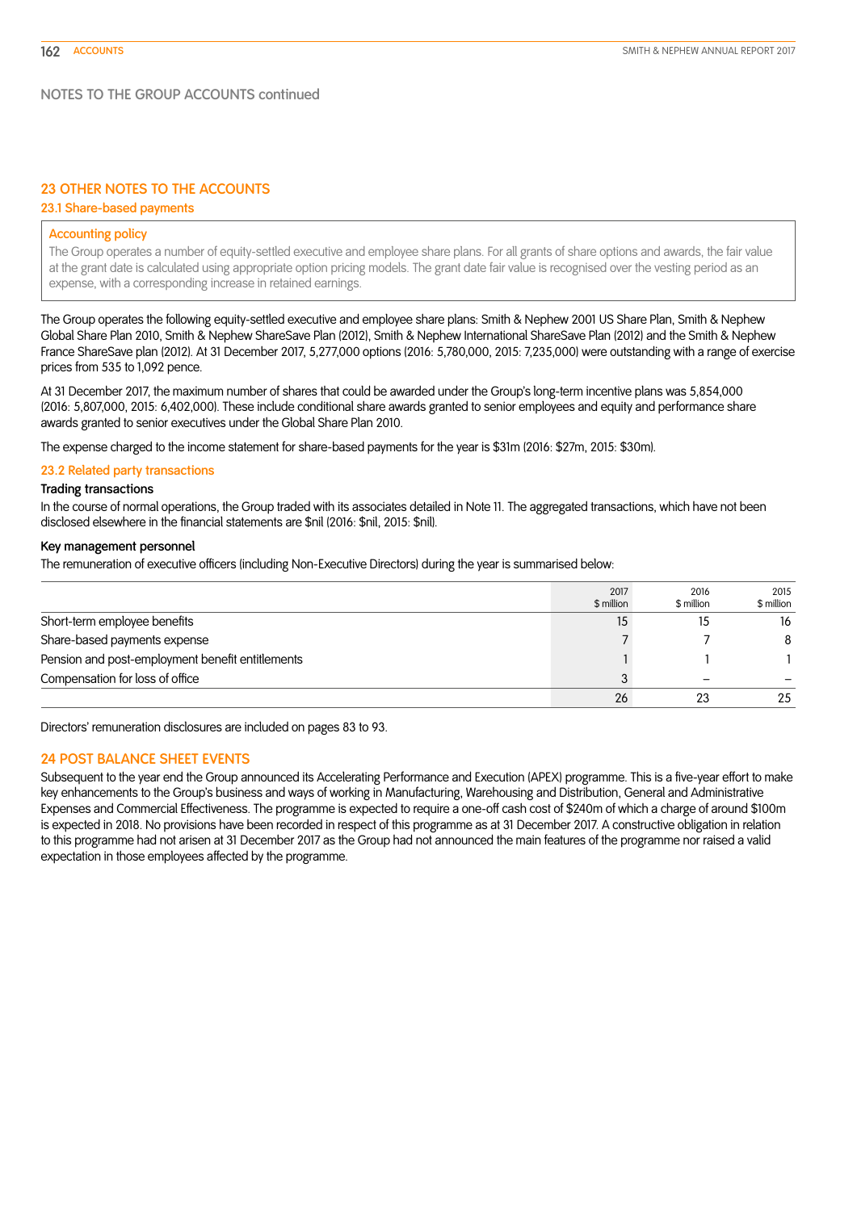NOTES TO THE GROUP ACCOUNTS continued

## 23 OTHER NOTES TO THE ACCOUNTS

### 23.1 Share-based payments

**Accounting policy**

The Group operates a number of equity-settled executive and employee share plans. For all grants of share options and awards, the fair value at the grant date is calculated using appropriate option pricing models. The grant date fair value is recognised over the vesting period as an expense, with a corresponding increase in retained earnings.

The Group operates the following equity-settled executive and employee share plans: Smith & Nephew 2001 US Share Plan, Smith & Nephew Global Share Plan 2010, Smith & Nephew ShareSave Plan (2012), Smith & Nephew International ShareSave Plan (2012) and the Smith & Nephew France ShareSave plan (2012). At 31 December 2017, 5,277,000 options (2016: 5,780,000, 2015: 7,235,000) were outstanding with a range of exercise prices from 535 to 1,092 pence.

At 31 December 2017, the maximum number of shares that could be awarded under the Group's long-term incentive plans was 5,854,000 (2016: 5,807,000, 2015: 6,402,000). These include conditional share awards granted to senior employees and equity and performance share awards granted to senior executives under the Global Share Plan 2010.

The expense charged to the income statement for share-based payments for the year is $31m (2016: $27m, 2015: $30m).

### 23.2 Related party transactions

**Trading transactions**

In the course of normal operations, the Group traded with its associates detailed in Note 11. The aggregated transactions, which have not been disclosed elsewhere in the financial statements are $nil (2016: $nil, 2015: $nil).

**Key management personnel**

The remuneration of executive officers (including Non-Executive Directors) during the year is summarised below:

| | 2017 $ million | 2016 $ million | 2015 $ million |
|---|---|---|---|
| Short-term employee benefits | 15 | 15 | 16 |
| Share-based payments expense | 7 | 7 | 8 |
| Pension and post-employment benefit entitlements | 1 | 1 | 1 |
| Compensation for loss of office | 3 | – | – |
| | 26 | 23 | 25 |

Directors' remuneration disclosures are included on pages 83 to 93.

## 24 POST BALANCE SHEET EVENTS

Subsequent to the year end the Group announced its Accelerating Performance and Execution (APEX) programme. This is a five-year effort to make key enhancements to the Group's business and ways of working in Manufacturing, Warehousing and Distribution, General and Administrative Expenses and Commercial Effectiveness. The programme is expected to require a one-off cash cost of $240m of which a charge of around $100m is expected in 2018. No provisions have been recorded in respect of this programme as at 31 December 2017. A constructive obligation in relation to this programme had not arisen at 31 December 2017 as the Group had not announced the main features of the programme nor raised a valid expectation in those employees affected by the programme.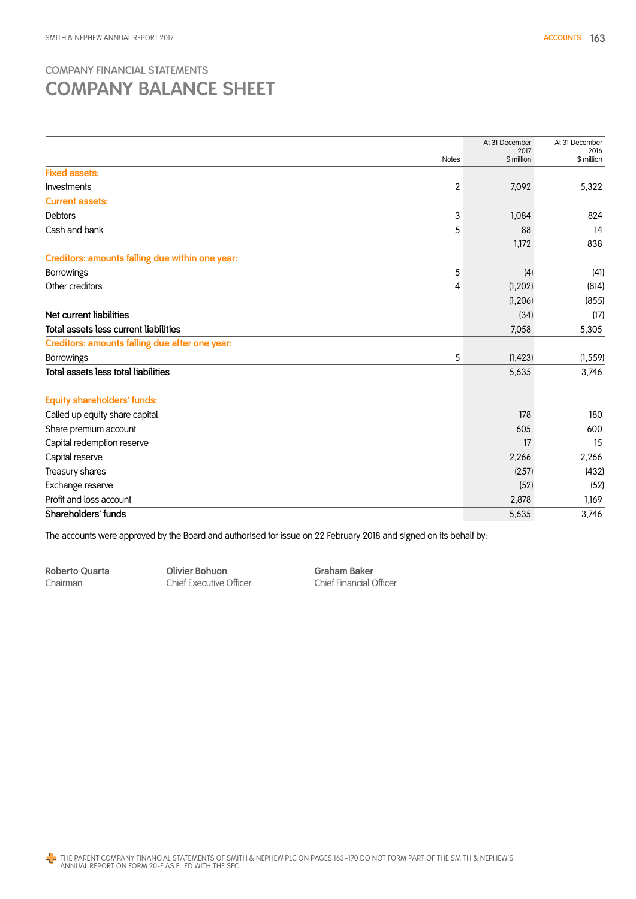COMPANY FINANCIAL STATEMENTS

# COMPANY BALANCE SHEET

| | Notes | At 31 December 2017 $ million | At 31 December 2016 $ million |
|---|---|---|---|
| **Fixed assets:** | | | |
| Investments | 2 | 7,092 | 5,322 |
| **Current assets:** | | | |
| Debtors | 3 | 1,084 | 824 |
| Cash and bank | 5 | 88 | 14 |
| | | 1,172 | 838 |
| **Creditors: amounts falling due within one year:** | | | |
| Borrowings | 5 | (4) | (41) |
| Other creditors | 4 | (1,202) | (814) |
| | | (1,206) | (855) |
| Net current liabilities | | (34) | (17) |
| Total assets less current liabilities | | 7,058 | 5,305 |
| **Creditors: amounts falling due after one year:** | | | |
| Borrowings | 5 | (1,423) | (1,559) |
| Total assets less total liabilities | | 5,635 | 3,746 |
| **Equity shareholders' funds:** | | | |
| Called up equity share capital | | 178 | 180 |
| Share premium account | | 605 | 600 |
| Capital redemption reserve | | 17 | 15 |
| Capital reserve | | 2,266 | 2,266 |
| Treasury shares | | (257) | (432) |
| Exchange reserve | | (52) | (52) |
| Profit and loss account | | 2,878 | 1,169 |
| Shareholders' funds | | 5,635 | 3,746 |

The accounts were approved by the Board and authorised for issue on 22 February 2018 and signed on its behalf by:

**Roberto Quarta**
Chairman

**Olivier Bohuon**
Chief Executive Officer

**Graham Baker**
Chief Financial Officer

THE PARENT COMPANY FINANCIAL STATEMENTS OF SMITH & NEPHEW PLC ON PAGES 163–170 DO NOT FORM PART OF THE SMITH & NEPHEW'S ANNUAL REPORT ON FORM 20-F AS FILED WITH THE SEC.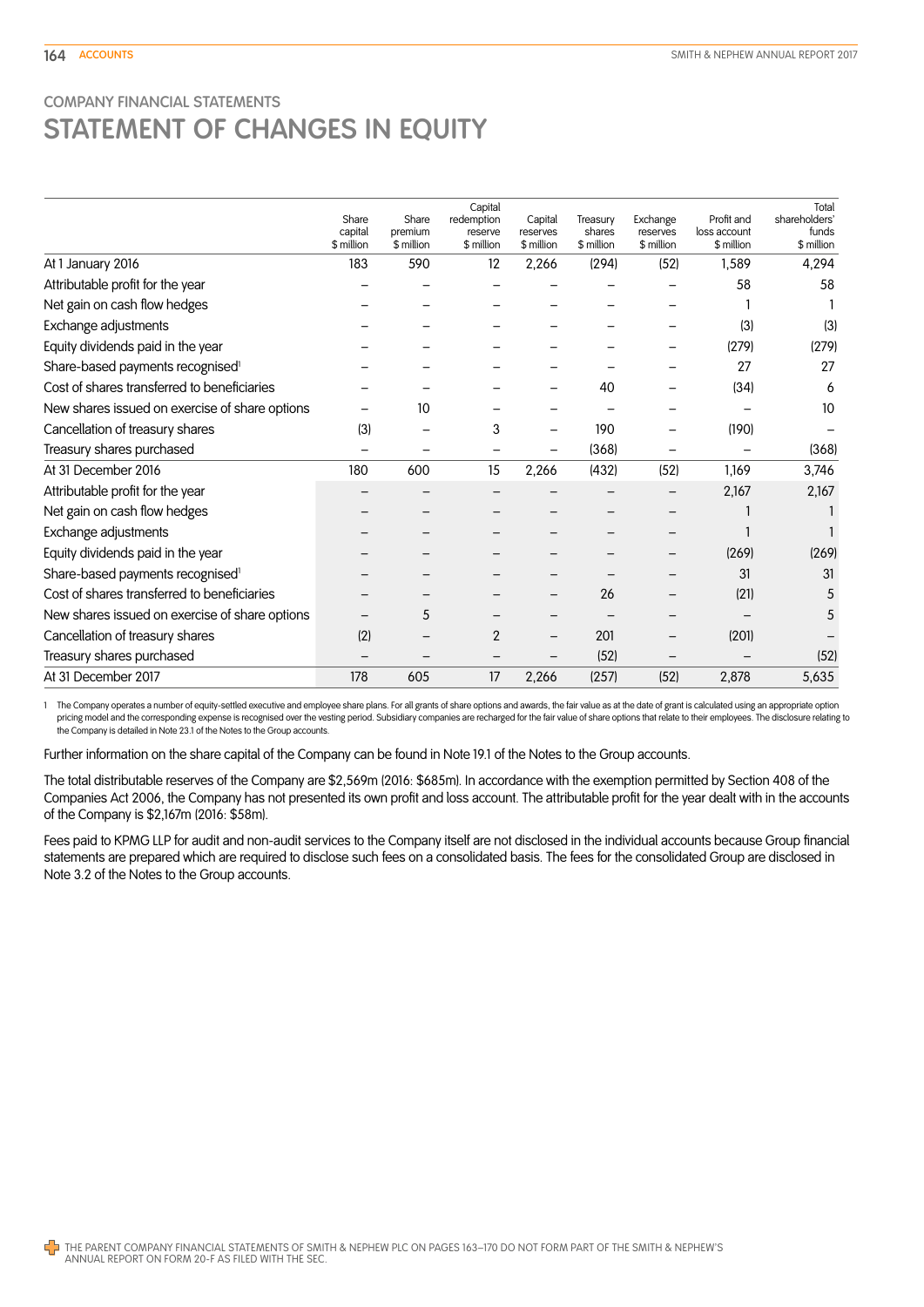COMPANY FINANCIAL STATEMENTS

# STATEMENT OF CHANGES IN EQUITY

| | Share capital $ million | Share premium $ million | Capital redemption reserve $ million | Capital reserves $ million | Treasury shares $ million | Exchange reserves $ million | Profit and loss account $ million | Total shareholders' funds $ million |
|---|---|---|---|---|---|---|---|---|
| At 1 January 2016 | 183 | 590 | 12 | 2,266 | (294) | (52) | 1,589 | 4,294 |
| Attributable profit for the year | – | – | – | – | – | – | 58 | 58 |
| Net gain on cash flow hedges | – | – | – | – | – | – | 1 | 1 |
| Exchange adjustments | – | – | – | – | – | – | (3) | (3) |
| Equity dividends paid in the year | – | – | – | – | – | – | (279) | (279) |
| Share-based payments recognised[1] | – | – | – | – | – | – | 27 | 27 |
| Cost of shares transferred to beneficiaries | – | – | – | – | 40 | – | (34) | 6 |
| New shares issued on exercise of share options | – | 10 | – | – | – | – | – | 10 |
| Cancellation of treasury shares | (3) | – | 3 | – | 190 | – | (190) | – |
| Treasury shares purchased | – | – | – | – | (368) | – | – | (368) |
| At 31 December 2016 | 180 | 600 | 15 | 2,266 | (432) | (52) | 1,169 | 3,746 |
| Attributable profit for the year | – | – | – | – | – | – | 2,167 | 2,167 |
| Net gain on cash flow hedges | – | – | – | – | – | – | 1 | 1 |
| Exchange adjustments | – | – | – | – | – | – | 1 | 1 |
| Equity dividends paid in the year | – | – | – | – | – | – | (269) | (269) |
| Share-based payments recognised[1] | – | – | – | – | – | – | 31 | 31 |
| Cost of shares transferred to beneficiaries | – | – | – | – | 26 | – | (21) | 5 |
| New shares issued on exercise of share options | – | 5 | – | – | – | – | – | 5 |
| Cancellation of treasury shares | (2) | – | 2 | – | 201 | – | (201) | – |
| Treasury shares purchased | – | – | – | – | (52) | – | – | (52) |
| At 31 December 2017 | 178 | 605 | 17 | 2,266 | (257) | (52) | 2,878 | 5,635 |

1 The Company operates a number of equity-settled executive and employee share plans. For all grants of share options and awards, the fair value as at the date of grant is calculated using an appropriate option pricing model and the corresponding expense is recognised over the vesting period. Subsidiary companies are recharged for the fair value of share options that relate to their employees. The disclosure relating to the Company is detailed in Note 23.1 of the Notes to the Group accounts.

Further information on the share capital of the Company can be found in Note 19.1 of the Notes to the Group accounts.

The total distributable reserves of the Company are $2,569m (2016: $685m). In accordance with the exemption permitted by Section 408 of the Companies Act 2006, the Company has not presented its own profit and loss account. The attributable profit for the year dealt with in the accounts of the Company is $2,167m (2016: $58m).

Fees paid to KPMG LLP for audit and non-audit services to the Company itself are not disclosed in the individual accounts because Group financial statements are prepared which are required to disclose such fees on a consolidated basis. The fees for the consolidated Group are disclosed in Note 3.2 of the Notes to the Group accounts.

THE PARENT COMPANY FINANCIAL STATEMENTS OF SMITH & NEPHEW PLC ON PAGES 163–170 DO NOT FORM PART OF THE SMITH & NEPHEW'S ANNUAL REPORT ON FORM 20-F AS FILED WITH THE SEC.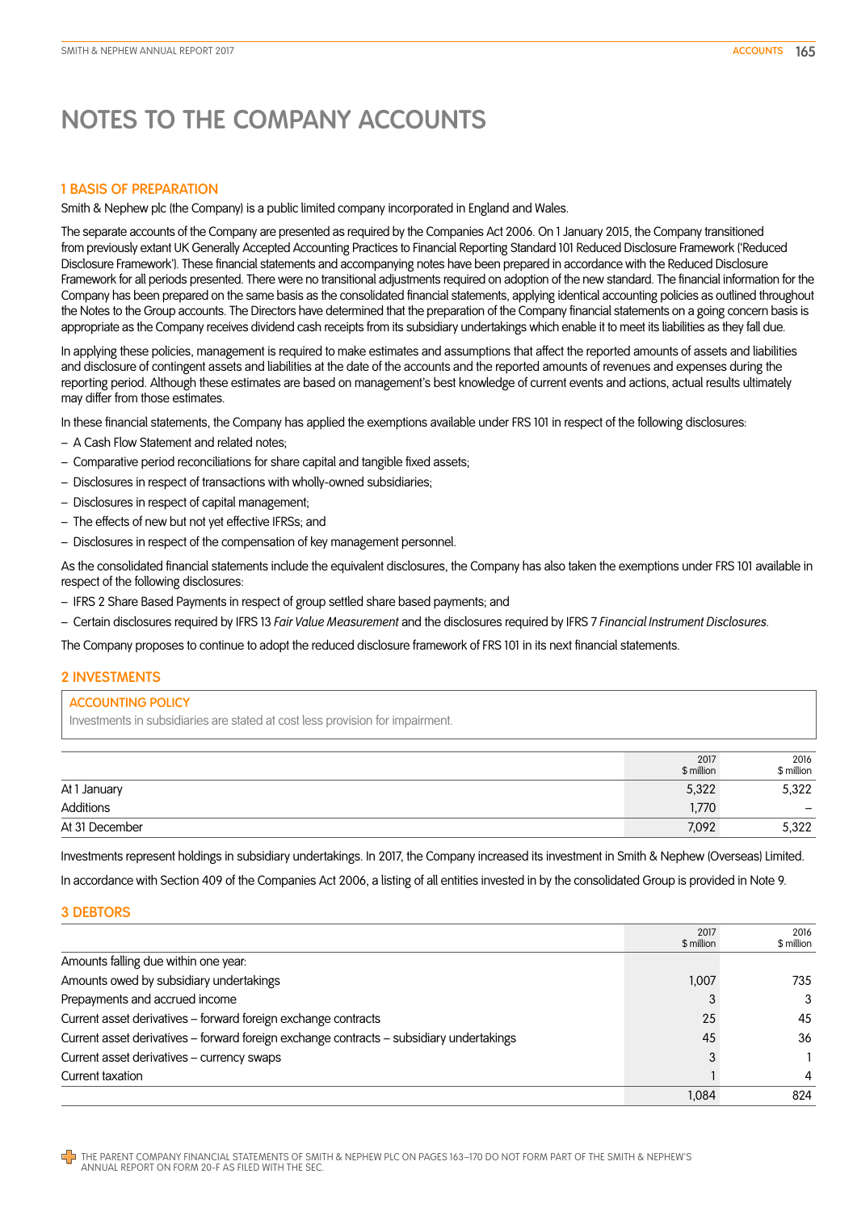# NOTES TO THE COMPANY ACCOUNTS

## 1 BASIS OF PREPARATION

Smith & Nephew plc (the Company) is a public limited company incorporated in England and Wales.

The separate accounts of the Company are presented as required by the Companies Act 2006. On 1 January 2015, the Company transitioned from previously extant UK Generally Accepted Accounting Practices to Financial Reporting Standard 101 Reduced Disclosure Framework ('Reduced Disclosure Framework'). These financial statements and accompanying notes have been prepared in accordance with the Reduced Disclosure Framework for all periods presented. There were no transitional adjustments required on adoption of the new standard. The financial information for the Company has been prepared on the same basis as the consolidated financial statements, applying identical accounting policies as outlined throughout the Notes to the Group accounts. The Directors have determined that the preparation of the Company financial statements on a going concern basis is appropriate as the Company receives dividend cash receipts from its subsidiary undertakings which enable it to meet its liabilities as they fall due.

In applying these policies, management is required to make estimates and assumptions that affect the reported amounts of assets and liabilities and disclosure of contingent assets and liabilities at the date of the accounts and the reported amounts of revenues and expenses during the reporting period. Although these estimates are based on management's best knowledge of current events and actions, actual results ultimately may differ from those estimates.

In these financial statements, the Company has applied the exemptions available under FRS 101 in respect of the following disclosures:

- A Cash Flow Statement and related notes;
- Comparative period reconciliations for share capital and tangible fixed assets;
- Disclosures in respect of transactions with wholly-owned subsidiaries;
- Disclosures in respect of capital management;
- The effects of new but not yet effective IFRSs; and
- Disclosures in respect of the compensation of key management personnel.

As the consolidated financial statements include the equivalent disclosures, the Company has also taken the exemptions under FRS 101 available in respect of the following disclosures:

- IFRS 2 Share Based Payments in respect of group settled share based payments; and
- Certain disclosures required by IFRS 13 *Fair Value Measurement* and the disclosures required by IFRS 7 *Financial Instrument Disclosures*.

The Company proposes to continue to adopt the reduced disclosure framework of FRS 101 in its next financial statements.

## 2 INVESTMENTS

**ACCOUNTING POLICY**

Investments in subsidiaries are stated at cost less provision for impairment.

| | 2017 $ million | 2016 $ million |
|---|---|---|
| At 1 January | 5,322 | 5,322 |
| Additions | 1,770 | – |
| At 31 December | 7,092 | 5,322 |

Investments represent holdings in subsidiary undertakings. In 2017, the Company increased its investment in Smith & Nephew (Overseas) Limited.

In accordance with Section 409 of the Companies Act 2006, a listing of all entities invested in by the consolidated Group is provided in Note 9.

## 3 DEBTORS

| | 2017 $ million | 2016 $ million |
|---|---|---|
| Amounts falling due within one year: | | |
| Amounts owed by subsidiary undertakings | 1,007 | 735 |
| Prepayments and accrued income | 3 | 3 |
| Current asset derivatives – forward foreign exchange contracts | 25 | 45 |
| Current asset derivatives – forward foreign exchange contracts – subsidiary undertakings | 45 | 36 |
| Current asset derivatives – currency swaps | 3 | 1 |
| Current taxation | 1 | 4 |
| | 1,084 | 824 |

THE PARENT COMPANY FINANCIAL STATEMENTS OF SMITH & NEPHEW PLC ON PAGES 163–170 DO NOT FORM PART OF THE SMITH & NEPHEW'S ANNUAL REPORT ON FORM 20-F AS FILED WITH THE SEC.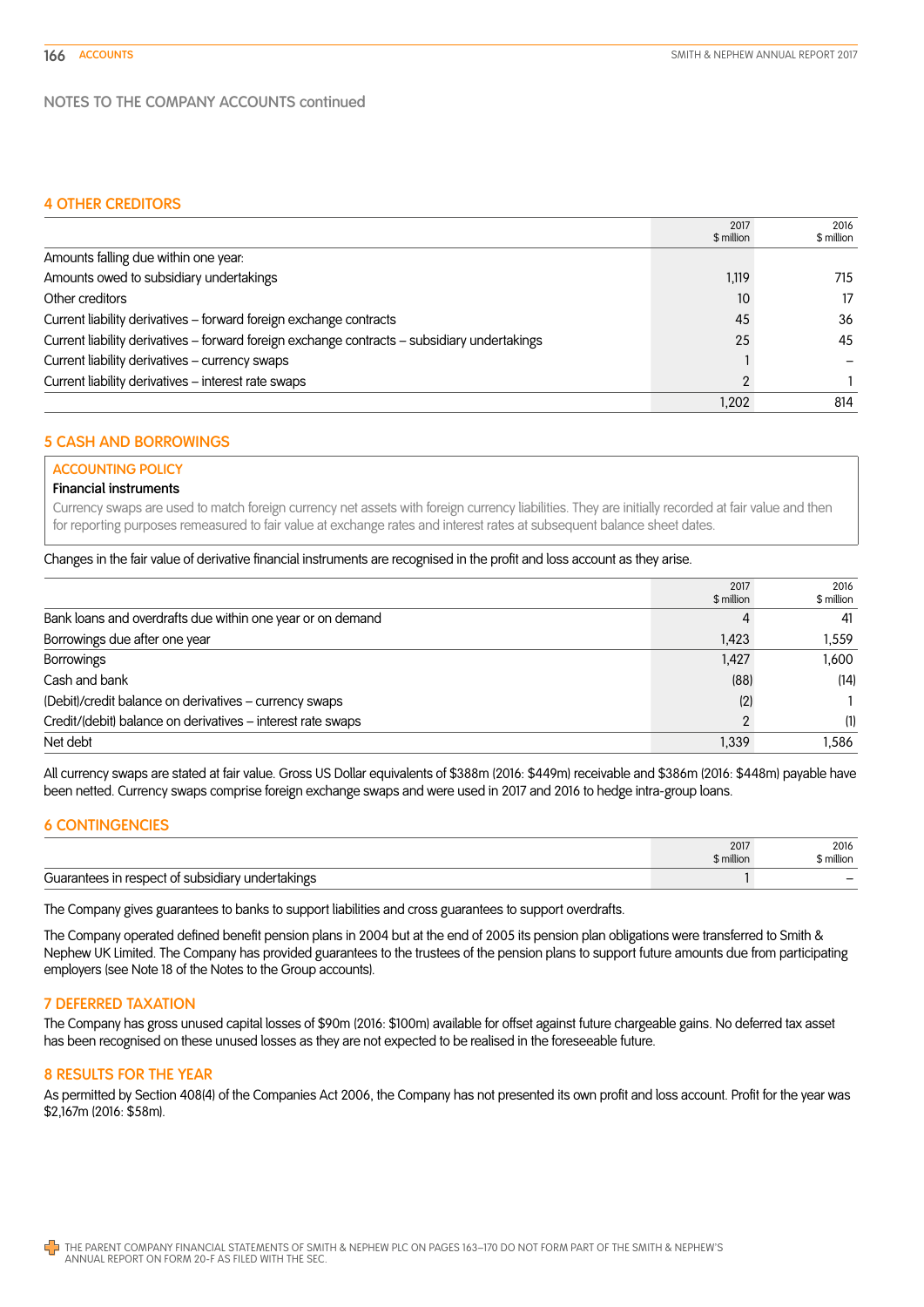## NOTES TO THE COMPANY ACCOUNTS continued

### 4 OTHER CREDITORS

| | 2017 $ million | 2016 $ million |
|---|---|---|
| Amounts falling due within one year: | | |
| Amounts owed to subsidiary undertakings | 1,119 | 715 |
| Other creditors | 10 | 17 |
| Current liability derivatives – forward foreign exchange contracts | 45 | 36 |
| Current liability derivatives – forward foreign exchange contracts – subsidiary undertakings | 25 | 45 |
| Current liability derivatives – currency swaps | 1 | – |
| Current liability derivatives – interest rate swaps | 2 | 1 |
| | 1,202 | 814 |

### 5 CASH AND BORROWINGS

**ACCOUNTING POLICY**

**Financial instruments**

Currency swaps are used to match foreign currency net assets with foreign currency liabilities. They are initially recorded at fair value and then for reporting purposes remeasured to fair value at exchange rates and interest rates at subsequent balance sheet dates.

Changes in the fair value of derivative financial instruments are recognised in the profit and loss account as they arise.

| | 2017 $ million | 2016 $ million |
|---|---|---|
| Bank loans and overdrafts due within one year or on demand | 4 | 41 |
| Borrowings due after one year | 1,423 | 1,559 |
| Borrowings | 1,427 | 1,600 |
| Cash and bank | (88) | (14) |
| (Debit)/credit balance on derivatives – currency swaps | (2) | 1 |
| Credit/(debit) balance on derivatives – interest rate swaps | 2 | (1) |
| Net debt | 1,339 | 1,586 |

All currency swaps are stated at fair value. Gross US Dollar equivalents of $388m (2016: $449m) receivable and $386m (2016: $448m) payable have been netted. Currency swaps comprise foreign exchange swaps and were used in 2017 and 2016 to hedge intra-group loans.

### 6 CONTINGENCIES

| | 2017 $ million | 2016 $ million |
|---|---|---|
| Guarantees in respect of subsidiary undertakings | 1 | – |

The Company gives guarantees to banks to support liabilities and cross guarantees to support overdrafts.

The Company operated defined benefit pension plans in 2004 but at the end of 2005 its pension plan obligations were transferred to Smith & Nephew UK Limited. The Company has provided guarantees to the trustees of the pension plans to support future amounts due from participating employers (see Note 18 of the Notes to the Group accounts).

### 7 DEFERRED TAXATION

The Company has gross unused capital losses of $90m (2016: $100m) available for offset against future chargeable gains. No deferred tax asset has been recognised on these unused losses as they are not expected to be realised in the foreseeable future.

### 8 RESULTS FOR THE YEAR

As permitted by Section 408(4) of the Companies Act 2006, the Company has not presented its own profit and loss account. Profit for the year was $2,167m (2016: $58m).

THE PARENT COMPANY FINANCIAL STATEMENTS OF SMITH & NEPHEW PLC ON PAGES 163–170 DO NOT FORM PART OF THE SMITH & NEPHEW'S ANNUAL REPORT ON FORM 20-F AS FILED WITH THE SEC.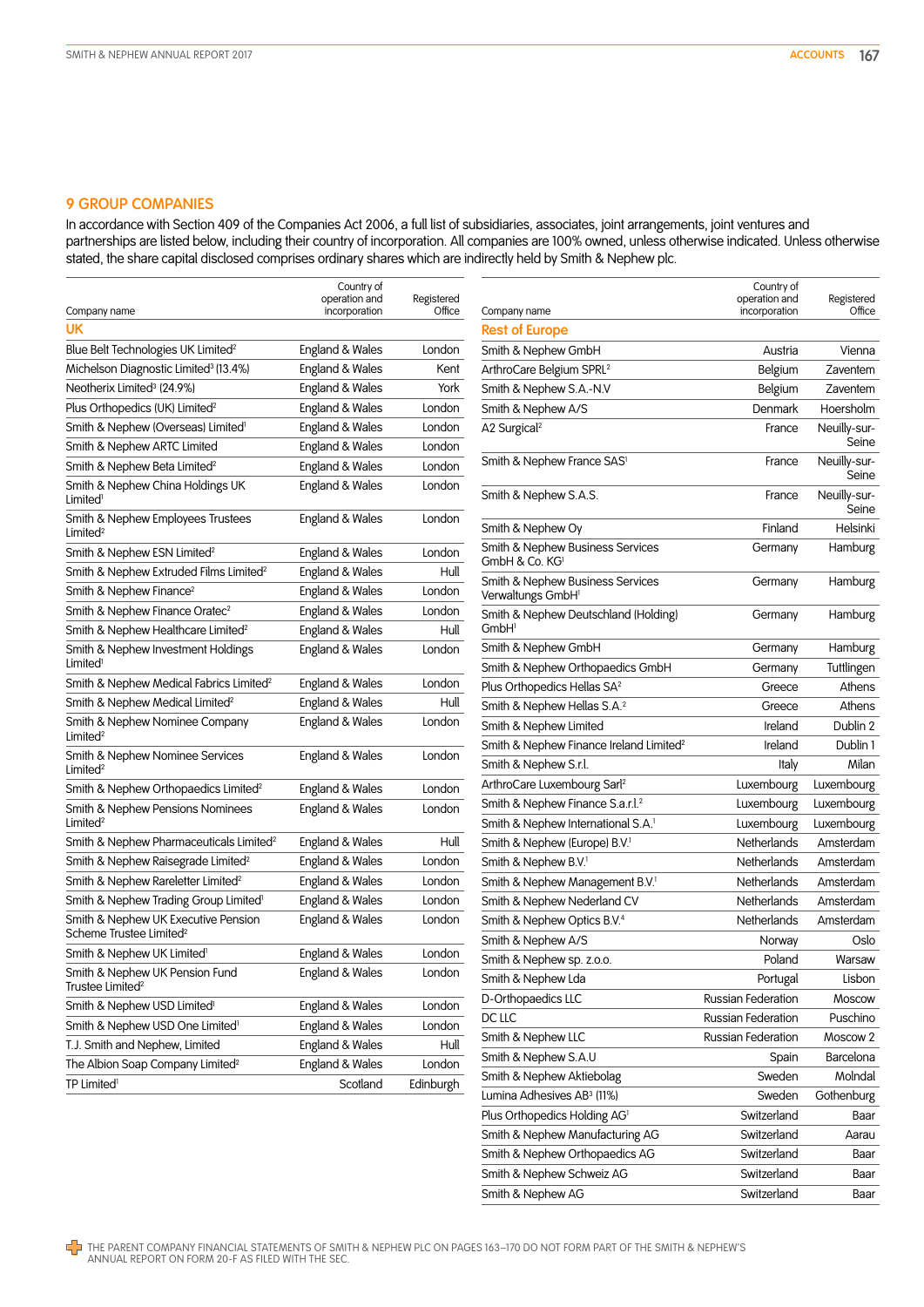## 9 GROUP COMPANIES

In accordance with Section 409 of the Companies Act 2006, a full list of subsidiaries, associates, joint arrangements, joint ventures and partnerships are listed below, including their country of incorporation. All companies are 100% owned, unless otherwise indicated. Unless otherwise stated, the share capital disclosed comprises ordinary shares which are indirectly held by Smith & Nephew plc.

| Company name | Country of operation and incorporation | Registered Office |
|---|---|---|
| **UK** | | |
| Blue Belt Technologies UK Limited[2] | England & Wales | London |
| Michelson Diagnostic Limited[3] (13.4%) | England & Wales | Kent |
| Neotherix Limited[3] (24.9%) | England & Wales | York |
| Plus Orthopedics (UK) Limited[2] | England & Wales | London |
| Smith & Nephew (Overseas) Limited[1] | England & Wales | London |
| Smith & Nephew ARTC Limited | England & Wales | London |
| Smith & Nephew Beta Limited[2] | England & Wales | London |
| Smith & Nephew China Holdings UK Limited[1] | England & Wales | London |
| Smith & Nephew Employees Trustees Limited[2] | England & Wales | London |
| Smith & Nephew ESN Limited[2] | England & Wales | London |
| Smith & Nephew Extruded Films Limited[2] | England & Wales | Hull |
| Smith & Nephew Finance[2] | England & Wales | London |
| Smith & Nephew Finance Oratec[2] | England & Wales | London |
| Smith & Nephew Healthcare Limited[2] | England & Wales | Hull |
| Smith & Nephew Investment Holdings Limited[1] | England & Wales | London |
| Smith & Nephew Medical Fabrics Limited[2] | England & Wales | London |
| Smith & Nephew Medical Limited[2] | England & Wales | Hull |
| Smith & Nephew Nominee Company Limited[2] | England & Wales | London |
| Smith & Nephew Nominee Services Limited[2] | England & Wales | London |
| Smith & Nephew Orthopaedics Limited[2] | England & Wales | London |
| Smith & Nephew Pensions Nominees Limited[2] | England & Wales | London |
| Smith & Nephew Pharmaceuticals Limited[2] | England & Wales | Hull |
| Smith & Nephew Raisegrade Limited[2] | England & Wales | London |
| Smith & Nephew Rareletter Limited[2] | England & Wales | London |
| Smith & Nephew Trading Group Limited[1] | England & Wales | London |
| Smith & Nephew UK Executive Pension Scheme Trustee Limited[2] | England & Wales | London |
| Smith & Nephew UK Limited[1] | England & Wales | London |
| Smith & Nephew UK Pension Fund Trustee Limited[2] | England & Wales | London |
| Smith & Nephew USD Limited[1] | England & Wales | London |
| Smith & Nephew USD One Limited[1] | England & Wales | London |
| T.J. Smith and Nephew, Limited | England & Wales | Hull |
| The Albion Soap Company Limited[2] | England & Wales | London |
| TP Limited[1] | Scotland | Edinburgh |

| Company name | Country of operation and incorporation | Registered Office |
|---|---|---|
| **Rest of Europe** | | |
| Smith & Nephew GmbH | Austria | Vienna |
| ArthroCare Belgium SPRL[2] | Belgium | Zaventem |
| Smith & Nephew S.A.-N.V | Belgium | Zaventem |
| Smith & Nephew A/S | Denmark | Hoersholm |
| A2 Surgical[2] | France | Neuilly-sur-Seine |
| Smith & Nephew France SAS[1] | France | Neuilly-sur-Seine |
| Smith & Nephew S.A.S. | France | Neuilly-sur-Seine |
| Smith & Nephew Oy | Finland | Helsinki |
| Smith & Nephew Business Services GmbH & Co. KG[1] | Germany | Hamburg |
| Smith & Nephew Business Services Verwaltungs GmbH[1] | Germany | Hamburg |
| Smith & Nephew Deutschland (Holding) GmbH[1] | Germany | Hamburg |
| Smith & Nephew GmbH | Germany | Hamburg |
| Smith & Nephew Orthopaedics GmbH | Germany | Tuttlingen |
| Plus Orthopedics Hellas SA[2] | Greece | Athens |
| Smith & Nephew Hellas S.A.[2] | Greece | Athens |
| Smith & Nephew Limited | Ireland | Dublin 2 |
| Smith & Nephew Finance Ireland Limited[2] | Ireland | Dublin 1 |
| Smith & Nephew S.r.l. | Italy | Milan |
| ArthroCare Luxembourg Sarl[2] | Luxembourg | Luxembourg |
| Smith & Nephew Finance S.a.r.l.[2] | Luxembourg | Luxembourg |
| Smith & Nephew International S.A.[1] | Luxembourg | Luxembourg |
| Smith & Nephew (Europe) B.V.[1] | Netherlands | Amsterdam |
| Smith & Nephew B.V.[1] | Netherlands | Amsterdam |
| Smith & Nephew Management B.V.[1] | Netherlands | Amsterdam |
| Smith & Nephew Nederland CV | Netherlands | Amsterdam |
| Smith & Nephew Optics B.V.[4] | Netherlands | Amsterdam |
| Smith & Nephew A/S | Norway | Oslo |
| Smith & Nephew sp. z.o.o. | Poland | Warsaw |
| Smith & Nephew Lda | Portugal | Lisbon |
| D-Orthopaedics LLC | Russian Federation | Moscow |
| DC LLC | Russian Federation | Puschino |
| Smith & Nephew LLC | Russian Federation | Moscow 2 |
| Smith & Nephew S.A.U | Spain | Barcelona |
| Smith & Nephew Aktiebolag | Sweden | Molndal |
| Lumina Adhesives AB[3] (11%) | Sweden | Gothenburg |
| Plus Orthopedics Holding AG[1] | Switzerland | Baar |
| Smith & Nephew Manufacturing AG | Switzerland | Aarau |
| Smith & Nephew Orthopaedics AG | Switzerland | Baar |
| Smith & Nephew Schweiz AG | Switzerland | Baar |
| Smith & Nephew AG | Switzerland | Baar |

THE PARENT COMPANY FINANCIAL STATEMENTS OF SMITH & NEPHEW PLC ON PAGES 163–170 DO NOT FORM PART OF THE SMITH & NEPHEW'S ANNUAL REPORT ON FORM 20-F AS FILED WITH THE SEC.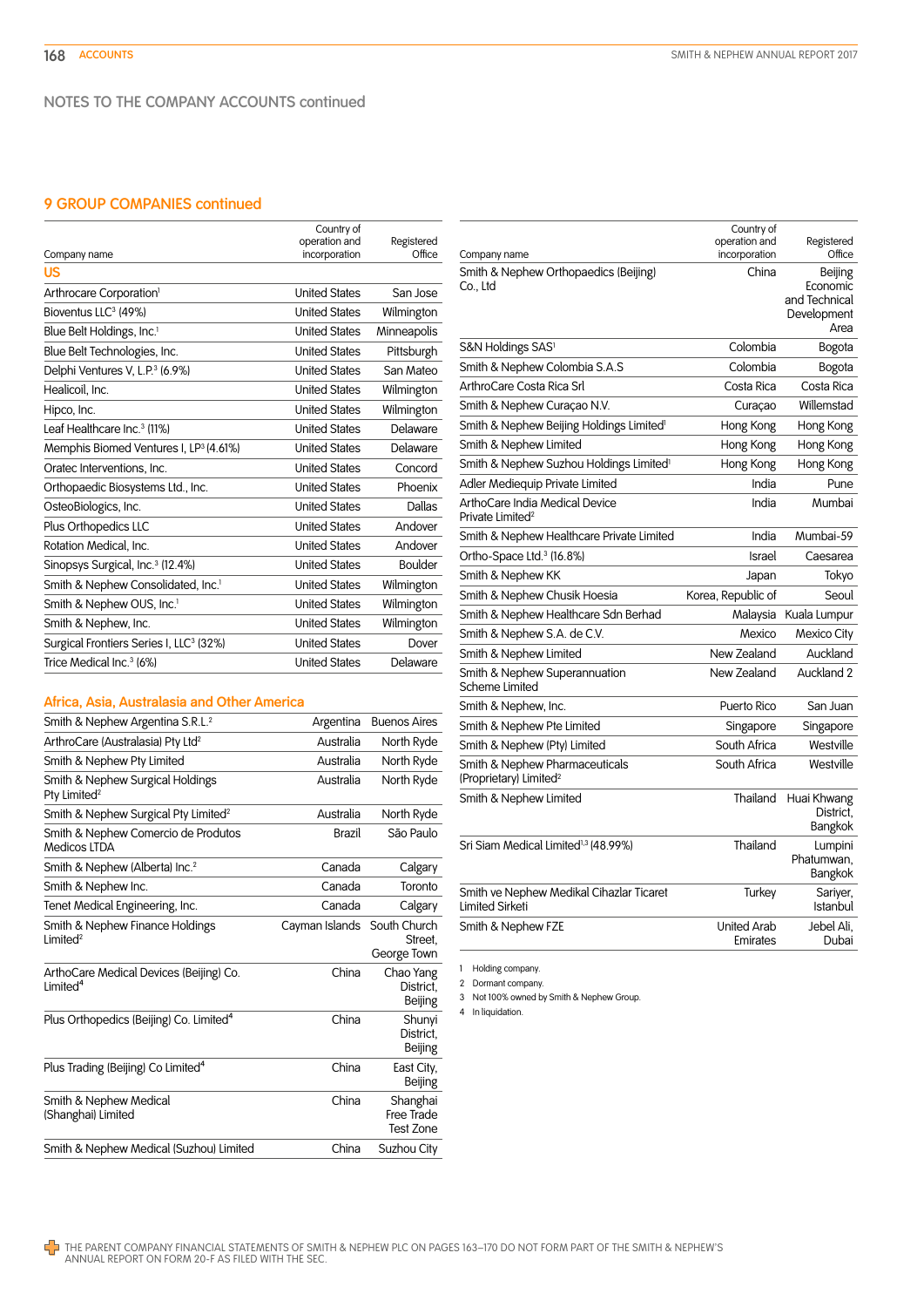## NOTES TO THE COMPANY ACCOUNTS continued

### 9 GROUP COMPANIES continued

| Company name | Country of operation and incorporation | Registered Office |
|---|---|---|
| **US** | | |
| Arthrocare Corporation[1] | United States | San Jose |
| Bioventus LLC[3] (49%) | United States | Wilmington |
| Blue Belt Holdings, Inc.[1] | United States | Minneapolis |
| Blue Belt Technologies, Inc. | United States | Pittsburgh |
| Delphi Ventures V, L.P.[3] (6.9%) | United States | San Mateo |
| Healicoil, Inc. | United States | Wilmington |
| Hipco, Inc. | United States | Wilmington |
| Leaf Healthcare Inc.[3] (11%) | United States | Delaware |
| Memphis Biomed Ventures I, LP[3] (4.61%) | United States | Delaware |
| Oratec Interventions, Inc. | United States | Concord |
| Orthopaedic Biosystems Ltd., Inc. | United States | Phoenix |
| OsteoBiologics, Inc. | United States | Dallas |
| Plus Orthopedics LLC | United States | Andover |
| Rotation Medical, Inc. | United States | Andover |
| Sinopsys Surgical, Inc.[3] (12.4%) | United States | Boulder |
| Smith & Nephew Consolidated, Inc.[1] | United States | Wilmington |
| Smith & Nephew OUS, Inc.[1] | United States | Wilmington |
| Smith & Nephew, Inc. | United States | Wilmington |
| Surgical Frontiers Series I, LLC[3] (32%) | United States | Dover |
| Trice Medical Inc.[3] (6%) | United States | Delaware |
| **Africa, Asia, Australasia and Other America** | | |
| Smith & Nephew Argentina S.R.L.[2] | Argentina | Buenos Aires |
| ArthroCare (Australasia) Pty Ltd[2] | Australia | North Ryde |
| Smith & Nephew Pty Limited | Australia | North Ryde |
| Smith & Nephew Surgical Holdings Pty Limited[2] | Australia | North Ryde |
| Smith & Nephew Surgical Pty Limited[2] | Australia | North Ryde |
| Smith & Nephew Comercio de Produtos Medicos LTDA | Brazil | São Paulo |
| Smith & Nephew (Alberta) Inc.[2] | Canada | Calgary |
| Smith & Nephew Inc. | Canada | Toronto |
| Tenet Medical Engineering, Inc. | Canada | Calgary |
| Smith & Nephew Finance Holdings Limited[2] | Cayman Islands | South Church Street, George Town |
| ArthoCare Medical Devices (Beijing) Co. Limited[4] | China | Chao Yang District, Beijing |
| Plus Orthopedics (Beijing) Co. Limited[4] | China | Shunyi District, Beijing |
| Plus Trading (Beijing) Co Limited[4] | China | East City, Beijing |
| Smith & Nephew Medical (Shanghai) Limited | China | Shanghai Free Trade Test Zone |
| Smith & Nephew Medical (Suzhou) Limited | China | Suzhou City |
| Smith & Nephew Orthopaedics (Beijing) Co., Ltd | China | Beijing Economic and Technical Development Area |
| S&N Holdings SAS[1] | Colombia | Bogota |
| Smith & Nephew Colombia S.A.S | Colombia | Bogota |
| ArthroCare Costa Rica Srl | Costa Rica | Costa Rica |
| Smith & Nephew Curaçao N.V. | Curaçao | Willemstad |
| Smith & Nephew Beijing Holdings Limited[1] | Hong Kong | Hong Kong |
| Smith & Nephew Limited | Hong Kong | Hong Kong |
| Smith & Nephew Suzhou Holdings Limited[1] | Hong Kong | Hong Kong |
| Adler Mediequip Private Limited | India | Pune |
| ArthoCare India Medical Device Private Limited[2] | India | Mumbai |
| Smith & Nephew Healthcare Private Limited | India | Mumbai-59 |
| Ortho-Space Ltd.[3] (16.8%) | Israel | Caesarea |
| Smith & Nephew KK | Japan | Tokyo |
| Smith & Nephew Chusik Hoesia | Korea, Republic of | Seoul |
| Smith & Nephew Healthcare Sdn Berhad | Malaysia | Kuala Lumpur |
| Smith & Nephew S.A. de C.V. | Mexico | Mexico City |
| Smith & Nephew Limited | New Zealand | Auckland |
| Smith & Nephew Superannuation Scheme Limited | New Zealand | Auckland 2 |
| Smith & Nephew, Inc. | Puerto Rico | San Juan |
| Smith & Nephew Pte Limited | Singapore | Singapore |
| Smith & Nephew (Pty) Limited | South Africa | Westville |
| Smith & Nephew Pharmaceuticals (Proprietary) Limited[2] | South Africa | Westville |
| Smith & Nephew Limited | Thailand | Huai Khwang District, Bangkok |
| Sri Siam Medical Limited[1,3] (48.99%) | Thailand | Lumpini Phatumwan, Bangkok |
| Smith ve Nephew Medikal Cihazlar Ticaret Limited Sirketi | Turkey | Sariyer, Istanbul |
| Smith & Nephew FZE | United Arab Emirates | Jebel Ali, Dubai |

1 Holding company.
2 Dormant company.
3 Not 100% owned by Smith & Nephew Group.
4 In liquidation.

THE PARENT COMPANY FINANCIAL STATEMENTS OF SMITH & NEPHEW PLC ON PAGES 163–170 DO NOT FORM PART OF THE SMITH & NEPHEW'S ANNUAL REPORT ON FORM 20-F AS FILED WITH THE SEC.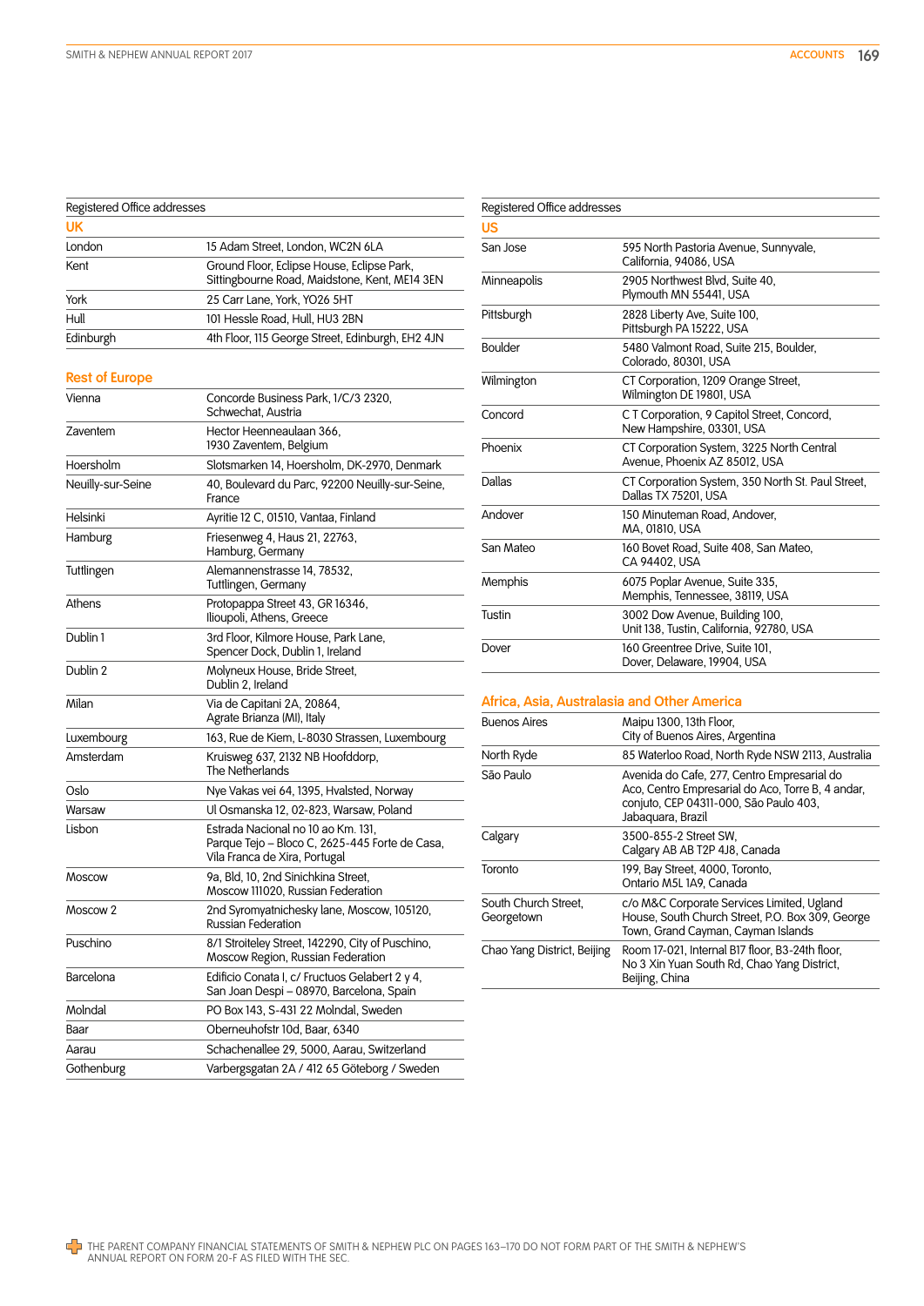| Registered Office addresses | |
|---|---|
| **UK** | |
| London | 15 Adam Street, London, WC2N 6LA |
| Kent | Ground Floor, Eclipse House, Eclipse Park, Sittingbourne Road, Maidstone, Kent, ME14 3EN |
| York | 25 Carr Lane, York, YO26 5HT |
| Hull | 101 Hessle Road, Hull, HU3 2BN |
| Edinburgh | 4th Floor, 115 George Street, Edinburgh, EH2 4JN |

| **Rest of Europe** | |
|---|---|
| Vienna | Concorde Business Park, 1/C/3 2320, Schwechat, Austria |
| Zaventem | Hector Heenneaulaan 366, 1930 Zaventem, Belgium |
| Hoersholm | Slotsmarken 14, Hoersholm, DK-2970, Denmark |
| Neuilly-sur-Seine | 40, Boulevard du Parc, 92200 Neuilly-sur-Seine, France |
| Helsinki | Ayritie 12 C, 01510, Vantaa, Finland |
| Hamburg | Friesenweg 4, Haus 21, 22763, Hamburg, Germany |
| Tuttlingen | Alemannenstrasse 14, 78532, Tuttlingen, Germany |
| Athens | Protopappa Street 43, GR 16346, Ilioupoli, Athens, Greece |
| Dublin 1 | 3rd Floor, Kilmore House, Park Lane, Spencer Dock, Dublin 1, Ireland |
| Dublin 2 | Molyneux House, Bride Street, Dublin 2, Ireland |
| Milan | Via de Capitani 2A, 20864, Agrate Brianza (MI), Italy |
| Luxembourg | 163, Rue de Kiem, L-8030 Strassen, Luxembourg |
| Amsterdam | Kruisweg 637, 2132 NB Hoofddorp, The Netherlands |
| Oslo | Nye Vakas vei 64, 1395, Hvalsted, Norway |
| Warsaw | Ul Osmanska 12, 02-823, Warsaw, Poland |
| Lisbon | Estrada Nacional no 10 ao Km. 131, Parque Tejo – Bloco C, 2625-445 Forte de Casa, Vila Franca de Xira, Portugal |
| Moscow | 9a, Bld, 10, 2nd Sinichkina Street, Moscow 111020, Russian Federation |
| Moscow 2 | 2nd Syromyatnichesky lane, Moscow, 105120, Russian Federation |
| Puschino | 8/1 Stroiteley Street, 142290, City of Puschino, Moscow Region, Russian Federation |
| Barcelona | Edificio Conata I, c/ Fructuos Gelabert 2 y 4, San Joan Despi – 08970, Barcelona, Spain |
| Molndal | PO Box 143, S-431 22 Molndal, Sweden |
| Baar | Oberneuhofstr 10d, Baar, 6340 |
| Aarau | Schachenallee 29, 5000, Aarau, Switzerland |
| Gothenburg | Varbergsgatan 2A / 412 65 Göteborg / Sweden |

| Registered Office addresses | |
|---|---|
| **US** | |
| San Jose | 595 North Pastoria Avenue, Sunnyvale, California, 94086, USA |
| Minneapolis | 2905 Northwest Blvd, Suite 40, Plymouth MN 55441, USA |
| Pittsburgh | 2828 Liberty Ave, Suite 100, Pittsburgh PA 15222, USA |
| Boulder | 5480 Valmont Road, Suite 215, Boulder, Colorado, 80301, USA |
| Wilmington | CT Corporation, 1209 Orange Street, Wilmington DE 19801, USA |
| Concord | C T Corporation, 9 Capitol Street, Concord, New Hampshire, 03301, USA |
| Phoenix | CT Corporation System, 3225 North Central Avenue, Phoenix AZ 85012, USA |
| Dallas | CT Corporation System, 350 North St. Paul Street, Dallas TX 75201, USA |
| Andover | 150 Minuteman Road, Andover, MA, 01810, USA |
| San Mateo | 160 Bovet Road, Suite 408, San Mateo, CA 94402, USA |
| Memphis | 6075 Poplar Avenue, Suite 335, Memphis, Tennessee, 38119, USA |
| Tustin | 3002 Dow Avenue, Building 100, Unit 138, Tustin, California, 92780, USA |
| Dover | 160 Greentree Drive, Suite 101, Dover, Delaware, 19904, USA |

| **Africa, Asia, Australasia and Other America** | |
|---|---|
| Buenos Aires | Maipu 1300, 13th Floor, City of Buenos Aires, Argentina |
| North Ryde | 85 Waterloo Road, North Ryde NSW 2113, Australia |
| São Paulo | Avenida do Cafe, 277, Centro Empresarial do Aco, Centro Empresarial do Aco, Torre B, 4 andar, conjuto, CEP 04311-000, São Paulo 403, Jabaquara, Brazil |
| Calgary | 3500-855-2 Street SW, Calgary AB AB T2P 4J8, Canada |
| Toronto | 199, Bay Street, 4000, Toronto, Ontario M5L 1A9, Canada |
| South Church Street, Georgetown | c/o M&C Corporate Services Limited, Ugland House, South Church Street, P.O. Box 309, George Town, Grand Cayman, Cayman Islands |
| Chao Yang District, Beijing | Room 17-021, Internal B17 floor, B3-24th floor, No 3 Xin Yuan South Rd, Chao Yang District, Beijing, China |

THE PARENT COMPANY FINANCIAL STATEMENTS OF SMITH & NEPHEW PLC ON PAGES 163–170 DO NOT FORM PART OF THE SMITH & NEPHEW'S ANNUAL REPORT ON FORM 20-F AS FILED WITH THE SEC.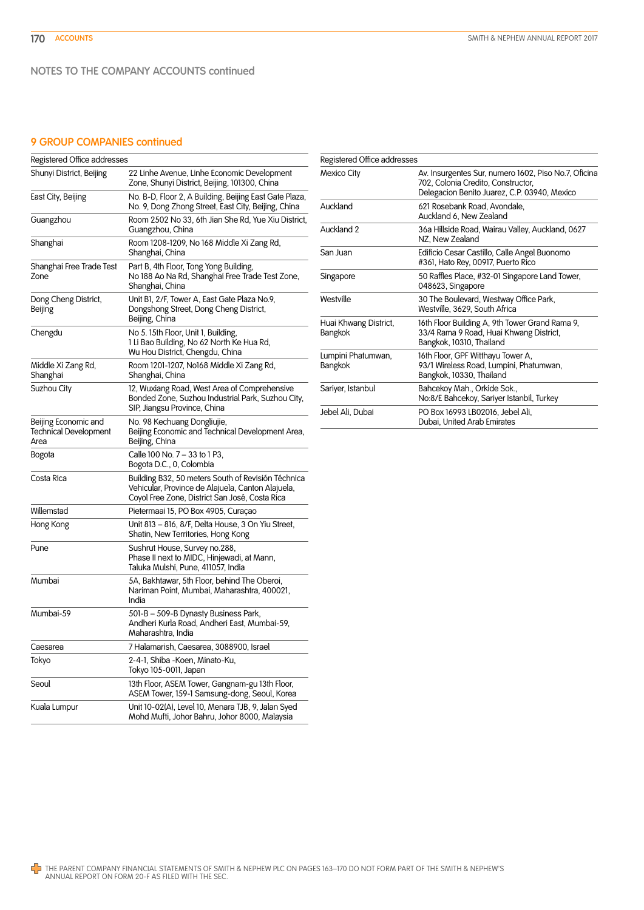## NOTES TO THE COMPANY ACCOUNTS continued

### 9 GROUP COMPANIES continued

| Registered Office addresses | |
|---|---|
| Shunyi District, Beijing | 22 Linhe Avenue, Linhe Economic Development Zone, Shunyi District, Beijing, 101300, China |
| East City, Beijing | No. B-D, Floor 2, A Building, Beijing East Gate Plaza, No. 9, Dong Zhong Street, East City, Beijing, China |
| Guangzhou | Room 2502 No 33, 6th Jian She Rd, Yue Xiu District, Guangzhou, China |
| Shanghai | Room 1208-1209, No 168 Middle Xi Zang Rd, Shanghai, China |
| Shanghai Free Trade Test Zone | Part B, 4th Floor, Tong Yong Building, No 188 Ao Na Rd, Shanghai Free Trade Test Zone, Shanghai, China |
| Dong Cheng District, Beijing | Unit B1, 2/F, Tower A, East Gate Plaza No.9, Dongshong Street, Dong Cheng District, Beijing, China |
| Chengdu | No 5. 15th Floor, Unit 1, Building, 1 Li Bao Building, No 62 North Ke Hua Rd, Wu Hou District, Chengdu, China |
| Middle Xi Zang Rd, Shanghai | Room 1201-1207, No168 Middle Xi Zang Rd, Shanghai, China |
| Suzhou City | 12, Wuxiang Road, West Area of Comprehensive Bonded Zone, Suzhou Industrial Park, Suzhou City, SIP, Jiangsu Province, China |
| Beijing Economic and Technical Development Area | No. 98 Kechuang Dongliujie, Beijing Economic and Technical Development Area, Beijing, China |
| Bogota | Calle 100 No. 7 – 33 to 1 P3, Bogota D.C., 0, Colombia |
| Costa Rica | Building B32, 50 meters South of Revisión Téchnica Vehicular, Province de Alajuela, Canton Alajuela, Coyol Free Zone, District San José, Costa Rica |
| Willemstad | Pietermaai 15, PO Box 4905, Curaçao |
| Hong Kong | Unit 813 – 816, 8/F, Delta House, 3 On Yiu Street, Shatin, New Territories, Hong Kong |
| Pune | Sushrut House, Survey no.288, Phase II next to MIDC, Hinjewadi, at Mann, Taluka Mulshi, Pune, 411057, India |
| Mumbai | 5A, Bakhtawar, 5th Floor, behind The Oberoi, Nariman Point, Mumbai, Maharashtra, 400021, India |
| Mumbai-59 | 501-B – 509-B Dynasty Business Park, Andheri Kurla Road, Andheri East, Mumbai-59, Maharashtra, India |
| Caesarea | 7 Halamarish, Caesarea, 3088900, Israel |
| Tokyo | 2-4-1, Shiba -Koen, Minato-Ku, Tokyo 105-0011, Japan |
| Seoul | 13th Floor, ASEM Tower, Gangnam-gu 13th Floor, ASEM Tower, 159-1 Samsung-dong, Seoul, Korea |
| Kuala Lumpur | Unit 10-02(A), Level 10, Menara TJB, 9, Jalan Syed Mohd Mufti, Johor Bahru, Johor 8000, Malaysia |
| Mexico City | Av. Insurgentes Sur, numero 1602, Piso No.7, Oficina 702, Colonia Credito, Constructor, Delegacion Benito Juarez, C.P. 03940, Mexico |
| Auckland | 621 Rosebank Road, Avondale, Auckland 6, New Zealand |
| Auckland 2 | 36a Hillside Road, Wairau Valley, Auckland, 0627 NZ, New Zealand |
| San Juan | Edificio Cesar Castillo, Calle Angel Buonomo #361, Hato Rey, 00917, Puerto Rico |
| Singapore | 50 Raffles Place, #32-01 Singapore Land Tower, 048623, Singapore |
| Westville | 30 The Boulevard, Westway Office Park, Westville, 3629, South Africa |
| Huai Khwang District, Bangkok | 16th Floor Building A, 9th Tower Grand Rama 9, 33/4 Rama 9 Road, Huai Khwang District, Bangkok, 10310, Thailand |
| Lumpini Phatumwan, Bangkok | 16th Floor, GPF Witthayu Tower A, 93/1 Wireless Road, Lumpini, Phatumwan, Bangkok, 10330, Thailand |
| Sariyer, Istanbul | Bahcekoy Mah., Orkide Sok., No:8/E Bahcekoy, Sariyer Istanbil, Turkey |
| Jebel Ali, Dubai | PO Box 16993 LB02016, Jebel Ali, Dubai, United Arab Emirates |

THE PARENT COMPANY FINANCIAL STATEMENTS OF SMITH & NEPHEW PLC ON PAGES 163–170 DO NOT FORM PART OF THE SMITH & NEPHEW'S ANNUAL REPORT ON FORM 20-F AS FILED WITH THE SEC.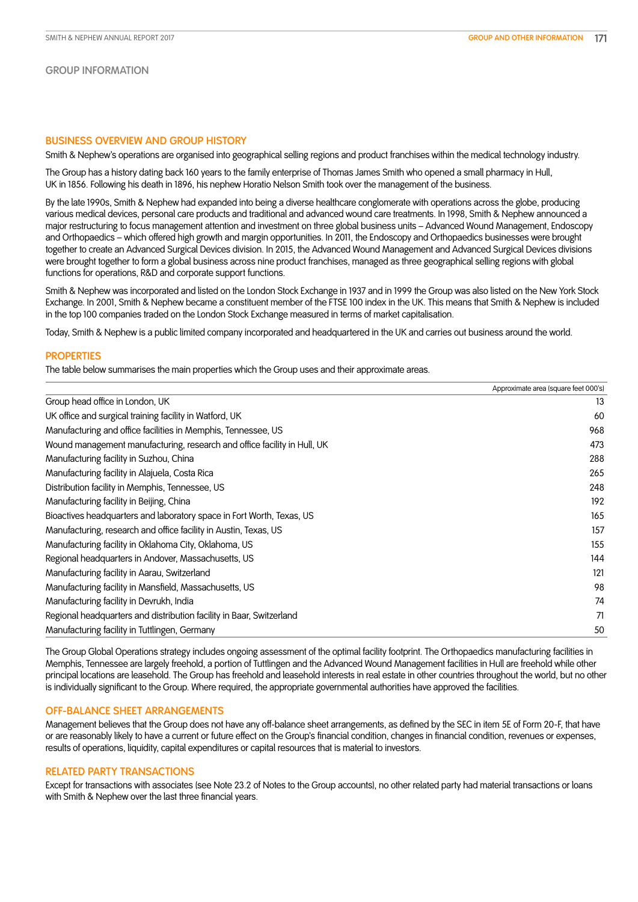# GROUP INFORMATION

## BUSINESS OVERVIEW AND GROUP HISTORY

Smith & Nephew's operations are organised into geographical selling regions and product franchises within the medical technology industry.

The Group has a history dating back 160 years to the family enterprise of Thomas James Smith who opened a small pharmacy in Hull, UK in 1856. Following his death in 1896, his nephew Horatio Nelson Smith took over the management of the business.

By the late 1990s, Smith & Nephew had expanded into being a diverse healthcare conglomerate with operations across the globe, producing various medical devices, personal care products and traditional and advanced wound care treatments. In 1998, Smith & Nephew announced a major restructuring to focus management attention and investment on three global business units – Advanced Wound Management, Endoscopy and Orthopaedics – which offered high growth and margin opportunities. In 2011, the Endoscopy and Orthopaedics businesses were brought together to create an Advanced Surgical Devices division. In 2015, the Advanced Wound Management and Advanced Surgical Devices divisions were brought together to form a global business across nine product franchises, managed as three geographical selling regions with global functions for operations, R&D and corporate support functions.

Smith & Nephew was incorporated and listed on the London Stock Exchange in 1937 and in 1999 the Group was also listed on the New York Stock Exchange. In 2001, Smith & Nephew became a constituent member of the FTSE 100 index in the UK. This means that Smith & Nephew is included in the top 100 companies traded on the London Stock Exchange measured in terms of market capitalisation.

Today, Smith & Nephew is a public limited company incorporated and headquartered in the UK and carries out business around the world.

## PROPERTIES

The table below summarises the main properties which the Group uses and their approximate areas.

| | Approximate area (square feet 000's) |
|---|---:|
| Group head office in London, UK | 13 |
| UK office and surgical training facility in Watford, UK | 60 |
| Manufacturing and office facilities in Memphis, Tennessee, US | 968 |
| Wound management manufacturing, research and office facility in Hull, UK | 473 |
| Manufacturing facility in Suzhou, China | 288 |
| Manufacturing facility in Alajuela, Costa Rica | 265 |
| Distribution facility in Memphis, Tennessee, US | 248 |
| Manufacturing facility in Beijing, China | 192 |
| Bioactives headquarters and laboratory space in Fort Worth, Texas, US | 165 |
| Manufacturing, research and office facility in Austin, Texas, US | 157 |
| Manufacturing facility in Oklahoma City, Oklahoma, US | 155 |
| Regional headquarters in Andover, Massachusetts, US | 144 |
| Manufacturing facility in Aarau, Switzerland | 121 |
| Manufacturing facility in Mansfield, Massachusetts, US | 98 |
| Manufacturing facility in Devrukh, India | 74 |
| Regional headquarters and distribution facility in Baar, Switzerland | 71 |
| Manufacturing facility in Tuttlingen, Germany | 50 |

The Group Global Operations strategy includes ongoing assessment of the optimal facility footprint. The Orthopaedics manufacturing facilities in Memphis, Tennessee are largely freehold, a portion of Tuttlingen and the Advanced Wound Management facilities in Hull are freehold while other principal locations are leasehold. The Group has freehold and leasehold interests in real estate in other countries throughout the world, but no other is individually significant to the Group. Where required, the appropriate governmental authorities have approved the facilities.

## OFF-BALANCE SHEET ARRANGEMENTS

Management believes that the Group does not have any off-balance sheet arrangements, as defined by the SEC in item 5E of Form 20-F, that have or are reasonably likely to have a current or future effect on the Group's financial condition, changes in financial condition, revenues or expenses, results of operations, liquidity, capital expenditures or capital resources that is material to investors.

## RELATED PARTY TRANSACTIONS

Except for transactions with associates (see Note 23.2 of Notes to the Group accounts), no other related party had material transactions or loans with Smith & Nephew over the last three financial years.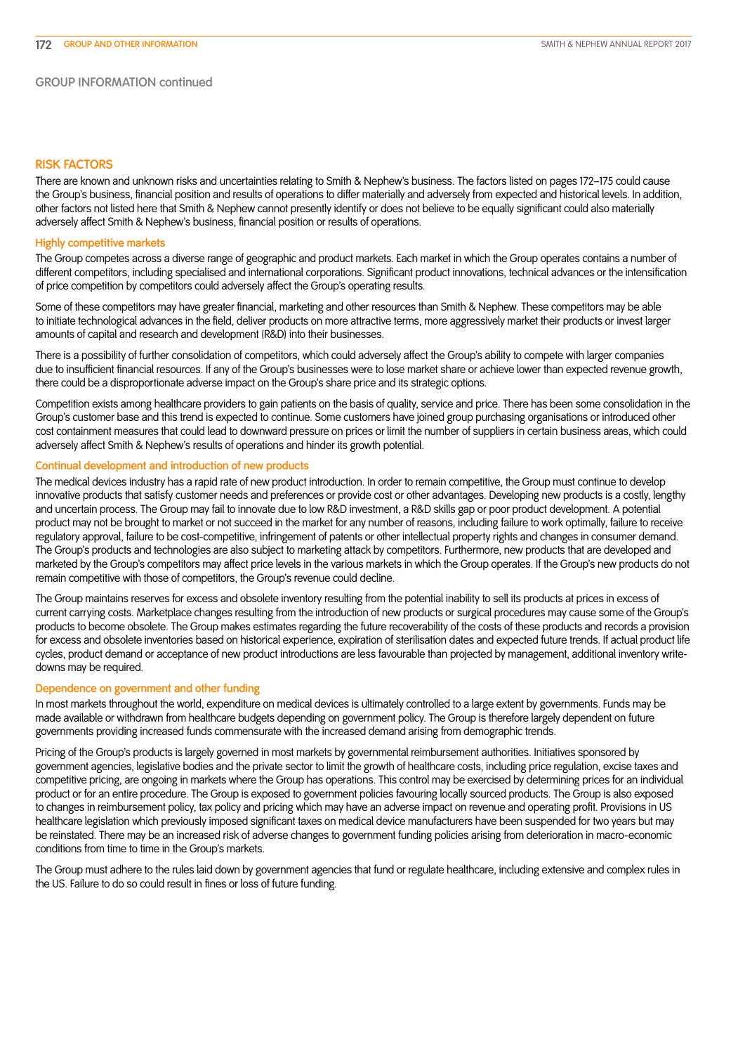## GROUP INFORMATION continued

### RISK FACTORS

There are known and unknown risks and uncertainties relating to Smith & Nephew's business. The factors listed on pages 172–175 could cause the Group's business, financial position and results of operations to differ materially and adversely from expected and historical levels. In addition, other factors not listed here that Smith & Nephew cannot presently identify or does not believe to be equally significant could also materially adversely affect Smith & Nephew's business, financial position or results of operations.

#### Highly competitive markets

The Group competes across a diverse range of geographic and product markets. Each market in which the Group operates contains a number of different competitors, including specialised and international corporations. Significant product innovations, technical advances or the intensification of price competition by competitors could adversely affect the Group's operating results.

Some of these competitors may have greater financial, marketing and other resources than Smith & Nephew. These competitors may be able to initiate technological advances in the field, deliver products on more attractive terms, more aggressively market their products or invest larger amounts of capital and research and development (R&D) into their businesses.

There is a possibility of further consolidation of competitors, which could adversely affect the Group's ability to compete with larger companies due to insufficient financial resources. If any of the Group's businesses were to lose market share or achieve lower than expected revenue growth, there could be a disproportionate adverse impact on the Group's share price and its strategic options.

Competition exists among healthcare providers to gain patients on the basis of quality, service and price. There has been some consolidation in the Group's customer base and this trend is expected to continue. Some customers have joined group purchasing organisations or introduced other cost containment measures that could lead to downward pressure on prices or limit the number of suppliers in certain business areas, which could adversely affect Smith & Nephew's results of operations and hinder its growth potential.

#### Continual development and introduction of new products

The medical devices industry has a rapid rate of new product introduction. In order to remain competitive, the Group must continue to develop innovative products that satisfy customer needs and preferences or provide cost or other advantages. Developing new products is a costly, lengthy and uncertain process. The Group may fail to innovate due to low R&D investment, a R&D skills gap or poor product development. A potential product may not be brought to market or not succeed in the market for any number of reasons, including failure to work optimally, failure to receive regulatory approval, failure to be cost-competitive, infringement of patents or other intellectual property rights and changes in consumer demand. The Group's products and technologies are also subject to marketing attack by competitors. Furthermore, new products that are developed and marketed by the Group's competitors may affect price levels in the various markets in which the Group operates. If the Group's new products do not remain competitive with those of competitors, the Group's revenue could decline.

The Group maintains reserves for excess and obsolete inventory resulting from the potential inability to sell its products at prices in excess of current carrying costs. Marketplace changes resulting from the introduction of new products or surgical procedures may cause some of the Group's products to become obsolete. The Group makes estimates regarding the future recoverability of the costs of these products and records a provision for excess and obsolete inventories based on historical experience, expiration of sterilisation dates and expected future trends. If actual product life cycles, product demand or acceptance of new product introductions are less favourable than projected by management, additional inventory write-downs may be required.

#### Dependence on government and other funding

In most markets throughout the world, expenditure on medical devices is ultimately controlled to a large extent by governments. Funds may be made available or withdrawn from healthcare budgets depending on government policy. The Group is therefore largely dependent on future governments providing increased funds commensurate with the increased demand arising from demographic trends.

Pricing of the Group's products is largely governed in most markets by governmental reimbursement authorities. Initiatives sponsored by government agencies, legislative bodies and the private sector to limit the growth of healthcare costs, including price regulation, excise taxes and competitive pricing, are ongoing in markets where the Group has operations. This control may be exercised by determining prices for an individual product or for an entire procedure. The Group is exposed to government policies favouring locally sourced products. The Group is also exposed to changes in reimbursement policy, tax policy and pricing which may have an adverse impact on revenue and operating profit. Provisions in US healthcare legislation which previously imposed significant taxes on medical device manufacturers have been suspended for two years but may be reinstated. There may be an increased risk of adverse changes to government funding policies arising from deterioration in macro-economic conditions from time to time in the Group's markets.

The Group must adhere to the rules laid down by government agencies that fund or regulate healthcare, including extensive and complex rules in the US. Failure to do so could result in fines or loss of future funding.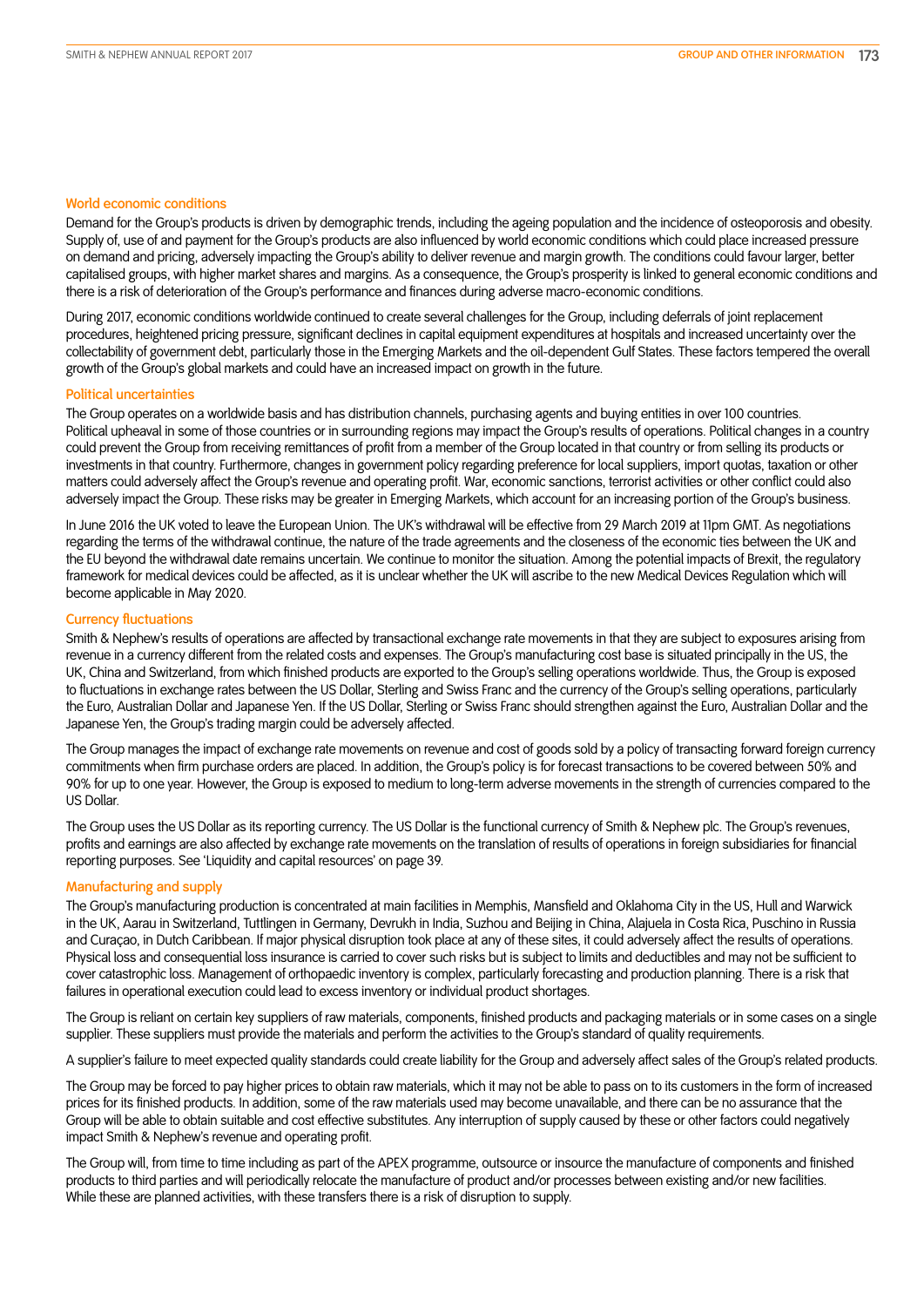### World economic conditions

Demand for the Group's products is driven by demographic trends, including the ageing population and the incidence of osteoporosis and obesity. Supply of, use of and payment for the Group's products are also influenced by world economic conditions which could place increased pressure on demand and pricing, adversely impacting the Group's ability to deliver revenue and margin growth. The conditions could favour larger, better capitalised groups, with higher market shares and margins. As a consequence, the Group's prosperity is linked to general economic conditions and there is a risk of deterioration of the Group's performance and finances during adverse macro-economic conditions.

During 2017, economic conditions worldwide continued to create several challenges for the Group, including deferrals of joint replacement procedures, heightened pricing pressure, significant declines in capital equipment expenditures at hospitals and increased uncertainty over the collectability of government debt, particularly those in the Emerging Markets and the oil-dependent Gulf States. These factors tempered the overall growth of the Group's global markets and could have an increased impact on growth in the future.

### Political uncertainties

The Group operates on a worldwide basis and has distribution channels, purchasing agents and buying entities in over 100 countries. Political upheaval in some of those countries or in surrounding regions may impact the Group's results of operations. Political changes in a country could prevent the Group from receiving remittances of profit from a member of the Group located in that country or from selling its products or investments in that country. Furthermore, changes in government policy regarding preference for local suppliers, import quotas, taxation or other matters could adversely affect the Group's revenue and operating profit. War, economic sanctions, terrorist activities or other conflict could also adversely impact the Group. These risks may be greater in Emerging Markets, which account for an increasing portion of the Group's business.

In June 2016 the UK voted to leave the European Union. The UK's withdrawal will be effective from 29 March 2019 at 11pm GMT. As negotiations regarding the terms of the withdrawal continue, the nature of the trade agreements and the closeness of the economic ties between the UK and the EU beyond the withdrawal date remains uncertain. We continue to monitor the situation. Among the potential impacts of Brexit, the regulatory framework for medical devices could be affected, as it is unclear whether the UK will ascribe to the new Medical Devices Regulation which will become applicable in May 2020.

### Currency fluctuations

Smith & Nephew's results of operations are affected by transactional exchange rate movements in that they are subject to exposures arising from revenue in a currency different from the related costs and expenses. The Group's manufacturing cost base is situated principally in the US, the UK, China and Switzerland, from which finished products are exported to the Group's selling operations worldwide. Thus, the Group is exposed to fluctuations in exchange rates between the US Dollar, Sterling and Swiss Franc and the currency of the Group's selling operations, particularly the Euro, Australian Dollar and Japanese Yen. If the US Dollar, Sterling or Swiss Franc should strengthen against the Euro, Australian Dollar and the Japanese Yen, the Group's trading margin could be adversely affected.

The Group manages the impact of exchange rate movements on revenue and cost of goods sold by a policy of transacting forward foreign currency commitments when firm purchase orders are placed. In addition, the Group's policy is for forecast transactions to be covered between 50% and 90% for up to one year. However, the Group is exposed to medium to long-term adverse movements in the strength of currencies compared to the US Dollar.

The Group uses the US Dollar as its reporting currency. The US Dollar is the functional currency of Smith & Nephew plc. The Group's revenues, profits and earnings are also affected by exchange rate movements on the translation of results of operations in foreign subsidiaries for financial reporting purposes. See 'Liquidity and capital resources' on page 39.

### Manufacturing and supply

The Group's manufacturing production is concentrated at main facilities in Memphis, Mansfield and Oklahoma City in the US, Hull and Warwick in the UK, Aarau in Switzerland, Tuttlingen in Germany, Devrukh in India, Suzhou and Beijing in China, Alajuela in Costa Rica, Puschino in Russia and Curaçao, in Dutch Caribbean. If major physical disruption took place at any of these sites, it could adversely affect the results of operations. Physical loss and consequential loss insurance is carried to cover such risks but is subject to limits and deductibles and may not be sufficient to cover catastrophic loss. Management of orthopaedic inventory is complex, particularly forecasting and production planning. There is a risk that failures in operational execution could lead to excess inventory or individual product shortages.

The Group is reliant on certain key suppliers of raw materials, components, finished products and packaging materials or in some cases on a single supplier. These suppliers must provide the materials and perform the activities to the Group's standard of quality requirements.

A supplier's failure to meet expected quality standards could create liability for the Group and adversely affect sales of the Group's related products.

The Group may be forced to pay higher prices to obtain raw materials, which it may not be able to pass on to its customers in the form of increased prices for its finished products. In addition, some of the raw materials used may become unavailable, and there can be no assurance that the Group will be able to obtain suitable and cost effective substitutes. Any interruption of supply caused by these or other factors could negatively impact Smith & Nephew's revenue and operating profit.

The Group will, from time to time including as part of the APEX programme, outsource or insource the manufacture of components and finished products to third parties and will periodically relocate the manufacture of product and/or processes between existing and/or new facilities. While these are planned activities, with these transfers there is a risk of disruption to supply.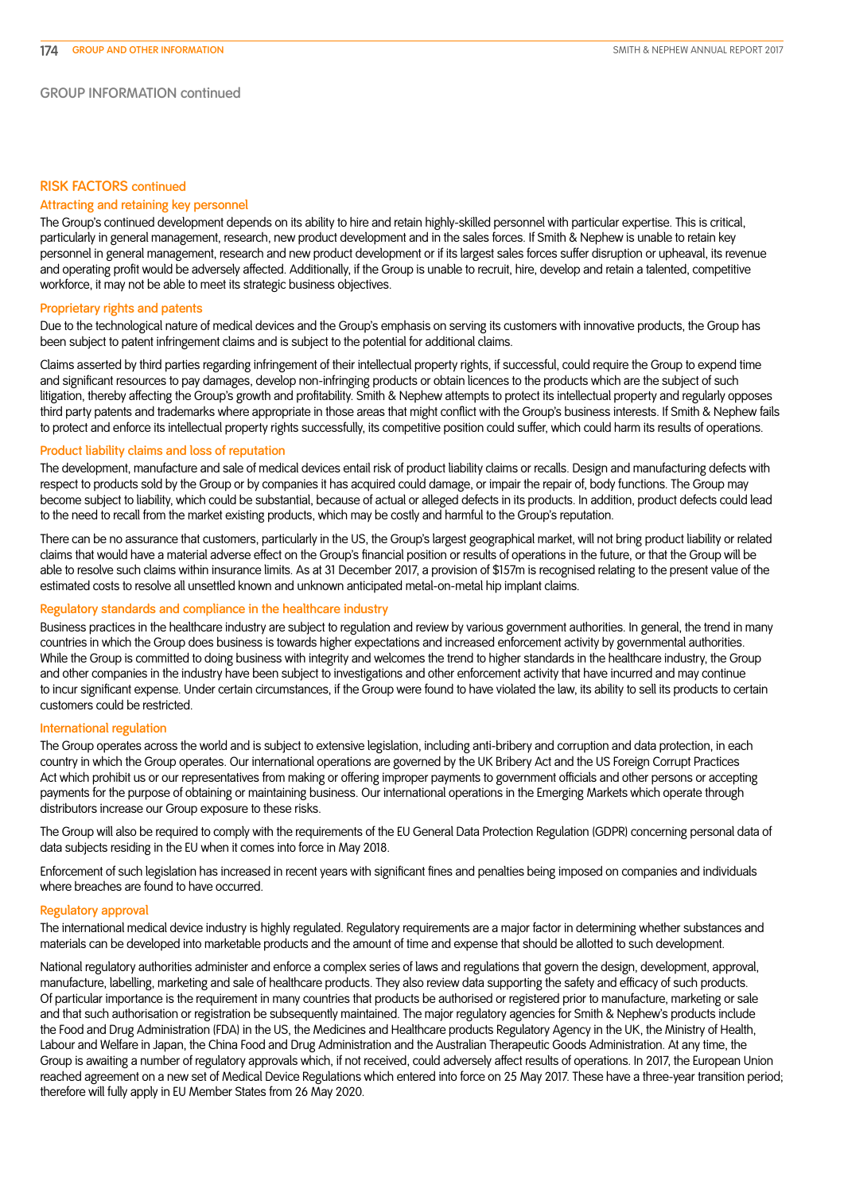## GROUP INFORMATION continued

### RISK FACTORS continued

#### Attracting and retaining key personnel

The Group's continued development depends on its ability to hire and retain highly-skilled personnel with particular expertise. This is critical, particularly in general management, research, new product development and in the sales forces. If Smith & Nephew is unable to retain key personnel in general management, research and new product development or if its largest sales forces suffer disruption or upheaval, its revenue and operating profit would be adversely affected. Additionally, if the Group is unable to recruit, hire, develop and retain a talented, competitive workforce, it may not be able to meet its strategic business objectives.

#### Proprietary rights and patents

Due to the technological nature of medical devices and the Group's emphasis on serving its customers with innovative products, the Group has been subject to patent infringement claims and is subject to the potential for additional claims.

Claims asserted by third parties regarding infringement of their intellectual property rights, if successful, could require the Group to expend time and significant resources to pay damages, develop non-infringing products or obtain licences to the products which are the subject of such litigation, thereby affecting the Group's growth and profitability. Smith & Nephew attempts to protect its intellectual property and regularly opposes third party patents and trademarks where appropriate in those areas that might conflict with the Group's business interests. If Smith & Nephew fails to protect and enforce its intellectual property rights successfully, its competitive position could suffer, which could harm its results of operations.

#### Product liability claims and loss of reputation

The development, manufacture and sale of medical devices entail risk of product liability claims or recalls. Design and manufacturing defects with respect to products sold by the Group or by companies it has acquired could damage, or impair the repair of, body functions. The Group may become subject to liability, which could be substantial, because of actual or alleged defects in its products. In addition, product defects could lead to the need to recall from the market existing products, which may be costly and harmful to the Group's reputation.

There can be no assurance that customers, particularly in the US, the Group's largest geographical market, will not bring product liability or related claims that would have a material adverse effect on the Group's financial position or results of operations in the future, or that the Group will be able to resolve such claims within insurance limits. As at 31 December 2017, a provision of $157m is recognised relating to the present value of the estimated costs to resolve all unsettled known and unknown anticipated metal-on-metal hip implant claims.

#### Regulatory standards and compliance in the healthcare industry

Business practices in the healthcare industry are subject to regulation and review by various government authorities. In general, the trend in many countries in which the Group does business is towards higher expectations and increased enforcement activity by governmental authorities. While the Group is committed to doing business with integrity and welcomes the trend to higher standards in the healthcare industry, the Group and other companies in the industry have been subject to investigations and other enforcement activity that have incurred and may continue to incur significant expense. Under certain circumstances, if the Group were found to have violated the law, its ability to sell its products to certain customers could be restricted.

#### International regulation

The Group operates across the world and is subject to extensive legislation, including anti-bribery and corruption and data protection, in each country in which the Group operates. Our international operations are governed by the UK Bribery Act and the US Foreign Corrupt Practices Act which prohibit us or our representatives from making or offering improper payments to government officials and other persons or accepting payments for the purpose of obtaining or maintaining business. Our international operations in the Emerging Markets which operate through distributors increase our Group exposure to these risks.

The Group will also be required to comply with the requirements of the EU General Data Protection Regulation (GDPR) concerning personal data of data subjects residing in the EU when it comes into force in May 2018.

Enforcement of such legislation has increased in recent years with significant fines and penalties being imposed on companies and individuals where breaches are found to have occurred.

#### Regulatory approval

The international medical device industry is highly regulated. Regulatory requirements are a major factor in determining whether substances and materials can be developed into marketable products and the amount of time and expense that should be allotted to such development.

National regulatory authorities administer and enforce a complex series of laws and regulations that govern the design, development, approval, manufacture, labelling, marketing and sale of healthcare products. They also review data supporting the safety and efficacy of such products. Of particular importance is the requirement in many countries that products be authorised or registered prior to manufacture, marketing or sale and that such authorisation or registration be subsequently maintained. The major regulatory agencies for Smith & Nephew's products include the Food and Drug Administration (FDA) in the US, the Medicines and Healthcare products Regulatory Agency in the UK, the Ministry of Health, Labour and Welfare in Japan, the China Food and Drug Administration and the Australian Therapeutic Goods Administration. At any time, the Group is awaiting a number of regulatory approvals which, if not received, could adversely affect results of operations. In 2017, the European Union reached agreement on a new set of Medical Device Regulations which entered into force on 25 May 2017. These have a three-year transition period; therefore will fully apply in EU Member States from 26 May 2020.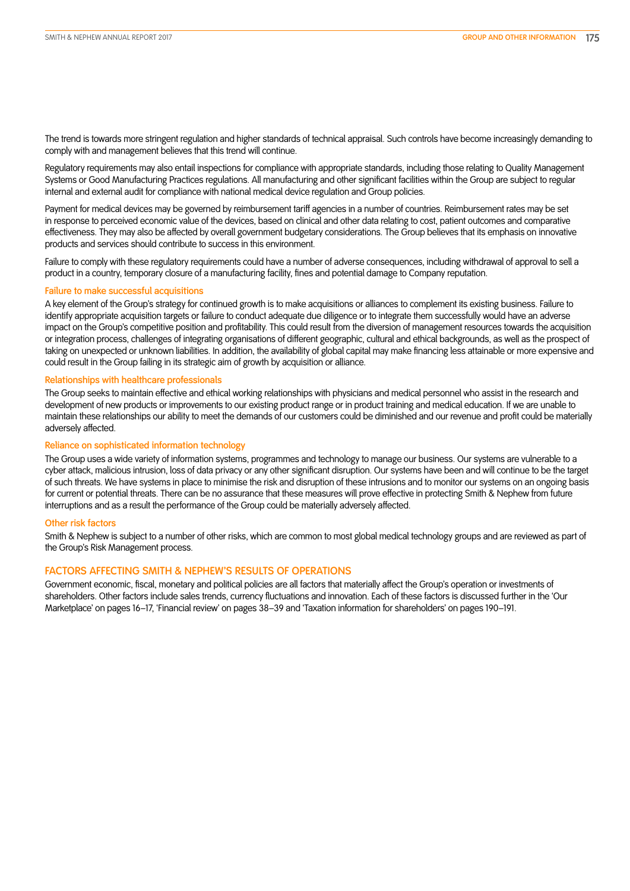The trend is towards more stringent regulation and higher standards of technical appraisal. Such controls have become increasingly demanding to comply with and management believes that this trend will continue.

Regulatory requirements may also entail inspections for compliance with appropriate standards, including those relating to Quality Management Systems or Good Manufacturing Practices regulations. All manufacturing and other significant facilities within the Group are subject to regular internal and external audit for compliance with national medical device regulation and Group policies.

Payment for medical devices may be governed by reimbursement tariff agencies in a number of countries. Reimbursement rates may be set in response to perceived economic value of the devices, based on clinical and other data relating to cost, patient outcomes and comparative effectiveness. They may also be affected by overall government budgetary considerations. The Group believes that its emphasis on innovative products and services should contribute to success in this environment.

Failure to comply with these regulatory requirements could have a number of adverse consequences, including withdrawal of approval to sell a product in a country, temporary closure of a manufacturing facility, fines and potential damage to Company reputation.

### Failure to make successful acquisitions

A key element of the Group's strategy for continued growth is to make acquisitions or alliances to complement its existing business. Failure to identify appropriate acquisition targets or failure to conduct adequate due diligence or to integrate them successfully would have an adverse impact on the Group's competitive position and profitability. This could result from the diversion of management resources towards the acquisition or integration process, challenges of integrating organisations of different geographic, cultural and ethical backgrounds, as well as the prospect of taking on unexpected or unknown liabilities. In addition, the availability of global capital may make financing less attainable or more expensive and could result in the Group failing in its strategic aim of growth by acquisition or alliance.

### Relationships with healthcare professionals

The Group seeks to maintain effective and ethical working relationships with physicians and medical personnel who assist in the research and development of new products or improvements to our existing product range or in product training and medical education. If we are unable to maintain these relationships our ability to meet the demands of our customers could be diminished and our revenue and profit could be materially adversely affected.

### Reliance on sophisticated information technology

The Group uses a wide variety of information systems, programmes and technology to manage our business. Our systems are vulnerable to a cyber attack, malicious intrusion, loss of data privacy or any other significant disruption. Our systems have been and will continue to be the target of such threats. We have systems in place to minimise the risk and disruption of these intrusions and to monitor our systems on an ongoing basis for current or potential threats. There can be no assurance that these measures will prove effective in protecting Smith & Nephew from future interruptions and as a result the performance of the Group could be materially adversely affected.

### Other risk factors

Smith & Nephew is subject to a number of other risks, which are common to most global medical technology groups and are reviewed as part of the Group's Risk Management process.

## FACTORS AFFECTING SMITH & NEPHEW'S RESULTS OF OPERATIONS

Government economic, fiscal, monetary and political policies are all factors that materially affect the Group's operation or investments of shareholders. Other factors include sales trends, currency fluctuations and innovation. Each of these factors is discussed further in the 'Our Marketplace' on pages 16–17, 'Financial review' on pages 38–39 and 'Taxation information for shareholders' on pages 190–191.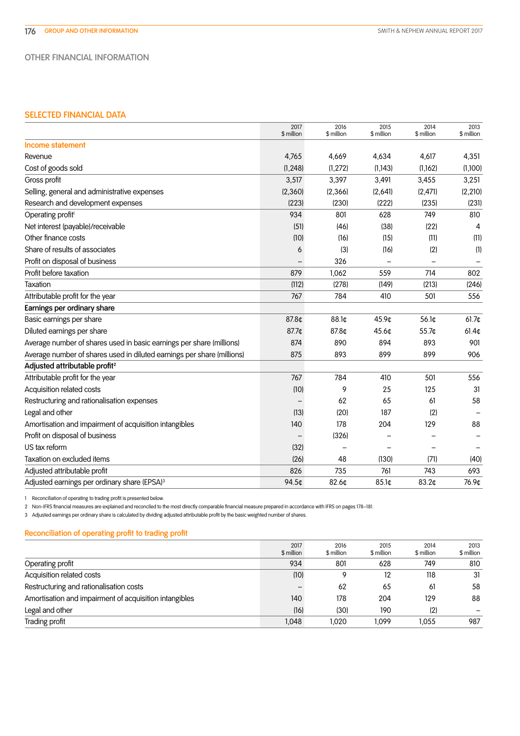# OTHER FINANCIAL INFORMATION

## SELECTED FINANCIAL DATA

| | 2017 $ million | 2016 $ million | 2015 $ million | 2014 $ million | 2013 $ million |
|---|---|---|---|---|---|
| **Income statement** | | | | | |
| Revenue | 4,765 | 4,669 | 4,634 | 4,617 | 4,351 |
| Cost of goods sold | (1,248) | (1,272) | (1,143) | (1,162) | (1,100) |
| Gross profit | 3,517 | 3,397 | 3,491 | 3,455 | 3,251 |
| Selling, general and administrative expenses | (2,360) | (2,366) | (2,641) | (2,471) | (2,210) |
| Research and development expenses | (223) | (230) | (222) | (235) | (231) |
| Operating profit[1] | 934 | 801 | 628 | 749 | 810 |
| Net interest (payable)/receivable | (51) | (46) | (38) | (22) | 4 |
| Other finance costs | (10) | (16) | (15) | (11) | (11) |
| Share of results of associates | 6 | (3) | (16) | (2) | (1) |
| Profit on disposal of business | – | 326 | – | – | – |
| Profit before taxation | 879 | 1,062 | 559 | 714 | 802 |
| Taxation | (112) | (278) | (149) | (213) | (246) |
| Attributable profit for the year | 767 | 784 | 410 | 501 | 556 |
| **Earnings per ordinary share** | | | | | |
| Basic earnings per share | 87.8¢ | 88.1¢ | 45.9¢ | 56.1¢ | 61.7¢ |
| Diluted earnings per share | 87.7¢ | 87.8¢ | 45.6¢ | 55.7¢ | 61.4¢ |
| Average number of shares used in basic earnings per share (millions) | 874 | 890 | 894 | 893 | 901 |
| Average number of shares used in diluted earnings per share (millions) | 875 | 893 | 899 | 899 | 906 |
| **Adjusted attributable profit[2]** | | | | | |
| Attributable profit for the year | 767 | 784 | 410 | 501 | 556 |
| Acquisition related costs | (10) | 9 | 25 | 125 | 31 |
| Restructuring and rationalisation expenses | – | 62 | 65 | 61 | 58 |
| Legal and other | (13) | (20) | 187 | (2) | – |
| Amortisation and impairment of acquisition intangibles | 140 | 178 | 204 | 129 | 88 |
| Profit on disposal of business | – | (326) | – | – | – |
| US tax reform | (32) | – | – | – | – |
| Taxation on excluded items | (26) | 48 | (130) | (71) | (40) |
| Adjusted attributable profit | 826 | 735 | 761 | 743 | 693 |
| Adjusted earnings per ordinary share (EPSA)[3] | 94.5¢ | 82.6¢ | 85.1¢ | 83.2¢ | 76.9¢ |

1 Reconciliation of operating to trading profit is presented below.

2 Non-IFRS financial measures are explained and reconciled to the most directly comparable financial measure prepared in accordance with IFRS on pages 178–181.

3 Adjusted earnings per ordinary share is calculated by dividing adjusted attributable profit by the basic weighted number of shares.

### Reconciliation of operating profit to trading profit

| | 2017 $ million | 2016 $ million | 2015 $ million | 2014 $ million | 2013 $ million |
|---|---|---|---|---|---|
| Operating profit | 934 | 801 | 628 | 749 | 810 |
| Acquisition related costs | (10) | 9 | 12 | 118 | 31 |
| Restructuring and rationalisation costs | – | 62 | 65 | 61 | 58 |
| Amortisation and impairment of acquisition intangibles | 140 | 178 | 204 | 129 | 88 |
| Legal and other | (16) | (30) | 190 | (2) | – |
| Trading profit | 1,048 | 1,020 | 1,099 | 1,055 | 987 |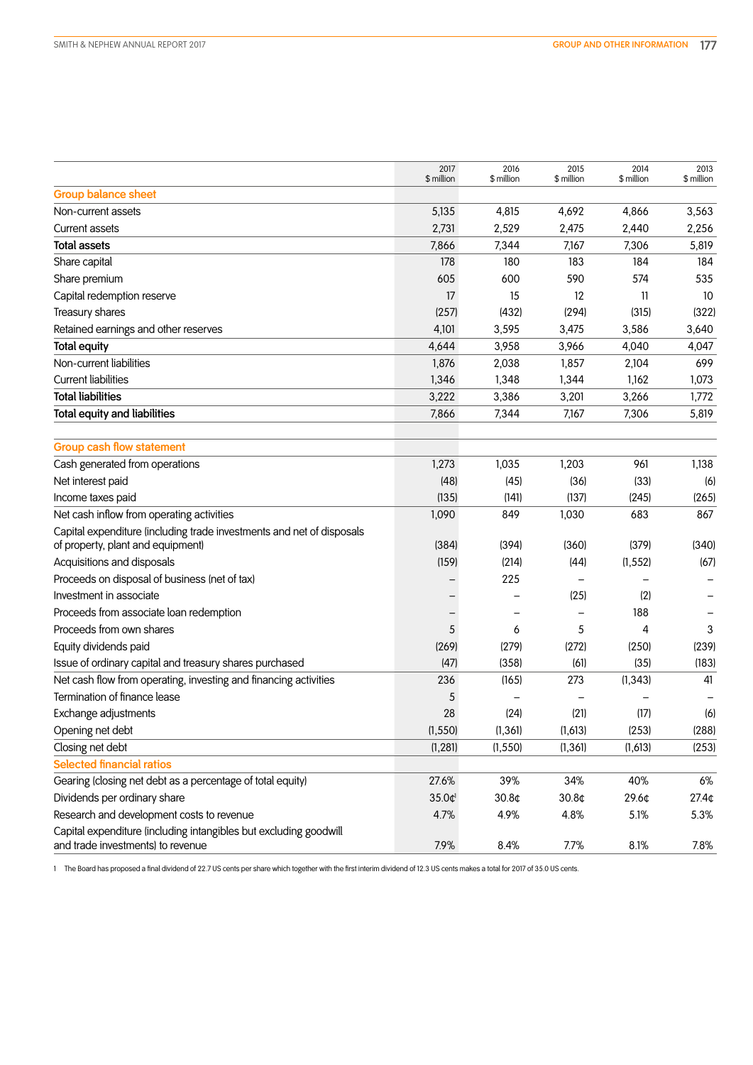| | 2017 $ million | 2016 $ million | 2015 $ million | 2014 $ million | 2013 $ million |
|---|---|---|---|---|---|
| **Group balance sheet** | | | | | |
| Non-current assets | 5,135 | 4,815 | 4,692 | 4,866 | 3,563 |
| Current assets | 2,731 | 2,529 | 2,475 | 2,440 | 2,256 |
| **Total assets** | 7,866 | 7,344 | 7,167 | 7,306 | 5,819 |
| Share capital | 178 | 180 | 183 | 184 | 184 |
| Share premium | 605 | 600 | 590 | 574 | 535 |
| Capital redemption reserve | 17 | 15 | 12 | 11 | 10 |
| Treasury shares | (257) | (432) | (294) | (315) | (322) |
| Retained earnings and other reserves | 4,101 | 3,595 | 3,475 | 3,586 | 3,640 |
| **Total equity** | 4,644 | 3,958 | 3,966 | 4,040 | 4,047 |
| Non-current liabilities | 1,876 | 2,038 | 1,857 | 2,104 | 699 |
| Current liabilities | 1,346 | 1,348 | 1,344 | 1,162 | 1,073 |
| **Total liabilities** | 3,222 | 3,386 | 3,201 | 3,266 | 1,772 |
| **Total equity and liabilities** | 7,866 | 7,344 | 7,167 | 7,306 | 5,819 |
| **Group cash flow statement** | | | | | |
| Cash generated from operations | 1,273 | 1,035 | 1,203 | 961 | 1,138 |
| Net interest paid | (48) | (45) | (36) | (33) | (6) |
| Income taxes paid | (135) | (141) | (137) | (245) | (265) |
| Net cash inflow from operating activities | 1,090 | 849 | 1,030 | 683 | 867 |
| Capital expenditure (including trade investments and net of disposals of property, plant and equipment) | (384) | (394) | (360) | (379) | (340) |
| Acquisitions and disposals | (159) | (214) | (44) | (1,552) | (67) |
| Proceeds on disposal of business (net of tax) | – | 225 | – | – | – |
| Investment in associate | – | – | (25) | (2) | – |
| Proceeds from associate loan redemption | – | – | – | 188 | – |
| Proceeds from own shares | 5 | 6 | 5 | 4 | 3 |
| Equity dividends paid | (269) | (279) | (272) | (250) | (239) |
| Issue of ordinary capital and treasury shares purchased | (47) | (358) | (61) | (35) | (183) |
| Net cash flow from operating, investing and financing activities | 236 | (165) | 273 | (1,343) | 41 |
| Termination of finance lease | 5 | – | – | – | – |
| Exchange adjustments | 28 | (24) | (21) | (17) | (6) |
| Opening net debt | (1,550) | (1,361) | (1,613) | (253) | (288) |
| Closing net debt | (1,281) | (1,550) | (1,361) | (1,613) | (253) |
| **Selected financial ratios** | | | | | |
| Gearing (closing net debt as a percentage of total equity) | 27.6% | 39% | 34% | 40% | 6% |
| Dividends per ordinary share | 35.0¢[1] | 30.8¢ | 30.8¢ | 29.6¢ | 27.4¢ |
| Research and development costs to revenue | 4.7% | 4.9% | 4.8% | 5.1% | 5.3% |
| Capital expenditure (including intangibles but excluding goodwill and trade investments) to revenue | 7.9% | 8.4% | 7.7% | 8.1% | 7.8% |

1 The Board has proposed a final dividend of 22.7 US cents per share which together with the first interim dividend of 12.3 US cents makes a total for 2017 of 35.0 US cents.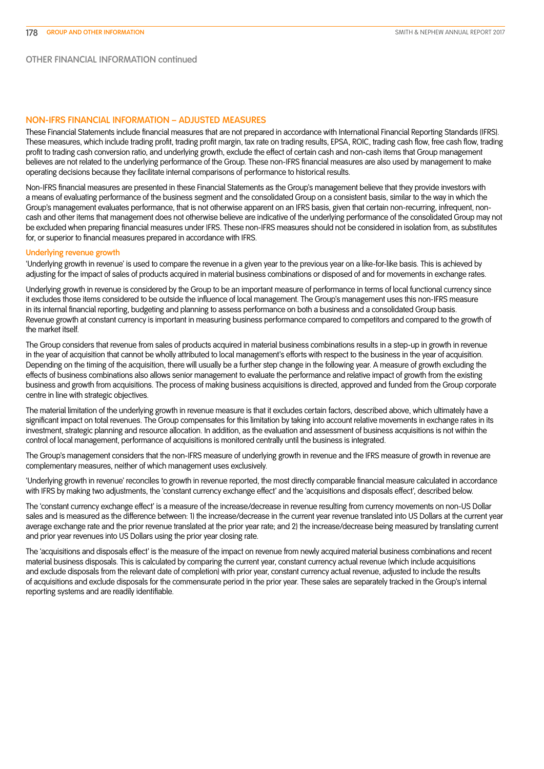## OTHER FINANCIAL INFORMATION continued

### NON-IFRS FINANCIAL INFORMATION – ADJUSTED MEASURES

These Financial Statements include financial measures that are not prepared in accordance with International Financial Reporting Standards (IFRS). These measures, which include trading profit, trading profit margin, tax rate on trading results, EPSA, ROIC, trading cash flow, free cash flow, trading profit to trading cash conversion ratio, and underlying growth, exclude the effect of certain cash and non-cash items that Group management believes are not related to the underlying performance of the Group. These non-IFRS financial measures are also used by management to make operating decisions because they facilitate internal comparisons of performance to historical results.

Non-IFRS financial measures are presented in these Financial Statements as the Group's management believe that they provide investors with a means of evaluating performance of the business segment and the consolidated Group on a consistent basis, similar to the way in which the Group's management evaluates performance, that is not otherwise apparent on an IFRS basis, given that certain non-recurring, infrequent, non-cash and other items that management does not otherwise believe are indicative of the underlying performance of the consolidated Group may not be excluded when preparing financial measures under IFRS. These non-IFRS measures should not be considered in isolation from, as substitutes for, or superior to financial measures prepared in accordance with IFRS.

#### Underlying revenue growth

'Underlying growth in revenue' is used to compare the revenue in a given year to the previous year on a like-for-like basis. This is achieved by adjusting for the impact of sales of products acquired in material business combinations or disposed of and for movements in exchange rates.

Underlying growth in revenue is considered by the Group to be an important measure of performance in terms of local functional currency since it excludes those items considered to be outside the influence of local management. The Group's management uses this non-IFRS measure in its internal financial reporting, budgeting and planning to assess performance on both a business and a consolidated Group basis. Revenue growth at constant currency is important in measuring business performance compared to competitors and compared to the growth of the market itself.

The Group considers that revenue from sales of products acquired in material business combinations results in a step-up in growth in revenue in the year of acquisition that cannot be wholly attributed to local management's efforts with respect to the business in the year of acquisition. Depending on the timing of the acquisition, there will usually be a further step change in the following year. A measure of growth excluding the effects of business combinations also allows senior management to evaluate the performance and relative impact of growth from the existing business and growth from acquisitions. The process of making business acquisitions is directed, approved and funded from the Group corporate centre in line with strategic objectives.

The material limitation of the underlying growth in revenue measure is that it excludes certain factors, described above, which ultimately have a significant impact on total revenues. The Group compensates for this limitation by taking into account relative movements in exchange rates in its investment, strategic planning and resource allocation. In addition, as the evaluation and assessment of business acquisitions is not within the control of local management, performance of acquisitions is monitored centrally until the business is integrated.

The Group's management considers that the non-IFRS measure of underlying growth in revenue and the IFRS measure of growth in revenue are complementary measures, neither of which management uses exclusively.

'Underlying growth in revenue' reconciles to growth in revenue reported, the most directly comparable financial measure calculated in accordance with IFRS by making two adjustments, the 'constant currency exchange effect' and the 'acquisitions and disposals effect', described below.

The 'constant currency exchange effect' is a measure of the increase/decrease in revenue resulting from currency movements on non-US Dollar sales and is measured as the difference between: 1) the increase/decrease in the current year revenue translated into US Dollars at the current year average exchange rate and the prior revenue translated at the prior year rate; and 2) the increase/decrease being measured by translating current and prior year revenues into US Dollars using the prior year closing rate.

The 'acquisitions and disposals effect' is the measure of the impact on revenue from newly acquired material business combinations and recent material business disposals. This is calculated by comparing the current year, constant currency actual revenue (which include acquisitions and exclude disposals from the relevant date of completion) with prior year, constant currency actual revenue, adjusted to include the results of acquisitions and exclude disposals for the commensurate period in the prior year. These sales are separately tracked in the Group's internal reporting systems and are readily identifiable.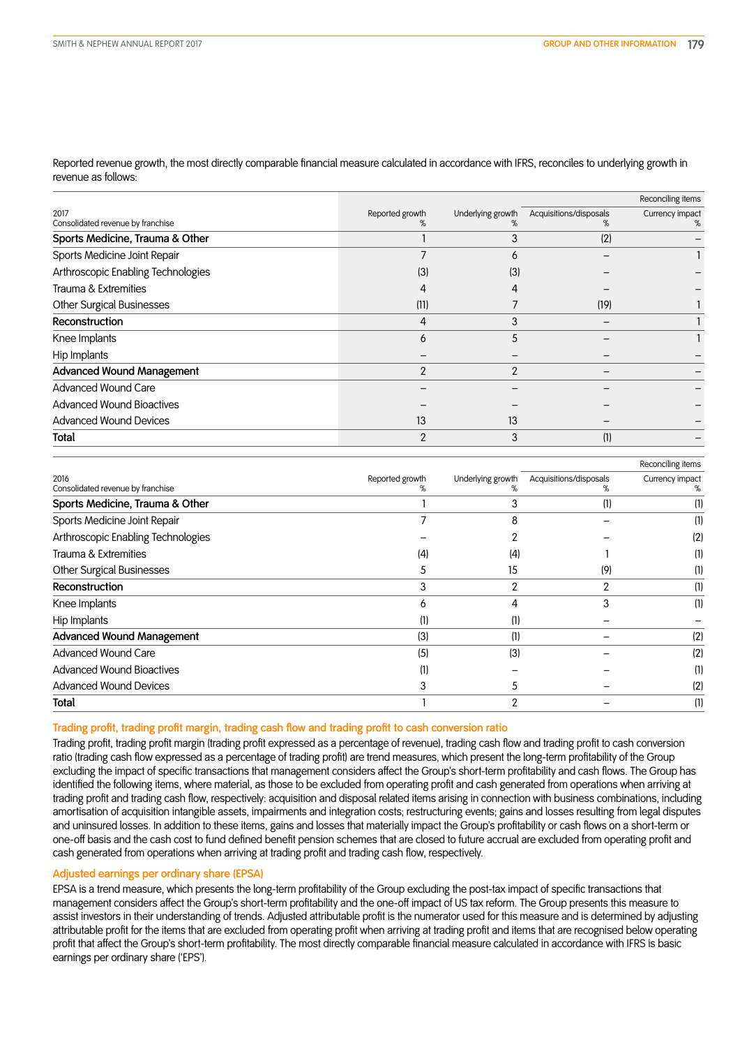Reported revenue growth, the most directly comparable financial measure calculated in accordance with IFRS, reconciles to underlying growth in revenue as follows:

| 2017<br>Consolidated revenue by franchise | Reported growth<br>% | Underlying growth<br>% | Reconciling items<br>Acquisitions/disposals<br>% | Reconciling items<br>Currency impact<br>% |
|---|---|---|---|---|
| **Sports Medicine, Trauma & Other** | 1 | 3 | (2) | – |
| Sports Medicine Joint Repair | 7 | 6 | – | 1 |
| Arthroscopic Enabling Technologies | (3) | (3) | – | – |
| Trauma & Extremities | 4 | 4 | – | – |
| Other Surgical Businesses | (11) | 7 | (19) | 1 |
| **Reconstruction** | 4 | 3 | – | 1 |
| Knee Implants | 6 | 5 | – | 1 |
| Hip Implants | – | – | – | – |
| **Advanced Wound Management** | 2 | 2 | – | – |
| Advanced Wound Care | – | – | – | – |
| Advanced Wound Bioactives | – | – | – | – |
| Advanced Wound Devices | 13 | 13 | – | – |
| **Total** | 2 | 3 | (1) | – |

| 2016<br>Consolidated revenue by franchise | Reported growth<br>% | Underlying growth<br>% | Reconciling items<br>Acquisitions/disposals<br>% | Reconciling items<br>Currency impact<br>% |
|---|---|---|---|---|
| **Sports Medicine, Trauma & Other** | 1 | 3 | (1) | (1) |
| Sports Medicine Joint Repair | 7 | 8 | – | (1) |
| Arthroscopic Enabling Technologies | – | 2 | – | (2) |
| Trauma & Extremities | (4) | (4) | 1 | (1) |
| Other Surgical Businesses | 5 | 15 | (9) | (1) |
| **Reconstruction** | 3 | 2 | 2 | (1) |
| Knee Implants | 6 | 4 | 3 | (1) |
| Hip Implants | (1) | (1) | – | – |
| **Advanced Wound Management** | (3) | (1) | – | (2) |
| Advanced Wound Care | (5) | (3) | – | (2) |
| Advanced Wound Bioactives | (1) | – | – | (1) |
| Advanced Wound Devices | 3 | 5 | – | (2) |
| **Total** | 1 | 2 | – | (1) |

### Trading profit, trading profit margin, trading cash flow and trading profit to cash conversion ratio

Trading profit, trading profit margin (trading profit expressed as a percentage of revenue), trading cash flow and trading profit to cash conversion ratio (trading cash flow expressed as a percentage of trading profit) are trend measures, which present the long-term profitability of the Group excluding the impact of specific transactions that management considers affect the Group's short-term profitability and cash flows. The Group has identified the following items, where material, as those to be excluded from operating profit and cash generated from operations when arriving at trading profit and trading cash flow, respectively: acquisition and disposal related items arising in connection with business combinations, including amortisation of acquisition intangible assets, impairments and integration costs; restructuring events; gains and losses resulting from legal disputes and uninsured losses. In addition to these items, gains and losses that materially impact the Group's profitability or cash flows on a short-term or one-off basis and the cash cost to fund defined benefit pension schemes that are closed to future accrual are excluded from operating profit and cash generated from operations when arriving at trading profit and trading cash flow, respectively.

### Adjusted earnings per ordinary share (EPSA)

EPSA is a trend measure, which presents the long-term profitability of the Group excluding the post-tax impact of specific transactions that management considers affect the Group's short-term profitability and the one-off impact of US tax reform. The Group presents this measure to assist investors in their understanding of trends. Adjusted attributable profit is the numerator used for this measure and is determined by adjusting attributable profit for the items that are excluded from operating profit when arriving at trading profit and items that are recognised below operating profit that affect the Group's short-term profitability. The most directly comparable financial measure calculated in accordance with IFRS is basic earnings per ordinary share ('EPS').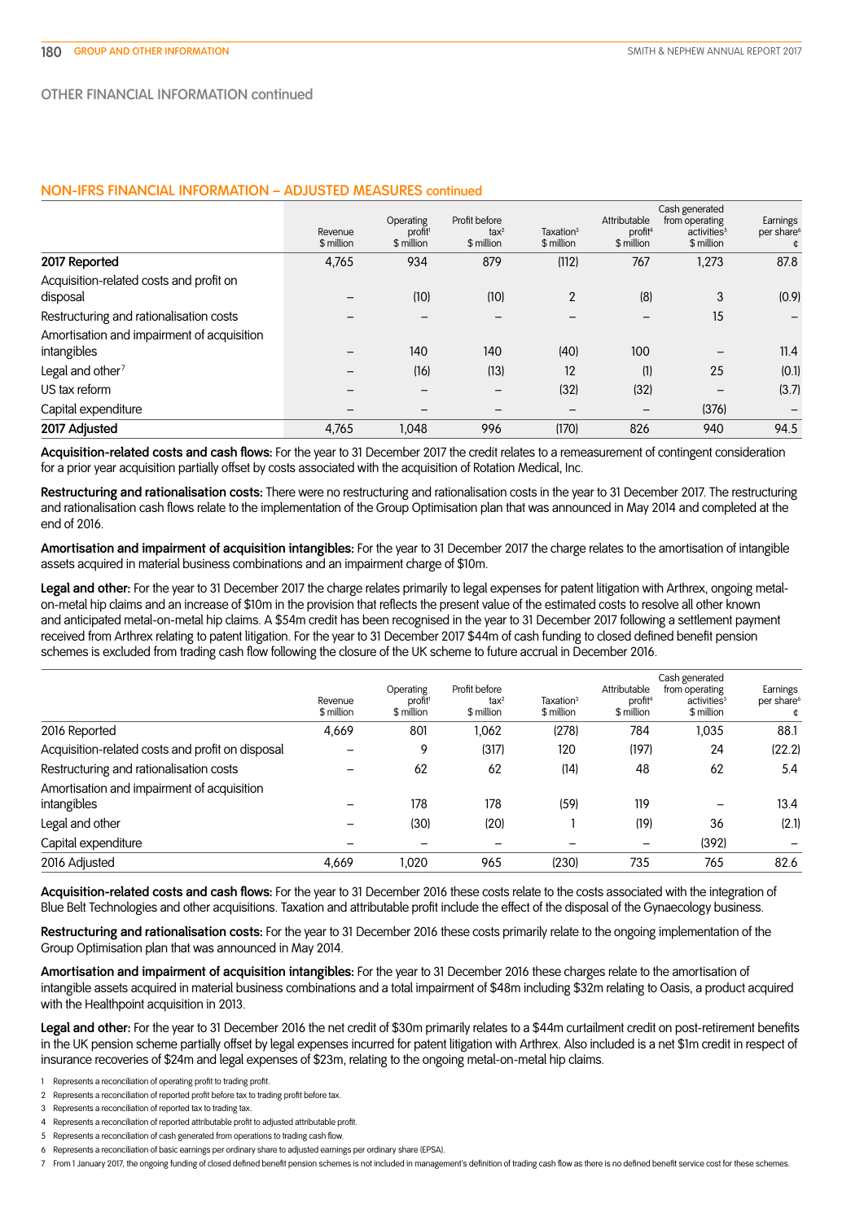## OTHER FINANCIAL INFORMATION continued

### NON-IFRS FINANCIAL INFORMATION – ADJUSTED MEASURES continued

| | Revenue $ million | Operating profit[1] $ million | Profit before tax[2] $ million | Taxation[3] $ million | Attributable profit[4] $ million | Cash generated from operating activities[5] $ million | Earnings per share[6] ¢ |
|---|---|---|---|---|---|---|---|
| **2017 Reported** | 4,765 | 934 | 879 | (112) | 767 | 1,273 | 87.8 |
| Acquisition-related costs and profit on disposal | – | (10) | (10) | 2 | (8) | 3 | (0.9) |
| Restructuring and rationalisation costs | – | – | – | – | – | 15 | – |
| Amortisation and impairment of acquisition intangibles | – | 140 | 140 | (40) | 100 | – | 11.4 |
| Legal and other[7] | – | (16) | (13) | 12 | (1) | 25 | (0.1) |
| US tax reform | – | – | – | (32) | (32) | – | (3.7) |
| Capital expenditure | – | – | – | – | – | (376) | – |
| **2017 Adjusted** | 4,765 | 1,048 | 996 | (170) | 826 | 940 | 94.5 |

**Acquisition-related costs and cash flows:** For the year to 31 December 2017 the credit relates to a remeasurement of contingent consideration for a prior year acquisition partially offset by costs associated with the acquisition of Rotation Medical, Inc.

**Restructuring and rationalisation costs:** There were no restructuring and rationalisation costs in the year to 31 December 2017. The restructuring and rationalisation cash flows relate to the implementation of the Group Optimisation plan that was announced in May 2014 and completed at the end of 2016.

**Amortisation and impairment of acquisition intangibles:** For the year to 31 December 2017 the charge relates to the amortisation of intangible assets acquired in material business combinations and an impairment charge of $10m.

**Legal and other:** For the year to 31 December 2017 the charge relates primarily to legal expenses for patent litigation with Arthrex, ongoing metal-on-metal hip claims and an increase of $10m in the provision that reflects the present value of the estimated costs to resolve all other known and anticipated metal-on-metal hip claims. A $54m credit has been recognised in the year to 31 December 2017 following a settlement payment received from Arthrex relating to patent litigation. For the year to 31 December 2017 $44m of cash funding to closed defined benefit pension schemes is excluded from trading cash flow following the closure of the UK scheme to future accrual in December 2016.

| | Revenue $ million | Operating profit[1] $ million | Profit before tax[2] $ million | Taxation[3] $ million | Attributable profit[4] $ million | Cash generated from operating activities[5] $ million | Earnings per share[6] ¢ |
|---|---|---|---|---|---|---|---|
| 2016 Reported | 4,669 | 801 | 1,062 | (278) | 784 | 1,035 | 88.1 |
| Acquisition-related costs and profit on disposal | – | 9 | (317) | 120 | (197) | 24 | (22.2) |
| Restructuring and rationalisation costs | – | 62 | 62 | (14) | 48 | 62 | 5.4 |
| Amortisation and impairment of acquisition intangibles | – | 178 | 178 | (59) | 119 | – | 13.4 |
| Legal and other | – | (30) | (20) | 1 | (19) | 36 | (2.1) |
| Capital expenditure | – | – | – | – | – | (392) | – |
| 2016 Adjusted | 4,669 | 1,020 | 965 | (230) | 735 | 765 | 82.6 |

**Acquisition-related costs and cash flows:** For the year to 31 December 2016 these costs relate to the costs associated with the integration of Blue Belt Technologies and other acquisitions. Taxation and attributable profit include the effect of the disposal of the Gynaecology business.

**Restructuring and rationalisation costs:** For the year to 31 December 2016 these costs primarily relate to the ongoing implementation of the Group Optimisation plan that was announced in May 2014.

**Amortisation and impairment of acquisition intangibles:** For the year to 31 December 2016 these charges relate to the amortisation of intangible assets acquired in material business combinations and a total impairment of $48m including $32m relating to Oasis, a product acquired with the Healthpoint acquisition in 2013.

**Legal and other:** For the year to 31 December 2016 the net credit of $30m primarily relates to a $44m curtailment credit on post-retirement benefits in the UK pension scheme partially offset by legal expenses incurred for patent litigation with Arthrex. Also included is a net $1m credit in respect of insurance recoveries of $24m and legal expenses of $23m, relating to the ongoing metal-on-metal hip claims.

1 Represents a reconciliation of operating profit to trading profit.
2 Represents a reconciliation of reported profit before tax to trading profit before tax.
3 Represents a reconciliation of reported tax to trading tax.
4 Represents a reconciliation of reported attributable profit to adjusted attributable profit.
5 Represents a reconciliation of cash generated from operations to trading cash flow.
6 Represents a reconciliation of basic earnings per ordinary share to adjusted earnings per ordinary share (EPSA).
7 From 1 January 2017, the ongoing funding of closed defined benefit pension schemes is not included in management's definition of trading cash flow as there is no defined benefit service cost for these schemes.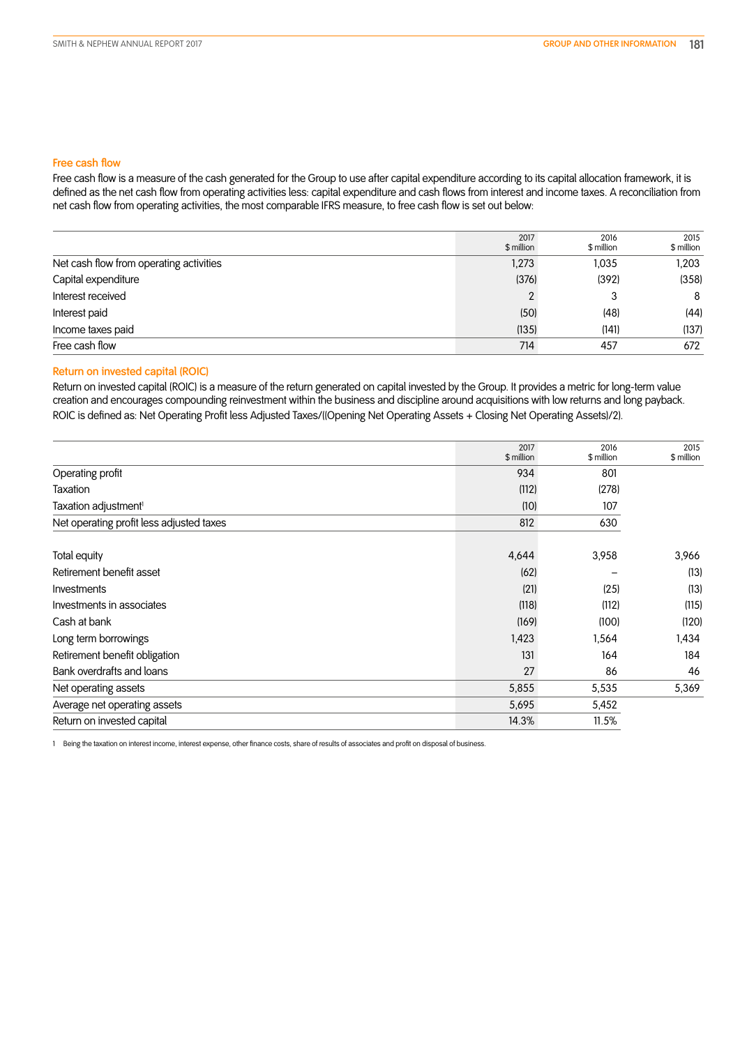## Free cash flow

Free cash flow is a measure of the cash generated for the Group to use after capital expenditure according to its capital allocation framework, it is defined as the net cash flow from operating activities less: capital expenditure and cash flows from interest and income taxes. A reconciliation from net cash flow from operating activities, the most comparable IFRS measure, to free cash flow is set out below:

| | 2017 $ million | 2016 $ million | 2015 $ million |
|---|---|---|---|
| Net cash flow from operating activities | 1,273 | 1,035 | 1,203 |
| Capital expenditure | (376) | (392) | (358) |
| Interest received | 2 | 3 | 8 |
| Interest paid | (50) | (48) | (44) |
| Income taxes paid | (135) | (141) | (137) |
| Free cash flow | 714 | 457 | 672 |

## Return on invested capital (ROIC)

Return on invested capital (ROIC) is a measure of the return generated on capital invested by the Group. It provides a metric for long-term value creation and encourages compounding reinvestment within the business and discipline around acquisitions with low returns and long payback. ROIC is defined as: Net Operating Profit less Adjusted Taxes/((Opening Net Operating Assets + Closing Net Operating Assets)/2).

| | 2017 $ million | 2016 $ million | 2015 $ million |
|---|---|---|---|
| Operating profit | 934 | 801 | |
| Taxation | (112) | (278) | |
| Taxation adjustment[1] | (10) | 107 | |
| Net operating profit less adjusted taxes | 812 | 630 | |
| | | | |
| Total equity | 4,644 | 3,958 | 3,966 |
| Retirement benefit asset | (62) | – | (13) |
| Investments | (21) | (25) | (13) |
| Investments in associates | (118) | (112) | (115) |
| Cash at bank | (169) | (100) | (120) |
| Long term borrowings | 1,423 | 1,564 | 1,434 |
| Retirement benefit obligation | 131 | 164 | 184 |
| Bank overdrafts and loans | 27 | 86 | 46 |
| Net operating assets | 5,855 | 5,535 | 5,369 |
| Average net operating assets | 5,695 | 5,452 | |
| Return on invested capital | 14.3% | 11.5% | |

1 Being the taxation on interest income, interest expense, other finance costs, share of results of associates and profit on disposal of business.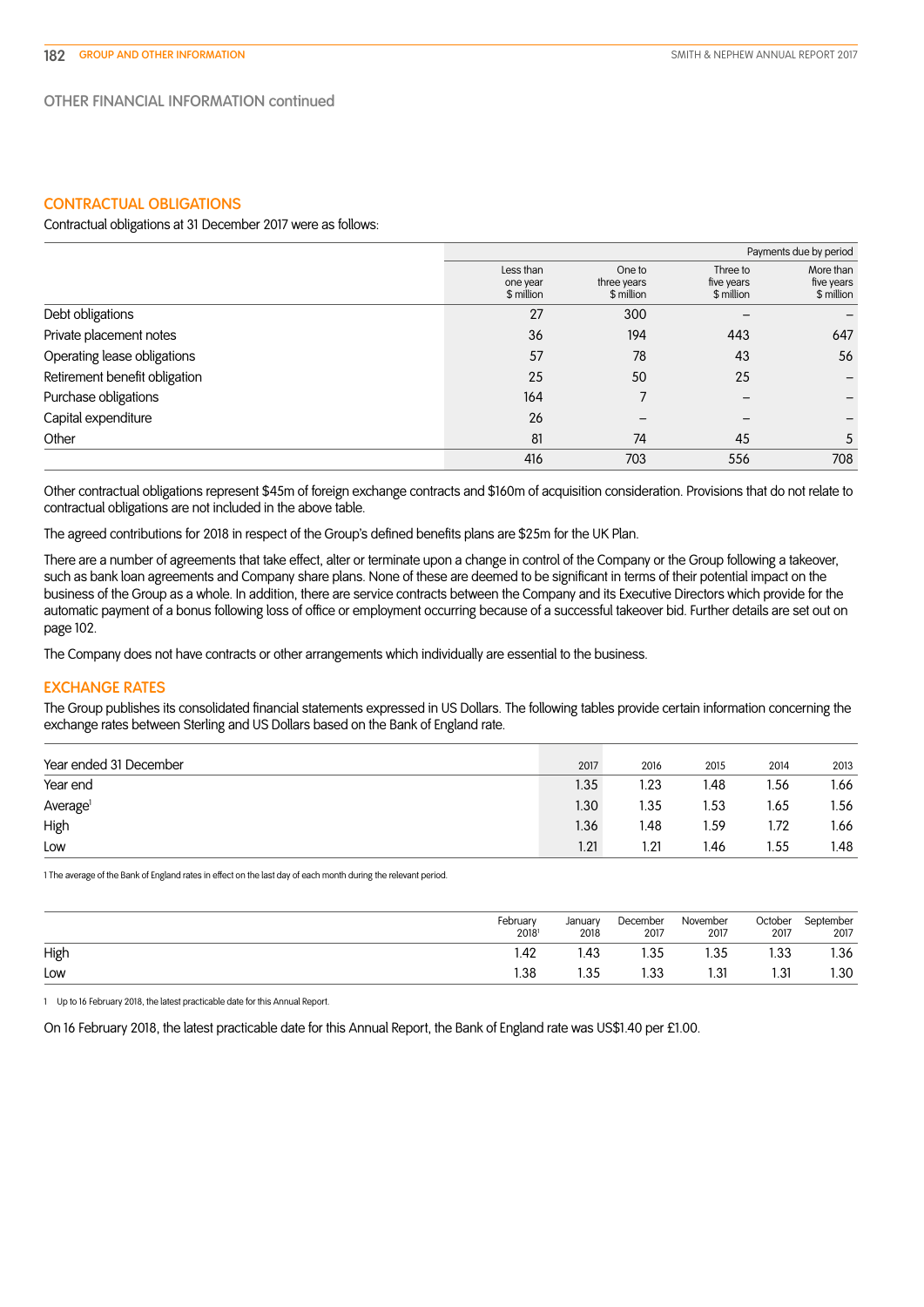## OTHER FINANCIAL INFORMATION continued

### CONTRACTUAL OBLIGATIONS

Contractual obligations at 31 December 2017 were as follows:

| | Payments due by period | | | |
|---|---|---|---|---|
| | Less than one year $ million | One to three years $ million | Three to five years $ million | More than five years $ million |
| Debt obligations | 27 | 300 | – | – |
| Private placement notes | 36 | 194 | 443 | 647 |
| Operating lease obligations | 57 | 78 | 43 | 56 |
| Retirement benefit obligation | 25 | 50 | 25 | – |
| Purchase obligations | 164 | 7 | – | – |
| Capital expenditure | 26 | – | – | – |
| Other | 81 | 74 | 45 | 5 |
| | 416 | 703 | 556 | 708 |

Other contractual obligations represent $45m of foreign exchange contracts and $160m of acquisition consideration. Provisions that do not relate to contractual obligations are not included in the above table.

The agreed contributions for 2018 in respect of the Group's defined benefits plans are $25m for the UK Plan.

There are a number of agreements that take effect, alter or terminate upon a change in control of the Company or the Group following a takeover, such as bank loan agreements and Company share plans. None of these are deemed to be significant in terms of their potential impact on the business of the Group as a whole. In addition, there are service contracts between the Company and its Executive Directors which provide for the automatic payment of a bonus following loss of office or employment occurring because of a successful takeover bid. Further details are set out on page 102.

The Company does not have contracts or other arrangements which individually are essential to the business.

### EXCHANGE RATES

The Group publishes its consolidated financial statements expressed in US Dollars. The following tables provide certain information concerning the exchange rates between Sterling and US Dollars based on the Bank of England rate.

| Year ended 31 December | 2017 | 2016 | 2015 | 2014 | 2013 |
|---|---|---|---|---|---|
| Year end | 1.35 | 1.23 | 1.48 | 1.56 | 1.66 |
| Average[1] | 1.30 | 1.35 | 1.53 | 1.65 | 1.56 |
| High | 1.36 | 1.48 | 1.59 | 1.72 | 1.66 |
| Low | 1.21 | 1.21 | 1.46 | 1.55 | 1.48 |

1 The average of the Bank of England rates in effect on the last day of each month during the relevant period.

| | February 2018[1] | January 2018 | December 2017 | November 2017 | October 2017 | September 2017 |
|---|---|---|---|---|---|---|
| High | 1.42 | 1.43 | 1.35 | 1.35 | 1.33 | 1.36 |
| Low | 1.38 | 1.35 | 1.33 | 1.31 | 1.31 | 1.30 |

1 Up to 16 February 2018, the latest practicable date for this Annual Report.

On 16 February 2018, the latest practicable date for this Annual Report, the Bank of England rate was US$1.40 per £1.00.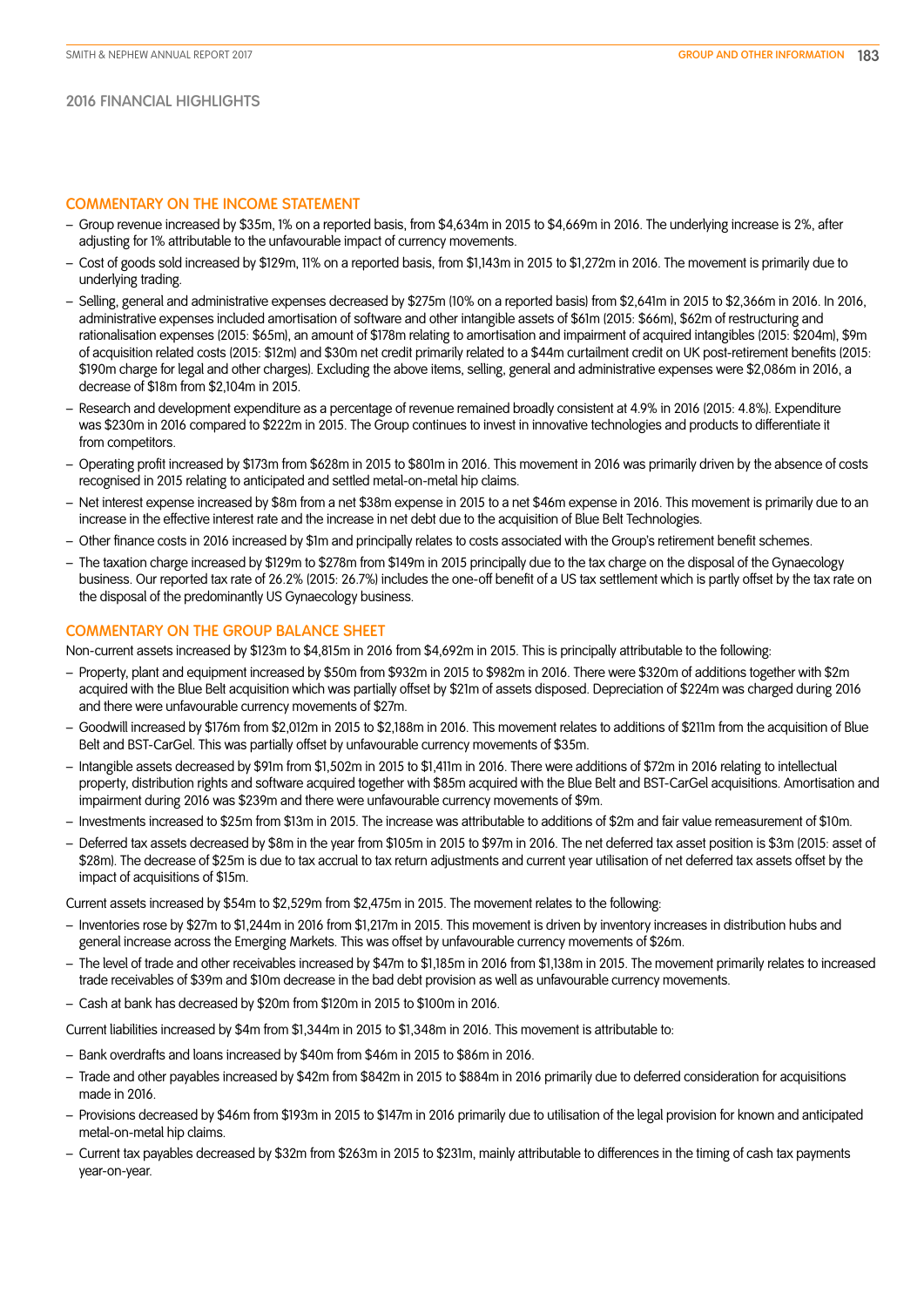## 2016 FINANCIAL HIGHLIGHTS

### COMMENTARY ON THE INCOME STATEMENT

- Group revenue increased by $35m, 1% on a reported basis, from $4,634m in 2015 to $4,669m in 2016. The underlying increase is 2%, after adjusting for 1% attributable to the unfavourable impact of currency movements.
- Cost of goods sold increased by $129m, 11% on a reported basis, from $1,143m in 2015 to $1,272m in 2016. The movement is primarily due to underlying trading.
- Selling, general and administrative expenses decreased by $275m (10% on a reported basis) from $2,641m in 2015 to $2,366m in 2016. In 2016, administrative expenses included amortisation of software and other intangible assets of $61m (2015: $66m), $62m of restructuring and rationalisation expenses (2015: $65m), an amount of $178m relating to amortisation and impairment of acquired intangibles (2015: $204m), $9m of acquisition related costs (2015: $12m) and $30m net credit primarily related to a $44m curtailment credit on UK post-retirement benefits (2015: $190m charge for legal and other charges). Excluding the above items, selling, general and administrative expenses were $2,086m in 2016, a decrease of $18m from $2,104m in 2015.
- Research and development expenditure as a percentage of revenue remained broadly consistent at 4.9% in 2016 (2015: 4.8%). Expenditure was $230m in 2016 compared to $222m in 2015. The Group continues to invest in innovative technologies and products to differentiate it from competitors.
- Operating profit increased by $173m from $628m in 2015 to $801m in 2016. This movement in 2016 was primarily driven by the absence of costs recognised in 2015 relating to anticipated and settled metal-on-metal hip claims.
- Net interest expense increased by $8m from a net $38m expense in 2015 to a net $46m expense in 2016. This movement is primarily due to an increase in the effective interest rate and the increase in net debt due to the acquisition of Blue Belt Technologies.
- Other finance costs in 2016 increased by $1m and principally relates to costs associated with the Group's retirement benefit schemes.
- The taxation charge increased by $129m to $278m from $149m in 2015 principally due to the tax charge on the disposal of the Gynaecology business. Our reported tax rate of 26.2% (2015: 26.7%) includes the one-off benefit of a US tax settlement which is partly offset by the tax rate on the disposal of the predominantly US Gynaecology business.

### COMMENTARY ON THE GROUP BALANCE SHEET

Non-current assets increased by $123m to $4,815m in 2016 from $4,692m in 2015. This is principally attributable to the following:

- Property, plant and equipment increased by $50m from $932m in 2015 to $982m in 2016. There were $320m of additions together with $2m acquired with the Blue Belt acquisition which was partially offset by $21m of assets disposed. Depreciation of $224m was charged during 2016 and there were unfavourable currency movements of $27m.
- Goodwill increased by $176m from $2,012m in 2015 to $2,188m in 2016. This movement relates to additions of $211m from the acquisition of Blue Belt and BST-CarGel. This was partially offset by unfavourable currency movements of $35m.
- Intangible assets decreased by $91m from $1,502m in 2015 to $1,411m in 2016. There were additions of $72m in 2016 relating to intellectual property, distribution rights and software acquired together with $85m acquired with the Blue Belt and BST-CarGel acquisitions. Amortisation and impairment during 2016 was $239m and there were unfavourable currency movements of $9m.
- Investments increased to $25m from $13m in 2015. The increase was attributable to additions of $2m and fair value remeasurement of $10m.
- Deferred tax assets decreased by $8m in the year from $105m in 2015 to $97m in 2016. The net deferred tax asset position is $3m (2015: asset of $28m). The decrease of $25m is due to tax accrual to tax return adjustments and current year utilisation of net deferred tax assets offset by the impact of acquisitions of $15m.

Current assets increased by $54m to $2,529m from $2,475m in 2015. The movement relates to the following:

- Inventories rose by $27m to $1,244m in 2016 from $1,217m in 2015. This movement is driven by inventory increases in distribution hubs and general increase across the Emerging Markets. This was offset by unfavourable currency movements of $26m.
- The level of trade and other receivables increased by $47m to $1,185m in 2016 from $1,138m in 2015. The movement primarily relates to increased trade receivables of $39m and $10m decrease in the bad debt provision as well as unfavourable currency movements.
- Cash at bank has decreased by $20m from $120m in 2015 to $100m in 2016.

Current liabilities increased by $4m from $1,344m in 2015 to $1,348m in 2016. This movement is attributable to:

- Bank overdrafts and loans increased by $40m from $46m in 2015 to $86m in 2016.
- Trade and other payables increased by $42m from $842m in 2015 to $884m in 2016 primarily due to deferred consideration for acquisitions made in 2016.
- Provisions decreased by $46m from $193m in 2015 to $147m in 2016 primarily due to utilisation of the legal provision for known and anticipated metal-on-metal hip claims.
- Current tax payables decreased by $32m from $263m in 2015 to $231m, mainly attributable to differences in the timing of cash tax payments year-on-year.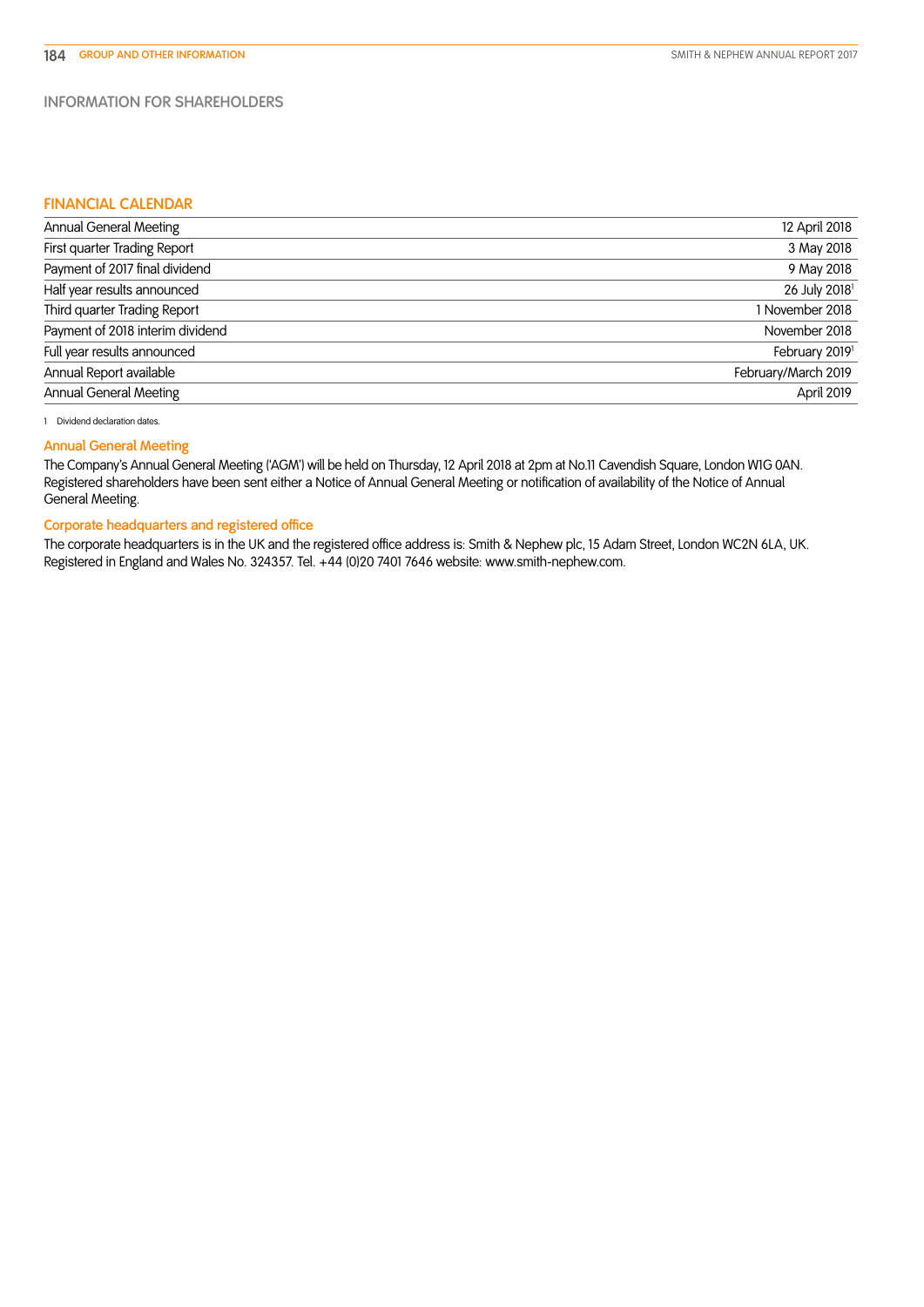# INFORMATION FOR SHAREHOLDERS

## FINANCIAL CALENDAR

| | |
|---|---|
| Annual General Meeting | 12 April 2018 |
| First quarter Trading Report | 3 May 2018 |
| Payment of 2017 final dividend | 9 May 2018 |
| Half year results announced | 26 July 2018[1] |
| Third quarter Trading Report | 1 November 2018 |
| Payment of 2018 interim dividend | November 2018 |
| Full year results announced | February 2019[1] |
| Annual Report available | February/March 2019 |
| Annual General Meeting | April 2019 |

1 Dividend declaration dates.

### Annual General Meeting

The Company's Annual General Meeting ('AGM') will be held on Thursday, 12 April 2018 at 2pm at No.11 Cavendish Square, London W1G 0AN. Registered shareholders have been sent either a Notice of Annual General Meeting or notification of availability of the Notice of Annual General Meeting.

### Corporate headquarters and registered office

The corporate headquarters is in the UK and the registered office address is: Smith & Nephew plc, 15 Adam Street, London WC2N 6LA, UK. Registered in England and Wales No. 324357. Tel. +44 (0)20 7401 7646 website: www.smith-nephew.com.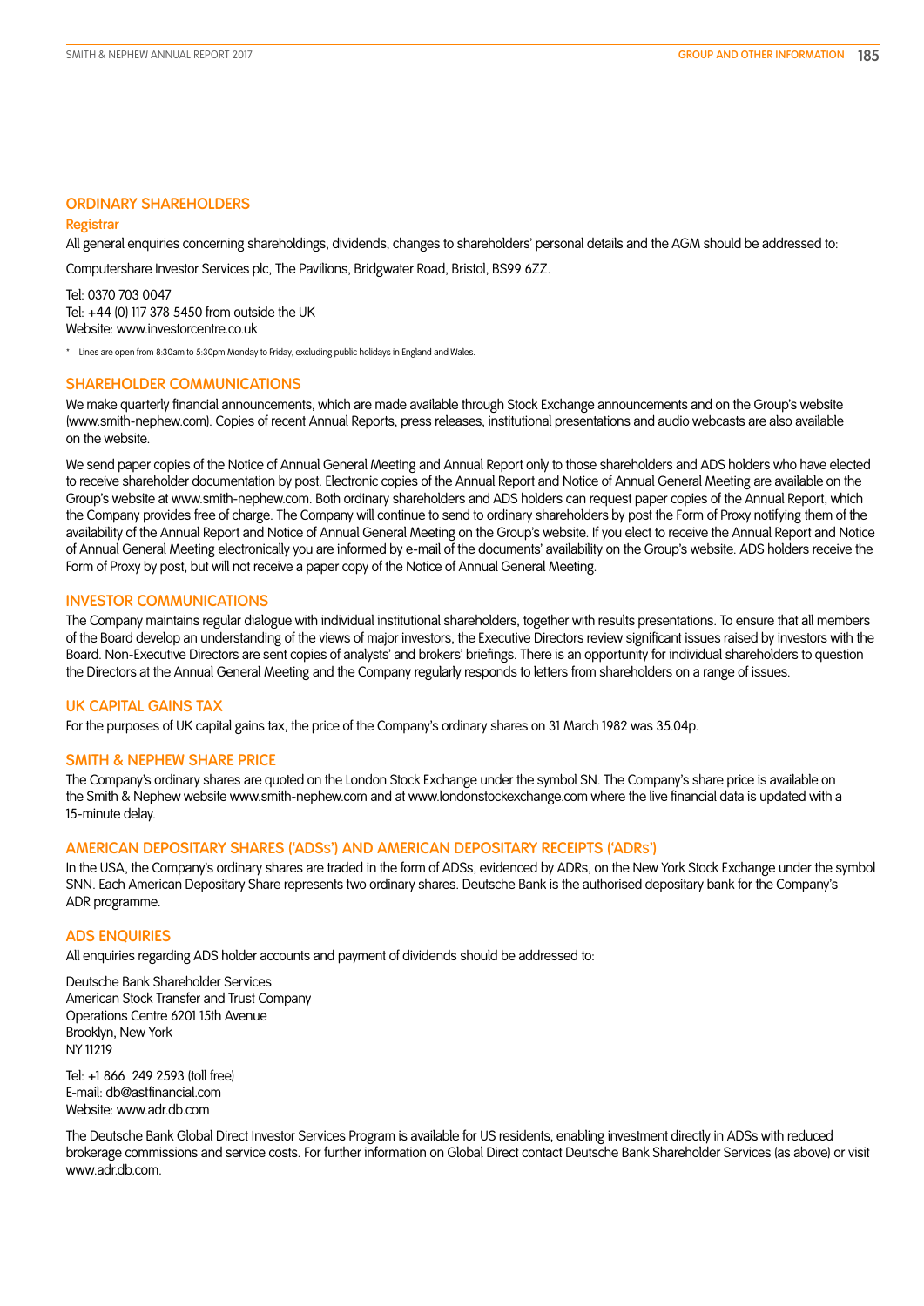## ORDINARY SHAREHOLDERS

### Registrar

All general enquiries concerning shareholdings, dividends, changes to shareholders' personal details and the AGM should be addressed to:

Computershare Investor Services plc, The Pavilions, Bridgwater Road, Bristol, BS99 6ZZ.

Tel: 0370 703 0047
Tel: +44 (0) 117 378 5450 from outside the UK
Website: www.investorcentre.co.uk

* Lines are open from 8:30am to 5:30pm Monday to Friday, excluding public holidays in England and Wales.

## SHAREHOLDER COMMUNICATIONS

We make quarterly financial announcements, which are made available through Stock Exchange announcements and on the Group's website (www.smith-nephew.com). Copies of recent Annual Reports, press releases, institutional presentations and audio webcasts are also available on the website.

We send paper copies of the Notice of Annual General Meeting and Annual Report only to those shareholders and ADS holders who have elected to receive shareholder documentation by post. Electronic copies of the Annual Report and Notice of Annual General Meeting are available on the Group's website at www.smith-nephew.com. Both ordinary shareholders and ADS holders can request paper copies of the Annual Report, which the Company provides free of charge. The Company will continue to send to ordinary shareholders by post the Form of Proxy notifying them of the availability of the Annual Report and Notice of Annual General Meeting on the Group's website. If you elect to receive the Annual Report and Notice of Annual General Meeting electronically you are informed by e-mail of the documents' availability on the Group's website. ADS holders receive the Form of Proxy by post, but will not receive a paper copy of the Notice of Annual General Meeting.

## INVESTOR COMMUNICATIONS

The Company maintains regular dialogue with individual institutional shareholders, together with results presentations. To ensure that all members of the Board develop an understanding of the views of major investors, the Executive Directors review significant issues raised by investors with the Board. Non-Executive Directors are sent copies of analysts' and brokers' briefings. There is an opportunity for individual shareholders to question the Directors at the Annual General Meeting and the Company regularly responds to letters from shareholders on a range of issues.

## UK CAPITAL GAINS TAX

For the purposes of UK capital gains tax, the price of the Company's ordinary shares on 31 March 1982 was 35.04p.

## SMITH & NEPHEW SHARE PRICE

The Company's ordinary shares are quoted on the London Stock Exchange under the symbol SN. The Company's share price is available on the Smith & Nephew website www.smith-nephew.com and at www.londonstockexchange.com where the live financial data is updated with a 15-minute delay.

## AMERICAN DEPOSITARY SHARES ('ADSs') AND AMERICAN DEPOSITARY RECEIPTS ('ADRs')

In the USA, the Company's ordinary shares are traded in the form of ADSs, evidenced by ADRs, on the New York Stock Exchange under the symbol SNN. Each American Depositary Share represents two ordinary shares. Deutsche Bank is the authorised depositary bank for the Company's ADR programme.

## ADS ENQUIRIES

All enquiries regarding ADS holder accounts and payment of dividends should be addressed to:

Deutsche Bank Shareholder Services
American Stock Transfer and Trust Company
Operations Centre 6201 15th Avenue
Brooklyn, New York
NY 11219

Tel: +1 866 249 2593 (toll free)
E-mail: db@astfinancial.com
Website: www.adr.db.com

The Deutsche Bank Global Direct Investor Services Program is available for US residents, enabling investment directly in ADSs with reduced brokerage commissions and service costs. For further information on Global Direct contact Deutsche Bank Shareholder Services (as above) or visit www.adr.db.com.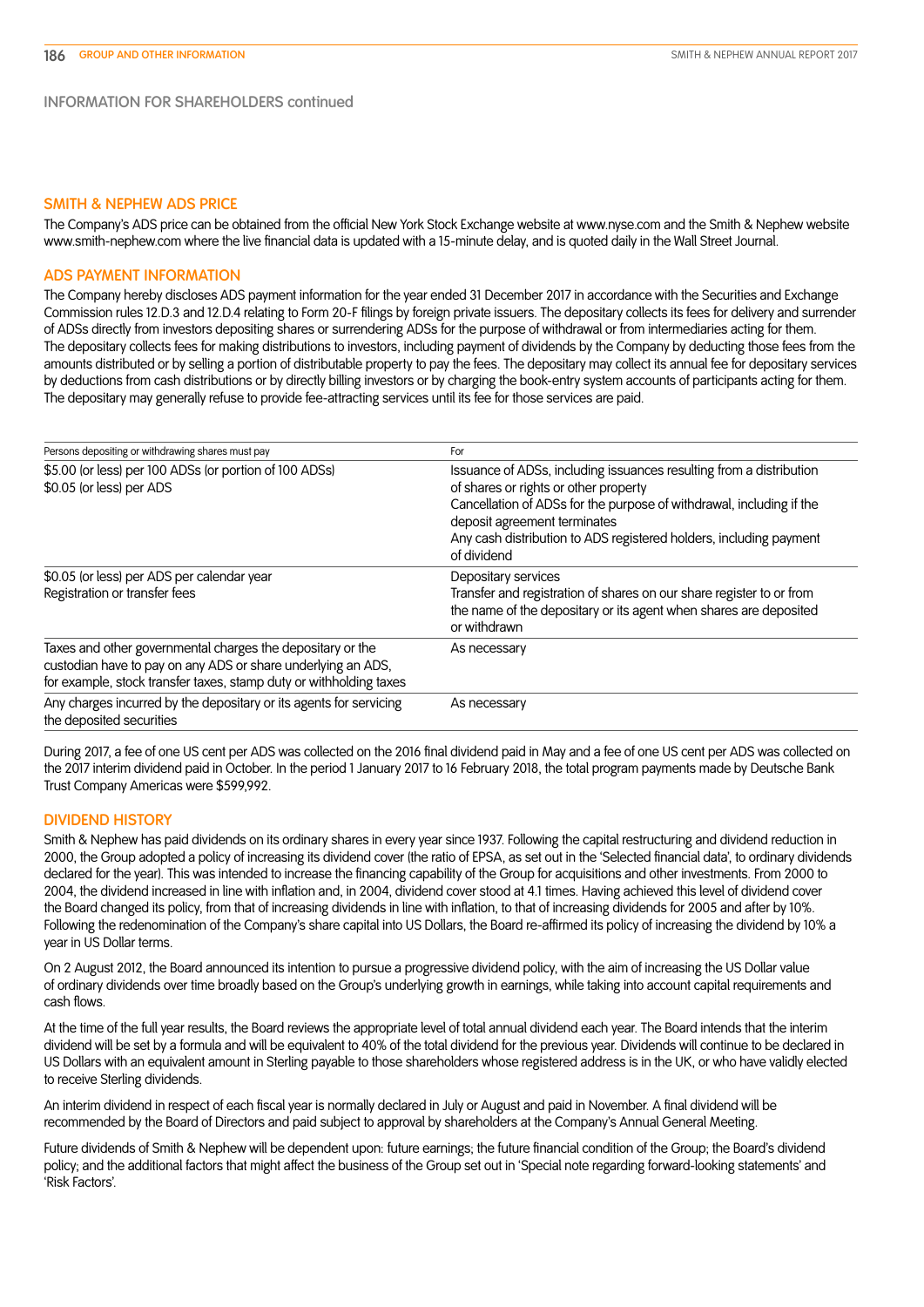## INFORMATION FOR SHAREHOLDERS continued

### SMITH & NEPHEW ADS PRICE

The Company's ADS price can be obtained from the official New York Stock Exchange website at www.nyse.com and the Smith & Nephew website www.smith-nephew.com where the live financial data is updated with a 15-minute delay, and is quoted daily in the Wall Street Journal.

### ADS PAYMENT INFORMATION

The Company hereby discloses ADS payment information for the year ended 31 December 2017 in accordance with the Securities and Exchange Commission rules 12.D.3 and 12.D.4 relating to Form 20-F filings by foreign private issuers. The depositary collects its fees for delivery and surrender of ADSs directly from investors depositing shares or surrendering ADSs for the purpose of withdrawal or from intermediaries acting for them. The depositary collects fees for making distributions to investors, including payment of dividends by the Company by deducting those fees from the amounts distributed or by selling a portion of distributable property to pay the fees. The depositary may collect its annual fee for depositary services by deductions from cash distributions or by directly billing investors or by charging the book-entry system accounts of participants acting for them. The depositary may generally refuse to provide fee-attracting services until its fee for those services are paid.

| Persons depositing or withdrawing shares must pay | For |
|---|---|
| $5.00 (or less) per 100 ADSs (or portion of 100 ADSs)<br>$0.05 (or less) per ADS | Issuance of ADSs, including issuances resulting from a distribution of shares or rights or other property<br>Cancellation of ADSs for the purpose of withdrawal, including if the deposit agreement terminates<br>Any cash distribution to ADS registered holders, including payment of dividend |
| $0.05 (or less) per ADS per calendar year<br>Registration or transfer fees | Depositary services<br>Transfer and registration of shares on our share register to or from the name of the depositary or its agent when shares are deposited or withdrawn |
| Taxes and other governmental charges the depositary or the custodian have to pay on any ADS or share underlying an ADS, for example, stock transfer taxes, stamp duty or withholding taxes | As necessary |
| Any charges incurred by the depositary or its agents for servicing the deposited securities | As necessary |

During 2017, a fee of one US cent per ADS was collected on the 2016 final dividend paid in May and a fee of one US cent per ADS was collected on the 2017 interim dividend paid in October. In the period 1 January 2017 to 16 February 2018, the total program payments made by Deutsche Bank Trust Company Americas were $599,992.

### DIVIDEND HISTORY

Smith & Nephew has paid dividends on its ordinary shares in every year since 1937. Following the capital restructuring and dividend reduction in 2000, the Group adopted a policy of increasing its dividend cover (the ratio of EPSA, as set out in the 'Selected financial data', to ordinary dividends declared for the year). This was intended to increase the financing capability of the Group for acquisitions and other investments. From 2000 to 2004, the dividend increased in line with inflation and, in 2004, dividend cover stood at 4.1 times. Having achieved this level of dividend cover the Board changed its policy, from that of increasing dividends in line with inflation, to that of increasing dividends for 2005 and after by 10%. Following the redenomination of the Company's share capital into US Dollars, the Board re-affirmed its policy of increasing the dividend by 10% a year in US Dollar terms.

On 2 August 2012, the Board announced its intention to pursue a progressive dividend policy, with the aim of increasing the US Dollar value of ordinary dividends over time broadly based on the Group's underlying growth in earnings, while taking into account capital requirements and cash flows.

At the time of the full year results, the Board reviews the appropriate level of total annual dividend each year. The Board intends that the interim dividend will be set by a formula and will be equivalent to 40% of the total dividend for the previous year. Dividends will continue to be declared in US Dollars with an equivalent amount in Sterling payable to those shareholders whose registered address is in the UK, or who have validly elected to receive Sterling dividends.

An interim dividend in respect of each fiscal year is normally declared in July or August and paid in November. A final dividend will be recommended by the Board of Directors and paid subject to approval by shareholders at the Company's Annual General Meeting.

Future dividends of Smith & Nephew will be dependent upon: future earnings; the future financial condition of the Group; the Board's dividend policy; and the additional factors that might affect the business of the Group set out in 'Special note regarding forward-looking statements' and 'Risk Factors'.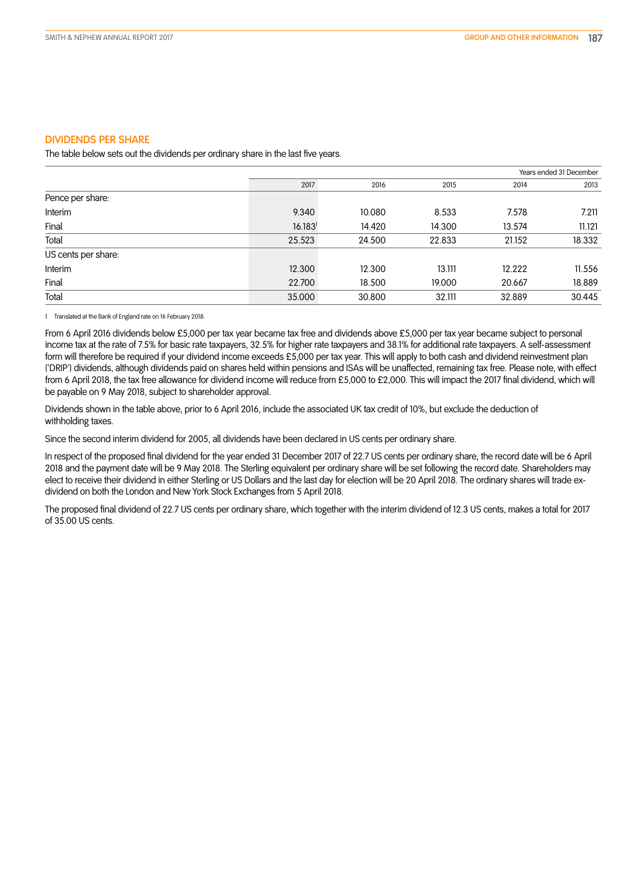## DIVIDENDS PER SHARE

The table below sets out the dividends per ordinary share in the last five years.

| | Years ended 31 December | | | | |
|---|---|---|---|---|---|
| | 2017 | 2016 | 2015 | 2014 | 2013 |
| Pence per share: | | | | | |
| Interim | 9.340 | 10.080 | 8.533 | 7.578 | 7.211 |
| Final | 16.183[1] | 14.420 | 14.300 | 13.574 | 11.121 |
| Total | 25.523 | 24.500 | 22.833 | 21.152 | 18.332 |
| US cents per share: | | | | | |
| Interim | 12.300 | 12.300 | 13.111 | 12.222 | 11.556 |
| Final | 22.700 | 18.500 | 19.000 | 20.667 | 18.889 |
| Total | 35.000 | 30.800 | 32.111 | 32.889 | 30.445 |

1 Translated at the Bank of England rate on 16 February 2018.

From 6 April 2016 dividends below £5,000 per tax year became tax free and dividends above £5,000 per tax year became subject to personal income tax at the rate of 7.5% for basic rate taxpayers, 32.5% for higher rate taxpayers and 38.1% for additional rate taxpayers. A self-assessment form will therefore be required if your dividend income exceeds £5,000 per tax year. This will apply to both cash and dividend reinvestment plan ('DRIP') dividends, although dividends paid on shares held within pensions and ISAs will be unaffected, remaining tax free. Please note, with effect from 6 April 2018, the tax free allowance for dividend income will reduce from £5,000 to £2,000. This will impact the 2017 final dividend, which will be payable on 9 May 2018, subject to shareholder approval.

Dividends shown in the table above, prior to 6 April 2016, include the associated UK tax credit of 10%, but exclude the deduction of withholding taxes.

Since the second interim dividend for 2005, all dividends have been declared in US cents per ordinary share.

In respect of the proposed final dividend for the year ended 31 December 2017 of 22.7 US cents per ordinary share, the record date will be 6 April 2018 and the payment date will be 9 May 2018. The Sterling equivalent per ordinary share will be set following the record date. Shareholders may elect to receive their dividend in either Sterling or US Dollars and the last day for election will be 20 April 2018. The ordinary shares will trade ex-dividend on both the London and New York Stock Exchanges from 5 April 2018.

The proposed final dividend of 22.7 US cents per ordinary share, which together with the interim dividend of 12.3 US cents, makes a total for 2017 of 35.00 US cents.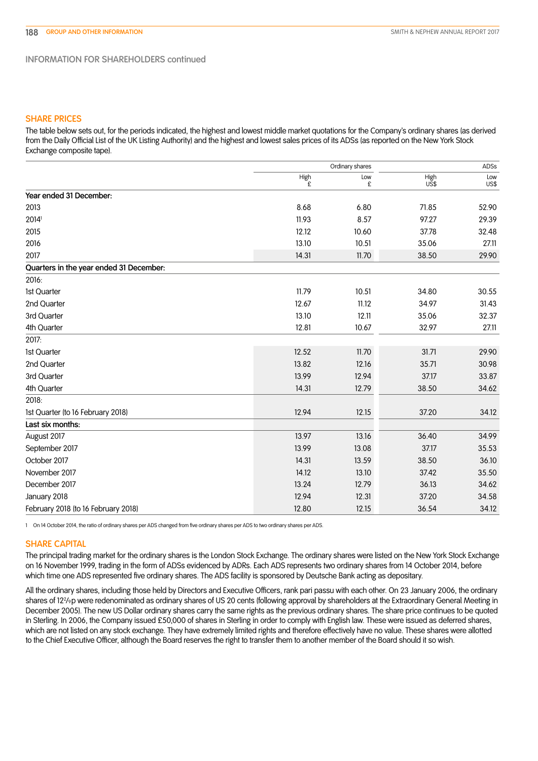## INFORMATION FOR SHAREHOLDERS continued

### SHARE PRICES

The table below sets out, for the periods indicated, the highest and lowest middle market quotations for the Company's ordinary shares (as derived from the Daily Official List of the UK Listing Authority) and the highest and lowest sales prices of its ADSs (as reported on the New York Stock Exchange composite tape).

| | Ordinary shares | | ADSs | |
|---|---|---|---|---|
| | High £ | Low £ | High US$ | Low US$ |
| **Year ended 31 December:** | | | | |
| 2013 | 8.68 | 6.80 | 71.85 | 52.90 |
| 2014[1] | 11.93 | 8.57 | 97.27 | 29.39 |
| 2015 | 12.12 | 10.60 | 37.78 | 32.48 |
| 2016 | 13.10 | 10.51 | 35.06 | 27.11 |
| 2017 | 14.31 | 11.70 | 38.50 | 29.90 |
| **Quarters in the year ended 31 December:** | | | | |
| 2016: | | | | |
| 1st Quarter | 11.79 | 10.51 | 34.80 | 30.55 |
| 2nd Quarter | 12.67 | 11.12 | 34.97 | 31.43 |
| 3rd Quarter | 13.10 | 12.11 | 35.06 | 32.37 |
| 4th Quarter | 12.81 | 10.67 | 32.97 | 27.11 |
| 2017: | | | | |
| 1st Quarter | 12.52 | 11.70 | 31.71 | 29.90 |
| 2nd Quarter | 13.82 | 12.16 | 35.71 | 30.98 |
| 3rd Quarter | 13.99 | 12.94 | 37.17 | 33.87 |
| 4th Quarter | 14.31 | 12.79 | 38.50 | 34.62 |
| 2018: | | | | |
| 1st Quarter (to 16 February 2018) | 12.94 | 12.15 | 37.20 | 34.12 |
| **Last six months:** | | | | |
| August 2017 | 13.97 | 13.16 | 36.40 | 34.99 |
| September 2017 | 13.99 | 13.08 | 37.17 | 35.53 |
| October 2017 | 14.31 | 13.59 | 38.50 | 36.10 |
| November 2017 | 14.12 | 13.10 | 37.42 | 35.50 |
| December 2017 | 13.24 | 12.79 | 36.13 | 34.62 |
| January 2018 | 12.94 | 12.31 | 37.20 | 34.58 |
| February 2018 (to 16 February 2018) | 12.80 | 12.15 | 36.54 | 34.12 |

1 On 14 October 2014, the ratio of ordinary shares per ADS changed from five ordinary shares per ADS to two ordinary shares per ADS.

### SHARE CAPITAL

The principal trading market for the ordinary shares is the London Stock Exchange. The ordinary shares were listed on the New York Stock Exchange on 16 November 1999, trading in the form of ADSs evidenced by ADRs. Each ADS represents two ordinary shares from 14 October 2014, before which time one ADS represented five ordinary shares. The ADS facility is sponsored by Deutsche Bank acting as depositary.

All the ordinary shares, including those held by Directors and Executive Officers, rank pari passu with each other. On 23 January 2006, the ordinary shares of 12²⁄₉p were redenominated as ordinary shares of US 20 cents (following approval by shareholders at the Extraordinary General Meeting in December 2005). The new US Dollar ordinary shares carry the same rights as the previous ordinary shares. The share price continues to be quoted in Sterling. In 2006, the Company issued £50,000 of shares in Sterling in order to comply with English law. These were issued as deferred shares, which are not listed on any stock exchange. They have extremely limited rights and therefore effectively have no value. These shares were allotted to the Chief Executive Officer, although the Board reserves the right to transfer them to another member of the Board should it so wish.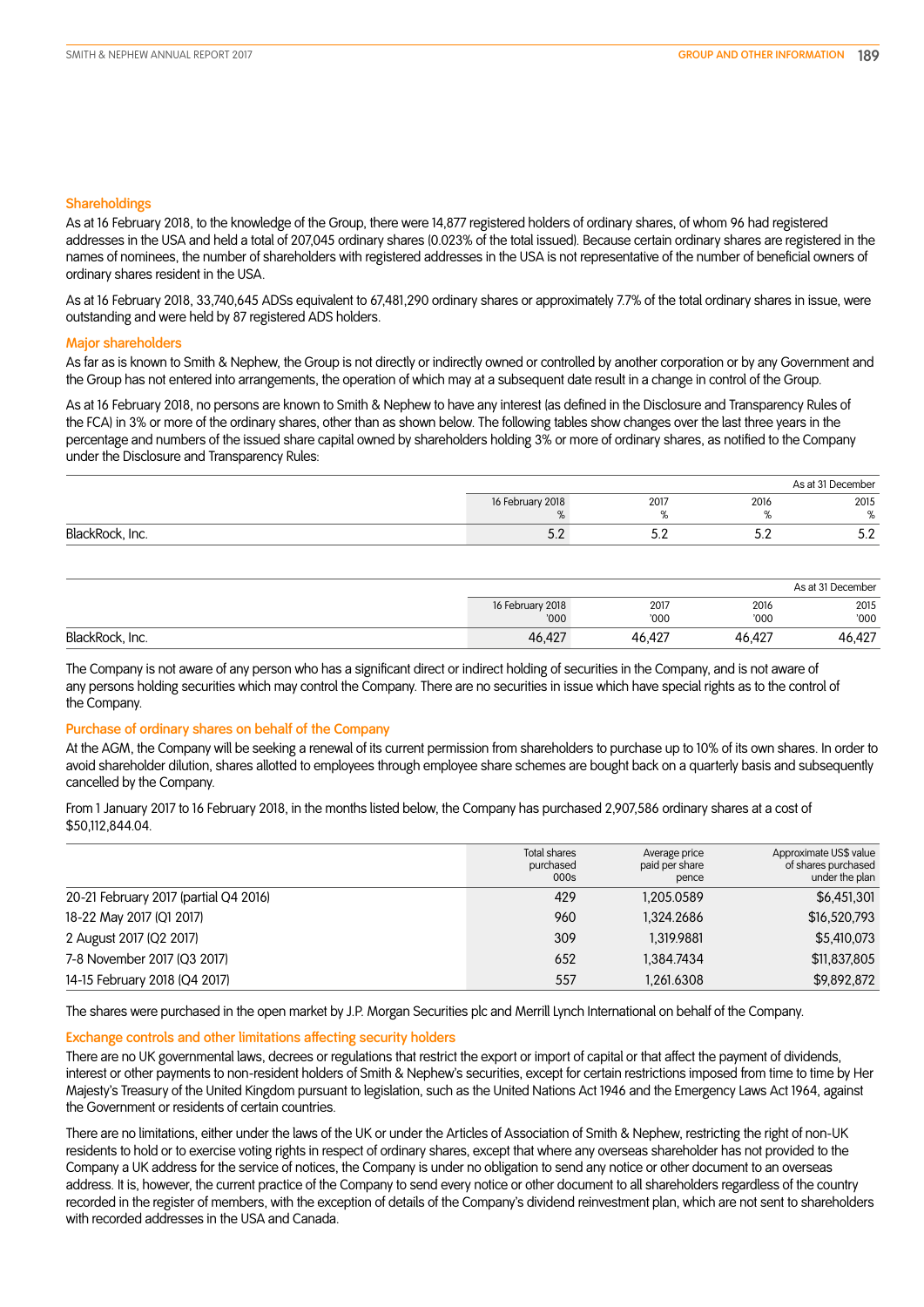## Shareholdings

As at 16 February 2018, to the knowledge of the Group, there were 14,877 registered holders of ordinary shares, of whom 96 had registered addresses in the USA and held a total of 207,045 ordinary shares (0.023% of the total issued). Because certain ordinary shares are registered in the names of nominees, the number of shareholders with registered addresses in the USA is not representative of the number of beneficial owners of ordinary shares resident in the USA.

As at 16 February 2018, 33,740,645 ADSs equivalent to 67,481,290 ordinary shares or approximately 7.7% of the total ordinary shares in issue, were outstanding and were held by 87 registered ADS holders.

## Major shareholders

As far as is known to Smith & Nephew, the Group is not directly or indirectly owned or controlled by another corporation or by any Government and the Group has not entered into arrangements, the operation of which may at a subsequent date result in a change in control of the Group.

As at 16 February 2018, no persons are known to Smith & Nephew to have any interest (as defined in the Disclosure and Transparency Rules of the FCA) in 3% or more of the ordinary shares, other than as shown below. The following tables show changes over the last three years in the percentage and numbers of the issued share capital owned by shareholders holding 3% or more of ordinary shares, as notified to the Company under the Disclosure and Transparency Rules:

| | | As at 31 December | | |
|---|---|---|---|---|
| | 16 February 2018 % | 2017 % | 2016 % | 2015 % |
| BlackRock, Inc. | 5.2 | 5.2 | 5.2 | 5.2 |

| | | As at 31 December | | |
|---|---|---|---|---|
| | 16 February 2018 '000 | 2017 '000 | 2016 '000 | 2015 '000 |
| BlackRock, Inc. | 46,427 | 46,427 | 46,427 | 46,427 |

The Company is not aware of any person who has a significant direct or indirect holding of securities in the Company, and is not aware of any persons holding securities which may control the Company. There are no securities in issue which have special rights as to the control of the Company.

## Purchase of ordinary shares on behalf of the Company

At the AGM, the Company will be seeking a renewal of its current permission from shareholders to purchase up to 10% of its own shares. In order to avoid shareholder dilution, shares allotted to employees through employee share schemes are bought back on a quarterly basis and subsequently cancelled by the Company.

From 1 January 2017 to 16 February 2018, in the months listed below, the Company has purchased 2,907,586 ordinary shares at a cost of $50,112,844.04.

| | Total shares purchased 000s | Average price paid per share pence | Approximate US$ value of shares purchased under the plan |
|---|---|---|---|
| 20-21 February 2017 (partial Q4 2016) | 429 | 1,205.0589 | $6,451,301 |
| 18-22 May 2017 (Q1 2017) | 960 | 1,324.2686 | $16,520,793 |
| 2 August 2017 (Q2 2017) | 309 | 1,319.9881 | $5,410,073 |
| 7-8 November 2017 (Q3 2017) | 652 | 1,384.7434 | $11,837,805 |
| 14-15 February 2018 (Q4 2017) | 557 | 1,261.6308 | $9,892,872 |

The shares were purchased in the open market by J.P. Morgan Securities plc and Merrill Lynch International on behalf of the Company.

## Exchange controls and other limitations affecting security holders

There are no UK governmental laws, decrees or regulations that restrict the export or import of capital or that affect the payment of dividends, interest or other payments to non-resident holders of Smith & Nephew's securities, except for certain restrictions imposed from time to time by Her Majesty's Treasury of the United Kingdom pursuant to legislation, such as the United Nations Act 1946 and the Emergency Laws Act 1964, against the Government or residents of certain countries.

There are no limitations, either under the laws of the UK or under the Articles of Association of Smith & Nephew, restricting the right of non-UK residents to hold or to exercise voting rights in respect of ordinary shares, except that where any overseas shareholder has not provided to the Company a UK address for the service of notices, the Company is under no obligation to send any notice or other document to an overseas address. It is, however, the current practice of the Company to send every notice or other document to all shareholders regardless of the country recorded in the register of members, with the exception of details of the Company's dividend reinvestment plan, which are not sent to shareholders with recorded addresses in the USA and Canada.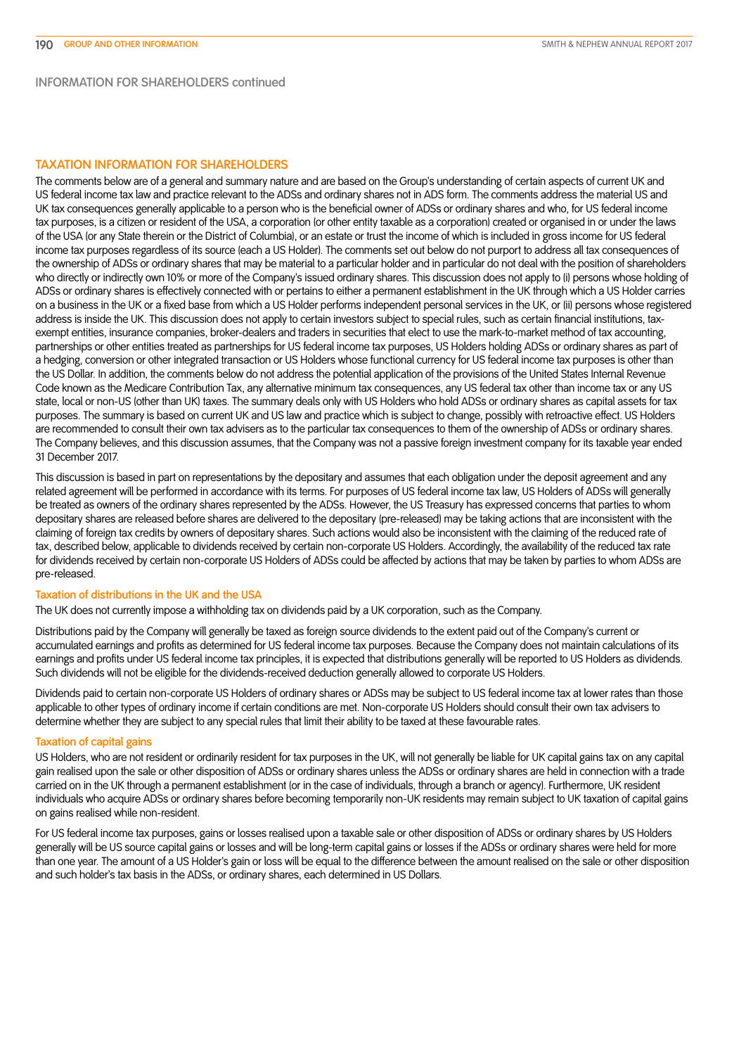# INFORMATION FOR SHAREHOLDERS continued

## TAXATION INFORMATION FOR SHAREHOLDERS

The comments below are of a general and summary nature and are based on the Group's understanding of certain aspects of current UK and US federal income tax law and practice relevant to the ADSs and ordinary shares not in ADS form. The comments address the material US and UK tax consequences generally applicable to a person who is the beneficial owner of ADSs or ordinary shares and who, for US federal income tax purposes, is a citizen or resident of the USA, a corporation (or other entity taxable as a corporation) created or organised in or under the laws of the USA (or any State therein or the District of Columbia), or an estate or trust the income of which is included in gross income for US federal income tax purposes regardless of its source (each a US Holder). The comments set out below do not purport to address all tax consequences of the ownership of ADSs or ordinary shares that may be material to a particular holder and in particular do not deal with the position of shareholders who directly or indirectly own 10% or more of the Company's issued ordinary shares. This discussion does not apply to (i) persons whose holding of ADSs or ordinary shares is effectively connected with or pertains to either a permanent establishment in the UK through which a US Holder carries on a business in the UK or a fixed base from which a US Holder performs independent personal services in the UK, or (ii) persons whose registered address is inside the UK. This discussion does not apply to certain investors subject to special rules, such as certain financial institutions, tax-exempt entities, insurance companies, broker-dealers and traders in securities that elect to use the mark-to-market method of tax accounting, partnerships or other entities treated as partnerships for US federal income tax purposes, US Holders holding ADSs or ordinary shares as part of a hedging, conversion or other integrated transaction or US Holders whose functional currency for US federal income tax purposes is other than the US Dollar. In addition, the comments below do not address the potential application of the provisions of the United States Internal Revenue Code known as the Medicare Contribution Tax, any alternative minimum tax consequences, any US federal tax other than income tax or any US state, local or non-US (other than UK) taxes. The summary deals only with US Holders who hold ADSs or ordinary shares as capital assets for tax purposes. The summary is based on current UK and US law and practice which is subject to change, possibly with retroactive effect. US Holders are recommended to consult their own tax advisers as to the particular tax consequences to them of the ownership of ADSs or ordinary shares. The Company believes, and this discussion assumes, that the Company was not a passive foreign investment company for its taxable year ended 31 December 2017.

This discussion is based in part on representations by the depositary and assumes that each obligation under the deposit agreement and any related agreement will be performed in accordance with its terms. For purposes of US federal income tax law, US Holders of ADSs will generally be treated as owners of the ordinary shares represented by the ADSs. However, the US Treasury has expressed concerns that parties to whom depositary shares are released before shares are delivered to the depositary (pre-released) may be taking actions that are inconsistent with the claiming of foreign tax credits by owners of depositary shares. Such actions would also be inconsistent with the claiming of the reduced rate of tax, described below, applicable to dividends received by certain non-corporate US Holders. Accordingly, the availability of the reduced tax rate for dividends received by certain non-corporate US Holders of ADSs could be affected by actions that may be taken by parties to whom ADSs are pre-released.

### Taxation of distributions in the UK and the USA

The UK does not currently impose a withholding tax on dividends paid by a UK corporation, such as the Company.

Distributions paid by the Company will generally be taxed as foreign source dividends to the extent paid out of the Company's current or accumulated earnings and profits as determined for US federal income tax purposes. Because the Company does not maintain calculations of its earnings and profits under US federal income tax principles, it is expected that distributions generally will be reported to US Holders as dividends. Such dividends will not be eligible for the dividends-received deduction generally allowed to corporate US Holders.

Dividends paid to certain non-corporate US Holders of ordinary shares or ADSs may be subject to US federal income tax at lower rates than those applicable to other types of ordinary income if certain conditions are met. Non-corporate US Holders should consult their own tax advisers to determine whether they are subject to any special rules that limit their ability to be taxed at these favourable rates.

### Taxation of capital gains

US Holders, who are not resident or ordinarily resident for tax purposes in the UK, will not generally be liable for UK capital gains tax on any capital gain realised upon the sale or other disposition of ADSs or ordinary shares unless the ADSs or ordinary shares are held in connection with a trade carried on in the UK through a permanent establishment (or in the case of individuals, through a branch or agency). Furthermore, UK resident individuals who acquire ADSs or ordinary shares before becoming temporarily non-UK residents may remain subject to UK taxation of capital gains on gains realised while non-resident.

For US federal income tax purposes, gains or losses realised upon a taxable sale or other disposition of ADSs or ordinary shares by US Holders generally will be US source capital gains or losses and will be long-term capital gains or losses if the ADSs or ordinary shares were held for more than one year. The amount of a US Holder's gain or loss will be equal to the difference between the amount realised on the sale or other disposition and such holder's tax basis in the ADSs, or ordinary shares, each determined in US Dollars.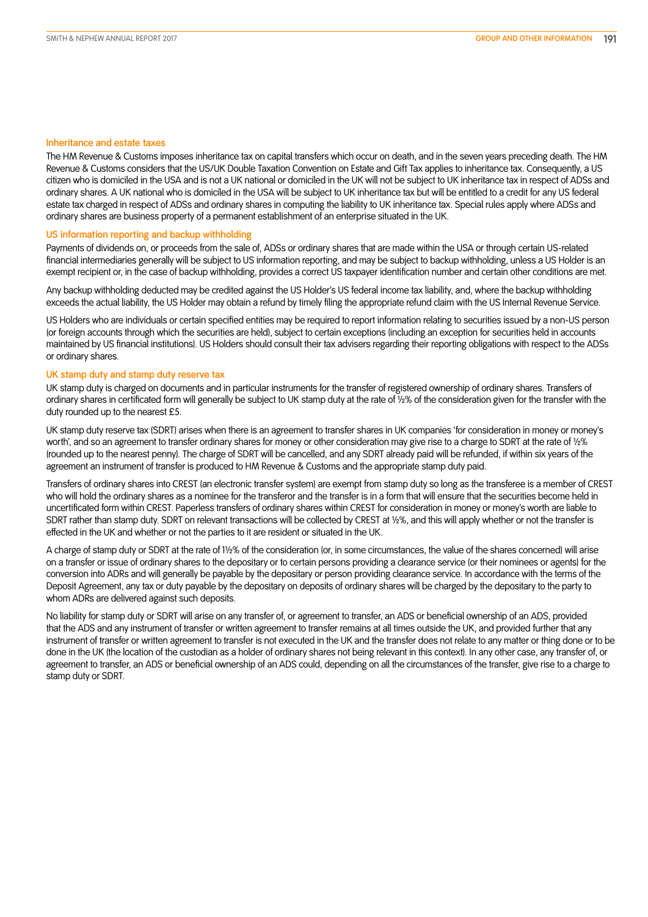### Inheritance and estate taxes

The HM Revenue & Customs imposes inheritance tax on capital transfers which occur on death, and in the seven years preceding death. The HM Revenue & Customs considers that the US/UK Double Taxation Convention on Estate and Gift Tax applies to inheritance tax. Consequently, a US citizen who is domiciled in the USA and is not a UK national or domiciled in the UK will not be subject to UK inheritance tax in respect of ADSs and ordinary shares. A UK national who is domiciled in the USA will be subject to UK inheritance tax but will be entitled to a credit for any US federal estate tax charged in respect of ADSs and ordinary shares in computing the liability to UK inheritance tax. Special rules apply where ADSs and ordinary shares are business property of a permanent establishment of an enterprise situated in the UK.

### US information reporting and backup withholding

Payments of dividends on, or proceeds from the sale of, ADSs or ordinary shares that are made within the USA or through certain US-related financial intermediaries generally will be subject to US information reporting, and may be subject to backup withholding, unless a US Holder is an exempt recipient or, in the case of backup withholding, provides a correct US taxpayer identification number and certain other conditions are met.

Any backup withholding deducted may be credited against the US Holder's US federal income tax liability, and, where the backup withholding exceeds the actual liability, the US Holder may obtain a refund by timely filing the appropriate refund claim with the US Internal Revenue Service.

US Holders who are individuals or certain specified entities may be required to report information relating to securities issued by a non-US person (or foreign accounts through which the securities are held), subject to certain exceptions (including an exception for securities held in accounts maintained by US financial institutions). US Holders should consult their tax advisers regarding their reporting obligations with respect to the ADSs or ordinary shares.

### UK stamp duty and stamp duty reserve tax

UK stamp duty is charged on documents and in particular instruments for the transfer of registered ownership of ordinary shares. Transfers of ordinary shares in certificated form will generally be subject to UK stamp duty at the rate of ½% of the consideration given for the transfer with the duty rounded up to the nearest £5.

UK stamp duty reserve tax (SDRT) arises when there is an agreement to transfer shares in UK companies 'for consideration in money or money's worth', and so an agreement to transfer ordinary shares for money or other consideration may give rise to a charge to SDRT at the rate of ½% (rounded up to the nearest penny). The charge of SDRT will be cancelled, and any SDRT already paid will be refunded, if within six years of the agreement an instrument of transfer is produced to HM Revenue & Customs and the appropriate stamp duty paid.

Transfers of ordinary shares into CREST (an electronic transfer system) are exempt from stamp duty so long as the transferee is a member of CREST who will hold the ordinary shares as a nominee for the transferor and the transfer is in a form that will ensure that the securities become held in uncertificated form within CREST. Paperless transfers of ordinary shares within CREST for consideration in money or money's worth are liable to SDRT rather than stamp duty. SDRT on relevant transactions will be collected by CREST at ½%, and this will apply whether or not the transfer is effected in the UK and whether or not the parties to it are resident or situated in the UK.

A charge of stamp duty or SDRT at the rate of 1½% of the consideration (or, in some circumstances, the value of the shares concerned) will arise on a transfer or issue of ordinary shares to the depositary or to certain persons providing a clearance service (or their nominees or agents) for the conversion into ADRs and will generally be payable by the depositary or person providing clearance service. In accordance with the terms of the Deposit Agreement, any tax or duty payable by the depositary on deposits of ordinary shares will be charged by the depositary to the party to whom ADRs are delivered against such deposits.

No liability for stamp duty or SDRT will arise on any transfer of, or agreement to transfer, an ADS or beneficial ownership of an ADS, provided that the ADS and any instrument of transfer or written agreement to transfer remains at all times outside the UK, and provided further that any instrument of transfer or written agreement to transfer is not executed in the UK and the transfer does not relate to any matter or thing done or to be done in the UK (the location of the custodian as a holder of ordinary shares not being relevant in this context). In any other case, any transfer of, or agreement to transfer, an ADS or beneficial ownership of an ADS could, depending on all the circumstances of the transfer, give rise to a charge to stamp duty or SDRT.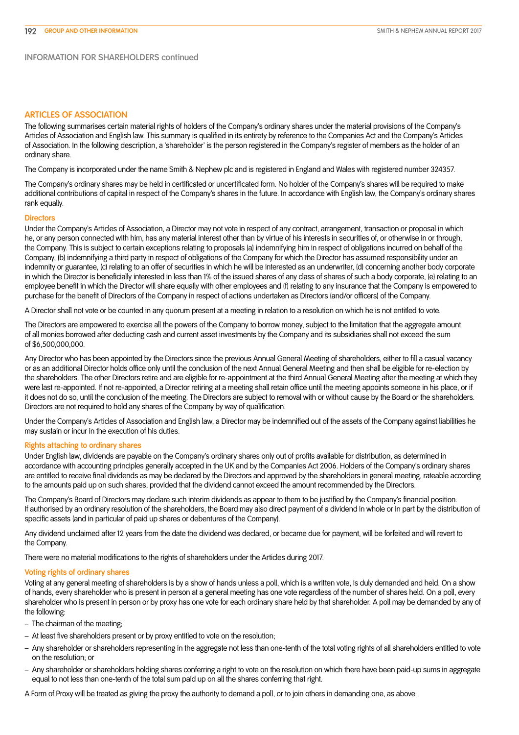## INFORMATION FOR SHAREHOLDERS continued

### ARTICLES OF ASSOCIATION

The following summarises certain material rights of holders of the Company's ordinary shares under the material provisions of the Company's Articles of Association and English law. This summary is qualified in its entirety by reference to the Companies Act and the Company's Articles of Association. In the following description, a 'shareholder' is the person registered in the Company's register of members as the holder of an ordinary share.

The Company is incorporated under the name Smith & Nephew plc and is registered in England and Wales with registered number 324357.

The Company's ordinary shares may be held in certificated or uncertificated form. No holder of the Company's shares will be required to make additional contributions of capital in respect of the Company's shares in the future. In accordance with English law, the Company's ordinary shares rank equally.

#### Directors

Under the Company's Articles of Association, a Director may not vote in respect of any contract, arrangement, transaction or proposal in which he, or any person connected with him, has any material interest other than by virtue of his interests in securities of, or otherwise in or through, the Company. This is subject to certain exceptions relating to proposals (a) indemnifying him in respect of obligations incurred on behalf of the Company, (b) indemnifying a third party in respect of obligations of the Company for which the Director has assumed responsibility under an indemnity or guarantee, (c) relating to an offer of securities in which he will be interested as an underwriter, (d) concerning another body corporate in which the Director is beneficially interested in less than 1% of the issued shares of any class of shares of such a body corporate, (e) relating to an employee benefit in which the Director will share equally with other employees and (f) relating to any insurance that the Company is empowered to purchase for the benefit of Directors of the Company in respect of actions undertaken as Directors (and/or officers) of the Company.

A Director shall not vote or be counted in any quorum present at a meeting in relation to a resolution on which he is not entitled to vote.

The Directors are empowered to exercise all the powers of the Company to borrow money, subject to the limitation that the aggregate amount of all monies borrowed after deducting cash and current asset investments by the Company and its subsidiaries shall not exceed the sum of $6,500,000,000.

Any Director who has been appointed by the Directors since the previous Annual General Meeting of shareholders, either to fill a casual vacancy or as an additional Director holds office only until the conclusion of the next Annual General Meeting and then shall be eligible for re-election by the shareholders. The other Directors retire and are eligible for re-appointment at the third Annual General Meeting after the meeting at which they were last re-appointed. If not re-appointed, a Director retiring at a meeting shall retain office until the meeting appoints someone in his place, or if it does not do so, until the conclusion of the meeting. The Directors are subject to removal with or without cause by the Board or the shareholders. Directors are not required to hold any shares of the Company by way of qualification.

Under the Company's Articles of Association and English law, a Director may be indemnified out of the assets of the Company against liabilities he may sustain or incur in the execution of his duties.

#### Rights attaching to ordinary shares

Under English law, dividends are payable on the Company's ordinary shares only out of profits available for distribution, as determined in accordance with accounting principles generally accepted in the UK and by the Companies Act 2006. Holders of the Company's ordinary shares are entitled to receive final dividends as may be declared by the Directors and approved by the shareholders in general meeting, rateable according to the amounts paid up on such shares, provided that the dividend cannot exceed the amount recommended by the Directors.

The Company's Board of Directors may declare such interim dividends as appear to them to be justified by the Company's financial position. If authorised by an ordinary resolution of the shareholders, the Board may also direct payment of a dividend in whole or in part by the distribution of specific assets (and in particular of paid up shares or debentures of the Company).

Any dividend unclaimed after 12 years from the date the dividend was declared, or became due for payment, will be forfeited and will revert to the Company.

There were no material modifications to the rights of shareholders under the Articles during 2017.

#### Voting rights of ordinary shares

Voting at any general meeting of shareholders is by a show of hands unless a poll, which is a written vote, is duly demanded and held. On a show of hands, every shareholder who is present in person at a general meeting has one vote regardless of the number of shares held. On a poll, every shareholder who is present in person or by proxy has one vote for each ordinary share held by that shareholder. A poll may be demanded by any of the following:

- The chairman of the meeting;
- At least five shareholders present or by proxy entitled to vote on the resolution;
- Any shareholder or shareholders representing in the aggregate not less than one-tenth of the total voting rights of all shareholders entitled to vote on the resolution; or
- Any shareholder or shareholders holding shares conferring a right to vote on the resolution on which there have been paid-up sums in aggregate equal to not less than one-tenth of the total sum paid up on all the shares conferring that right.

A Form of Proxy will be treated as giving the proxy the authority to demand a poll, or to join others in demanding one, as above.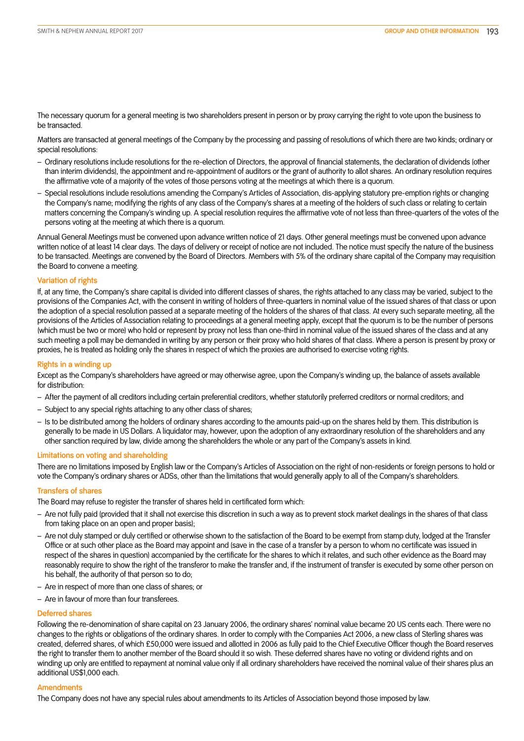The necessary quorum for a general meeting is two shareholders present in person or by proxy carrying the right to vote upon the business to be transacted.

Matters are transacted at general meetings of the Company by the processing and passing of resolutions of which there are two kinds; ordinary or special resolutions:

- Ordinary resolutions include resolutions for the re-election of Directors, the approval of financial statements, the declaration of dividends (other than interim dividends), the appointment and re-appointment of auditors or the grant of authority to allot shares. An ordinary resolution requires the affirmative vote of a majority of the votes of those persons voting at the meetings at which there is a quorum.
- Special resolutions include resolutions amending the Company's Articles of Association, dis-applying statutory pre-emption rights or changing the Company's name; modifying the rights of any class of the Company's shares at a meeting of the holders of such class or relating to certain matters concerning the Company's winding up. A special resolution requires the affirmative vote of not less than three-quarters of the votes of the persons voting at the meeting at which there is a quorum.

Annual General Meetings must be convened upon advance written notice of 21 days. Other general meetings must be convened upon advance written notice of at least 14 clear days. The days of delivery or receipt of notice are not included. The notice must specify the nature of the business to be transacted. Meetings are convened by the Board of Directors. Members with 5% of the ordinary share capital of the Company may requisition the Board to convene a meeting.

### Variation of rights

If, at any time, the Company's share capital is divided into different classes of shares, the rights attached to any class may be varied, subject to the provisions of the Companies Act, with the consent in writing of holders of three-quarters in nominal value of the issued shares of that class or upon the adoption of a special resolution passed at a separate meeting of the holders of the shares of that class. At every such separate meeting, all the provisions of the Articles of Association relating to proceedings at a general meeting apply, except that the quorum is to be the number of persons (which must be two or more) who hold or represent by proxy not less than one-third in nominal value of the issued shares of the class and at any such meeting a poll may be demanded in writing by any person or their proxy who hold shares of that class. Where a person is present by proxy or proxies, he is treated as holding only the shares in respect of which the proxies are authorised to exercise voting rights.

### Rights in a winding up

Except as the Company's shareholders have agreed or may otherwise agree, upon the Company's winding up, the balance of assets available for distribution:

- After the payment of all creditors including certain preferential creditors, whether statutorily preferred creditors or normal creditors; and
- Subject to any special rights attaching to any other class of shares;
- Is to be distributed among the holders of ordinary shares according to the amounts paid-up on the shares held by them. This distribution is generally to be made in US Dollars. A liquidator may, however, upon the adoption of any extraordinary resolution of the shareholders and any other sanction required by law, divide among the shareholders the whole or any part of the Company's assets in kind.

### Limitations on voting and shareholding

There are no limitations imposed by English law or the Company's Articles of Association on the right of non-residents or foreign persons to hold or vote the Company's ordinary shares or ADSs, other than the limitations that would generally apply to all of the Company's shareholders.

### Transfers of shares

The Board may refuse to register the transfer of shares held in certificated form which:

- Are not fully paid (provided that it shall not exercise this discretion in such a way as to prevent stock market dealings in the shares of that class from taking place on an open and proper basis);
- Are not duly stamped or duly certified or otherwise shown to the satisfaction of the Board to be exempt from stamp duty, lodged at the Transfer Office or at such other place as the Board may appoint and (save in the case of a transfer by a person to whom no certificate was issued in respect of the shares in question) accompanied by the certificate for the shares to which it relates, and such other evidence as the Board may reasonably require to show the right of the transferor to make the transfer and, if the instrument of transfer is executed by some other person on his behalf, the authority of that person so to do;
- Are in respect of more than one class of shares; or
- Are in favour of more than four transferees.

### Deferred shares

Following the re-denomination of share capital on 23 January 2006, the ordinary shares' nominal value became 20 US cents each. There were no changes to the rights or obligations of the ordinary shares. In order to comply with the Companies Act 2006, a new class of Sterling shares was created, deferred shares, of which £50,000 were issued and allotted in 2006 as fully paid to the Chief Executive Officer though the Board reserves the right to transfer them to another member of the Board should it so wish. These deferred shares have no voting or dividend rights and on winding up only are entitled to repayment at nominal value only if all ordinary shareholders have received the nominal value of their shares plus an additional US$1,000 each.

### Amendments

The Company does not have any special rules about amendments to its Articles of Association beyond those imposed by law.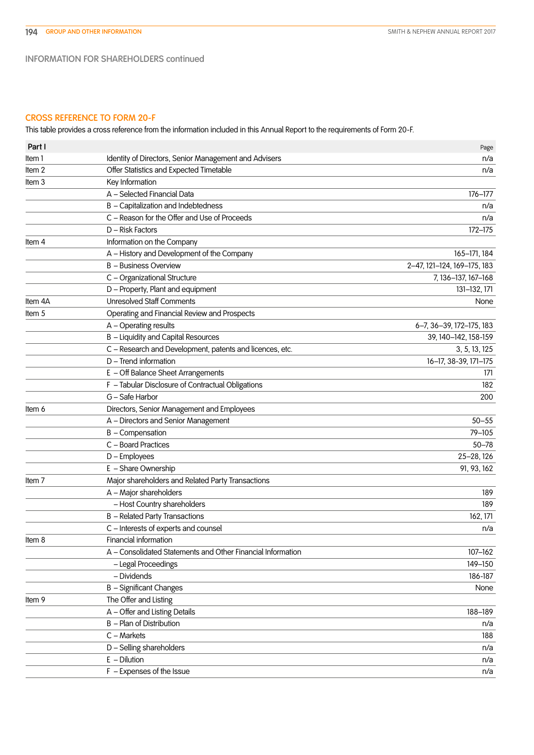INFORMATION FOR SHAREHOLDERS continued

## CROSS REFERENCE TO FORM 20-F

This table provides a cross reference from the information included in this Annual Report to the requirements of Form 20-F.

| Part I | | Page |
|---|---|---|
| Item 1 | Identity of Directors, Senior Management and Advisers | n/a |
| Item 2 | Offer Statistics and Expected Timetable | n/a |
| Item 3 | Key Information | |
| | A – Selected Financial Data | 176–177 |
| | B – Capitalization and Indebtedness | n/a |
| | C – Reason for the Offer and Use of Proceeds | n/a |
| | D – Risk Factors | 172–175 |
| Item 4 | Information on the Company | |
| | A – History and Development of the Company | 165–171, 184 |
| | B – Business Overview | 2–47, 121–124, 169–175, 183 |
| | C – Organizational Structure | 7, 136–137, 167–168 |
| | D – Property, Plant and equipment | 131–132, 171 |
| Item 4A | Unresolved Staff Comments | None |
| Item 5 | Operating and Financial Review and Prospects | |
| | A – Operating results | 6–7, 36–39, 172–175, 183 |
| | B – Liquidity and Capital Resources | 39, 140–142, 158-159 |
| | C – Research and Development, patents and licences, etc. | 3, 5, 13, 125 |
| | D – Trend information | 16–17, 38-39, 171–175 |
| | E – Off Balance Sheet Arrangements | 171 |
| | F – Tabular Disclosure of Contractual Obligations | 182 |
| | G – Safe Harbor | 200 |
| Item 6 | Directors, Senior Management and Employees | |
| | A – Directors and Senior Management | 50–55 |
| | B – Compensation | 79–105 |
| | C – Board Practices | 50–78 |
| | D – Employees | 25–28, 126 |
| | E – Share Ownership | 91, 93, 162 |
| Item 7 | Major shareholders and Related Party Transactions | |
| | A – Major shareholders | 189 |
| | – Host Country shareholders | 189 |
| | B – Related Party Transactions | 162, 171 |
| | C – Interests of experts and counsel | n/a |
| Item 8 | Financial information | |
| | A – Consolidated Statements and Other Financial Information | 107–162 |
| | – Legal Proceedings | 149–150 |
| | – Dividends | 186-187 |
| | B – Significant Changes | None |
| Item 9 | The Offer and Listing | |
| | A – Offer and Listing Details | 188–189 |
| | B – Plan of Distribution | n/a |
| | C – Markets | 188 |
| | D – Selling shareholders | n/a |
| | E – Dilution | n/a |
| | F – Expenses of the Issue | n/a |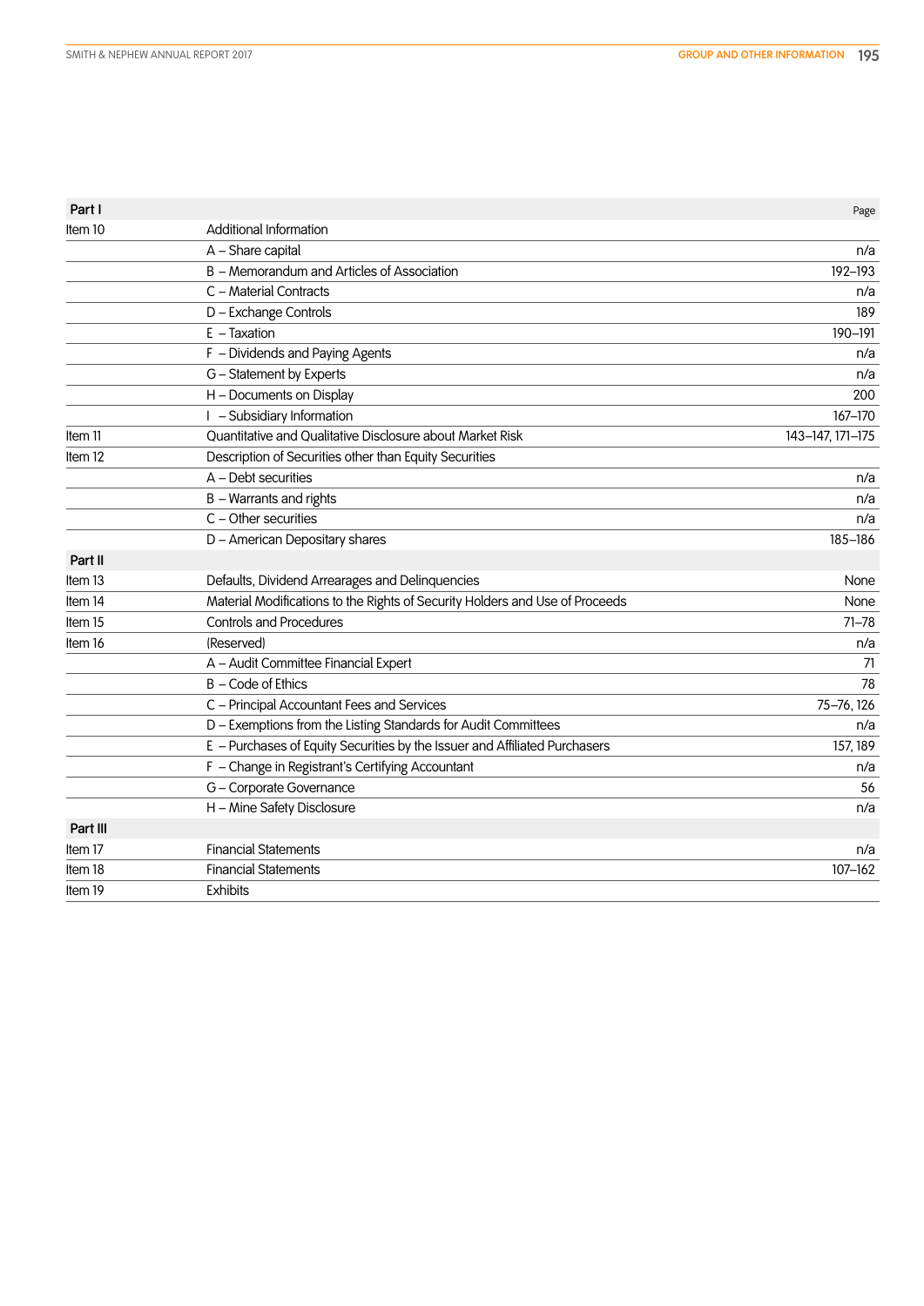| Part I | | Page |
|---|---|---|
| Item 10 | Additional Information | |
| | A – Share capital | n/a |
| | B – Memorandum and Articles of Association | 192–193 |
| | C – Material Contracts | n/a |
| | D – Exchange Controls | 189 |
| | E – Taxation | 190–191 |
| | F – Dividends and Paying Agents | n/a |
| | G – Statement by Experts | n/a |
| | H – Documents on Display | 200 |
| | I – Subsidiary Information | 167–170 |
| Item 11 | Quantitative and Qualitative Disclosure about Market Risk | 143–147, 171–175 |
| Item 12 | Description of Securities other than Equity Securities | |
| | A – Debt securities | n/a |
| | B – Warrants and rights | n/a |
| | C – Other securities | n/a |
| | D – American Depositary shares | 185–186 |
| **Part II** | | |
| Item 13 | Defaults, Dividend Arrearages and Delinquencies | None |
| Item 14 | Material Modifications to the Rights of Security Holders and Use of Proceeds | None |
| Item 15 | Controls and Procedures | 71–78 |
| Item 16 | (Reserved) | n/a |
| | A – Audit Committee Financial Expert | 71 |
| | B – Code of Ethics | 78 |
| | C – Principal Accountant Fees and Services | 75–76, 126 |
| | D – Exemptions from the Listing Standards for Audit Committees | n/a |
| | E – Purchases of Equity Securities by the Issuer and Affiliated Purchasers | 157, 189 |
| | F – Change in Registrant's Certifying Accountant | n/a |
| | G – Corporate Governance | 56 |
| | H – Mine Safety Disclosure | n/a |
| **Part III** | | |
| Item 17 | Financial Statements | n/a |
| Item 18 | Financial Statements | 107–162 |
| Item 19 | Exhibits | |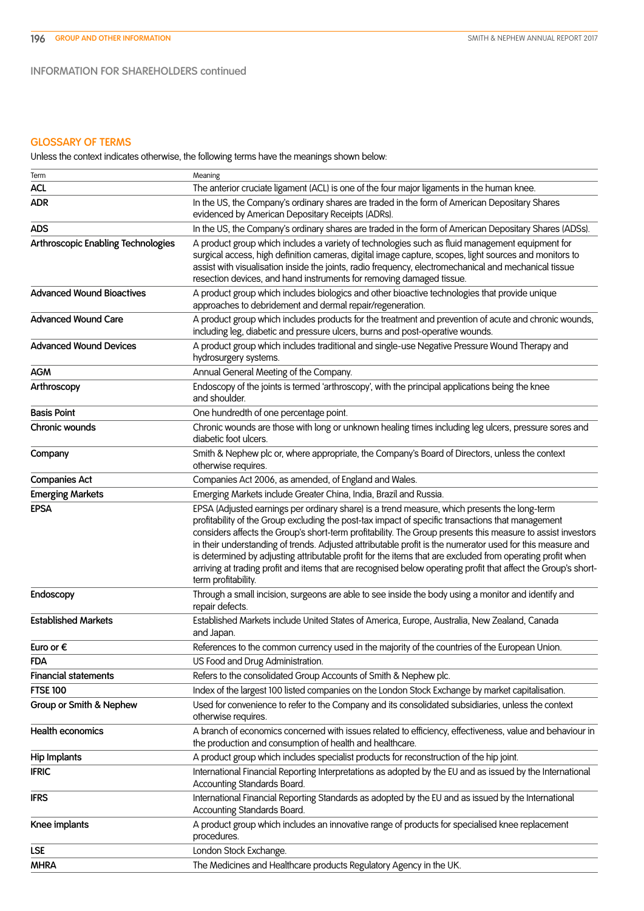## INFORMATION FOR SHAREHOLDERS continued

### GLOSSARY OF TERMS

Unless the context indicates otherwise, the following terms have the meanings shown below:

| Term | Meaning |
|---|---|
| **ACL** | The anterior cruciate ligament (ACL) is one of the four major ligaments in the human knee. |
| **ADR** | In the US, the Company's ordinary shares are traded in the form of American Depositary Shares evidenced by American Depositary Receipts (ADRs). |
| **ADS** | In the US, the Company's ordinary shares are traded in the form of American Depositary Shares (ADSs). |
| **Arthroscopic Enabling Technologies** | A product group which includes a variety of technologies such as fluid management equipment for surgical access, high definition cameras, digital image capture, scopes, light sources and monitors to assist with visualisation inside the joints, radio frequency, electromechanical and mechanical tissue resection devices, and hand instruments for removing damaged tissue. |
| **Advanced Wound Bioactives** | A product group which includes biologics and other bioactive technologies that provide unique approaches to debridement and dermal repair/regeneration. |
| **Advanced Wound Care** | A product group which includes products for the treatment and prevention of acute and chronic wounds, including leg, diabetic and pressure ulcers, burns and post-operative wounds. |
| **Advanced Wound Devices** | A product group which includes traditional and single-use Negative Pressure Wound Therapy and hydrosurgery systems. |
| **AGM** | Annual General Meeting of the Company. |
| **Arthroscopy** | Endoscopy of the joints is termed 'arthroscopy', with the principal applications being the knee and shoulder. |
| **Basis Point** | One hundredth of one percentage point. |
| **Chronic wounds** | Chronic wounds are those with long or unknown healing times including leg ulcers, pressure sores and diabetic foot ulcers. |
| **Company** | Smith & Nephew plc or, where appropriate, the Company's Board of Directors, unless the context otherwise requires. |
| **Companies Act** | Companies Act 2006, as amended, of England and Wales. |
| **Emerging Markets** | Emerging Markets include Greater China, India, Brazil and Russia. |
| **EPSA** | EPSA (Adjusted earnings per ordinary share) is a trend measure, which presents the long-term profitability of the Group excluding the post-tax impact of specific transactions that management considers affects the Group's short-term profitability. The Group presents this measure to assist investors in their understanding of trends. Adjusted attributable profit is the numerator used for this measure and is determined by adjusting attributable profit for the items that are excluded from operating profit when arriving at trading profit and items that are recognised below operating profit that affect the Group's short-term profitability. |
| **Endoscopy** | Through a small incision, surgeons are able to see inside the body using a monitor and identify and repair defects. |
| **Established Markets** | Established Markets include United States of America, Europe, Australia, New Zealand, Canada and Japan. |
| **Euro or €** | References to the common currency used in the majority of the countries of the European Union. |
| **FDA** | US Food and Drug Administration. |
| **Financial statements** | Refers to the consolidated Group Accounts of Smith & Nephew plc. |
| **FTSE 100** | Index of the largest 100 listed companies on the London Stock Exchange by market capitalisation. |
| **Group or Smith & Nephew** | Used for convenience to refer to the Company and its consolidated subsidiaries, unless the context otherwise requires. |
| **Health economics** | A branch of economics concerned with issues related to efficiency, effectiveness, value and behaviour in the production and consumption of health and healthcare. |
| **Hip Implants** | A product group which includes specialist products for reconstruction of the hip joint. |
| **IFRIC** | International Financial Reporting Interpretations as adopted by the EU and as issued by the International Accounting Standards Board. |
| **IFRS** | International Financial Reporting Standards as adopted by the EU and as issued by the International Accounting Standards Board. |
| **Knee implants** | A product group which includes an innovative range of products for specialised knee replacement procedures. |
| **LSE** | London Stock Exchange. |
| **MHRA** | The Medicines and Healthcare products Regulatory Agency in the UK. |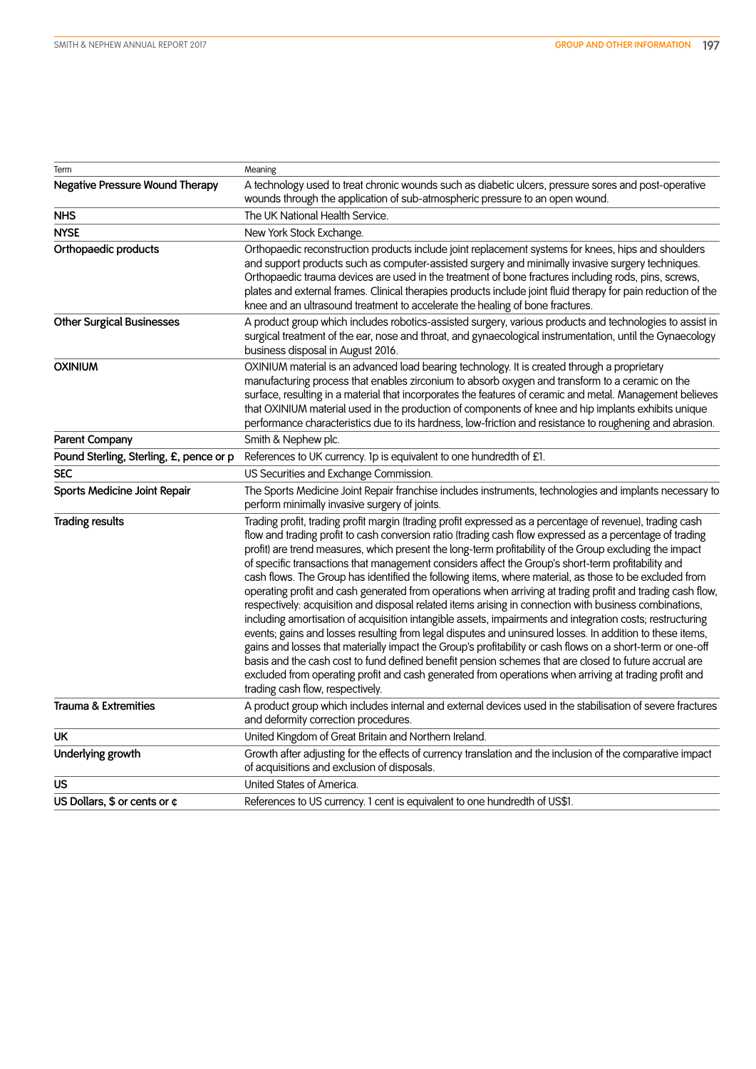| Term | Meaning |
|---|---|
| **Negative Pressure Wound Therapy** | A technology used to treat chronic wounds such as diabetic ulcers, pressure sores and post-operative wounds through the application of sub-atmospheric pressure to an open wound. |
| **NHS** | The UK National Health Service. |
| **NYSE** | New York Stock Exchange. |
| **Orthopaedic products** | Orthopaedic reconstruction products include joint replacement systems for knees, hips and shoulders and support products such as computer-assisted surgery and minimally invasive surgery techniques. Orthopaedic trauma devices are used in the treatment of bone fractures including rods, pins, screws, plates and external frames. Clinical therapies products include joint fluid therapy for pain reduction of the knee and an ultrasound treatment to accelerate the healing of bone fractures. |
| **Other Surgical Businesses** | A product group which includes robotics-assisted surgery, various products and technologies to assist in surgical treatment of the ear, nose and throat, and gynaecological instrumentation, until the Gynaecology business disposal in August 2016. |
| **OXINIUM** | OXINIUM material is an advanced load bearing technology. It is created through a proprietary manufacturing process that enables zirconium to absorb oxygen and transform to a ceramic on the surface, resulting in a material that incorporates the features of ceramic and metal. Management believes that OXINIUM material used in the production of components of knee and hip implants exhibits unique performance characteristics due to its hardness, low-friction and resistance to roughening and abrasion. |
| **Parent Company** | Smith & Nephew plc. |
| **Pound Sterling, Sterling, £, pence or p** | References to UK currency. 1p is equivalent to one hundredth of £1. |
| **SEC** | US Securities and Exchange Commission. |
| **Sports Medicine Joint Repair** | The Sports Medicine Joint Repair franchise includes instruments, technologies and implants necessary to perform minimally invasive surgery of joints. |
| **Trading results** | Trading profit, trading profit margin (trading profit expressed as a percentage of revenue), trading cash flow and trading profit to cash conversion ratio (trading cash flow expressed as a percentage of trading profit) are trend measures, which present the long-term profitability of the Group excluding the impact of specific transactions that management considers affect the Group's short-term profitability and cash flows. The Group has identified the following items, where material, as those to be excluded from operating profit and cash generated from operations when arriving at trading profit and trading cash flow, respectively: acquisition and disposal related items arising in connection with business combinations, including amortisation of acquisition intangible assets, impairments and integration costs; restructuring events; gains and losses resulting from legal disputes and uninsured losses. In addition to these items, gains and losses that materially impact the Group's profitability or cash flows on a short-term or one-off basis and the cash cost to fund defined benefit pension schemes that are closed to future accrual are excluded from operating profit and cash generated from operations when arriving at trading profit and trading cash flow, respectively. |
| **Trauma & Extremities** | A product group which includes internal and external devices used in the stabilisation of severe fractures and deformity correction procedures. |
| **UK** | United Kingdom of Great Britain and Northern Ireland. |
| **Underlying growth** | Growth after adjusting for the effects of currency translation and the inclusion of the comparative impact of acquisitions and exclusion of disposals. |
| **US** | United States of America. |
| **US Dollars, $ or cents or ¢** | References to US currency. 1 cent is equivalent to one hundredth of US$1. |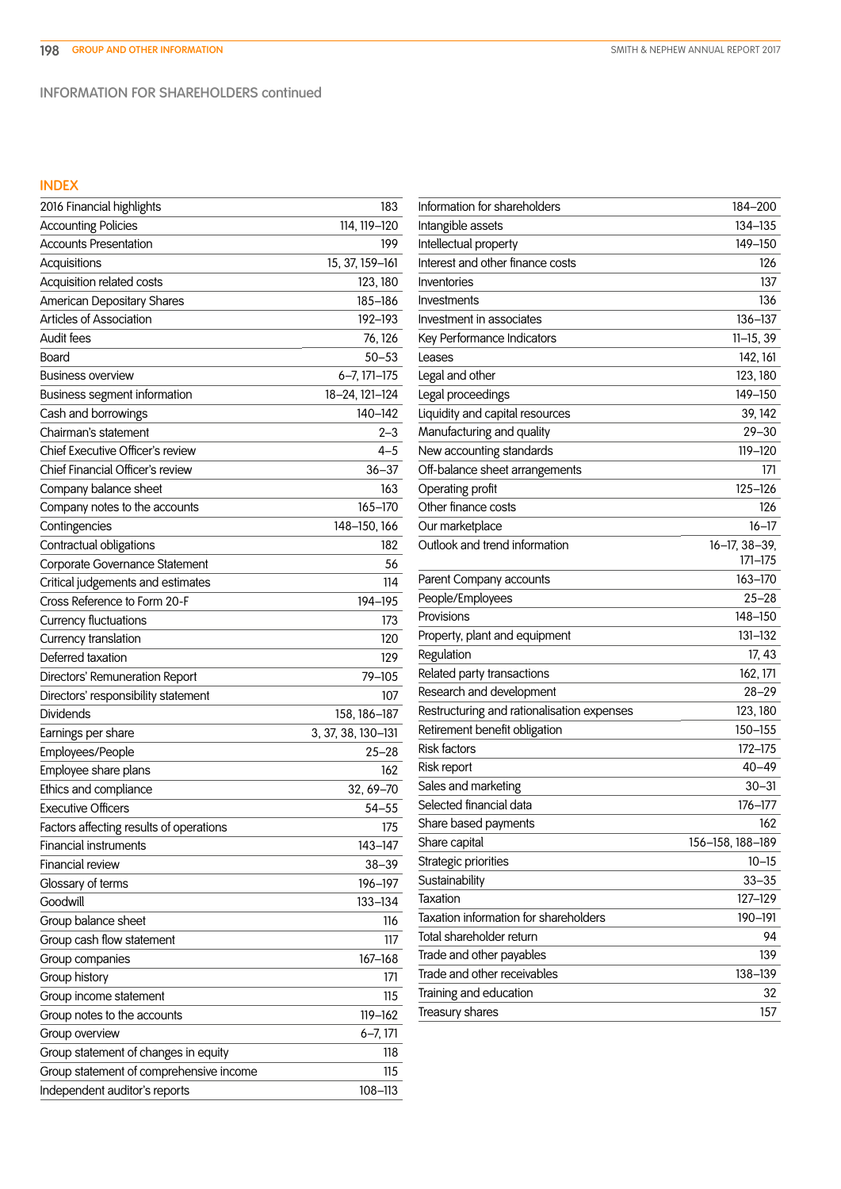## INFORMATION FOR SHAREHOLDERS continued

### INDEX

| | |
|---|---|
| 2016 Financial highlights | 183 |
| Accounting Policies | 114, 119–120 |
| Accounts Presentation | 199 |
| Acquisitions | 15, 37, 159–161 |
| Acquisition related costs | 123, 180 |
| American Depositary Shares | 185–186 |
| Articles of Association | 192–193 |
| Audit fees | 76, 126 |
| Board | 50–53 |
| Business overview | 6–7, 171–175 |
| Business segment information | 18–24, 121–124 |
| Cash and borrowings | 140–142 |
| Chairman's statement | 2–3 |
| Chief Executive Officer's review | 4–5 |
| Chief Financial Officer's review | 36–37 |
| Company balance sheet | 163 |
| Company notes to the accounts | 165–170 |
| Contingencies | 148–150, 166 |
| Contractual obligations | 182 |
| Corporate Governance Statement | 56 |
| Critical judgements and estimates | 114 |
| Cross Reference to Form 20-F | 194–195 |
| Currency fluctuations | 173 |
| Currency translation | 120 |
| Deferred taxation | 129 |
| Directors' Remuneration Report | 79–105 |
| Directors' responsibility statement | 107 |
| Dividends | 158, 186–187 |
| Earnings per share | 3, 37, 38, 130–131 |
| Employees/People | 25–28 |
| Employee share plans | 162 |
| Ethics and compliance | 32, 69–70 |
| Executive Officers | 54–55 |
| Factors affecting results of operations | 175 |
| Financial instruments | 143–147 |
| Financial review | 38–39 |
| Glossary of terms | 196–197 |
| Goodwill | 133–134 |
| Group balance sheet | 116 |
| Group cash flow statement | 117 |
| Group companies | 167–168 |
| Group history | 171 |
| Group income statement | 115 |
| Group notes to the accounts | 119–162 |
| Group overview | 6–7, 171 |
| Group statement of changes in equity | 118 |
| Group statement of comprehensive income | 115 |
| Independent auditor's reports | 108–113 |
| Information for shareholders | 184–200 |
| Intangible assets | 134–135 |
| Intellectual property | 149–150 |
| Interest and other finance costs | 126 |
| Inventories | 137 |
| Investments | 136 |
| Investment in associates | 136–137 |
| Key Performance Indicators | 11–15, 39 |
| Leases | 142, 161 |
| Legal and other | 123, 180 |
| Legal proceedings | 149–150 |
| Liquidity and capital resources | 39, 142 |
| Manufacturing and quality | 29–30 |
| New accounting standards | 119–120 |
| Off-balance sheet arrangements | 171 |
| Operating profit | 125–126 |
| Other finance costs | 126 |
| Our marketplace | 16–17 |
| Outlook and trend information | 16–17, 38–39, 171–175 |
| Parent Company accounts | 163–170 |
| People/Employees | 25–28 |
| Provisions | 148–150 |
| Property, plant and equipment | 131–132 |
| Regulation | 17, 43 |
| Related party transactions | 162, 171 |
| Research and development | 28–29 |
| Restructuring and rationalisation expenses | 123, 180 |
| Retirement benefit obligation | 150–155 |
| Risk factors | 172–175 |
| Risk report | 40–49 |
| Sales and marketing | 30–31 |
| Selected financial data | 176–177 |
| Share based payments | 162 |
| Share capital | 156–158, 188–189 |
| Strategic priorities | 10–15 |
| Sustainability | 33–35 |
| Taxation | 127–129 |
| Taxation information for shareholders | 190–191 |
| Total shareholder return | 94 |
| Trade and other payables | 139 |
| Trade and other receivables | 138–139 |
| Training and education | 32 |
| Treasury shares | 157 |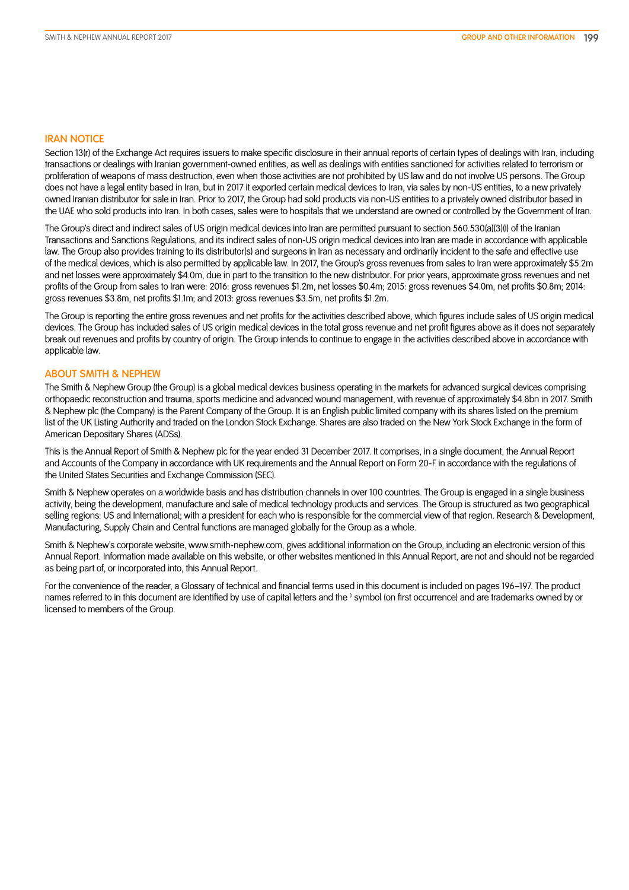## IRAN NOTICE

Section 13(r) of the Exchange Act requires issuers to make specific disclosure in their annual reports of certain types of dealings with Iran, including transactions or dealings with Iranian government-owned entities, as well as dealings with entities sanctioned for activities related to terrorism or proliferation of weapons of mass destruction, even when those activities are not prohibited by US law and do not involve US persons. The Group does not have a legal entity based in Iran, but in 2017 it exported certain medical devices to Iran, via sales by non-US entities, to a new privately owned Iranian distributor for sale in Iran. Prior to 2017, the Group had sold products via non-US entities to a privately owned distributor based in the UAE who sold products into Iran. In both cases, sales were to hospitals that we understand are owned or controlled by the Government of Iran.

The Group's direct and indirect sales of US origin medical devices into Iran are permitted pursuant to section 560.530(a)(3)(i) of the Iranian Transactions and Sanctions Regulations, and its indirect sales of non-US origin medical devices into Iran are made in accordance with applicable law. The Group also provides training to its distributor(s) and surgeons in Iran as necessary and ordinarily incident to the safe and effective use of the medical devices, which is also permitted by applicable law. In 2017, the Group's gross revenues from sales to Iran were approximately $5.2m and net losses were approximately $4.0m, due in part to the transition to the new distributor. For prior years, approximate gross revenues and net profits of the Group from sales to Iran were: 2016: gross revenues $1.2m, net losses $0.4m; 2015: gross revenues $4.0m, net profits $0.8m; 2014: gross revenues $3.8m, net profits $1.1m; and 2013: gross revenues $3.5m, net profits $1.2m.

The Group is reporting the entire gross revenues and net profits for the activities described above, which figures include sales of US origin medical devices. The Group has included sales of US origin medical devices in the total gross revenue and net profit figures above as it does not separately break out revenues and profits by country of origin. The Group intends to continue to engage in the activities described above in accordance with applicable law.

## ABOUT SMITH & NEPHEW

The Smith & Nephew Group (the Group) is a global medical devices business operating in the markets for advanced surgical devices comprising orthopaedic reconstruction and trauma, sports medicine and advanced wound management, with revenue of approximately $4.8bn in 2017. Smith & Nephew plc (the Company) is the Parent Company of the Group. It is an English public limited company with its shares listed on the premium list of the UK Listing Authority and traded on the London Stock Exchange. Shares are also traded on the New York Stock Exchange in the form of American Depositary Shares (ADSs).

This is the Annual Report of Smith & Nephew plc for the year ended 31 December 2017. It comprises, in a single document, the Annual Report and Accounts of the Company in accordance with UK requirements and the Annual Report on Form 20-F in accordance with the regulations of the United States Securities and Exchange Commission (SEC).

Smith & Nephew operates on a worldwide basis and has distribution channels in over 100 countries. The Group is engaged in a single business activity, being the development, manufacture and sale of medical technology products and services. The Group is structured as two geographical selling regions: US and International; with a president for each who is responsible for the commercial view of that region. Research & Development, Manufacturing, Supply Chain and Central functions are managed globally for the Group as a whole.

Smith & Nephew's corporate website, www.smith-nephew.com, gives additional information on the Group, including an electronic version of this Annual Report. Information made available on this website, or other websites mentioned in this Annual Report, are not and should not be regarded as being part of, or incorporated into, this Annual Report.

For the convenience of the reader, a Glossary of technical and financial terms used in this document is included on pages 196–197. The product names referred to in this document are identified by use of capital letters and the ◊ symbol (on first occurrence) and are trademarks owned by or licensed to members of the Group.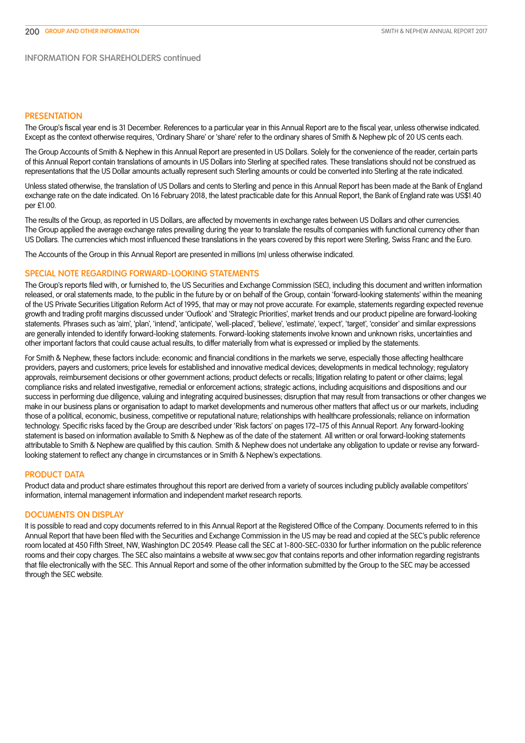## INFORMATION FOR SHAREHOLDERS continued

### PRESENTATION

The Group's fiscal year end is 31 December. References to a particular year in this Annual Report are to the fiscal year, unless otherwise indicated. Except as the context otherwise requires, 'Ordinary Share' or 'share' refer to the ordinary shares of Smith & Nephew plc of 20 US cents each.

The Group Accounts of Smith & Nephew in this Annual Report are presented in US Dollars. Solely for the convenience of the reader, certain parts of this Annual Report contain translations of amounts in US Dollars into Sterling at specified rates. These translations should not be construed as representations that the US Dollar amounts actually represent such Sterling amounts or could be converted into Sterling at the rate indicated.

Unless stated otherwise, the translation of US Dollars and cents to Sterling and pence in this Annual Report has been made at the Bank of England exchange rate on the date indicated. On 16 February 2018, the latest practicable date for this Annual Report, the Bank of England rate was US$1.40 per £1.00.

The results of the Group, as reported in US Dollars, are affected by movements in exchange rates between US Dollars and other currencies. The Group applied the average exchange rates prevailing during the year to translate the results of companies with functional currency other than US Dollars. The currencies which most influenced these translations in the years covered by this report were Sterling, Swiss Franc and the Euro.

The Accounts of the Group in this Annual Report are presented in millions (m) unless otherwise indicated.

### SPECIAL NOTE REGARDING FORWARD-LOOKING STATEMENTS

The Group's reports filed with, or furnished to, the US Securities and Exchange Commission (SEC), including this document and written information released, or oral statements made, to the public in the future by or on behalf of the Group, contain 'forward-looking statements' within the meaning of the US Private Securities Litigation Reform Act of 1995, that may or may not prove accurate. For example, statements regarding expected revenue growth and trading profit margins discussed under 'Outlook' and 'Strategic Priorities', market trends and our product pipeline are forward-looking statements. Phrases such as 'aim', 'plan', 'intend', 'anticipate', 'well-placed', 'believe', 'estimate', 'expect', 'target', 'consider' and similar expressions are generally intended to identify forward-looking statements. Forward-looking statements involve known and unknown risks, uncertainties and other important factors that could cause actual results, to differ materially from what is expressed or implied by the statements.

For Smith & Nephew, these factors include: economic and financial conditions in the markets we serve, especially those affecting healthcare providers, payers and customers; price levels for established and innovative medical devices; developments in medical technology; regulatory approvals, reimbursement decisions or other government actions; product defects or recalls; litigation relating to patent or other claims; legal compliance risks and related investigative, remedial or enforcement actions; strategic actions, including acquisitions and dispositions and our success in performing due diligence, valuing and integrating acquired businesses; disruption that may result from transactions or other changes we make in our business plans or organisation to adapt to market developments and numerous other matters that affect us or our markets, including those of a political, economic, business, competitive or reputational nature; relationships with healthcare professionals; reliance on information technology. Specific risks faced by the Group are described under 'Risk factors' on pages 172–175 of this Annual Report. Any forward-looking statement is based on information available to Smith & Nephew as of the date of the statement. All written or oral forward-looking statements attributable to Smith & Nephew are qualified by this caution. Smith & Nephew does not undertake any obligation to update or revise any forward-looking statement to reflect any change in circumstances or in Smith & Nephew's expectations.

### PRODUCT DATA

Product data and product share estimates throughout this report are derived from a variety of sources including publicly available competitors' information, internal management information and independent market research reports.

### DOCUMENTS ON DISPLAY

It is possible to read and copy documents referred to in this Annual Report at the Registered Office of the Company. Documents referred to in this Annual Report that have been filed with the Securities and Exchange Commission in the US may be read and copied at the SEC's public reference room located at 450 Fifth Street, NW, Washington DC 20549. Please call the SEC at 1-800-SEC-0330 for further information on the public reference rooms and their copy charges. The SEC also maintains a website at www.sec.gov that contains reports and other information regarding registrants that file electronically with the SEC. This Annual Report and some of the other information submitted by the Group to the SEC may be accessed through the SEC website.